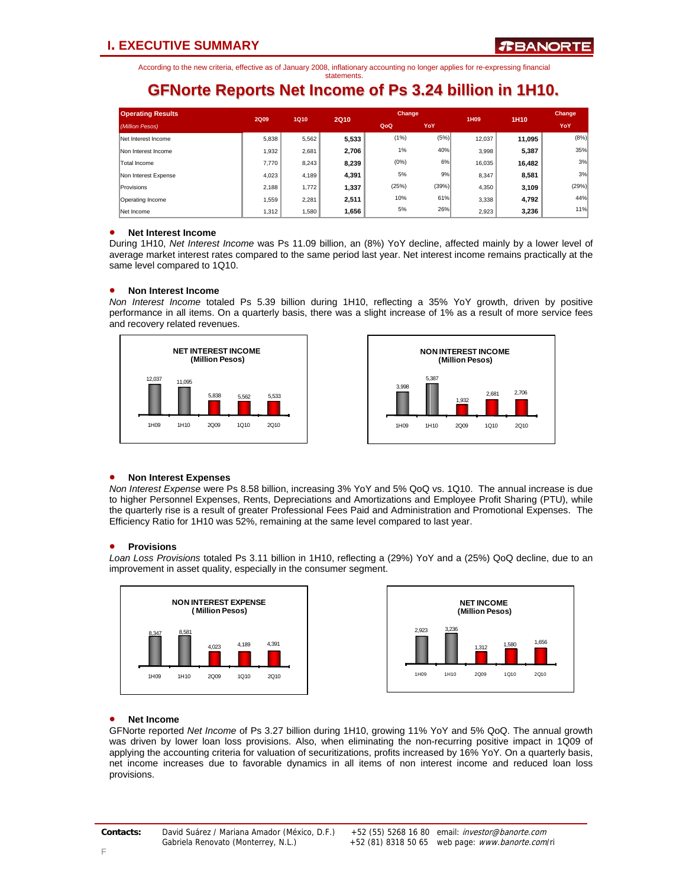## I. EXECUTIVE SUMMARY

According to the new criteria, effective as of January 2008, inflationary accounting no longer applies for re-expressing financial statements.

# GFNorte Reports Net Income of Ps 3.24 billion in 1H10.

| Operating Results (Million Pesos) | 2Q09 | 1Q10 | 2Q10 | Change QoQ | Change YoY | 1H09 | 1H10 | Change YoY |
|---|---|---|---|---|---|---|---|---|
| Net Interest Income | 5,838 | 5,562 | **5,533** | (1%) | (5%) | 12,037 | **11,095** | (8%) |
| Non Interest Income | 1,932 | 2,681 | **2,706** | 1% | 40% | 3,998 | **5,387** | 35% |
| Total Income | 7,770 | 8,243 | **8,239** | (0%) | 6% | 16,035 | **16,482** | 3% |
| Non Interest Expense | 4,023 | 4,189 | **4,391** | 5% | 9% | 8,347 | **8,581** | 3% |
| Provisions | 2,188 | 1,772 | **1,337** | (25%) | (39%) | 4,350 | **3,109** | (29%) |
| Operating Income | 1,559 | 2,281 | **2,511** | 10% | 61% | 3,338 | **4,792** | 44% |
| Net Income | 1,312 | 1,580 | **1,656** | 5% | 26% | 2,923 | **3,236** | 11% |

- **Net Interest Income**

During 1H10, *Net Interest Income* was Ps 11.09 billion, an (8%) YoY decline, affected mainly by a lower level of average market interest rates compared to the same period last year. Net interest income remains practically at the same level compared to 1Q10.

- **Non Interest Income**

*Non Interest Income* totaled Ps 5.39 billion during 1H10, reflecting a 35% YoY growth, driven by positive performance in all items. On a quarterly basis, there was a slight increase of 1% as a result of more service fees and recovery related revenues.

NET INTEREST INCOME (Million Pesos)
12,037 11,095 5,838 5,562 5,533
1H09 1H10 2Q09 1Q10 2Q10

NON INTEREST INCOME (Million Pesos)
3,998 5,387 1,932 2,681 2,706
1H09 1H10 2Q09 1Q10 2Q10

- **Non Interest Expenses**

*Non Interest Expense* were Ps 8.58 billion, increasing 3% YoY and 5% QoQ vs. 1Q10. The annual increase is due to higher Personnel Expenses, Rents, Depreciations and Amortizations and Employee Profit Sharing (PTU), while the quarterly rise is a result of greater Professional Fees Paid and Administration and Promotional Expenses. The Efficiency Ratio for 1H10 was 52%, remaining at the same level compared to last year.

- **Provisions**

*Loan Loss Provisions* totaled Ps 3.11 billion in 1H10, reflecting a (29%) YoY and a (25%) QoQ decline, due to an improvement in asset quality, especially in the consumer segment.

NON INTEREST EXPENSE ( Million Pesos)
8,347 8,581 4,023 4,189 4,391
1H09 1H10 2Q09 1Q10 2Q10

NET INCOME (Million Pesos)
2,923 3,236 1,312 1,580 1,656
1H09 1H10 2Q09 1Q10 2Q10

- **Net Income**

GFNorte reported *Net Income* of Ps 3.27 billion during 1H10, growing 11% YoY and 5% QoQ. The annual growth was driven by lower loan loss provisions. Also, when eliminating the non-recurring positive impact in 1Q09 of applying the accounting criteria for valuation of securitizations, profits increased by 16% YoY. On a quarterly basis, net income increases due to favorable dynamics in all items of non interest income and reduced loan loss provisions.

**Contacts:** David Suárez / Mariana Amador (México, D.F.) +52 (55) 5268 16 80 email: *investor@banorte.com*
Gabriela Renovato (Monterrey, N.L.) +52 (81) 8318 50 65 web page: *www.banorte.com*/ri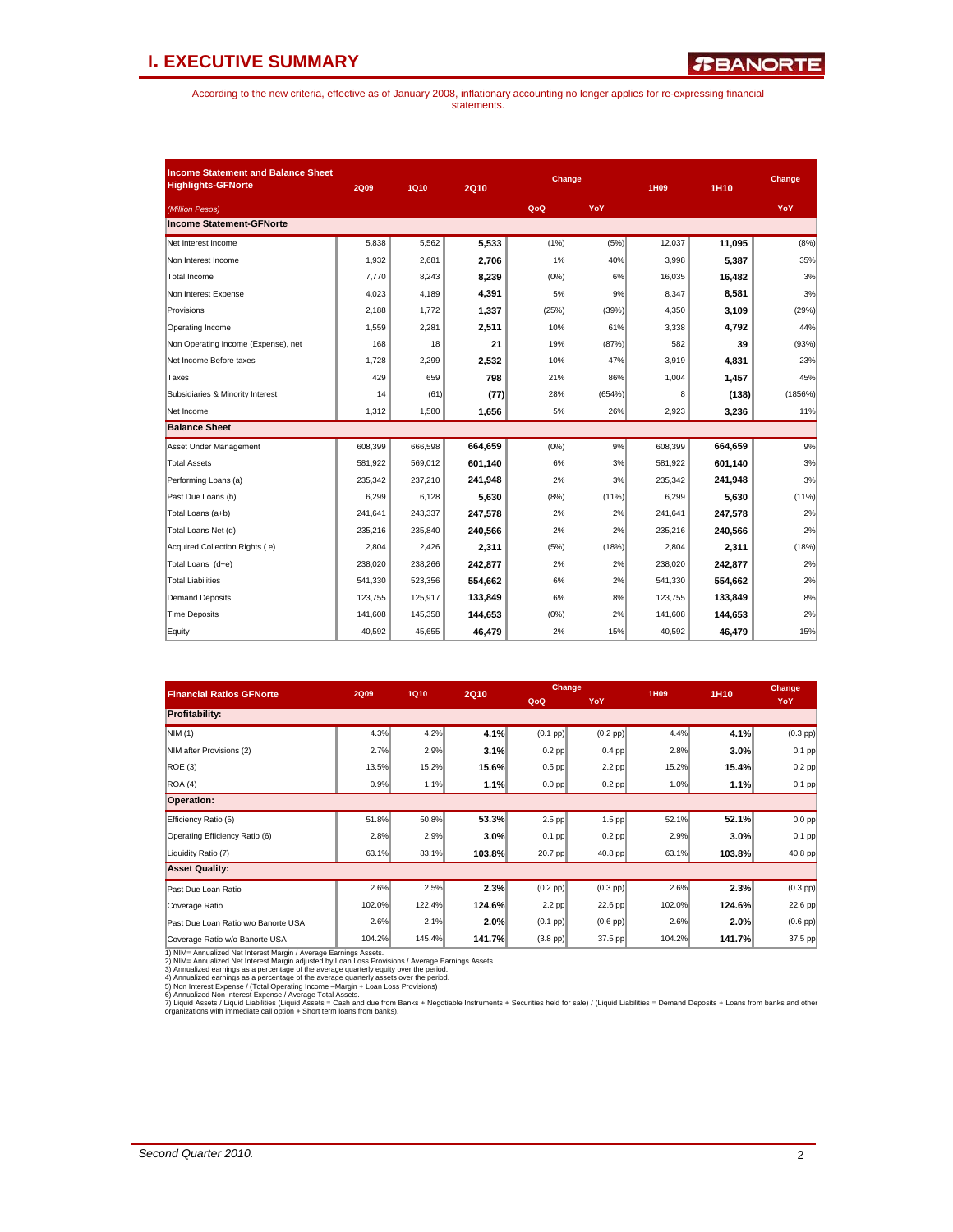# I. EXECUTIVE SUMMARY

According to the new criteria, effective as of January 2008, inflationary accounting no longer applies for re-expressing financial statements.

| Income Statement and Balance Sheet Highlights-GFNorte | 2Q09 | 1Q10 | 2Q10 | Change | | 1H09 | 1H10 | Change |
|---|---|---|---|---|---|---|---|---|
| *(Million Pesos)* | | | | QoQ | YoY | | | YoY |
| **Income Statement-GFNorte** | | | | | | | | |
| Net Interest Income | 5,838 | 5,562 | **5,533** | (1%) | (5%) | 12,037 | **11,095** | (8%) |
| Non Interest Income | 1,932 | 2,681 | **2,706** | 1% | 40% | 3,998 | **5,387** | 35% |
| Total Income | 7,770 | 8,243 | **8,239** | (0%) | 6% | 16,035 | **16,482** | 3% |
| Non Interest Expense | 4,023 | 4,189 | **4,391** | 5% | 9% | 8,347 | **8,581** | 3% |
| Provisions | 2,188 | 1,772 | **1,337** | (25%) | (39%) | 4,350 | **3,109** | (29%) |
| Operating Income | 1,559 | 2,281 | **2,511** | 10% | 61% | 3,338 | **4,792** | 44% |
| Non Operating Income (Expense), net | 168 | 18 | **21** | 19% | (87%) | 582 | **39** | (93%) |
| Net Income Before taxes | 1,728 | 2,299 | **2,532** | 10% | 47% | 3,919 | **4,831** | 23% |
| Taxes | 429 | 659 | **798** | 21% | 86% | 1,004 | **1,457** | 45% |
| Subsidiaries & Minority Interest | 14 | (61) | **(77)** | 28% | (654%) | 8 | **(138)** | (1856%) |
| Net Income | 1,312 | 1,580 | **1,656** | 5% | 26% | 2,923 | **3,236** | 11% |
| **Balance Sheet** | | | | | | | | |
| Asset Under Management | 608,399 | 666,598 | **664,659** | (0%) | 9% | 608,399 | **664,659** | 9% |
| Total Assets | 581,922 | 569,012 | **601,140** | 6% | 3% | 581,922 | **601,140** | 3% |
| Performing Loans (a) | 235,342 | 237,210 | **241,948** | 2% | 3% | 235,342 | **241,948** | 3% |
| Past Due Loans (b) | 6,299 | 6,128 | **5,630** | (8%) | (11%) | 6,299 | **5,630** | (11%) |
| Total Loans (a+b) | 241,641 | 243,337 | **247,578** | 2% | 2% | 241,641 | **247,578** | 2% |
| Total Loans Net (d) | 235,216 | 235,840 | **240,566** | 2% | 2% | 235,216 | **240,566** | 2% |
| Acquired Collection Rights ( e) | 2,804 | 2,426 | **2,311** | (5%) | (18%) | 2,804 | **2,311** | (18%) |
| Total Loans (d+e) | 238,020 | 238,266 | **242,877** | 2% | 2% | 238,020 | **242,877** | 2% |
| Total Liabilities | 541,330 | 523,356 | **554,662** | 6% | 2% | 541,330 | **554,662** | 2% |
| Demand Deposits | 123,755 | 125,917 | **133,849** | 6% | 8% | 123,755 | **133,849** | 8% |
| Time Deposits | 141,608 | 145,358 | **144,653** | (0%) | 2% | 141,608 | **144,653** | 2% |
| Equity | 40,592 | 45,655 | **46,479** | 2% | 15% | 40,592 | **46,479** | 15% |

| Financial Ratios GFNorte | 2Q09 | 1Q10 | 2Q10 | Change | | 1H09 | 1H10 | Change |
|---|---|---|---|---|---|---|---|---|
| | | | | QoQ | YoY | | | YoY |
| **Profitability:** | | | | | | | | |
| NIM (1) | 4.3% | 4.2% | **4.1%** | (0.1 pp) | (0.2 pp) | 4.4% | **4.1%** | (0.3 pp) |
| NIM after Provisions (2) | 2.7% | 2.9% | **3.1%** | 0.2 pp | 0.4 pp | 2.8% | **3.0%** | 0.1 pp |
| ROE (3) | 13.5% | 15.2% | **15.6%** | 0.5 pp | 2.2 pp | 15.2% | **15.4%** | 0.2 pp |
| ROA (4) | 0.9% | 1.1% | **1.1%** | 0.0 pp | 0.2 pp | 1.0% | **1.1%** | 0.1 pp |
| **Operation:** | | | | | | | | |
| Efficiency Ratio (5) | 51.8% | 50.8% | **53.3%** | 2.5 pp | 1.5 pp | 52.1% | **52.1%** | 0.0 pp |
| Operating Efficiency Ratio (6) | 2.8% | 2.9% | **3.0%** | 0.1 pp | 0.2 pp | 2.9% | **3.0%** | 0.1 pp |
| Liquidity Ratio (7) | 63.1% | 83.1% | **103.8%** | 20.7 pp | 40.8 pp | 63.1% | **103.8%** | 40.8 pp |
| **Asset Quality:** | | | | | | | | |
| Past Due Loan Ratio | 2.6% | 2.5% | **2.3%** | (0.2 pp) | (0.3 pp) | 2.6% | **2.3%** | (0.3 pp) |
| Coverage Ratio | 102.0% | 122.4% | **124.6%** | 2.2 pp | 22.6 pp | 102.0% | **124.6%** | 22.6 pp |
| Past Due Loan Ratio w/o Banorte USA | 2.6% | 2.1% | **2.0%** | (0.1 pp) | (0.6 pp) | 2.6% | **2.0%** | (0.6 pp) |
| Coverage Ratio w/o Banorte USA | 104.2% | 145.4% | **141.7%** | (3.8 pp) | 37.5 pp | 104.2% | **141.7%** | 37.5 pp |

1) NIM= Annualized Net Interest Margin / Average Earnings Assets.
2) NIM= Annualized Net Interest Margin adjusted by Loan Loss Provisions / Average Earnings Assets.
3) Annualized earnings as a percentage of the average quarterly equity over the period.
4) Annualized earnings as a percentage of the average quarterly assets over the period.
5) Non Interest Expense / (Total Operating Income –Margin + Loan Loss Provisions)
6) Annualized Non Interest Expense / Average Total Assets.
7) Liquid Assets / Liquid Liabilities (Liquid Assets = Cash and due from Banks + Negotiable Instruments + Securities held for sale) / (Liquid Liabilities = Demand Deposits + Loans from banks and other organizations with immediate call option + Short term loans from banks).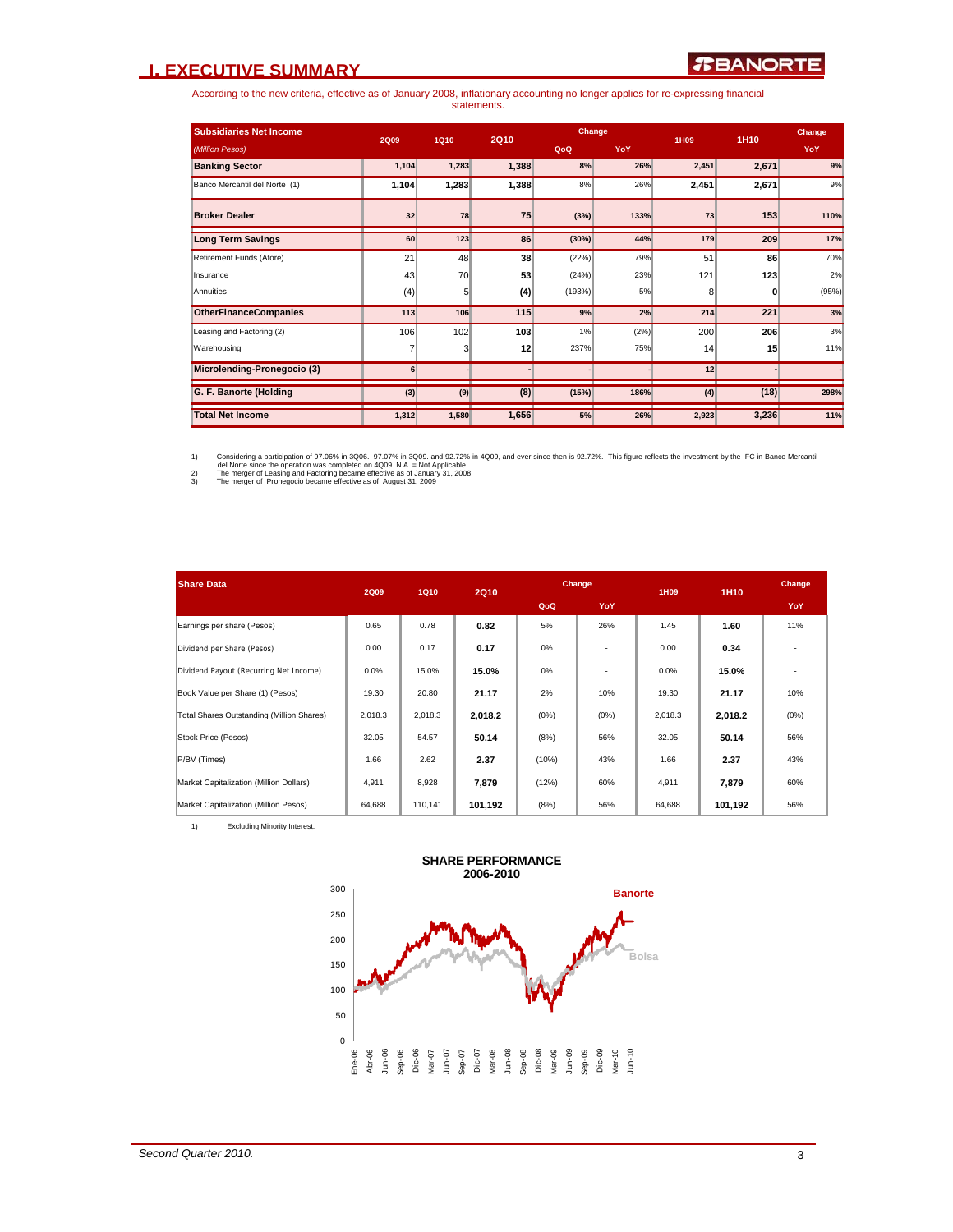# I. EXECUTIVE SUMMARY

According to the new criteria, effective as of January 2008, inflationary accounting no longer applies for re-expressing financial statements.

| Subsidiaries Net Income (Million Pesos) | 2Q09 | 1Q10 | 2Q10 | Change QoQ | Change YoY | 1H09 | 1H10 | Change YoY |
|---|---|---|---|---|---|---|---|---|
| **Banking Sector** | 1,104 | 1,283 | 1,388 | 8% | 26% | 2,451 | 2,671 | 9% |
| Banco Mercantil del Norte (1) | 1,104 | 1,283 | 1,388 | 8% | 26% | 2,451 | 2,671 | 9% |
| **Broker Dealer** | 32 | 78 | 75 | (3%) | 133% | 73 | 153 | 110% |
| **Long Term Savings** | 60 | 123 | 86 | (30%) | 44% | 179 | 209 | 17% |
| Retirement Funds (Afore) | 21 | 48 | 38 | (22%) | 79% | 51 | 86 | 70% |
| Insurance | 43 | 70 | 53 | (24%) | 23% | 121 | 123 | 2% |
| Annuities | (4) | 5 | (4) | (193%) | 5% | 8 | 0 | (95%) |
| **OtherFinanceCompanies** | 113 | 106 | 115 | 9% | 2% | 214 | 221 | 3% |
| Leasing and Factoring (2) | 106 | 102 | 103 | 1% | (2%) | 200 | 206 | 3% |
| Warehousing | 7 | 3 | 12 | 237% | 75% | 14 | 15 | 11% |
| **Microlending-Pronegocio (3)** | 6 | - | - | - | - | 12 | - | - |
| **G. F. Banorte (Holding** | (3) | (9) | (8) | (15%) | 186% | (4) | (18) | 298% |
| **Total Net Income** | 1,312 | 1,580 | 1,656 | 5% | 26% | 2,923 | 3,236 | 11% |

1) Considering a participation of 97.06% in 3Q06. 97.07% in 3Q09. and 92.72% in 4Q09, and ever since then is 92.72%. This figure reflects the investment by the IFC in Banco Mercantil del Norte since the operation was completed on 4Q09. N.A. = Not Applicable.
2) The merger of Leasing and Factoring became effective as of January 31, 2008
3) The merger of Pronegocio became effective as of August 31, 2009

| Share Data | 2Q09 | 1Q10 | 2Q10 | Change QoQ | Change YoY | 1H09 | 1H10 | Change YoY |
|---|---|---|---|---|---|---|---|---|
| Earnings per share (Pesos) | 0.65 | 0.78 | 0.82 | 5% | 26% | 1.45 | 1.60 | 11% |
| Dividend per Share (Pesos) | 0.00 | 0.17 | 0.17 | 0% | - | 0.00 | 0.34 | - |
| Dividend Payout (Recurring Net Income) | 0.0% | 15.0% | 15.0% | 0% | - | 0.0% | 15.0% | - |
| Book Value per Share (1) (Pesos) | 19.30 | 20.80 | 21.17 | 2% | 10% | 19.30 | 21.17 | 10% |
| Total Shares Outstanding (Million Shares) | 2,018.3 | 2,018.3 | 2,018.2 | (0%) | (0%) | 2,018.3 | 2,018.2 | (0%) |
| Stock Price (Pesos) | 32.05 | 54.57 | 50.14 | (8%) | 56% | 32.05 | 50.14 | 56% |
| P/BV (Times) | 1.66 | 2.62 | 2.37 | (10%) | 43% | 1.66 | 2.37 | 43% |
| Market Capitalization (Million Dollars) | 4,911 | 8,928 | 7,879 | (12%) | 60% | 4,911 | 7,879 | 60% |
| Market Capitalization (Million Pesos) | 64,688 | 110,141 | 101,192 | (8%) | 56% | 64,688 | 101,192 | 56% |

1) Excluding Minority Interest.

SHARE PERFORMANCE
2006-2010

300
250
200
150
100
50
0

Banorte
Bolsa

Ene-06, Abr-06, Jun-06, Sep-06, Dic-06, Mar-07, Jun-07, Sep-07, Dic-07, Mar-08, Jun-08, Sep-08, Dic-08, Mar-09, Jun-09, Sep-09, Dic-09, Mar-10, Jun-10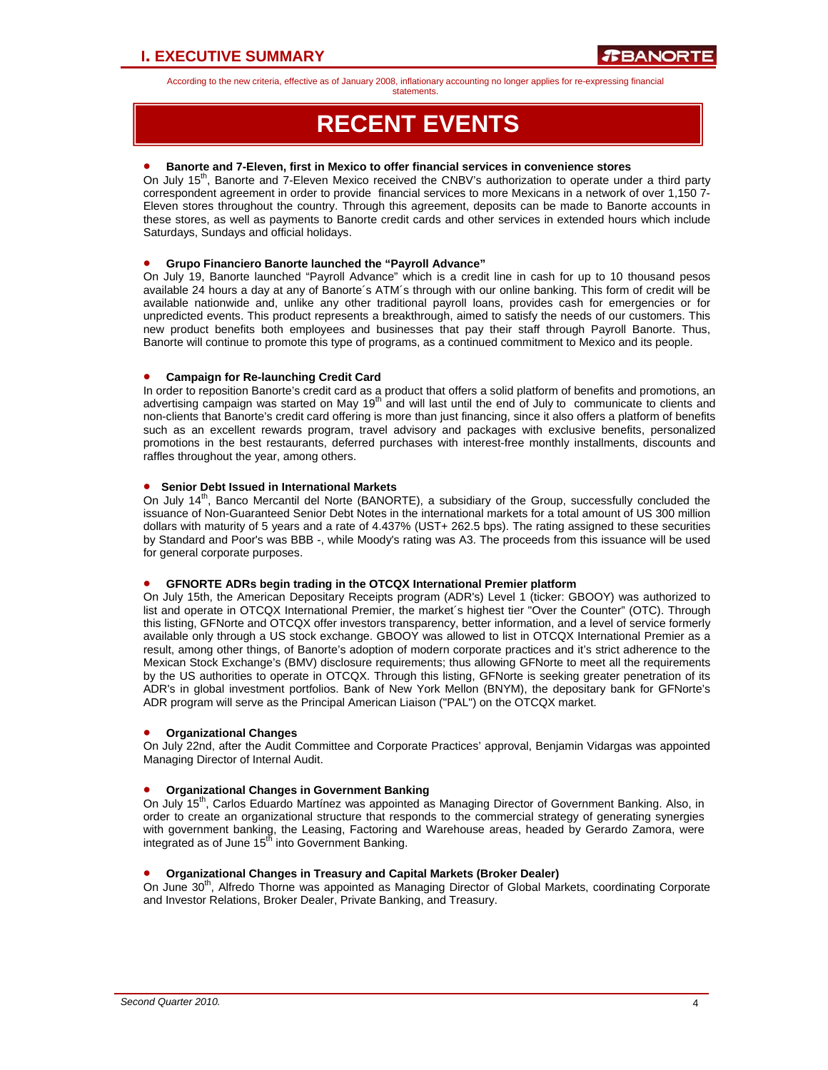According to the new criteria, effective as of January 2008, inflationary accounting no longer applies for re-expressing financial statements.

# RECENT EVENTS

- **Banorte and 7-Eleven, first in Mexico to offer financial services in convenience stores**

On July 15th, Banorte and 7-Eleven Mexico received the CNBV's authorization to operate under a third party correspondent agreement in order to provide financial services to more Mexicans in a network of over 1,150 7-Eleven stores throughout the country. Through this agreement, deposits can be made to Banorte accounts in these stores, as well as payments to Banorte credit cards and other services in extended hours which include Saturdays, Sundays and official holidays.

- **Grupo Financiero Banorte launched the "Payroll Advance"**

On July 19, Banorte launched "Payroll Advance" which is a credit line in cash for up to 10 thousand pesos available 24 hours a day at any of Banorte´s ATM´s through with our online banking. This form of credit will be available nationwide and, unlike any other traditional payroll loans, provides cash for emergencies or for unpredicted events. This product represents a breakthrough, aimed to satisfy the needs of our customers. This new product benefits both employees and businesses that pay their staff through Payroll Banorte. Thus, Banorte will continue to promote this type of programs, as a continued commitment to Mexico and its people.

- **Campaign for Re-launching Credit Card**

In order to reposition Banorte's credit card as a product that offers a solid platform of benefits and promotions, an advertising campaign was started on May 19th and will last until the end of July to communicate to clients and non-clients that Banorte's credit card offering is more than just financing, since it also offers a platform of benefits such as an excellent rewards program, travel advisory and packages with exclusive benefits, personalized promotions in the best restaurants, deferred purchases with interest-free monthly installments, discounts and raffles throughout the year, among others.

- **Senior Debt Issued in International Markets**

On July 14th, Banco Mercantil del Norte (BANORTE), a subsidiary of the Group, successfully concluded the issuance of Non-Guaranteed Senior Debt Notes in the international markets for a total amount of US 300 million dollars with maturity of 5 years and a rate of 4.437% (UST+ 262.5 bps). The rating assigned to these securities by Standard and Poor's was BBB -, while Moody's rating was A3. The proceeds from this issuance will be used for general corporate purposes.

- **GFNORTE ADRs begin trading in the OTCQX International Premier platform**

On July 15th, the American Depositary Receipts program (ADR's) Level 1 (ticker: GBOOY) was authorized to list and operate in OTCQX International Premier, the market´s highest tier "Over the Counter" (OTC). Through this listing, GFNorte and OTCQX offer investors transparency, better information, and a level of service formerly available only through a US stock exchange. GBOOY was allowed to list in OTCQX International Premier as a result, among other things, of Banorte's adoption of modern corporate practices and it's strict adherence to the Mexican Stock Exchange's (BMV) disclosure requirements; thus allowing GFNorte to meet all the requirements by the US authorities to operate in OTCQX. Through this listing, GFNorte is seeking greater penetration of its ADR's in global investment portfolios. Bank of New York Mellon (BNYM), the depositary bank for GFNorte's ADR program will serve as the Principal American Liaison ("PAL") on the OTCQX market.

- **Organizational Changes**

On July 22nd, after the Audit Committee and Corporate Practices' approval, Benjamin Vidargas was appointed Managing Director of Internal Audit.

- **Organizational Changes in Government Banking**

On July 15th, Carlos Eduardo Martínez was appointed as Managing Director of Government Banking. Also, in order to create an organizational structure that responds to the commercial strategy of generating synergies with government banking, the Leasing, Factoring and Warehouse areas, headed by Gerardo Zamora, were integrated as of June 15th into Government Banking.

- **Organizational Changes in Treasury and Capital Markets (Broker Dealer)**

On June 30th, Alfredo Thorne was appointed as Managing Director of Global Markets, coordinating Corporate and Investor Relations, Broker Dealer, Private Banking, and Treasury.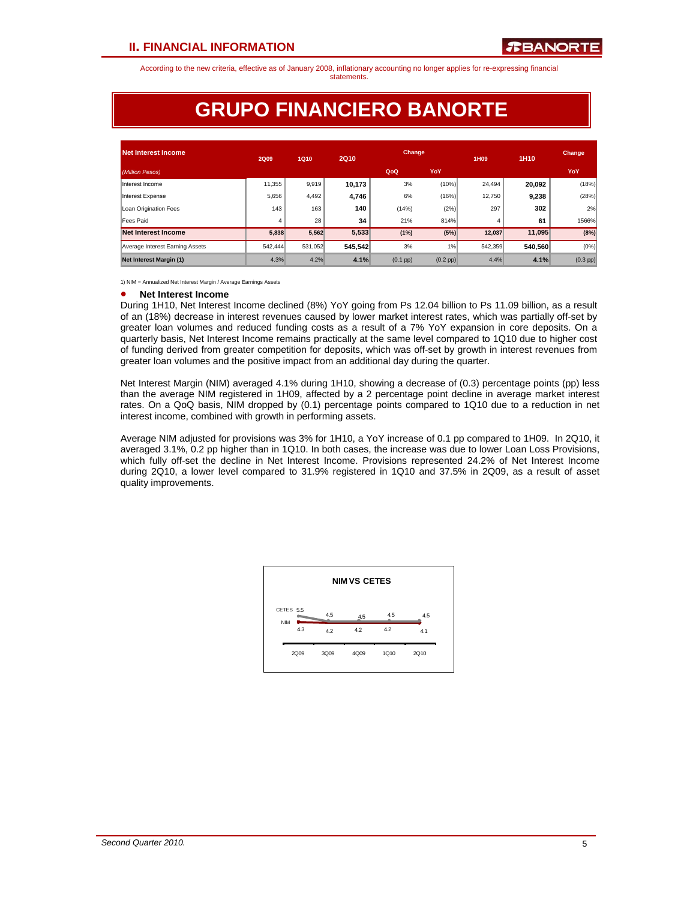According to the new criteria, effective as of January 2008, inflationary accounting no longer applies for re-expressing financial statements.

# GRUPO FINANCIERO BANORTE

| Net Interest Income | 2Q09 | 1Q10 | 2Q10 | Change | | 1H09 | 1H10 | Change |
|---|---|---|---|---|---|---|---|---|
| *(Million Pesos)* | | | | QoQ | YoY | | | YoY |
| Interest Income | 11,355 | 9,919 | **10,173** | 3% | (10%) | 24,494 | **20,092** | (18%) |
| Interest Expense | 5,656 | 4,492 | **4,746** | 6% | (16%) | 12,750 | **9,238** | (28%) |
| Loan Origination Fees | 143 | 163 | **140** | (14%) | (2%) | 297 | **302** | 2% |
| Fees Paid | 4 | 28 | **34** | 21% | 814% | 4 | **61** | 1566% |
| **Net Interest Income** | **5,838** | **5,562** | **5,533** | **(1%)** | **(5%)** | **12,037** | **11,095** | **(8%)** |
| Average Interest Earning Assets | 542,444 | 531,052 | **545,542** | 3% | 1% | 542,359 | **540,560** | (0%) |
| **Net Interest Margin (1)** | 4.3% | 4.2% | **4.1%** | (0.1 pp) | (0.2 pp) | 4.4% | **4.1%** | (0.3 pp) |

1) NIM = Annualized Net Interest Margin / Average Earnings Assets

- **Net Interest Income**

During 1H10, Net Interest Income declined (8%) YoY going from Ps 12.04 billion to Ps 11.09 billion, as a result of an (18%) decrease in interest revenues caused by lower market interest rates, which was partially off-set by greater loan volumes and reduced funding costs as a result of a 7% YoY expansion in core deposits. On a quarterly basis, Net Interest Income remains practically at the same level compared to 1Q10 due to higher cost of funding derived from greater competition for deposits, which was off-set by growth in interest revenues from greater loan volumes and the positive impact from an additional day during the quarter.

Net Interest Margin (NIM) averaged 4.1% during 1H10, showing a decrease of (0.3) percentage points (pp) less than the average NIM registered in 1H09, affected by a 2 percentage point decline in average market interest rates. On a QoQ basis, NIM dropped by (0.1) percentage points compared to 1Q10 due to a reduction in net interest income, combined with growth in performing assets.

Average NIM adjusted for provisions was 3% for 1H10, a YoY increase of 0.1 pp compared to 1H09. In 2Q10, it averaged 3.1%, 0.2 pp higher than in 1Q10. In both cases, the increase was due to lower Loan Loss Provisions, which fully off-set the decline in Net Interest Income. Provisions represented 24.2% of Net Interest Income during 2Q10, a lower level compared to 31.9% registered in 1Q10 and 37.5% in 2Q09, as a result of asset quality improvements.

NIM VS CETES

CETES 5.5 4.5 4.5 4.5 4.5

NIM 4.3 4.2 4.2 4.2 4.1

2Q09 3Q09 4Q09 1Q10 2Q10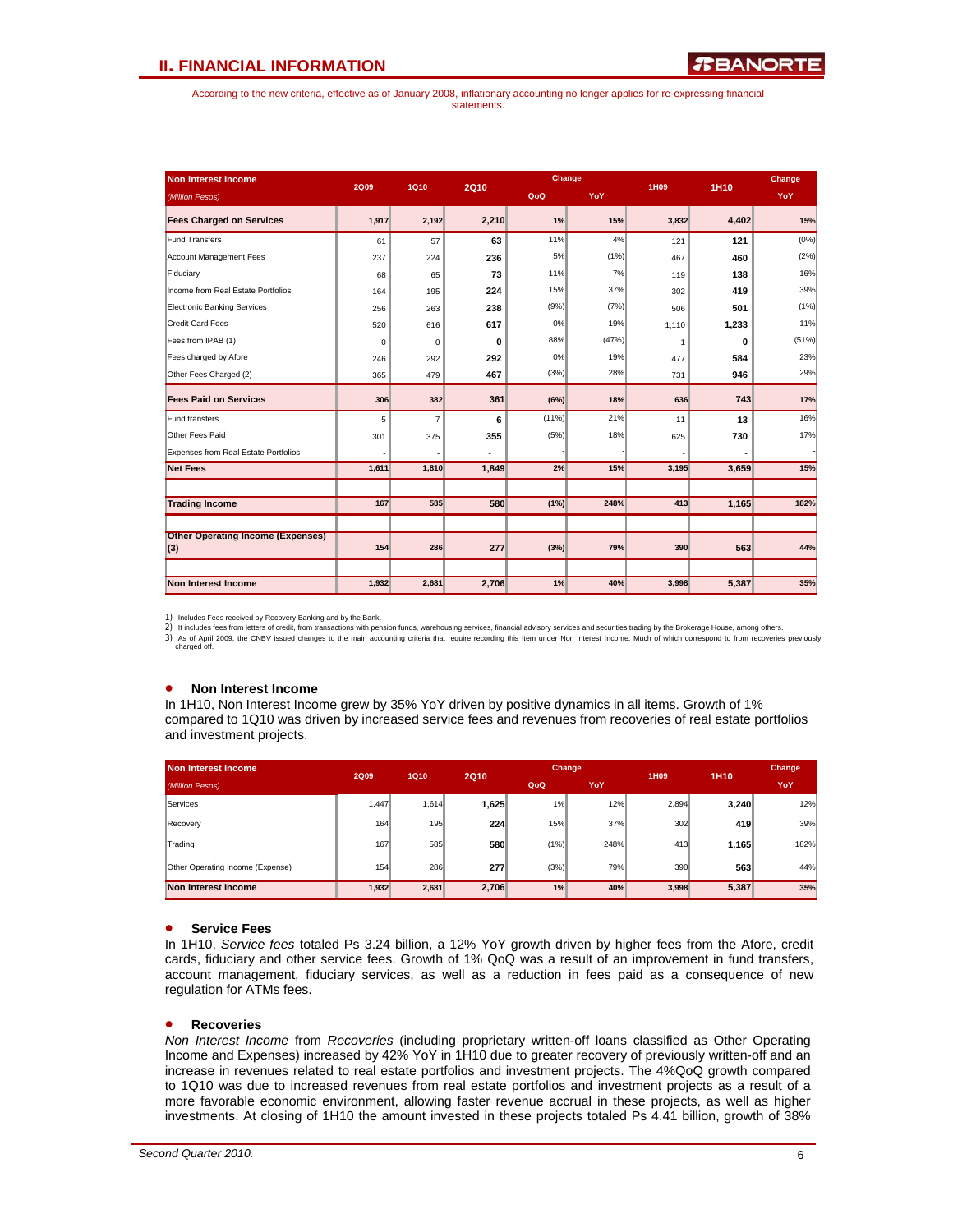According to the new criteria, effective as of January 2008, inflationary accounting no longer applies for re-expressing financial statements.

| Non Interest Income (Million Pesos) | 2Q09 | 1Q10 | 2Q10 | Change QoQ | Change YoY | 1H09 | 1H10 | Change YoY |
|---|---|---|---|---|---|---|---|---|
| **Fees Charged on Services** | **1,917** | **2,192** | **2,210** | **1%** | **15%** | **3,832** | **4,402** | **15%** |
| Fund Transfers | 61 | 57 | **63** | 11% | 4% | 121 | **121** | (0%) |
| Account Management Fees | 237 | 224 | **236** | 5% | (1%) | 467 | **460** | (2%) |
| Fiduciary | 68 | 65 | **73** | 11% | 7% | 119 | **138** | 16% |
| Income from Real Estate Portfolios | 164 | 195 | **224** | 15% | 37% | 302 | **419** | 39% |
| Electronic Banking Services | 256 | 263 | **238** | (9%) | (7%) | 506 | **501** | (1%) |
| Credit Card Fees | 520 | 616 | **617** | 0% | 19% | 1,110 | **1,233** | 11% |
| Fees from IPAB (1) | 0 | 0 | **0** | 88% | (47%) | 1 | **0** | (51%) |
| Fees charged by Afore | 246 | 292 | **292** | 0% | 19% | 477 | **584** | 23% |
| Other Fees Charged (2) | 365 | 479 | **467** | (3%) | 28% | 731 | **946** | 29% |
| **Fees Paid on Services** | **306** | **382** | **361** | **(6%)** | **18%** | **636** | **743** | **17%** |
| Fund transfers | 5 | 7 | **6** | (11%) | 21% | 11 | **13** | 16% |
| Other Fees Paid | 301 | 375 | **355** | (5%) | 18% | 625 | **730** | 17% |
| Expenses from Real Estate Portfolios | - | - | **-** | - | - | - | **-** | - |
| **Net Fees** | **1,611** | **1,810** | **1,849** | **2%** | **15%** | **3,195** | **3,659** | **15%** |
| **Trading Income** | **167** | **585** | **580** | **(1%)** | **248%** | **413** | **1,165** | **182%** |
| **Other Operating Income (Expenses) (3)** | **154** | **286** | **277** | **(3%)** | **79%** | **390** | **563** | **44%** |
| **Non Interest Income** | **1,932** | **2,681** | **2,706** | **1%** | **40%** | **3,998** | **5,387** | **35%** |

1) Includes Fees received by Recovery Banking and by the Bank.
2) It includes fees from letters of credit, from transactions with pension funds, warehousing services, financial advisory services and securities trading by the Brokerage House, among others.
3) As of April 2009, the CNBV issued changes to the main accounting criteria that require recording this item under Non Interest Income. Much of which correspond to from recoveries previously charged off.

- **Non Interest Income**

In 1H10, Non Interest Income grew by 35% YoY driven by positive dynamics in all items. Growth of 1% compared to 1Q10 was driven by increased service fees and revenues from recoveries of real estate portfolios and investment projects.

| Non Interest Income (Million Pesos) | 2Q09 | 1Q10 | 2Q10 | Change QoQ | Change YoY | 1H09 | 1H10 | Change YoY |
|---|---|---|---|---|---|---|---|---|
| Services | 1,447 | 1,614 | **1,625** | 1% | 12% | 2,894 | **3,240** | 12% |
| Recovery | 164 | 195 | **224** | 15% | 37% | 302 | **419** | 39% |
| Trading | 167 | 585 | **580** | (1%) | 248% | 413 | **1,165** | 182% |
| Other Operating Income (Expense) | 154 | 286 | **277** | (3%) | 79% | 390 | **563** | 44% |
| **Non Interest Income** | **1,932** | **2,681** | **2,706** | **1%** | **40%** | **3,998** | **5,387** | **35%** |

- **Service Fees**

In 1H10, *Service fees* totaled Ps 3.24 billion, a 12% YoY growth driven by higher fees from the Afore, credit cards, fiduciary and other service fees. Growth of 1% QoQ was a result of an improvement in fund transfers, account management, fiduciary services, as well as a reduction in fees paid as a consequence of new regulation for ATMs fees.

- **Recoveries**

*Non Interest Income* from *Recoveries* (including proprietary written-off loans classified as Other Operating Income and Expenses) increased by 42% YoY in 1H10 due to greater recovery of previously written-off and an increase in revenues related to real estate portfolios and investment projects. The 4%QoQ growth compared to 1Q10 was due to increased revenues from real estate portfolios and investment projects as a result of a more favorable economic environment, allowing faster revenue accrual in these projects, as well as higher investments. At closing of 1H10 the amount invested in these projects totaled Ps 4.41 billion, growth of 38%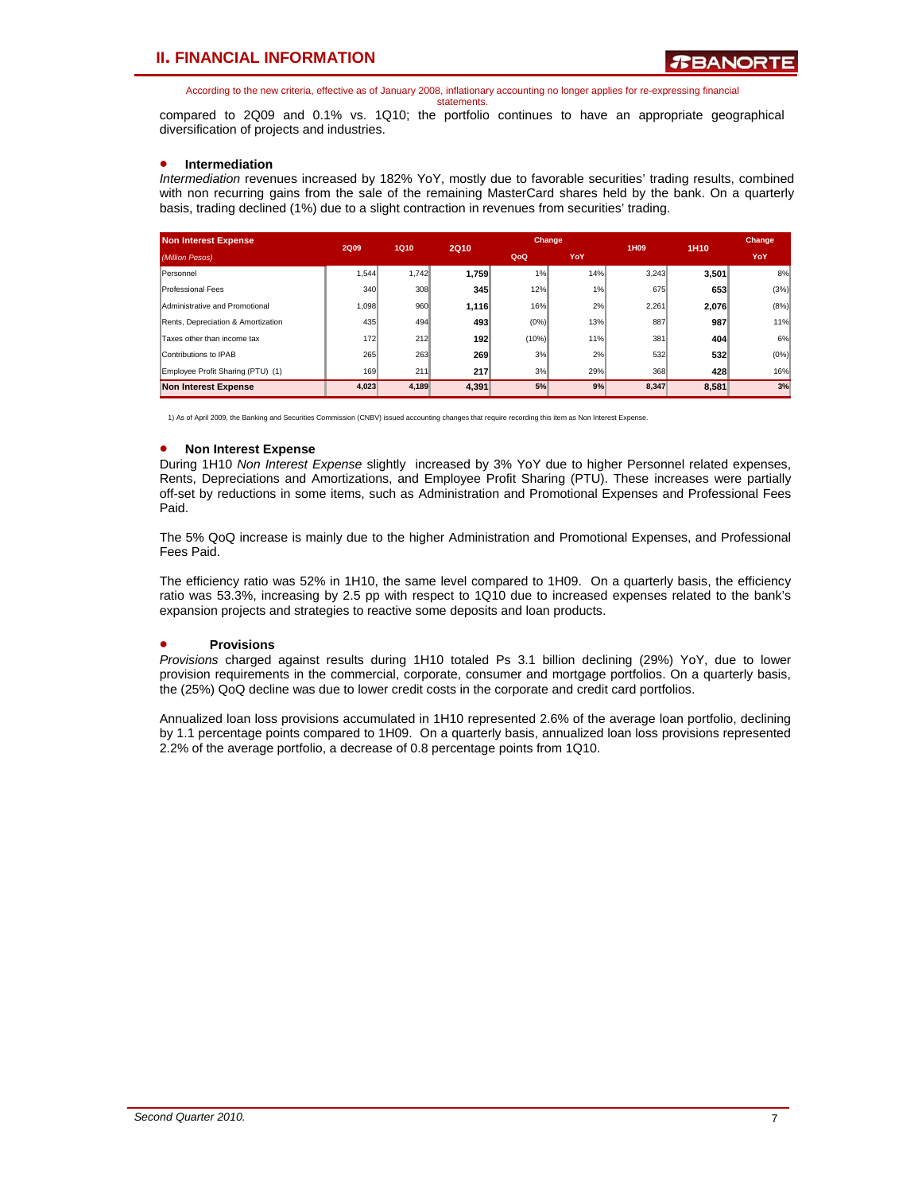According to the new criteria, effective as of January 2008, inflationary accounting no longer applies for re-expressing financial statements.

compared to 2Q09 and 0.1% vs. 1Q10; the portfolio continues to have an appropriate geographical diversification of projects and industries.

- **Intermediation**

*Intermediation* revenues increased by 182% YoY, mostly due to favorable securities' trading results, combined with non recurring gains from the sale of the remaining MasterCard shares held by the bank. On a quarterly basis, trading declined (1%) due to a slight contraction in revenues from securities' trading.

| Non Interest Expense *(Million Pesos)* | 2Q09 | 1Q10 | 2Q10 | Change QoQ | Change YoY | 1H09 | 1H10 | Change YoY |
|---|---|---|---|---|---|---|---|---|
| Personnel | 1,544 | 1,742 | **1,759** | 1% | 14% | 3,243 | **3,501** | 8% |
| Professional Fees | 340 | 308 | **345** | 12% | 1% | 675 | **653** | (3%) |
| Administrative and Promotional | 1,098 | 960 | **1,116** | 16% | 2% | 2,261 | **2,076** | (8%) |
| Rents, Depreciation & Amortization | 435 | 494 | **493** | (0%) | 13% | 887 | **987** | 11% |
| Taxes other than income tax | 172 | 212 | **192** | (10%) | 11% | 381 | **404** | 6% |
| Contributions to IPAB | 265 | 263 | **269** | 3% | 2% | 532 | **532** | (0%) |
| Employee Profit Sharing (PTU) (1) | 169 | 211 | **217** | 3% | 29% | 368 | **428** | 16% |
| **Non Interest Expense** | **4,023** | **4,189** | **4,391** | **5%** | **9%** | **8,347** | **8,581** | **3%** |

1) As of April 2009, the Banking and Securities Commission (CNBV) issued accounting changes that require recording this item as Non Interest Expense.

- **Non Interest Expense**

During 1H10 *Non Interest Expense* slightly increased by 3% YoY due to higher Personnel related expenses, Rents, Depreciations and Amortizations, and Employee Profit Sharing (PTU). These increases were partially off-set by reductions in some items, such as Administration and Promotional Expenses and Professional Fees Paid.

The 5% QoQ increase is mainly due to the higher Administration and Promotional Expenses, and Professional Fees Paid.

The efficiency ratio was 52% in 1H10, the same level compared to 1H09. On a quarterly basis, the efficiency ratio was 53.3%, increasing by 2.5 pp with respect to 1Q10 due to increased expenses related to the bank's expansion projects and strategies to reactive some deposits and loan products.

- **Provisions**

*Provisions* charged against results during 1H10 totaled Ps 3.1 billion declining (29%) YoY, due to lower provision requirements in the commercial, corporate, consumer and mortgage portfolios. On a quarterly basis, the (25%) QoQ decline was due to lower credit costs in the corporate and credit card portfolios.

Annualized loan loss provisions accumulated in 1H10 represented 2.6% of the average loan portfolio, declining by 1.1 percentage points compared to 1H09. On a quarterly basis, annualized loan loss provisions represented 2.2% of the average portfolio, a decrease of 0.8 percentage points from 1Q10.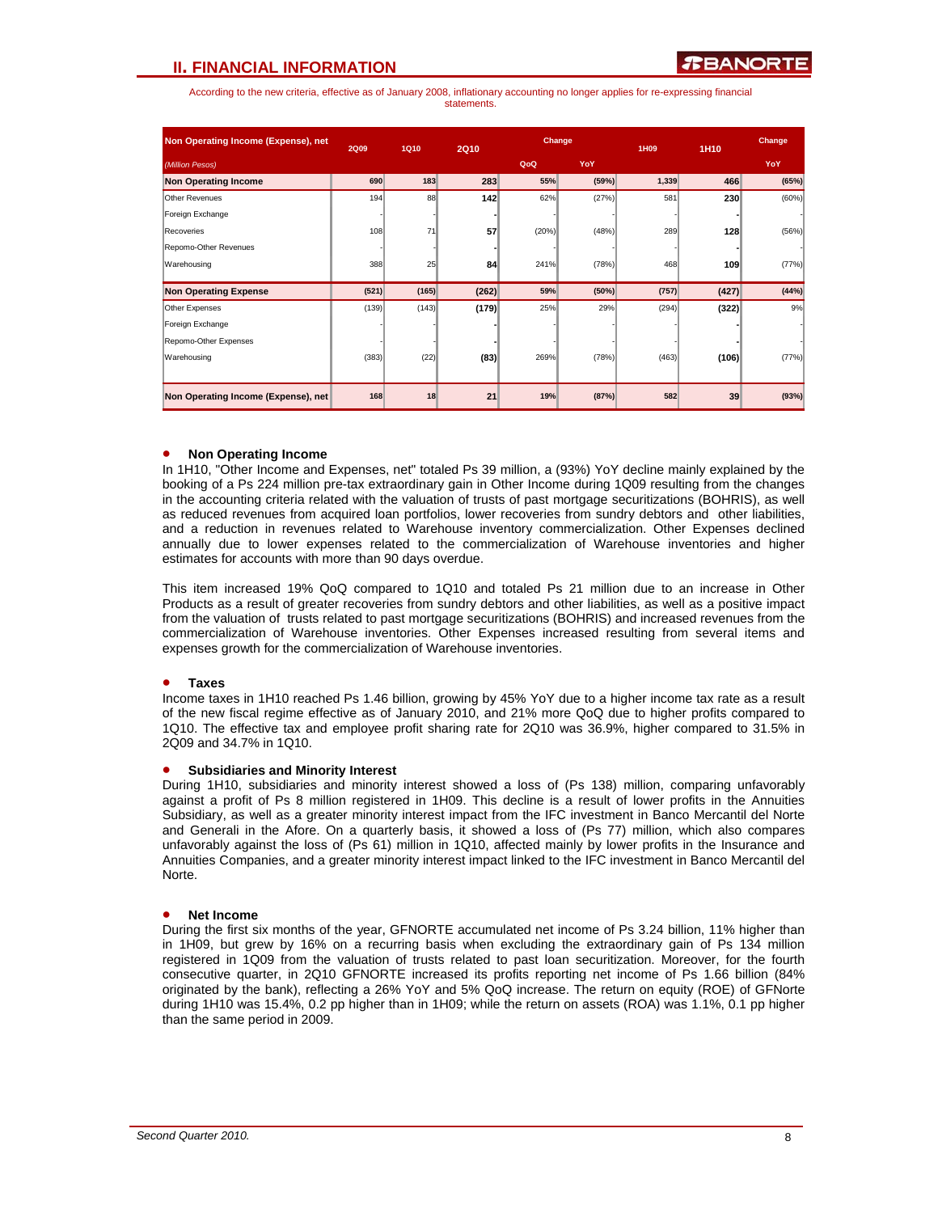## II. FINANCIAL INFORMATION

According to the new criteria, effective as of January 2008, inflationary accounting no longer applies for re-expressing financial statements.

| Non Operating Income (Expense), net | 2Q09 | 1Q10 | 2Q10 | Change | | 1H09 | 1H10 | Change |
|---|---|---|---|---|---|---|---|---|
| *(Million Pesos)* | | | | QoQ | YoY | | | YoY |
| **Non Operating Income** | **690** | **183** | **283** | **55%** | **(59%)** | **1,339** | **466** | **(65%)** |
| Other Revenues | 194 | 88 | **142** | 62% | (27%) | 581 | **230** | (60%) |
| Foreign Exchange | - | - | **-** | - | - | - | **-** | - |
| Recoveries | 108 | 71 | **57** | (20%) | (48%) | 289 | **128** | (56%) |
| Repomo-Other Revenues | - | - | **-** | - | - | - | **-** | - |
| Warehousing | 388 | 25 | **84** | 241% | (78%) | 468 | **109** | (77%) |
| **Non Operating Expense** | **(521)** | **(165)** | **(262)** | **59%** | **(50%)** | **(757)** | **(427)** | **(44%)** |
| Other Expenses | (139) | (143) | **(179)** | 25% | 29% | (294) | **(322)** | 9% |
| Foreign Exchange | - | - | **-** | - | - | - | **-** | - |
| Repomo-Other Expenses | - | - | **-** | - | - | - | **-** | - |
| Warehousing | (383) | (22) | **(83)** | 269% | (78%) | (463) | **(106)** | (77%) |
| **Non Operating Income (Expense), net** | **168** | **18** | **21** | **19%** | **(87%)** | **582** | **39** | **(93%)** |

- **Non Operating Income**

In 1H10, "Other Income and Expenses, net" totaled Ps 39 million, a (93%) YoY decline mainly explained by the booking of a Ps 224 million pre-tax extraordinary gain in Other Income during 1Q09 resulting from the changes in the accounting criteria related with the valuation of trusts of past mortgage securitizations (BOHRIS), as well as reduced revenues from acquired loan portfolios, lower recoveries from sundry debtors and other liabilities, and a reduction in revenues related to Warehouse inventory commercialization. Other Expenses declined annually due to lower expenses related to the commercialization of Warehouse inventories and higher estimates for accounts with more than 90 days overdue.

This item increased 19% QoQ compared to 1Q10 and totaled Ps 21 million due to an increase in Other Products as a result of greater recoveries from sundry debtors and other liabilities, as well as a positive impact from the valuation of trusts related to past mortgage securitizations (BOHRIS) and increased revenues from the commercialization of Warehouse inventories. Other Expenses increased resulting from several items and expenses growth for the commercialization of Warehouse inventories.

- **Taxes**

Income taxes in 1H10 reached Ps 1.46 billion, growing by 45% YoY due to a higher income tax rate as a result of the new fiscal regime effective as of January 2010, and 21% more QoQ due to higher profits compared to 1Q10. The effective tax and employee profit sharing rate for 2Q10 was 36.9%, higher compared to 31.5% in 2Q09 and 34.7% in 1Q10.

- **Subsidiaries and Minority Interest**

During 1H10, subsidiaries and minority interest showed a loss of (Ps 138) million, comparing unfavorably against a profit of Ps 8 million registered in 1H09. This decline is a result of lower profits in the Annuities Subsidiary, as well as a greater minority interest impact from the IFC investment in Banco Mercantil del Norte and Generali in the Afore. On a quarterly basis, it showed a loss of (Ps 77) million, which also compares unfavorably against the loss of (Ps 61) million in 1Q10, affected mainly by lower profits in the Insurance and Annuities Companies, and a greater minority interest impact linked to the IFC investment in Banco Mercantil del Norte.

- **Net Income**

During the first six months of the year, GFNORTE accumulated net income of Ps 3.24 billion, 11% higher than in 1H09, but grew by 16% on a recurring basis when excluding the extraordinary gain of Ps 134 million registered in 1Q09 from the valuation of trusts related to past loan securitization. Moreover, for the fourth consecutive quarter, in 2Q10 GFNORTE increased its profits reporting net income of Ps 1.66 billion (84% originated by the bank), reflecting a 26% YoY and 5% QoQ increase. The return on equity (ROE) of GFNorte during 1H10 was 15.4%, 0.2 pp higher than in 1H09; while the return on assets (ROA) was 1.1%, 0.1 pp higher than the same period in 2009.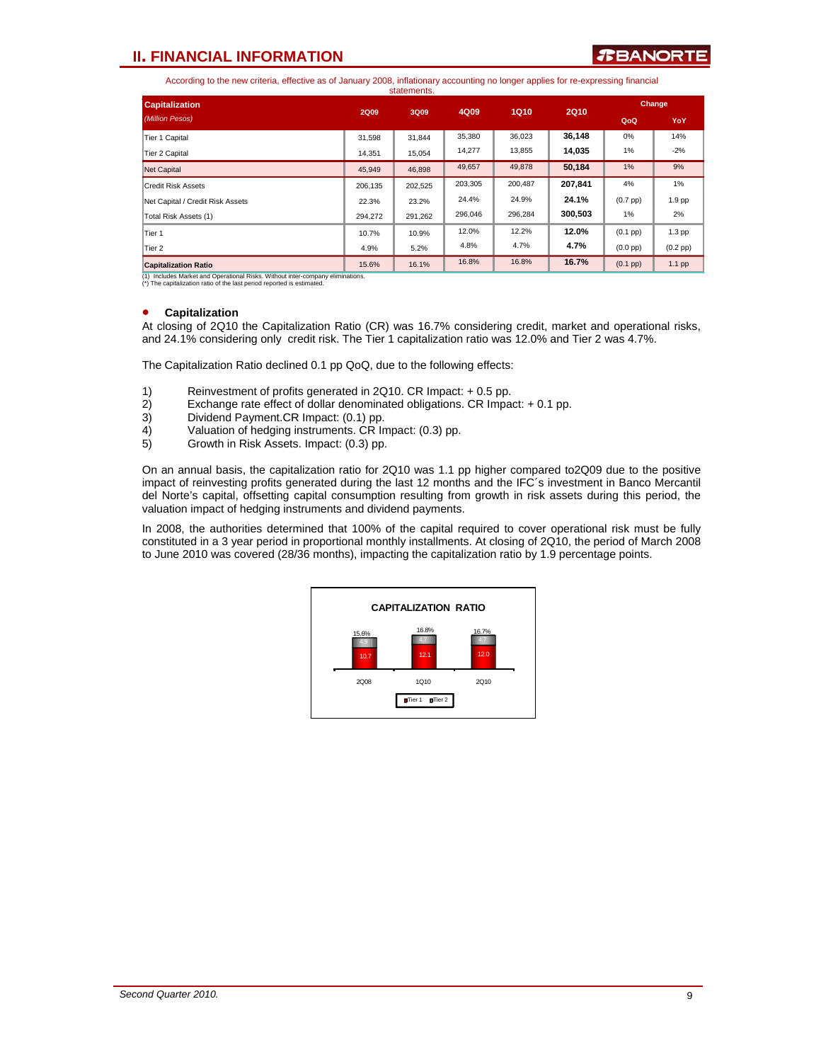According to the new criteria, effective as of January 2008, inflationary accounting no longer applies for re-expressing financial statements.

| Capitalization *(Million Pesos)* | 2Q09 | 3Q09 | 4Q09 | 1Q10 | 2Q10 | Change | |
|---|---|---|---|---|---|---|---|
| | | | | | | QoQ | YoY |
| Tier 1 Capital | 31,598 | 31,844 | 35,380 | 36,023 | **36,148** | 0% | 14% |
| Tier 2 Capital | 14,351 | 15,054 | 14,277 | 13,855 | **14,035** | 1% | -2% |
| Net Capital | 45,949 | 46,898 | 49,657 | 49,878 | **50,184** | 1% | 9% |
| Credit Risk Assets | 206,135 | 202,525 | 203,305 | 200,487 | **207,841** | 4% | 1% |
| Net Capital / Credit Risk Assets | 22.3% | 23.2% | 24.4% | 24.9% | **24.1%** | (0.7 pp) | 1.9 pp |
| Total Risk Assets (1) | 294,272 | 291,262 | 296,046 | 296,284 | **300,503** | 1% | 2% |
| Tier 1 | 10.7% | 10.9% | 12.0% | 12.2% | **12.0%** | (0.1 pp) | 1.3 pp |
| Tier 2 | 4.9% | 5.2% | 4.8% | 4.7% | **4.7%** | (0.0 pp) | (0.2 pp) |
| **Capitalization Ratio** | 15.6% | 16.1% | 16.8% | 16.8% | **16.7%** | (0.1 pp) | 1.1 pp |

(1) Includes Market and Operational Risks. Without inter-company eliminations.
(*) The capitalization ratio of the last period reported is estimated.

- **Capitalization**

At closing of 2Q10 the Capitalization Ratio (CR) was 16.7% considering credit, market and operational risks, and 24.1% considering only credit risk. The Tier 1 capitalization ratio was 12.0% and Tier 2 was 4.7%.

The Capitalization Ratio declined 0.1 pp QoQ, due to the following effects:

1) Reinvestment of profits generated in 2Q10. CR Impact: + 0.5 pp.
2) Exchange rate effect of dollar denominated obligations. CR Impact: + 0.1 pp.
3) Dividend Payment.CR Impact: (0.1) pp.
4) Valuation of hedging instruments. CR Impact: (0.3) pp.
5) Growth in Risk Assets. Impact: (0.3) pp.

On an annual basis, the capitalization ratio for 2Q10 was 1.1 pp higher compared to2Q09 due to the positive impact of reinvesting profits generated during the last 12 months and the IFC´s investment in Banco Mercantil del Norte's capital, offsetting capital consumption resulting from growth in risk assets during this period, the valuation impact of hedging instruments and dividend payments.

In 2008, the authorities determined that 100% of the capital required to cover operational risk must be fully constituted in a 3 year period in proportional monthly installments. At closing of 2Q10, the period of March 2008 to June 2010 was covered (28/36 months), impacting the capitalization ratio by 1.9 percentage points.

CAPITALIZATION RATIO

15.6%
4.9
10.7
2Q08

16.8%
4.7
12.1
1Q10

16.7%
4.7
12.0
2Q10

Tier 1 Tier 2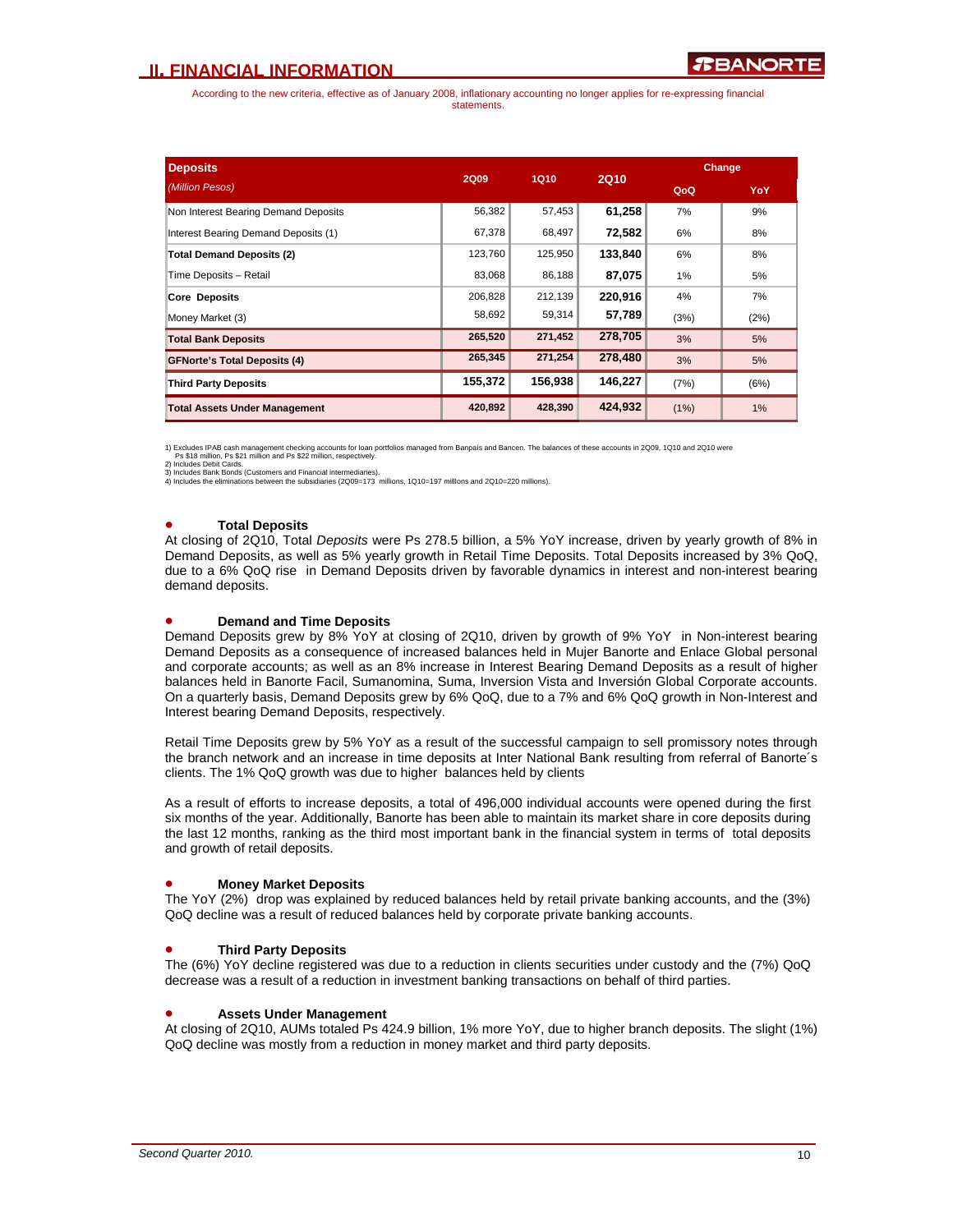## II. FINANCIAL INFORMATION

According to the new criteria, effective as of January 2008, inflationary accounting no longer applies for re-expressing financial statements.

| Deposits *(Million Pesos)* | 2Q09 | 1Q10 | 2Q10 | Change | |
|---|---|---|---|---|---|
| | | | | QoQ | YoY |
| Non Interest Bearing Demand Deposits | 56,382 | 57,453 | **61,258** | 7% | 9% |
| Interest Bearing Demand Deposits (1) | 67,378 | 68,497 | **72,582** | 6% | 8% |
| **Total Demand Deposits (2)** | 123,760 | 125,950 | **133,840** | 6% | 8% |
| Time Deposits – Retail | 83,068 | 86,188 | **87,075** | 1% | 5% |
| **Core Deposits** | 206,828 | 212,139 | **220,916** | 4% | 7% |
| Money Market (3) | 58,692 | 59,314 | **57,789** | (3%) | (2%) |
| **Total Bank Deposits** | **265,520** | **271,452** | **278,705** | 3% | 5% |
| **GFNorte's Total Deposits (4)** | **265,345** | **271,254** | **278,480** | 3% | 5% |
| **Third Party Deposits** | **155,372** | **156,938** | **146,227** | (7%) | (6%) |
| **Total Assets Under Management** | **420,892** | **428,390** | **424,932** | (1%) | 1% |

1) Excludes IPAB cash management checking accounts for loan portfolios managed from Banpaís and Bancen. The balances of these accounts in 2Q09, 1Q10 and 2Q10 were Ps $18 million, Ps $21 million and Ps $22 million, respectively.
2) Includes Debit Cards.
3) Includes Bank Bonds (Customers and Financial intermediaries).
4) Includes the eliminations between the subsidiaries (2Q09=173 millions, 1Q10=197 millions and 2Q10=220 millions).

- **Total Deposits**

At closing of 2Q10, Total *Deposits* were Ps 278.5 billion, a 5% YoY increase, driven by yearly growth of 8% in Demand Deposits, as well as 5% yearly growth in Retail Time Deposits. Total Deposits increased by 3% QoQ, due to a 6% QoQ rise in Demand Deposits driven by favorable dynamics in interest and non-interest bearing demand deposits.

- **Demand and Time Deposits**

Demand Deposits grew by 8% YoY at closing of 2Q10, driven by growth of 9% YoY in Non-interest bearing Demand Deposits as a consequence of increased balances held in Mujer Banorte and Enlace Global personal and corporate accounts; as well as an 8% increase in Interest Bearing Demand Deposits as a result of higher balances held in Banorte Facil, Sumanomina, Suma, Inversion Vista and Inversión Global Corporate accounts. On a quarterly basis, Demand Deposits grew by 6% QoQ, due to a 7% and 6% QoQ growth in Non-Interest and Interest bearing Demand Deposits, respectively.

Retail Time Deposits grew by 5% YoY as a result of the successful campaign to sell promissory notes through the branch network and an increase in time deposits at Inter National Bank resulting from referral of Banorte´s clients. The 1% QoQ growth was due to higher balances held by clients

As a result of efforts to increase deposits, a total of 496,000 individual accounts were opened during the first six months of the year. Additionally, Banorte has been able to maintain its market share in core deposits during the last 12 months, ranking as the third most important bank in the financial system in terms of total deposits and growth of retail deposits.

- **Money Market Deposits**

The YoY (2%) drop was explained by reduced balances held by retail private banking accounts, and the (3%) QoQ decline was a result of reduced balances held by corporate private banking accounts.

- **Third Party Deposits**

The (6%) YoY decline registered was due to a reduction in clients securities under custody and the (7%) QoQ decrease was a result of a reduction in investment banking transactions on behalf of third parties.

- **Assets Under Management**

At closing of 2Q10, AUMs totaled Ps 424.9 billion, 1% more YoY, due to higher branch deposits. The slight (1%) QoQ decline was mostly from a reduction in money market and third party deposits.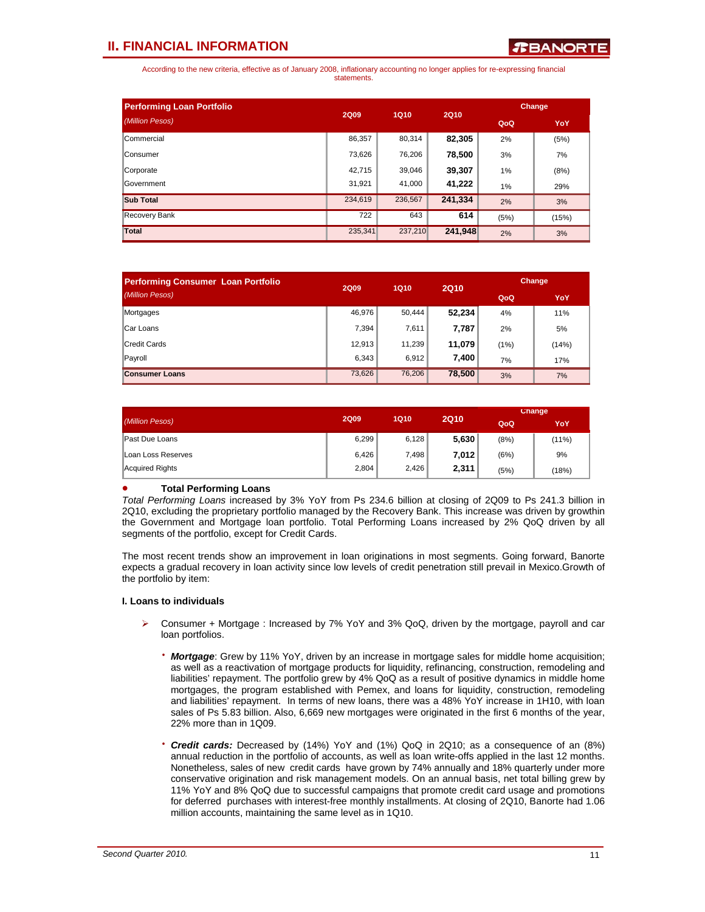## II. FINANCIAL INFORMATION

According to the new criteria, effective as of January 2008, inflationary accounting no longer applies for re-expressing financial statements.

| Performing Loan Portfolio (Million Pesos) | 2Q09 | 1Q10 | 2Q10 | Change QoQ | Change YoY |
|---|---|---|---|---|---|
| Commercial | 86,357 | 80,314 | **82,305** | 2% | (5%) |
| Consumer | 73,626 | 76,206 | **78,500** | 3% | 7% |
| Corporate | 42,715 | 39,046 | **39,307** | 1% | (8%) |
| Government | 31,921 | 41,000 | **41,222** | 1% | 29% |
| **Sub Total** | 234,619 | 236,567 | **241,334** | 2% | 3% |
| Recovery Bank | 722 | 643 | **614** | (5%) | (15%) |
| **Total** | 235,341 | 237,210 | **241,948** | 2% | 3% |

| Performing Consumer Loan Portfolio (Million Pesos) | 2Q09 | 1Q10 | 2Q10 | Change QoQ | Change YoY |
|---|---|---|---|---|---|
| Mortgages | 46,976 | 50,444 | **52,234** | 4% | 11% |
| Car Loans | 7,394 | 7,611 | **7,787** | 2% | 5% |
| Credit Cards | 12,913 | 11,239 | **11,079** | (1%) | (14%) |
| Payroll | 6,343 | 6,912 | **7,400** | 7% | 17% |
| **Consumer Loans** | 73,626 | 76,206 | **78,500** | 3% | 7% |

| (Million Pesos) | 2Q09 | 1Q10 | 2Q10 | Change QoQ | Change YoY |
|---|---|---|---|---|---|
| Past Due Loans | 6,299 | 6,128 | **5,630** | (8%) | (11%) |
| Loan Loss Reserves | 6,426 | 7,498 | **7,012** | (6%) | 9% |
| Acquired Rights | 2,804 | 2,426 | **2,311** | (5%) | (18%) |

- **Total Performing Loans**

*Total Performing Loans* increased by 3% YoY from Ps 234.6 billion at closing of 2Q09 to Ps 241.3 billion in 2Q10, excluding the proprietary portfolio managed by the Recovery Bank. This increase was driven by growthin the Government and Mortgage loan portfolio. Total Performing Loans increased by 2% QoQ driven by all segments of the portfolio, except for Credit Cards.

The most recent trends show an improvement in loan originations in most segments. Going forward, Banorte expects a gradual recovery in loan activity since low levels of credit penetration still prevail in Mexico.Growth of the portfolio by item:

**I. Loans to individuals**

- Consumer + Mortgage : Increased by 7% YoY and 3% QoQ, driven by the mortgage, payroll and car loan portfolios.

  - ***Mortgage***: Grew by 11% YoY, driven by an increase in mortgage sales for middle home acquisition; as well as a reactivation of mortgage products for liquidity, refinancing, construction, remodeling and liabilities' repayment. The portfolio grew by 4% QoQ as a result of positive dynamics in middle home mortgages, the program established with Pemex, and loans for liquidity, construction, remodeling and liabilities' repayment. In terms of new loans, there was a 48% YoY increase in 1H10, with loan sales of Ps 5.83 billion. Also, 6,669 new mortgages were originated in the first 6 months of the year, 22% more than in 1Q09.

  - ***Credit cards:*** Decreased by (14%) YoY and (1%) QoQ in 2Q10; as a consequence of an (8%) annual reduction in the portfolio of accounts, as well as loan write-offs applied in the last 12 months. Nonetheless, sales of new credit cards have grown by 74% annually and 18% quarterly under more conservative origination and risk management models. On an annual basis, net total billing grew by 11% YoY and 8% QoQ due to successful campaigns that promote credit card usage and promotions for deferred purchases with interest-free monthly installments. At closing of 2Q10, Banorte had 1.06 million accounts, maintaining the same level as in 1Q10.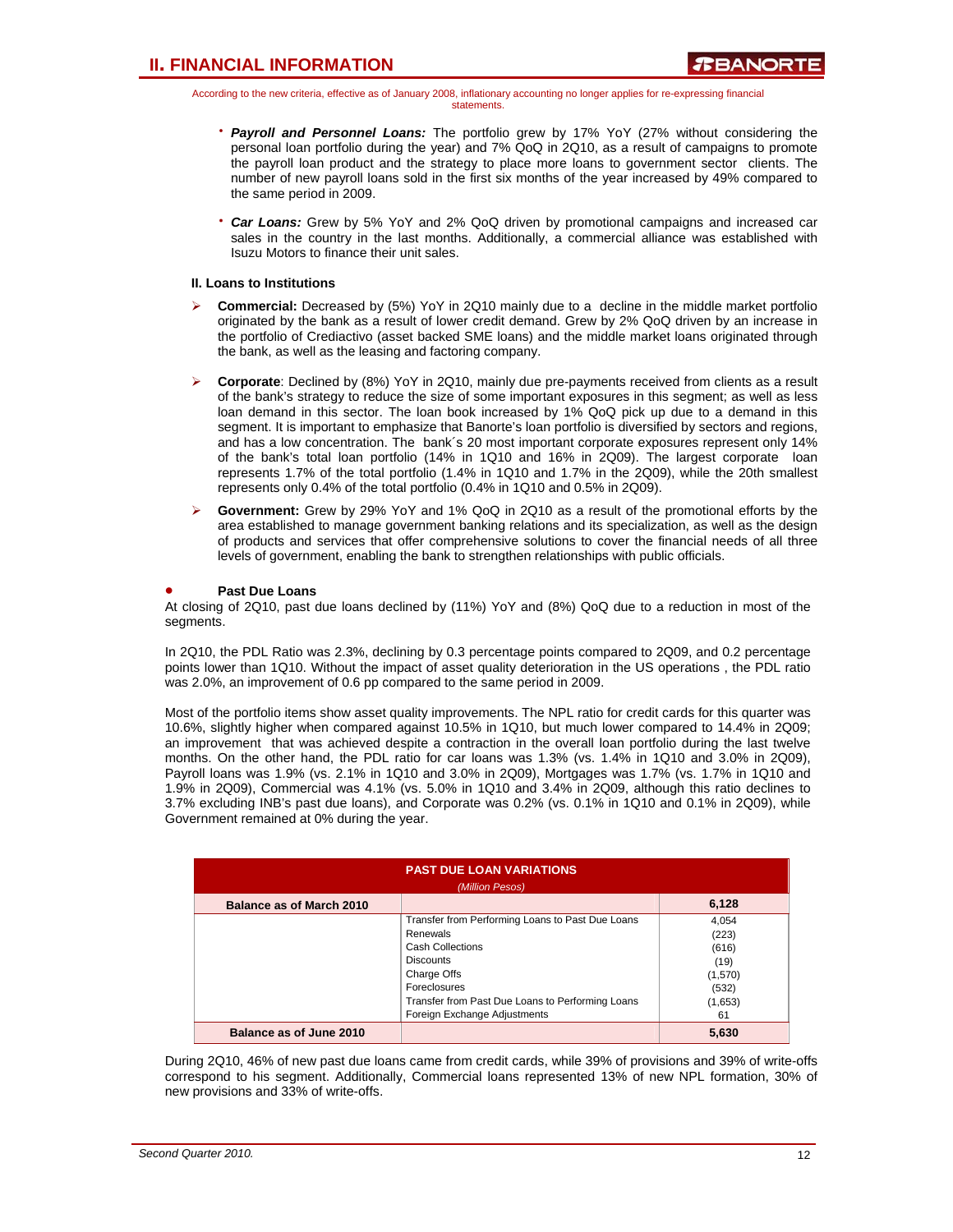According to the new criteria, effective as of January 2008, inflationary accounting no longer applies for re-expressing financial statements.

- ***Payroll and Personnel Loans:*** The portfolio grew by 17% YoY (27% without considering the personal loan portfolio during the year) and 7% QoQ in 2Q10, as a result of campaigns to promote the payroll loan product and the strategy to place more loans to government sector clients. The number of new payroll loans sold in the first six months of the year increased by 49% compared to the same period in 2009.

- ***Car Loans:*** Grew by 5% YoY and 2% QoQ driven by promotional campaigns and increased car sales in the country in the last months. Additionally, a commercial alliance was established with Isuzu Motors to finance their unit sales.

**II. Loans to Institutions**

- **Commercial:** Decreased by (5%) YoY in 2Q10 mainly due to a decline in the middle market portfolio originated by the bank as a result of lower credit demand. Grew by 2% QoQ driven by an increase in the portfolio of Crediactivo (asset backed SME loans) and the middle market loans originated through the bank, as well as the leasing and factoring company.

- **Corporate**: Declined by (8%) YoY in 2Q10, mainly due pre-payments received from clients as a result of the bank's strategy to reduce the size of some important exposures in this segment; as well as less loan demand in this sector. The loan book increased by 1% QoQ pick up due to a demand in this segment. It is important to emphasize that Banorte's loan portfolio is diversified by sectors and regions, and has a low concentration. The bank´s 20 most important corporate exposures represent only 14% of the bank's total loan portfolio (14% in 1Q10 and 16% in 2Q09). The largest corporate loan represents 1.7% of the total portfolio (1.4% in 1Q10 and 1.7% in the 2Q09), while the 20th smallest represents only 0.4% of the total portfolio (0.4% in 1Q10 and 0.5% in 2Q09).

- **Government:** Grew by 29% YoY and 1% QoQ in 2Q10 as a result of the promotional efforts by the area established to manage government banking relations and its specialization, as well as the design of products and services that offer comprehensive solutions to cover the financial needs of all three levels of government, enabling the bank to strengthen relationships with public officials.

- **Past Due Loans**

At closing of 2Q10, past due loans declined by (11%) YoY and (8%) QoQ due to a reduction in most of the segments.

In 2Q10, the PDL Ratio was 2.3%, declining by 0.3 percentage points compared to 2Q09, and 0.2 percentage points lower than 1Q10. Without the impact of asset quality deterioration in the US operations , the PDL ratio was 2.0%, an improvement of 0.6 pp compared to the same period in 2009.

Most of the portfolio items show asset quality improvements. The NPL ratio for credit cards for this quarter was 10.6%, slightly higher when compared against 10.5% in 1Q10, but much lower compared to 14.4% in 2Q09; an improvement that was achieved despite a contraction in the overall loan portfolio during the last twelve months. On the other hand, the PDL ratio for car loans was 1.3% (vs. 1.4% in 1Q10 and 3.0% in 2Q09), Payroll loans was 1.9% (vs. 2.1% in 1Q10 and 3.0% in 2Q09), Mortgages was 1.7% (vs. 1.7% in 1Q10 and 1.9% in 2Q09), Commercial was 4.1% (vs. 5.0% in 1Q10 and 3.4% in 2Q09, although this ratio declines to 3.7% excluding INB's past due loans), and Corporate was 0.2% (vs. 0.1% in 1Q10 and 0.1% in 2Q09), while Government remained at 0% during the year.

| PAST DUE LOAN VARIATIONS *(Million Pesos)* | | |
|---|---|---|
| **Balance as of March 2010** | | **6,128** |
| | Transfer from Performing Loans to Past Due Loans | 4,054 |
| | Renewals | (223) |
| | Cash Collections | (616) |
| | Discounts | (19) |
| | Charge Offs | (1,570) |
| | Foreclosures | (532) |
| | Transfer from Past Due Loans to Performing Loans | (1,653) |
| | Foreign Exchange Adjustments | 61 |
| **Balance as of June 2010** | | **5,630** |

During 2Q10, 46% of new past due loans came from credit cards, while 39% of provisions and 39% of write-offs correspond to his segment. Additionally, Commercial loans represented 13% of new NPL formation, 30% of new provisions and 33% of write-offs.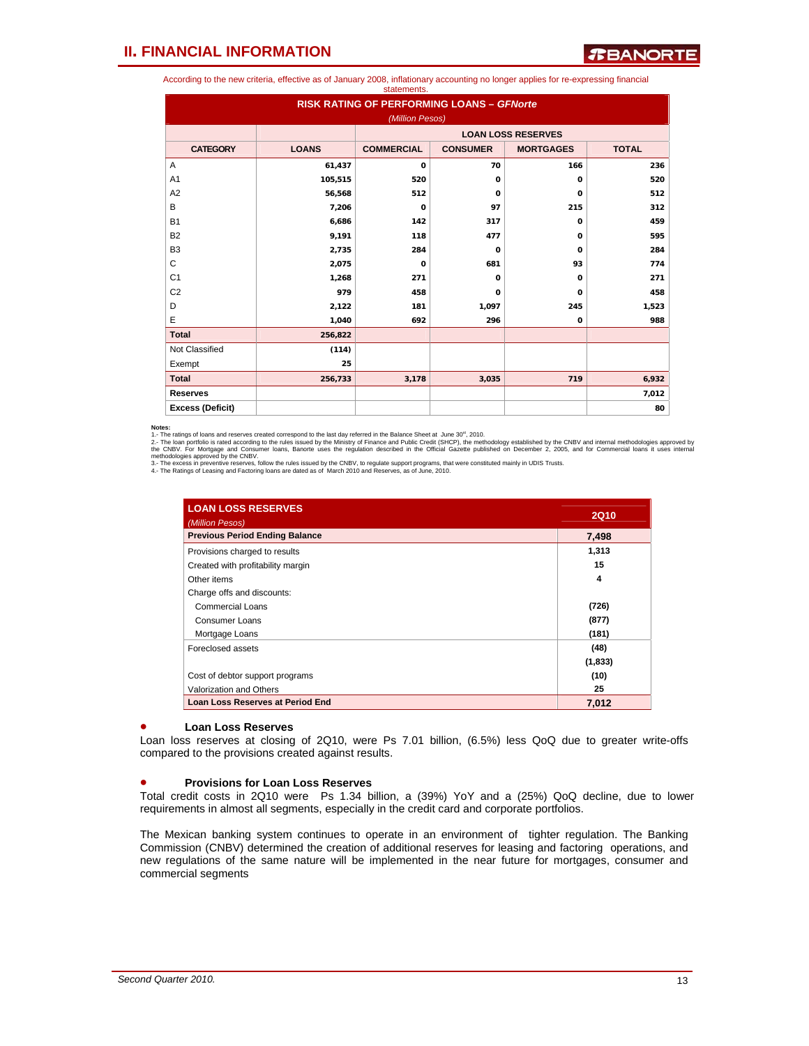# II. FINANCIAL INFORMATION

According to the new criteria, effective as of January 2008, inflationary accounting no longer applies for re-expressing financial statements.

**RISK RATING OF PERFORMING LOANS – GFNorte**
*(Million Pesos)*

| | | LOAN LOSS RESERVES | | | |
|---|---|---|---|---|---|
| **CATEGORY** | **LOANS** | **COMMERCIAL** | **CONSUMER** | **MORTGAGES** | **TOTAL** |
| A | 61,437 | 0 | 70 | 166 | 236 |
| A1 | 105,515 | 520 | 0 | 0 | 520 |
| A2 | 56,568 | 512 | 0 | 0 | 512 |
| B | 7,206 | 0 | 97 | 215 | 312 |
| B1 | 6,686 | 142 | 317 | 0 | 459 |
| B2 | 9,191 | 118 | 477 | 0 | 595 |
| B3 | 2,735 | 284 | 0 | 0 | 284 |
| C | 2,075 | 0 | 681 | 93 | 774 |
| C1 | 1,268 | 271 | 0 | 0 | 271 |
| C2 | 979 | 458 | 0 | 0 | 458 |
| D | 2,122 | 181 | 1,097 | 245 | 1,523 |
| E | 1,040 | 692 | 296 | 0 | 988 |
| **Total** | 256,822 | | | | |
| Not Classified | (114) | | | | |
| Exempt | 25 | | | | |
| **Total** | 256,733 | 3,178 | 3,035 | 719 | 6,932 |
| **Reserves** | | | | | 7,012 |
| **Excess (Deficit)** | | | | | 80 |

**Notes:**
1.- The ratings of loans and reserves created correspond to the last day referred in the Balance Sheet at June 30th, 2010.
2.- The loan portfolio is rated according to the rules issued by the Ministry of Finance and Public Credit (SHCP), the methodology established by the CNBV and internal methodologies approved by the CNBV. For Mortgage and Consumer loans, Banorte uses the regulation described in the Official Gazette published on December 2, 2005, and for Commercial loans it uses internal methodologies approved by the CNBV.
3.- The excess in preventive reserves, follow the rules issued by the CNBV, to regulate support programs, that were constituted mainly in UDIS Trusts.
4.- The Ratings of Leasing and Factoring loans are dated as of March 2010 and Reserves, as of June, 2010.

| **LOAN LOSS RESERVES** *(Million Pesos)* | **2Q10** |
|---|---|
| **Previous Period Ending Balance** | **7,498** |
| Provisions charged to results | 1,313 |
| Created with profitability margin | 15 |
| Other items | 4 |
| Charge offs and discounts: | |
| Commercial Loans | (726) |
| Consumer Loans | (877) |
| Mortgage Loans | (181) |
| Foreclosed assets | (48) |
| | (1,833) |
| Cost of debtor support programs | (10) |
| Valorization and Others | 25 |
| **Loan Loss Reserves at Period End** | **7,012** |

- **Loan Loss Reserves**

Loan loss reserves at closing of 2Q10, were Ps 7.01 billion, (6.5%) less QoQ due to greater write-offs compared to the provisions created against results.

- **Provisions for Loan Loss Reserves**

Total credit costs in 2Q10 were Ps 1.34 billion, a (39%) YoY and a (25%) QoQ decline, due to lower requirements in almost all segments, especially in the credit card and corporate portfolios.

The Mexican banking system continues to operate in an environment of tighter regulation. The Banking Commission (CNBV) determined the creation of additional reserves for leasing and factoring operations, and new regulations of the same nature will be implemented in the near future for mortgages, consumer and commercial segments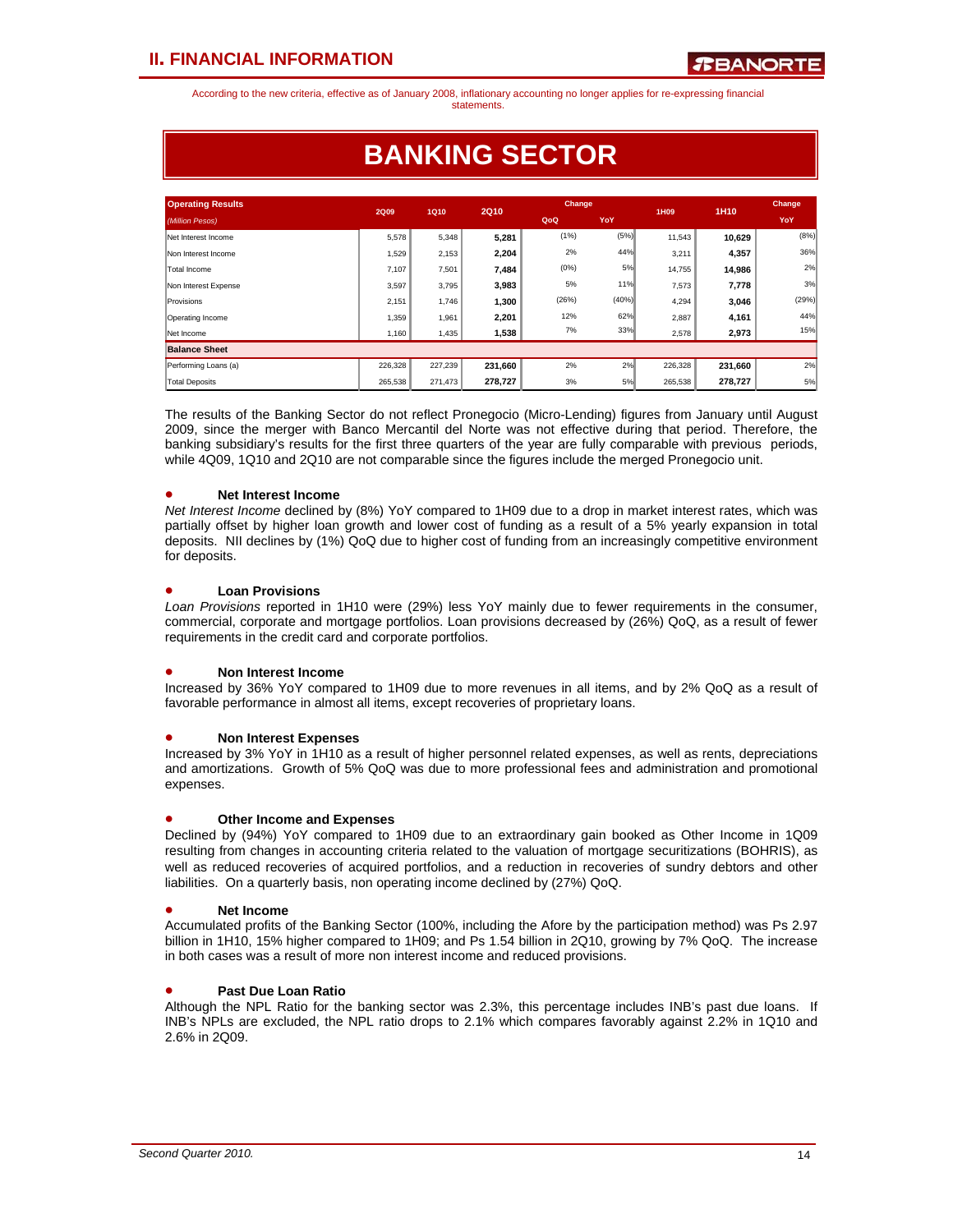## II. FINANCIAL INFORMATION

According to the new criteria, effective as of January 2008, inflationary accounting no longer applies for re-expressing financial statements.

# BANKING SECTOR

| Operating Results *(Million Pesos)* | 2Q09 | 1Q10 | 2Q10 | Change QoQ | Change YoY | 1H09 | 1H10 | Change YoY |
|---|---|---|---|---|---|---|---|---|
| Net Interest Income | 5,578 | 5,348 | **5,281** | (1%) | (5%) | 11,543 | **10,629** | (8%) |
| Non Interest Income | 1,529 | 2,153 | **2,204** | 2% | 44% | 3,211 | **4,357** | 36% |
| Total Income | 7,107 | 7,501 | **7,484** | (0%) | 5% | 14,755 | **14,986** | 2% |
| Non Interest Expense | 3,597 | 3,795 | **3,983** | 5% | 11% | 7,573 | **7,778** | 3% |
| Provisions | 2,151 | 1,746 | **1,300** | (26%) | (40%) | 4,294 | **3,046** | (29%) |
| Operating Income | 1,359 | 1,961 | **2,201** | 12% | 62% | 2,887 | **4,161** | 44% |
| Net Income | 1,160 | 1,435 | **1,538** | 7% | 33% | 2,578 | **2,973** | 15% |
| **Balance Sheet** | | | | | | | | |
| Performing Loans (a) | 226,328 | 227,239 | **231,660** | 2% | 2% | 226,328 | **231,660** | 2% |
| Total Deposits | 265,538 | 271,473 | **278,727** | 3% | 5% | 265,538 | **278,727** | 5% |

The results of the Banking Sector do not reflect Pronegocio (Micro-Lending) figures from January until August 2009, since the merger with Banco Mercantil del Norte was not effective during that period. Therefore, the banking subsidiary's results for the first three quarters of the year are fully comparable with previous periods, while 4Q09, 1Q10 and 2Q10 are not comparable since the figures include the merged Pronegocio unit.

- **Net Interest Income**

*Net Interest Income* declined by (8%) YoY compared to 1H09 due to a drop in market interest rates, which was partially offset by higher loan growth and lower cost of funding as a result of a 5% yearly expansion in total deposits. NII declines by (1%) QoQ due to higher cost of funding from an increasingly competitive environment for deposits.

- **Loan Provisions**

*Loan Provisions* reported in 1H10 were (29%) less YoY mainly due to fewer requirements in the consumer, commercial, corporate and mortgage portfolios. Loan provisions decreased by (26%) QoQ, as a result of fewer requirements in the credit card and corporate portfolios.

- **Non Interest Income**

Increased by 36% YoY compared to 1H09 due to more revenues in all items, and by 2% QoQ as a result of favorable performance in almost all items, except recoveries of proprietary loans.

- **Non Interest Expenses**

Increased by 3% YoY in 1H10 as a result of higher personnel related expenses, as well as rents, depreciations and amortizations. Growth of 5% QoQ was due to more professional fees and administration and promotional expenses.

- **Other Income and Expenses**

Declined by (94%) YoY compared to 1H09 due to an extraordinary gain booked as Other Income in 1Q09 resulting from changes in accounting criteria related to the valuation of mortgage securitizations (BOHRIS), as well as reduced recoveries of acquired portfolios, and a reduction in recoveries of sundry debtors and other liabilities. On a quarterly basis, non operating income declined by (27%) QoQ.

- **Net Income**

Accumulated profits of the Banking Sector (100%, including the Afore by the participation method) was Ps 2.97 billion in 1H10, 15% higher compared to 1H09; and Ps 1.54 billion in 2Q10, growing by 7% QoQ. The increase in both cases was a result of more non interest income and reduced provisions.

- **Past Due Loan Ratio**

Although the NPL Ratio for the banking sector was 2.3%, this percentage includes INB's past due loans. If INB's NPLs are excluded, the NPL ratio drops to 2.1% which compares favorably against 2.2% in 1Q10 and 2.6% in 2Q09.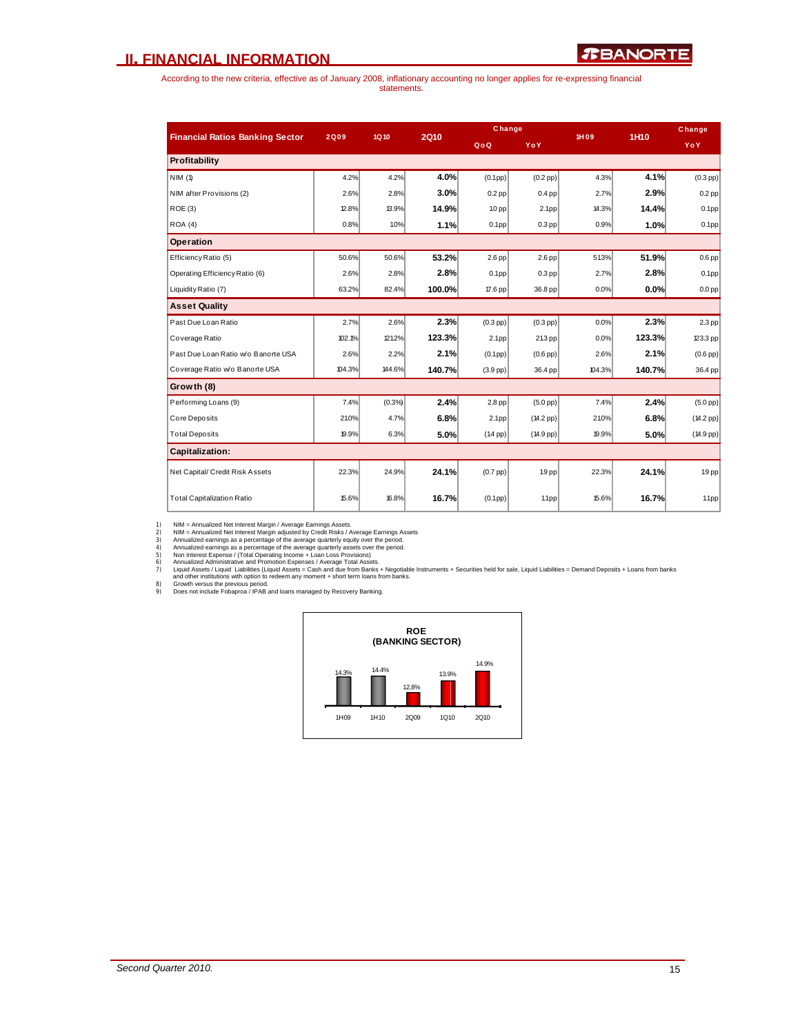## II. FINANCIAL INFORMATION

According to the new criteria, effective as of January 2008, inflationary accounting no longer applies for re-expressing financial statements.

| Financial Ratios Banking Sector | 2Q09 | 1Q10 | 2Q10 | Change | | 1H09 | 1H10 | Change |
|---|---|---|---|---|---|---|---|---|
| | | | | QoQ | YoY | | | YoY |
| **Profitability** | | | | | | | | |
| NIM (1) | 4.2% | 4.2% | **4.0%** | (0.1pp) | (0.2 pp) | 4.3% | **4.1%** | (0.3 pp) |
| NIM after Provisions (2) | 2.6% | 2.8% | **3.0%** | 0.2 pp | 0.4 pp | 2.7% | **2.9%** | 0.2 pp |
| ROE (3) | 12.8% | 13.9% | **14.9%** | 1.0 pp | 2.1pp | 14.3% | **14.4%** | 0.1pp |
| ROA (4) | 0.8% | 1.0% | **1.1%** | 0.1pp | 0.3 pp | 0.9% | **1.0%** | 0.1pp |
| **Operation** | | | | | | | | |
| Efficiency Ratio (5) | 50.6% | 50.6% | **53.2%** | 2.6 pp | 2.6 pp | 51.3% | **51.9%** | 0.6 pp |
| Operating Efficiency Ratio (6) | 2.6% | 2.8% | **2.8%** | 0.1pp | 0.3 pp | 2.7% | **2.8%** | 0.1pp |
| Liquidity Ratio (7) | 63.2% | 82.4% | **100.0%** | 17.6 pp | 36.8 pp | 0.0% | **0.0%** | 0.0 pp |
| **Asset Quality** | | | | | | | | |
| Past Due Loan Ratio | 2.7% | 2.6% | **2.3%** | (0.3 pp) | (0.3 pp) | 0.0% | **2.3%** | 2.3 pp |
| Coverage Ratio | 102.1% | 121.2% | **123.3%** | 2.1pp | 21.3 pp | 0.0% | **123.3%** | 123.3 pp |
| Past Due Loan Ratio w/o Banorte USA | 2.6% | 2.2% | **2.1%** | (0.1pp) | (0.6 pp) | 2.6% | **2.1%** | (0.6 pp) |
| Coverage Ratio w/o Banorte USA | 104.3% | 144.6% | **140.7%** | (3.9 pp) | 36.4 pp | 104.3% | **140.7%** | 36.4 pp |
| **Growth (8)** | | | | | | | | |
| Performing Loans (9) | 7.4% | (0.3%) | **2.4%** | 2.8 pp | (5.0 pp) | 7.4% | **2.4%** | (5.0 pp) |
| Core Deposits | 21.0% | 4.7% | **6.8%** | 2.1pp | (14.2 pp) | 21.0% | **6.8%** | (14.2 pp) |
| Total Deposits | 19.9% | 6.3% | **5.0%** | (1.4 pp) | (14.9 pp) | 19.9% | **5.0%** | (14.9 pp) |
| **Capitalization:** | | | | | | | | |
| Net Capital/ Credit Risk Assets | 22.3% | 24.9% | **24.1%** | (0.7 pp) | 1.9 pp | 22.3% | **24.1%** | 1.9 pp |
| Total Capitalization Ratio | 15.6% | 16.8% | **16.7%** | (0.1pp) | 1.1pp | 15.6% | **16.7%** | 1.1pp |

1) NIM = Annualized Net Interest Margin / Average Earnings Assets.
2) NIM = Annualized Net Interest Margin adjusted by Credit Risks / Average Earnings Assets
3) Annualized earnings as a percentage of the average quarterly equity over the period.
4) Annualized earnings as a percentage of the average quarterly assets over the period.
5) Non Interest Expense / (Total Operating Income + Loan Loss Provisions)
6) Annualized Administrative and Promotion Expenses / Average Total Assets.
7) Liquid Assets / Liquid Liabilities (Liquid Assets = Cash and due from Banks + Negotiable Instruments + Securities held for sale, Liquid Liabilities = Demand Deposits + Loans from banks and other institutions with option to redeem any moment + short term loans from banks.
8) Growth versus the previous period.
9) Does not include Fobaproa / IPAB and loans managed by Recovery Banking.

ROE
(BANKING SECTOR)

14.3% 14.4% 12.8% 13.9% 14.9%

1H09 1H10 2Q09 1Q10 2Q10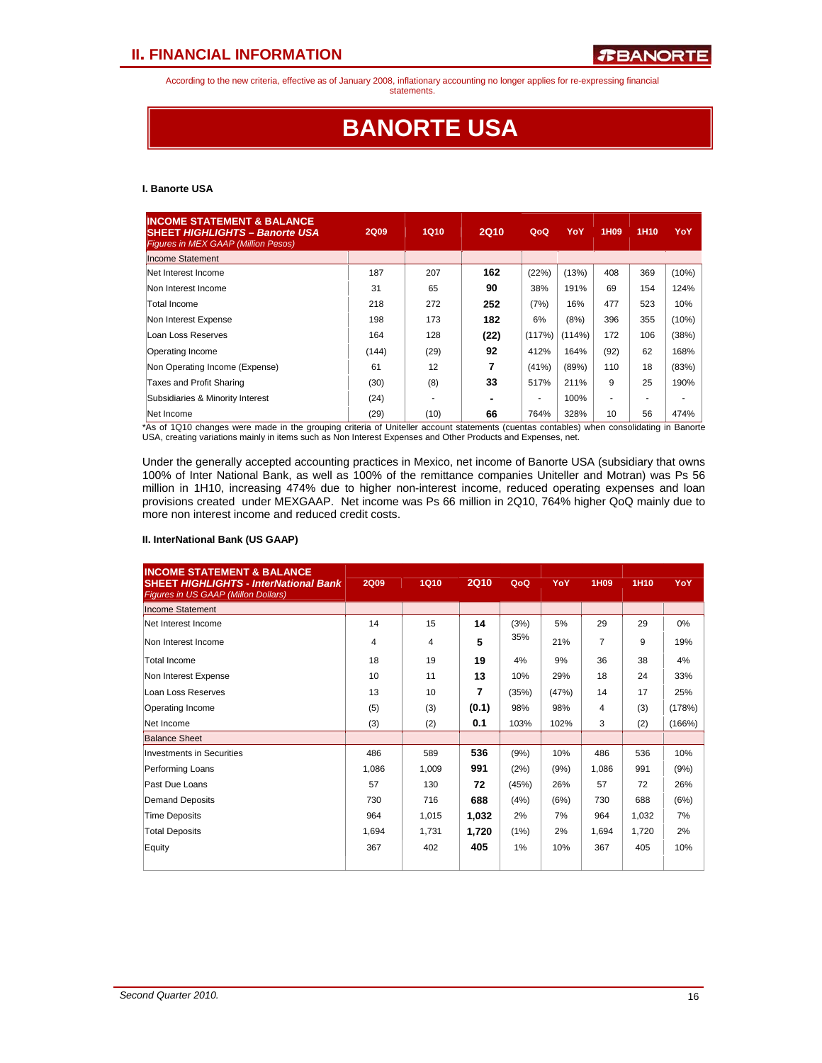## II. FINANCIAL INFORMATION

According to the new criteria, effective as of January 2008, inflationary accounting no longer applies for re-expressing financial statements.

# BANORTE USA

**I. Banorte USA**

| **INCOME STATEMENT & BALANCE SHEET HIGHLIGHTS – Banorte USA** *Figures in MEX GAAP (Million Pesos)* | 2Q09 | 1Q10 | 2Q10 | QoQ | YoY | 1H09 | 1H10 | YoY |
|---|---|---|---|---|---|---|---|---|
| Income Statement | | | | | | | | |
| Net Interest Income | 187 | 207 | **162** | (22%) | (13%) | 408 | 369 | (10%) |
| Non Interest Income | 31 | 65 | **90** | 38% | 191% | 69 | 154 | 124% |
| Total Income | 218 | 272 | **252** | (7%) | 16% | 477 | 523 | 10% |
| Non Interest Expense | 198 | 173 | **182** | 6% | (8%) | 396 | 355 | (10%) |
| Loan Loss Reserves | 164 | 128 | **(22)** | (117%) | (114%) | 172 | 106 | (38%) |
| Operating Income | (144) | (29) | **92** | 412% | 164% | (92) | 62 | 168% |
| Non Operating Income (Expense) | 61 | 12 | **7** | (41%) | (89%) | 110 | 18 | (83%) |
| Taxes and Profit Sharing | (30) | (8) | **33** | 517% | 211% | 9 | 25 | 190% |
| Subsidiaries & Minority Interest | (24) | - | **-** | - | 100% | - | - | - |
| Net Income | (29) | (10) | **66** | 764% | 328% | 10 | 56 | 474% |

*As of 1Q10 changes were made in the grouping criteria of Uniteller account statements (cuentas contables) when consolidating in Banorte USA, creating variations mainly in items such as Non Interest Expenses and Other Products and Expenses, net.

Under the generally accepted accounting practices in Mexico, net income of Banorte USA (subsidiary that owns 100% of Inter National Bank, as well as 100% of the remittance companies Uniteller and Motran) was Ps 56 million in 1H10, increasing 474% due to higher non-interest income, reduced operating expenses and loan provisions created under MEXGAAP. Net income was Ps 66 million in 2Q10, 764% higher QoQ mainly due to more non interest income and reduced credit costs.

**II. InterNational Bank (US GAAP)**

| **INCOME STATEMENT & BALANCE SHEET HIGHLIGHTS - InterNational Bank** *Figures in US GAAP (Millon Dollars)* | 2Q09 | 1Q10 | 2Q10 | QoQ | YoY | 1H09 | 1H10 | YoY |
|---|---|---|---|---|---|---|---|---|
| Income Statement | | | | | | | | |
| Net Interest Income | 14 | 15 | **14** | (3%) | 5% | 29 | 29 | 0% |
| Non Interest Income | 4 | 4 | **5** | 35% | 21% | 7 | 9 | 19% |
| Total Income | 18 | 19 | **19** | 4% | 9% | 36 | 38 | 4% |
| Non Interest Expense | 10 | 11 | **13** | 10% | 29% | 18 | 24 | 33% |
| Loan Loss Reserves | 13 | 10 | **7** | (35%) | (47%) | 14 | 17 | 25% |
| Operating Income | (5) | (3) | **(0.1)** | 98% | 98% | 4 | (3) | (178%) |
| Net Income | (3) | (2) | **0.1** | 103% | 102% | 3 | (2) | (166%) |
| Balance Sheet | | | | | | | | |
| Investments in Securities | 486 | 589 | **536** | (9%) | 10% | 486 | 536 | 10% |
| Performing Loans | 1,086 | 1,009 | **991** | (2%) | (9%) | 1,086 | 991 | (9%) |
| Past Due Loans | 57 | 130 | **72** | (45%) | 26% | 57 | 72 | 26% |
| Demand Deposits | 730 | 716 | **688** | (4%) | (6%) | 730 | 688 | (6%) |
| Time Deposits | 964 | 1,015 | **1,032** | 2% | 7% | 964 | 1,032 | 7% |
| Total Deposits | 1,694 | 1,731 | **1,720** | (1%) | 2% | 1,694 | 1,720 | 2% |
| Equity | 367 | 402 | **405** | 1% | 10% | 367 | 405 | 10% |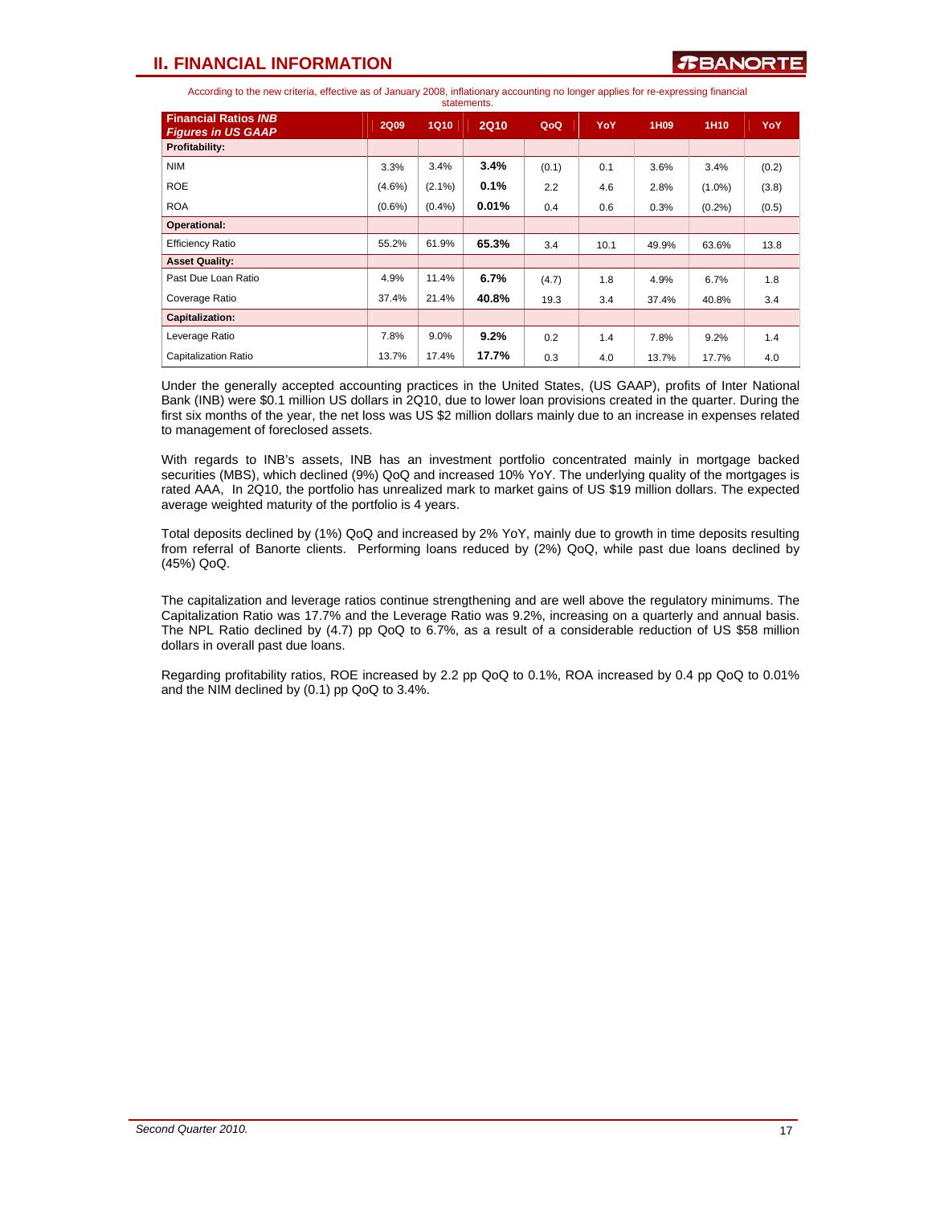## II. FINANCIAL INFORMATION

According to the new criteria, effective as of January 2008, inflationary accounting no longer applies for re-expressing financial statements.

| Financial Ratios *INB Figures in US GAAP* | 2Q09 | 1Q10 | 2Q10 | QoQ | YoY | 1H09 | 1H10 | YoY |
|---|---|---|---|---|---|---|---|---|
| **Profitability:** | | | | | | | | |
| NIM | 3.3% | 3.4% | **3.4%** | (0.1) | 0.1 | 3.6% | 3.4% | (0.2) |
| ROE | (4.6%) | (2.1%) | **0.1%** | 2.2 | 4.6 | 2.8% | (1.0%) | (3.8) |
| ROA | (0.6%) | (0.4%) | **0.01%** | 0.4 | 0.6 | 0.3% | (0.2%) | (0.5) |
| **Operational:** | | | | | | | | |
| Efficiency Ratio | 55.2% | 61.9% | **65.3%** | 3.4 | 10.1 | 49.9% | 63.6% | 13.8 |
| **Asset Quality:** | | | | | | | | |
| Past Due Loan Ratio | 4.9% | 11.4% | **6.7%** | (4.7) | 1.8 | 4.9% | 6.7% | 1.8 |
| Coverage Ratio | 37.4% | 21.4% | **40.8%** | 19.3 | 3.4 | 37.4% | 40.8% | 3.4 |
| **Capitalization:** | | | | | | | | |
| Leverage Ratio | 7.8% | 9.0% | **9.2%** | 0.2 | 1.4 | 7.8% | 9.2% | 1.4 |
| Capitalization Ratio | 13.7% | 17.4% | **17.7%** | 0.3 | 4.0 | 13.7% | 17.7% | 4.0 |

Under the generally accepted accounting practices in the United States, (US GAAP), profits of Inter National Bank (INB) were $0.1 million US dollars in 2Q10, due to lower loan provisions created in the quarter. During the first six months of the year, the net loss was US $2 million dollars mainly due to an increase in expenses related to management of foreclosed assets.

With regards to INB's assets, INB has an investment portfolio concentrated mainly in mortgage backed securities (MBS), which declined (9%) QoQ and increased 10% YoY. The underlying quality of the mortgages is rated AAA, In 2Q10, the portfolio has unrealized mark to market gains of US $19 million dollars. The expected average weighted maturity of the portfolio is 4 years.

Total deposits declined by (1%) QoQ and increased by 2% YoY, mainly due to growth in time deposits resulting from referral of Banorte clients. Performing loans reduced by (2%) QoQ, while past due loans declined by (45%) QoQ.

The capitalization and leverage ratios continue strengthening and are well above the regulatory minimums. The Capitalization Ratio was 17.7% and the Leverage Ratio was 9.2%, increasing on a quarterly and annual basis. The NPL Ratio declined by (4.7) pp QoQ to 6.7%, as a result of a considerable reduction of US $58 million dollars in overall past due loans.

Regarding profitability ratios, ROE increased by 2.2 pp QoQ to 0.1%, ROA increased by 0.4 pp QoQ to 0.01% and the NIM declined by (0.1) pp QoQ to 3.4%.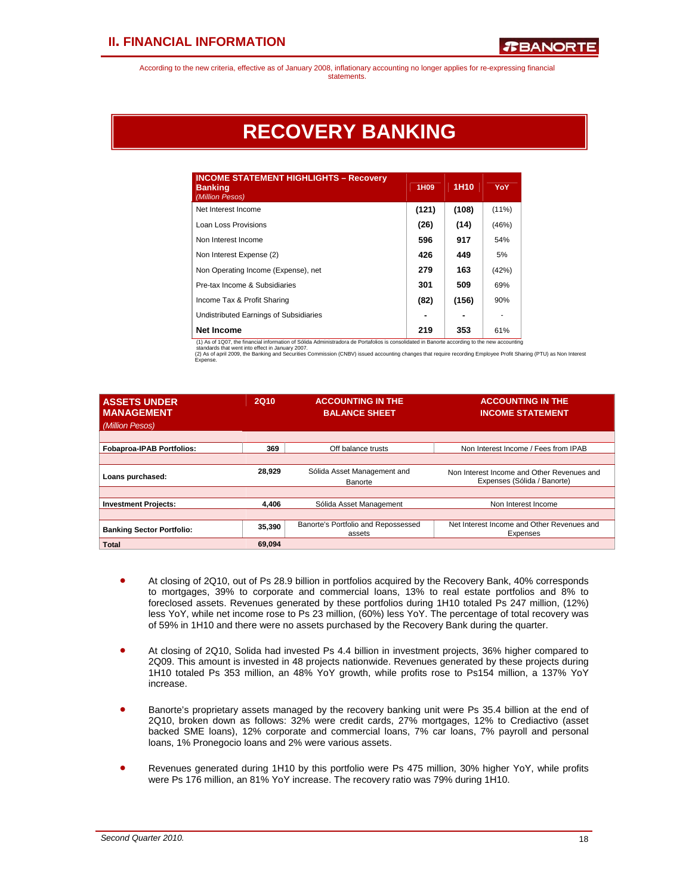According to the new criteria, effective as of January 2008, inflationary accounting no longer applies for re-expressing financial statements.

# RECOVERY BANKING

| INCOME STATEMENT HIGHLIGHTS – Recovery Banking *(Million Pesos)* | 1H09 | 1H10 | YoY |
|---|---|---|---|
| Net Interest Income | (121) | (108) | (11%) |
| Loan Loss Provisions | (26) | (14) | (46%) |
| Non Interest Income | 596 | 917 | 54% |
| Non Interest Expense (2) | 426 | 449 | 5% |
| Non Operating Income (Expense), net | 279 | 163 | (42%) |
| Pre-tax Income & Subsidiaries | 301 | 509 | 69% |
| Income Tax & Profit Sharing | (82) | (156) | 90% |
| Undistributed Earnings of Subsidiaries | - | - | - |
| **Net Income** | 219 | 353 | 61% |

(1) As of 1Q07, the financial information of Sólida Administradora de Portafolios is consolidated in Banorte according to the new accounting standards that went into effect in January 2007.
(2) As of april 2009, the Banking and Securities Commission (CNBV) issued accounting changes that require recording Employee Profit Sharing (PTU) as Non Interest Expense.

| ASSETS UNDER MANAGEMENT *(Million Pesos)* | 2Q10 | ACCOUNTING IN THE BALANCE SHEET | ACCOUNTING IN THE INCOME STATEMENT |
|---|---|---|---|
| **Fobaproa-IPAB Portfolios:** | 369 | Off balance trusts | Non Interest Income / Fees from IPAB |
| **Loans purchased:** | 28,929 | Sólida Asset Management and Banorte | Non Interest Income and Other Revenues and Expenses (Sólida / Banorte) |
| **Investment Projects:** | 4,406 | Sólida Asset Management | Non Interest Income |
| **Banking Sector Portfolio:** | 35,390 | Banorte's Portfolio and Repossessed assets | Net Interest Income and Other Revenues and Expenses |
| **Total** | 69,094 | | |

- At closing of 2Q10, out of Ps 28.9 billion in portfolios acquired by the Recovery Bank, 40% corresponds to mortgages, 39% to corporate and commercial loans, 13% to real estate portfolios and 8% to foreclosed assets. Revenues generated by these portfolios during 1H10 totaled Ps 247 million, (12%) less YoY, while net income rose to Ps 23 million, (60%) less YoY. The percentage of total recovery was of 59% in 1H10 and there were no assets purchased by the Recovery Bank during the quarter.

- At closing of 2Q10, Solida had invested Ps 4.4 billion in investment projects, 36% higher compared to 2Q09. This amount is invested in 48 projects nationwide. Revenues generated by these projects during 1H10 totaled Ps 353 million, an 48% YoY growth, while profits rose to Ps154 million, a 137% YoY increase.

- Banorte's proprietary assets managed by the recovery banking unit were Ps 35.4 billion at the end of 2Q10, broken down as follows: 32% were credit cards, 27% mortgages, 12% to Crediactivo (asset backed SME loans), 12% corporate and commercial loans, 7% car loans, 7% payroll and personal loans, 1% Pronegocio loans and 2% were various assets.

- Revenues generated during 1H10 by this portfolio were Ps 475 million, 30% higher YoY, while profits were Ps 176 million, an 81% YoY increase. The recovery ratio was 79% during 1H10.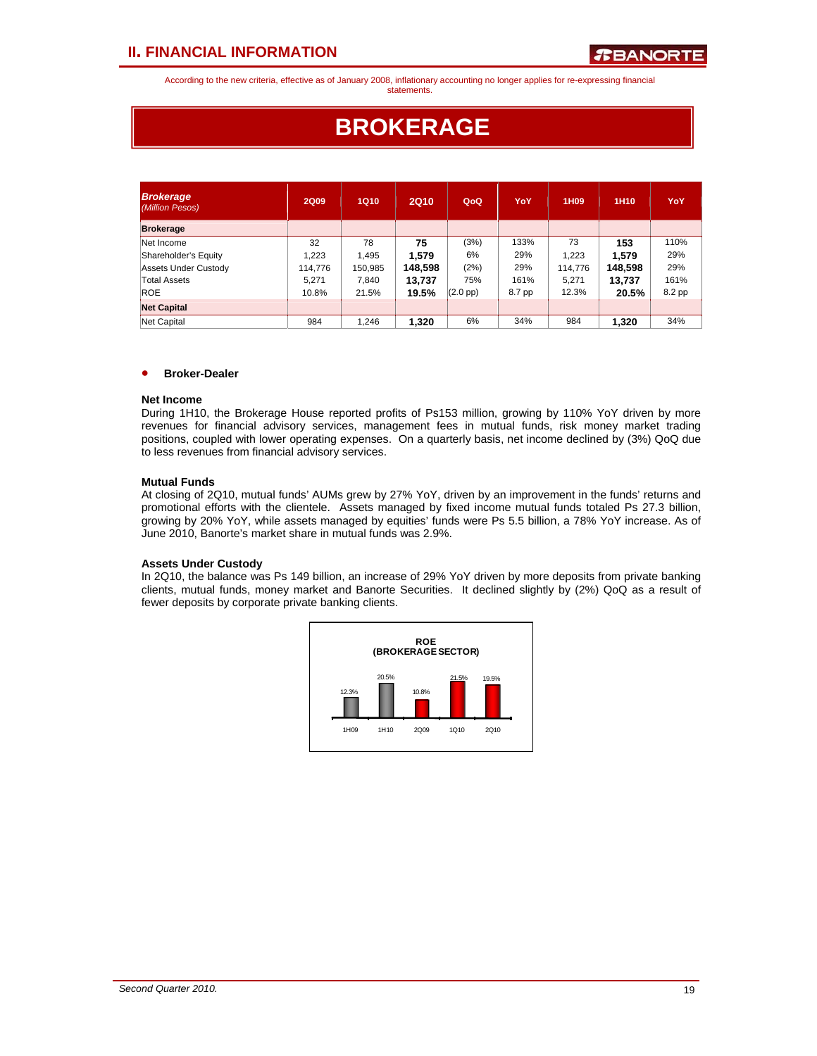According to the new criteria, effective as of January 2008, inflationary accounting no longer applies for re-expressing financial statements.

# BROKERAGE

| *Brokerage* *(Million Pesos)* | 2Q09 | 1Q10 | 2Q10 | QoQ | YoY | 1H09 | 1H10 | YoY |
|---|---|---|---|---|---|---|---|---|
| **Brokerage** | | | | | | | | |
| Net Income | 32 | 78 | **75** | (3%) | 133% | 73 | **153** | 110% |
| Shareholder's Equity | 1,223 | 1,495 | **1,579** | 6% | 29% | 1,223 | **1,579** | 29% |
| Assets Under Custody | 114,776 | 150,985 | **148,598** | (2%) | 29% | 114,776 | **148,598** | 29% |
| Total Assets | 5,271 | 7,840 | **13,737** | 75% | 161% | 5,271 | **13,737** | 161% |
| ROE | 10.8% | 21.5% | **19.5%** | (2.0 pp) | 8.7 pp | 12.3% | **20.5%** | 8.2 pp |
| **Net Capital** | | | | | | | | |
| Net Capital | 984 | 1,246 | **1,320** | 6% | 34% | 984 | **1,320** | 34% |

- **Broker-Dealer**

**Net Income**

During 1H10, the Brokerage House reported profits of Ps153 million, growing by 110% YoY driven by more revenues for financial advisory services, management fees in mutual funds, risk money market trading positions, coupled with lower operating expenses. On a quarterly basis, net income declined by (3%) QoQ due to less revenues from financial advisory services.

**Mutual Funds**

At closing of 2Q10, mutual funds' AUMs grew by 27% YoY, driven by an improvement in the funds' returns and promotional efforts with the clientele. Assets managed by fixed income mutual funds totaled Ps 27.3 billion, growing by 20% YoY, while assets managed by equities' funds were Ps 5.5 billion, a 78% YoY increase. As of June 2010, Banorte's market share in mutual funds was 2.9%.

**Assets Under Custody**

In 2Q10, the balance was Ps 149 billion, an increase of 29% YoY driven by more deposits from private banking clients, mutual funds, money market and Banorte Securities. It declined slightly by (2%) QoQ as a result of fewer deposits by corporate private banking clients.

ROE
(BROKERAGE SECTOR)

12.3%
20.5%
10.8%
21.5%
19.5%

1H09
1H10
2Q09
1Q10
2Q10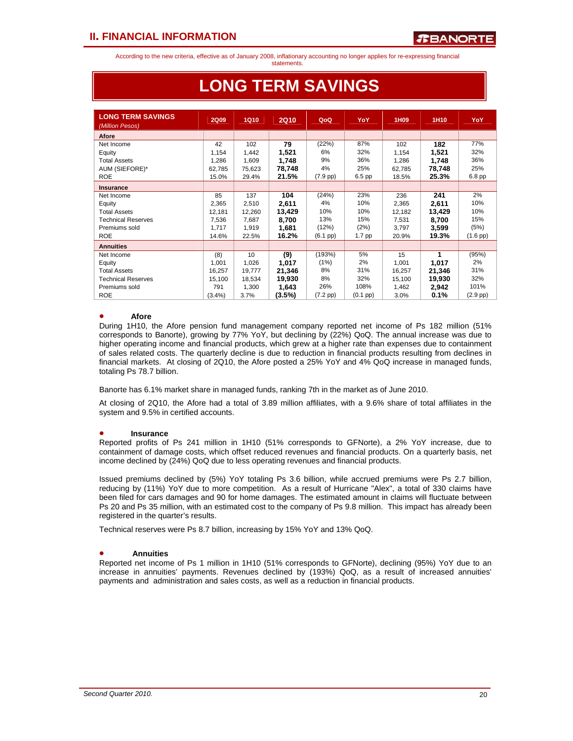## II. FINANCIAL INFORMATION

According to the new criteria, effective as of January 2008, inflationary accounting no longer applies for re-expressing financial statements.

# LONG TERM SAVINGS

| LONG TERM SAVINGS *(Million Pesos)* | 2Q09 | 1Q10 | 2Q10 | QoQ | YoY | 1H09 | 1H10 | YoY |
|---|---|---|---|---|---|---|---|---|
| **Afore** | | | | | | | | |
| Net Income | 42 | 102 | **79** | (22%) | 87% | 102 | **182** | 77% |
| Equity | 1,154 | 1,442 | **1,521** | 6% | 32% | 1,154 | **1,521** | 32% |
| Total Assets | 1,286 | 1,609 | **1,748** | 9% | 36% | 1,286 | **1,748** | 36% |
| AUM (SIEFORE)* | 62,785 | 75,623 | **78,748** | 4% | 25% | 62,785 | **78,748** | 25% |
| ROE | 15.0% | 29.4% | **21.5%** | (7.9 pp) | 6.5 pp | 18.5% | **25.3%** | 6.8 pp |
| **Insurance** | | | | | | | | |
| Net Income | 85 | 137 | **104** | (24%) | 23% | 236 | **241** | 2% |
| Equity | 2,365 | 2,510 | **2,611** | 4% | 10% | 2,365 | **2,611** | 10% |
| Total Assets | 12,181 | 12,260 | **13,429** | 10% | 10% | 12,182 | **13,429** | 10% |
| Technical Reserves | 7,536 | 7,687 | **8,700** | 13% | 15% | 7,531 | **8,700** | 15% |
| Premiums sold | 1,717 | 1,919 | **1,681** | (12%) | (2%) | 3,797 | **3,599** | (5%) |
| ROE | 14.6% | 22.5% | **16.2%** | (6.1 pp) | 1.7 pp | 20.9% | **19.3%** | (1.6 pp) |
| **Annuities** | | | | | | | | |
| Net Income | (8) | 10 | **(9)** | (193%) | 5% | 15 | **1** | (95%) |
| Equity | 1,001 | 1,026 | **1,017** | (1%) | 2% | 1,001 | **1,017** | 2% |
| Total Assets | 16,257 | 19,777 | **21,346** | 8% | 31% | 16,257 | **21,346** | 31% |
| Technical Reserves | 15,100 | 18,534 | **19,930** | 8% | 32% | 15,100 | **19,930** | 32% |
| Premiums sold | 791 | 1,300 | **1,643** | 26% | 108% | 1,462 | **2,942** | 101% |
| ROE | (3.4%) | 3.7% | **(3.5%)** | (7.2 pp) | (0.1 pp) | 3.0% | **0.1%** | (2.9 pp) |

- **Afore**

During 1H10, the Afore pension fund management company reported net income of Ps 182 million (51% corresponds to Banorte), growing by 77% YoY, but declining by (22%) QoQ. The annual increase was due to higher operating income and financial products, which grew at a higher rate than expenses due to containment of sales related costs. The quarterly decline is due to reduction in financial products resulting from declines in financial markets. At closing of 2Q10, the Afore posted a 25% YoY and 4% QoQ increase in managed funds, totaling Ps 78.7 billion.

Banorte has 6.1% market share in managed funds, ranking 7th in the market as of June 2010.

At closing of 2Q10, the Afore had a total of 3.89 million affiliates, with a 9.6% share of total affiliates in the system and 9.5% in certified accounts.

- **Insurance**

Reported profits of Ps 241 million in 1H10 (51% corresponds to GFNorte), a 2% YoY increase, due to containment of damage costs, which offset reduced revenues and financial products. On a quarterly basis, net income declined by (24%) QoQ due to less operating revenues and financial products.

Issued premiums declined by (5%) YoY totaling Ps 3.6 billion, while accrued premiums were Ps 2.7 billion, reducing by (11%) YoY due to more competition. As a result of Hurricane "Alex", a total of 330 claims have been filed for cars damages and 90 for home damages. The estimated amount in claims will fluctuate between Ps 20 and Ps 35 million, with an estimated cost to the company of Ps 9.8 million. This impact has already been registered in the quarter's results.

Technical reserves were Ps 8.7 billion, increasing by 15% YoY and 13% QoQ.

- **Annuities**

Reported net income of Ps 1 million in 1H10 (51% corresponds to GFNorte), declining (95%) YoY due to an increase in annuities' payments. Revenues declined by (193%) QoQ, as a result of increased annuities' payments and administration and sales costs, as well as a reduction in financial products.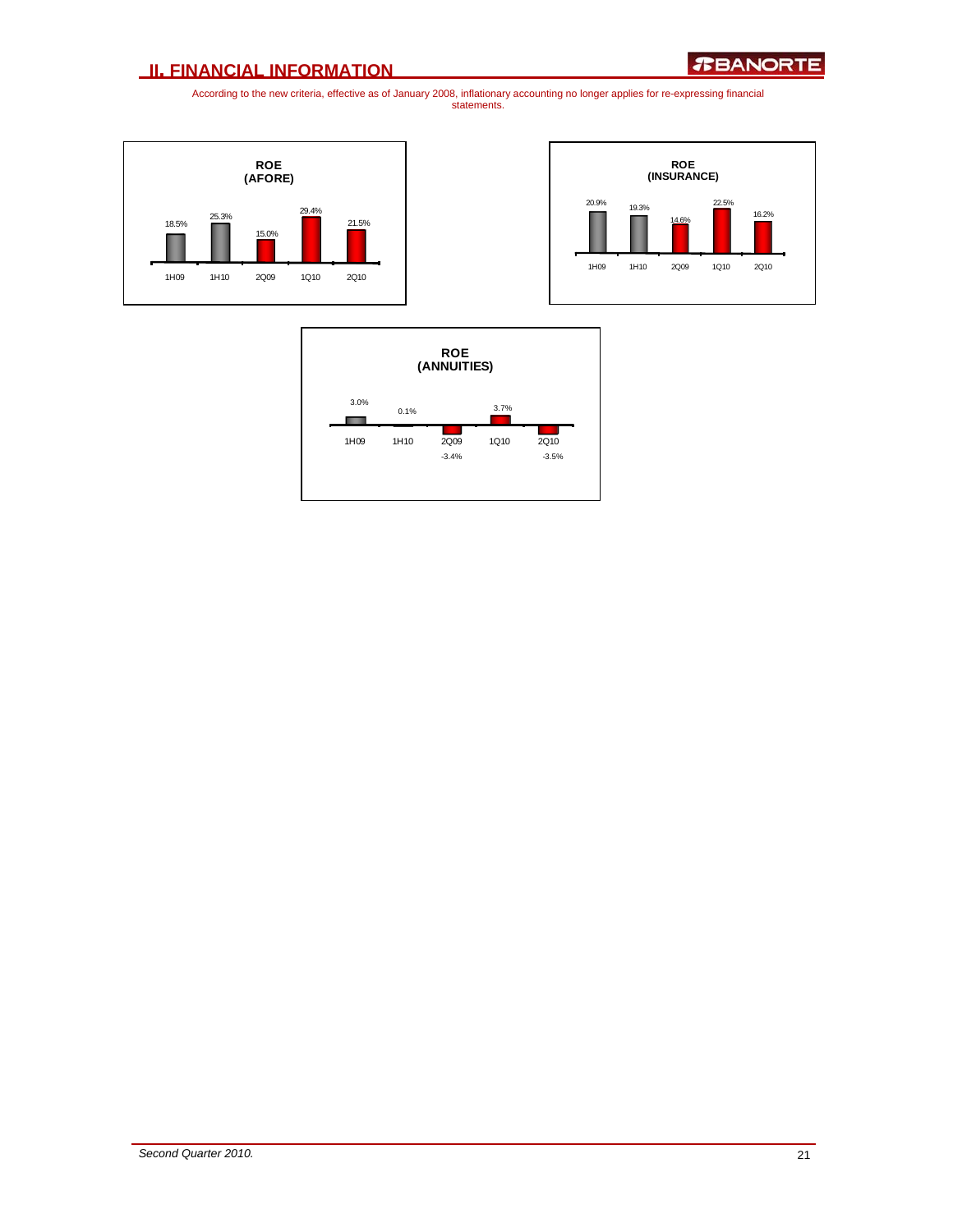## II. FINANCIAL INFORMATION

According to the new criteria, effective as of January 2008, inflationary accounting no longer applies for re-expressing financial statements.

**ROE (AFORE)**

18.5%
25.3%
15.0%
29.4%
21.5%

1H09 1H10 2Q09 1Q10 2Q10

**ROE (INSURANCE)**

20.9%
19.3%
14.6%
22.5%
16.2%

1H09 1H10 2Q09 1Q10 2Q10

**ROE (ANNUITIES)**

3.0%
0.1%
-3.4%
3.7%
-3.5%

1H09 1H10 2Q09 1Q10 2Q10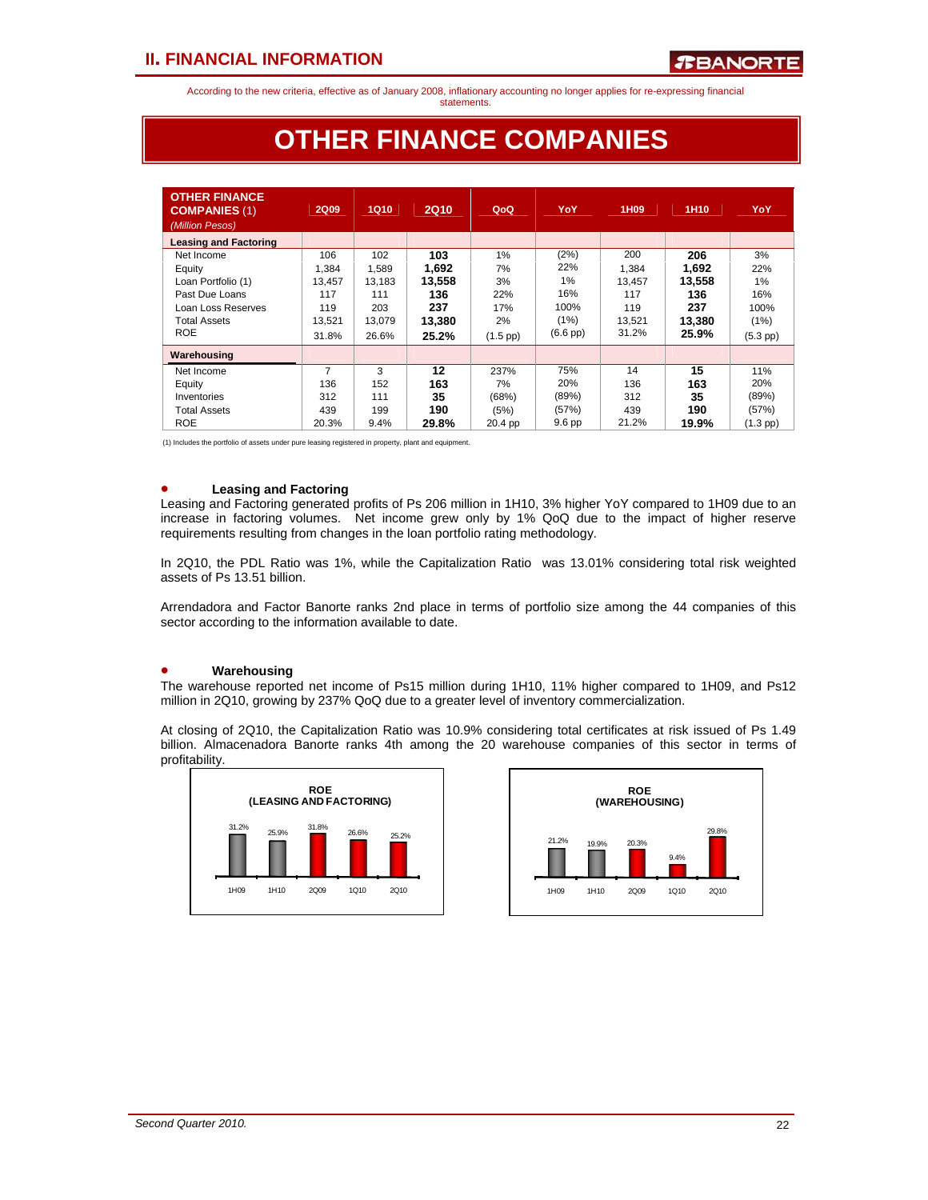According to the new criteria, effective as of January 2008, inflationary accounting no longer applies for re-expressing financial statements.

# OTHER FINANCE COMPANIES

| OTHER FINANCE COMPANIES (1) *(Million Pesos)* | 2Q09 | 1Q10 | 2Q10 | QoQ | YoY | 1H09 | 1H10 | YoY |
|---|---|---|---|---|---|---|---|---|
| **Leasing and Factoring** | | | | | | | | |
| Net Income | 106 | 102 | **103** | 1% | (2%) | 200 | **206** | 3% |
| Equity | 1,384 | 1,589 | **1,692** | 7% | 22% | 1,384 | **1,692** | 22% |
| Loan Portfolio (1) | 13,457 | 13,183 | **13,558** | 3% | 1% | 13,457 | **13,558** | 1% |
| Past Due Loans | 117 | 111 | **136** | 22% | 16% | 117 | **136** | 16% |
| Loan Loss Reserves | 119 | 203 | **237** | 17% | 100% | 119 | **237** | 100% |
| Total Assets | 13,521 | 13,079 | **13,380** | 2% | (1%) | 13,521 | **13,380** | (1%) |
| ROE | 31.8% | 26.6% | **25.2%** | (1.5 pp) | (6.6 pp) | 31.2% | **25.9%** | (5.3 pp) |
| **Warehousing** | | | | | | | | |
| Net Income | 7 | 3 | **12** | 237% | 75% | 14 | **15** | 11% |
| Equity | 136 | 152 | **163** | 7% | 20% | 136 | **163** | 20% |
| Inventories | 312 | 111 | **35** | (68%) | (89%) | 312 | **35** | (89%) |
| Total Assets | 439 | 199 | **190** | (5%) | (57%) | 439 | **190** | (57%) |
| ROE | 20.3% | 9.4% | **29.8%** | 20.4 pp | 9.6 pp | 21.2% | **19.9%** | (1.3 pp) |

(1) Includes the portfolio of assets under pure leasing registered in property, plant and equipment.

- **Leasing and Factoring**

Leasing and Factoring generated profits of Ps 206 million in 1H10, 3% higher YoY compared to 1H09 due to an increase in factoring volumes. Net income grew only by 1% QoQ due to the impact of higher reserve requirements resulting from changes in the loan portfolio rating methodology.

In 2Q10, the PDL Ratio was 1%, while the Capitalization Ratio was 13.01% considering total risk weighted assets of Ps 13.51 billion.

Arrendadora and Factor Banorte ranks 2nd place in terms of portfolio size among the 44 companies of this sector according to the information available to date.

- **Warehousing**

The warehouse reported net income of Ps15 million during 1H10, 11% higher compared to 1H09, and Ps12 million in 2Q10, growing by 237% QoQ due to a greater level of inventory commercialization.

At closing of 2Q10, the Capitalization Ratio was 10.9% considering total certificates at risk issued of Ps 1.49 billion. Almacenadora Banorte ranks 4th among the 20 warehouse companies of this sector in terms of profitability.

ROE
(LEASING AND FACTORING)
31.2%
25.9%
31.8%
26.6%
25.2%
1H09
1H10
2Q09
1Q10
2Q10

ROE
(WAREHOUSING)
21.2%
19.9%
20.3%
9.4%
29.8%
1H09
1H10
2Q09
1Q10
2Q10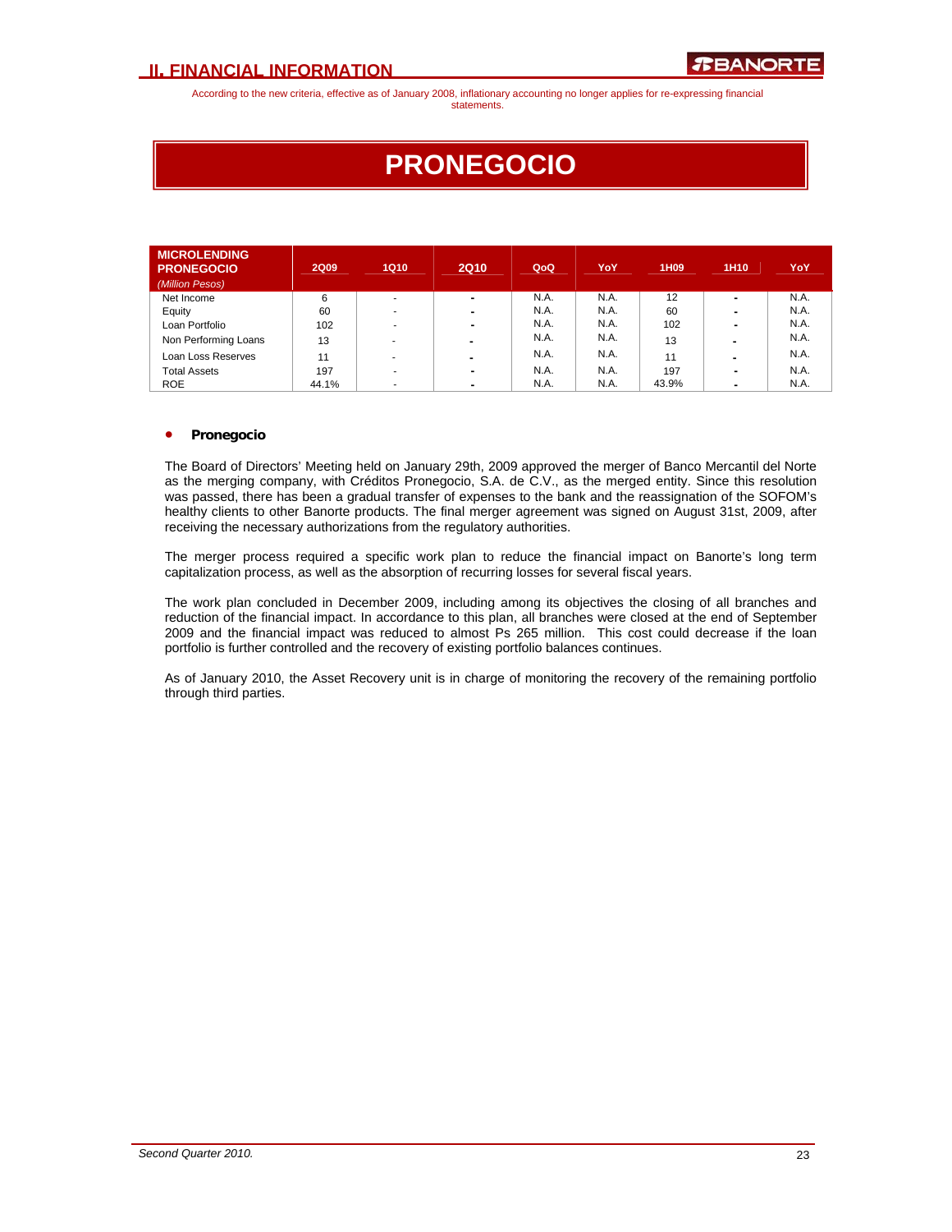# II. FINANCIAL INFORMATION

According to the new criteria, effective as of January 2008, inflationary accounting no longer applies for re-expressing financial statements.

## PRONEGOCIO

| MICROLENDING PRONEGOCIO *(Million Pesos)* | 2Q09 | 1Q10 | 2Q10 | QoQ | YoY | 1H09 | 1H10 | YoY |
|---|---|---|---|---|---|---|---|---|
| Net Income | 6 | - | - | N.A. | N.A. | 12 | - | N.A. |
| Equity | 60 | - | - | N.A. | N.A. | 60 | - | N.A. |
| Loan Portfolio | 102 | - | - | N.A. | N.A. | 102 | - | N.A. |
| Non Performing Loans | 13 | - | - | N.A. | N.A. | 13 | - | N.A. |
| Loan Loss Reserves | 11 | - | - | N.A. | N.A. | 11 | - | N.A. |
| Total Assets | 197 | - | - | N.A. | N.A. | 197 | - | N.A. |
| ROE | 44.1% | - | - | N.A. | N.A. | 43.9% | - | N.A. |

- **Pronegocio**

The Board of Directors' Meeting held on January 29th, 2009 approved the merger of Banco Mercantil del Norte as the merging company, with Créditos Pronegocio, S.A. de C.V., as the merged entity. Since this resolution was passed, there has been a gradual transfer of expenses to the bank and the reassignation of the SOFOM's healthy clients to other Banorte products. The final merger agreement was signed on August 31st, 2009, after receiving the necessary authorizations from the regulatory authorities.

The merger process required a specific work plan to reduce the financial impact on Banorte's long term capitalization process, as well as the absorption of recurring losses for several fiscal years.

The work plan concluded in December 2009, including among its objectives the closing of all branches and reduction of the financial impact. In accordance to this plan, all branches were closed at the end of September 2009 and the financial impact was reduced to almost Ps 265 million. This cost could decrease if the loan portfolio is further controlled and the recovery of existing portfolio balances continues.

As of January 2010, the Asset Recovery unit is in charge of monitoring the recovery of the remaining portfolio through third parties.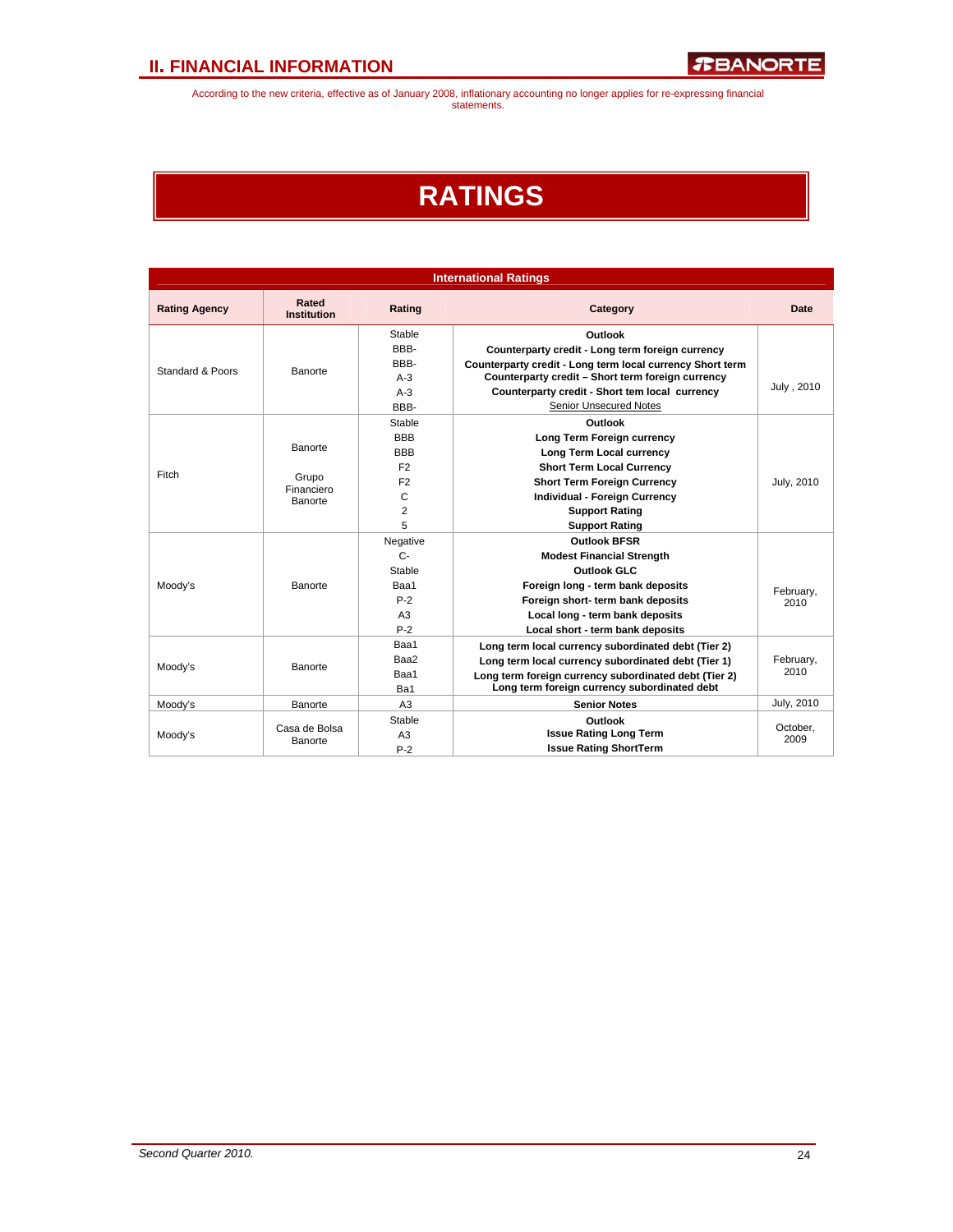According to the new criteria, effective as of January 2008, inflationary accounting no longer applies for re-expressing financial statements.

# RATINGS

| International Ratings | | | | |
|---|---|---|---|---|
| **Rating Agency** | **Rated Institution** | **Rating** | **Category** | **Date** |
| Standard & Poors | Banorte | Stable | **Outlook** | July , 2010 |
| | | BBB- | **Counterparty credit - Long term foreign currency** | |
| | | BBB- | **Counterparty credit - Long term local currency Short term** | |
| | | A-3 | **Counterparty credit – Short term foreign currency** | |
| | | A-3 | **Counterparty credit - Short tem local currency** | |
| | | BBB- | Senior Unsecured Notes | |
| Fitch | Banorte<br>Grupo Financiero Banorte | Stable | **Outlook** | July, 2010 |
| | | BBB | **Long Term Foreign currency** | |
| | | BBB | **Long Term Local currency** | |
| | | F2 | **Short Term Local Currency** | |
| | | F2 | **Short Term Foreign Currency** | |
| | | C | **Individual - Foreign Currency** | |
| | | 2 | **Support Rating** | |
| | | 5 | **Support Rating** | |
| Moody's | Banorte | Negative | **Outlook BFSR** | February, 2010 |
| | | C- | **Modest Financial Strength** | |
| | | Stable | **Outlook GLC** | |
| | | Baa1 | **Foreign long - term bank deposits** | |
| | | P-2 | **Foreign short- term bank deposits** | |
| | | A3 | **Local long - term bank deposits** | |
| | | P-2 | **Local short - term bank deposits** | |
| Moody's | Banorte | Baa1 | **Long term local currency subordinated debt (Tier 2)** | February, 2010 |
| | | Baa2 | **Long term local currency subordinated debt (Tier 1)** | |
| | | Baa1 | **Long term foreign currency subordinated debt (Tier 2)** | |
| | | Ba1 | **Long term foreign currency subordinated debt** | |
| Moody's | Banorte | A3 | **Senior Notes** | July, 2010 |
| Moody's | Casa de Bolsa Banorte | Stable | **Outlook** | October, 2009 |
| | | A3 | **Issue Rating Long Term** | |
| | | P-2 | **Issue Rating ShortTerm** | |

*Second Quarter 2010.*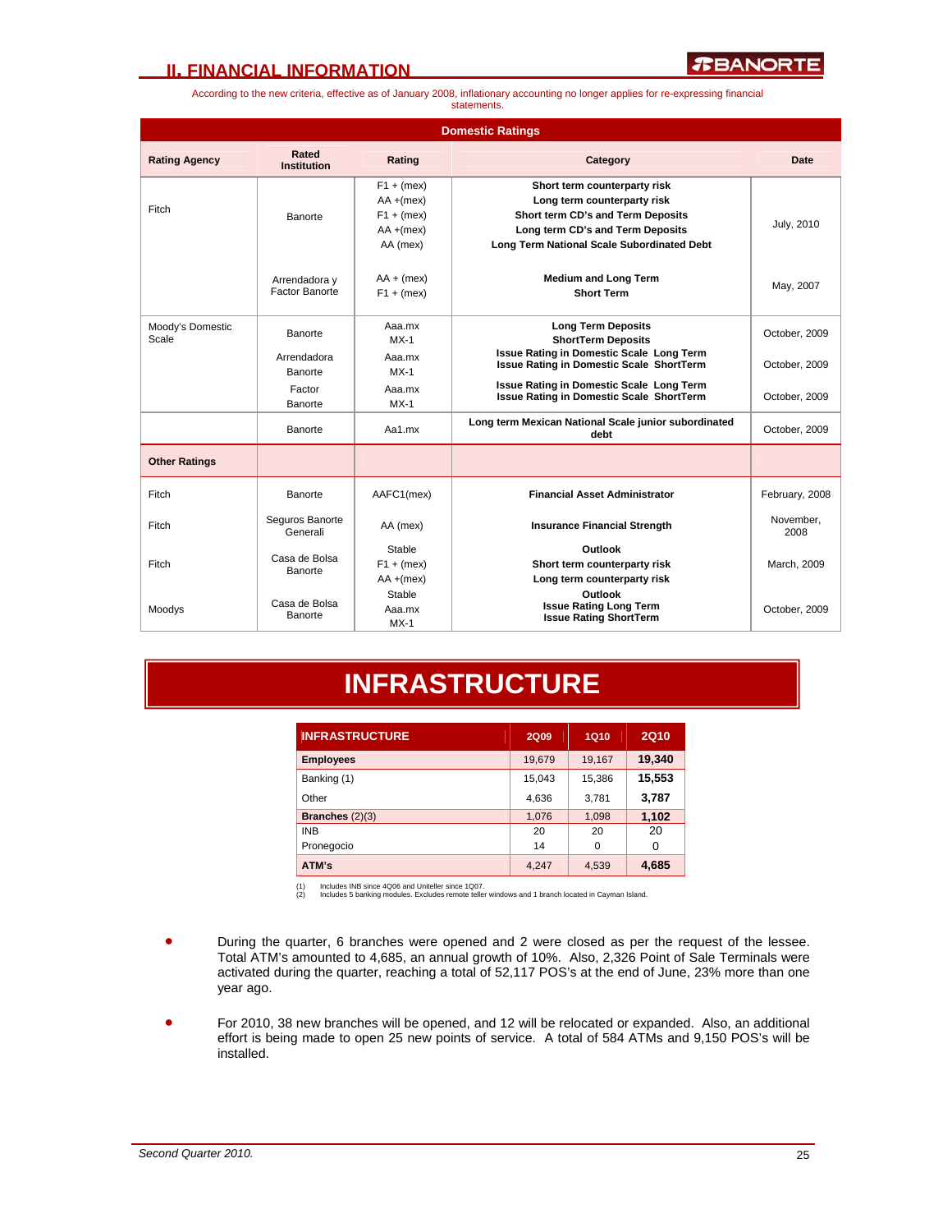## II. FINANCIAL INFORMATION

According to the new criteria, effective as of January 2008, inflationary accounting no longer applies for re-expressing financial statements.

| Domestic Ratings | | | | |
|---|---|---|---|---|
| **Rating Agency** | **Rated Institution** | **Rating** | **Category** | **Date** |
| Fitch | Banorte | F1 + (mex)<br>AA +(mex)<br>F1 + (mex)<br>AA +(mex)<br>AA (mex) | **Short term counterparty risk**<br>**Long term counterparty risk**<br>**Short term CD's and Term Deposits**<br>**Long term CD's and Term Deposits**<br>**Long Term National Scale Subordinated Debt** | July, 2010 |
| | Arrendadora y Factor Banorte | AA + (mex)<br>F1 + (mex) | **Medium and Long Term**<br>**Short Term** | May, 2007 |
| Moody's Domestic Scale | Banorte | Aaa.mx<br>MX-1 | **Long Term Deposits**<br>**ShortTerm Deposits** | October, 2009 |
| | Arrendadora Banorte | Aaa.mx<br>MX-1 | **Issue Rating in Domestic Scale Long Term**<br>**Issue Rating in Domestic Scale ShortTerm** | October, 2009 |
| | Factor Banorte | Aaa.mx<br>MX-1 | **Issue Rating in Domestic Scale Long Term**<br>**Issue Rating in Domestic Scale ShortTerm** | October, 2009 |
| | Banorte | Aa1.mx | **Long term Mexican National Scale junior subordinated debt** | October, 2009 |
| **Other Ratings** | | | | |
| Fitch | Banorte | AAFC1(mex) | **Financial Asset Administrator** | February, 2008 |
| Fitch | Seguros Banorte Generali | AA (mex) | **Insurance Financial Strength** | November, 2008 |
| Fitch | Casa de Bolsa Banorte | Stable<br>F1 + (mex)<br>AA +(mex) | **Outlook**<br>**Short term counterparty risk**<br>**Long term counterparty risk** | March, 2009 |
| Moodys | Casa de Bolsa Banorte | Stable<br>Aaa.mx<br>MX-1 | **Outlook**<br>**Issue Rating Long Term**<br>**Issue Rating ShortTerm** | October, 2009 |

# INFRASTRUCTURE

| INFRASTRUCTURE | 2Q09 | 1Q10 | 2Q10 |
|---|---|---|---|
| **Employees** | 19,679 | 19,167 | **19,340** |
| Banking (1) | 15,043 | 15,386 | **15,553** |
| Other | 4,636 | 3,781 | **3,787** |
| **Branches** (2)(3) | 1,076 | 1,098 | **1,102** |
| INB | 20 | 20 | 20 |
| Pronegocio | 14 | 0 | 0 |
| **ATM's** | 4,247 | 4,539 | **4,685** |

(1) Includes INB since 4Q06 and Uniteller since 1Q07.
(2) Includes 5 banking modules. Excludes remote teller windows and 1 branch located in Cayman Island.

- During the quarter, 6 branches were opened and 2 were closed as per the request of the lessee. Total ATM's amounted to 4,685, an annual growth of 10%. Also, 2,326 Point of Sale Terminals were activated during the quarter, reaching a total of 52,117 POS's at the end of June, 23% more than one year ago.

- For 2010, 38 new branches will be opened, and 12 will be relocated or expanded. Also, an additional effort is being made to open 25 new points of service. A total of 584 ATMs and 9,150 POS's will be installed.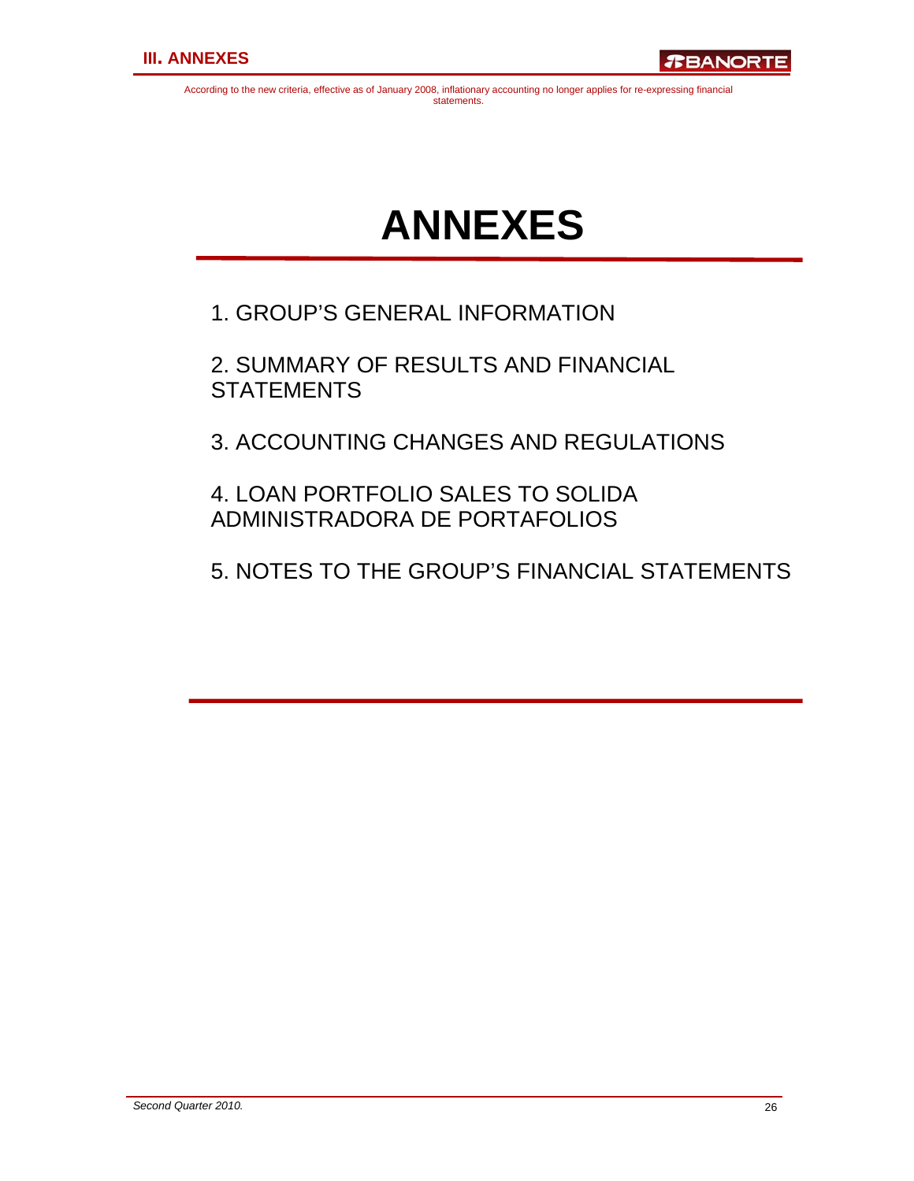# ANNEXES

1. GROUP'S GENERAL INFORMATION

2. SUMMARY OF RESULTS AND FINANCIAL STATEMENTS

3. ACCOUNTING CHANGES AND REGULATIONS

4. LOAN PORTFOLIO SALES TO SOLIDA ADMINISTRADORA DE PORTAFOLIOS

5. NOTES TO THE GROUP'S FINANCIAL STATEMENTS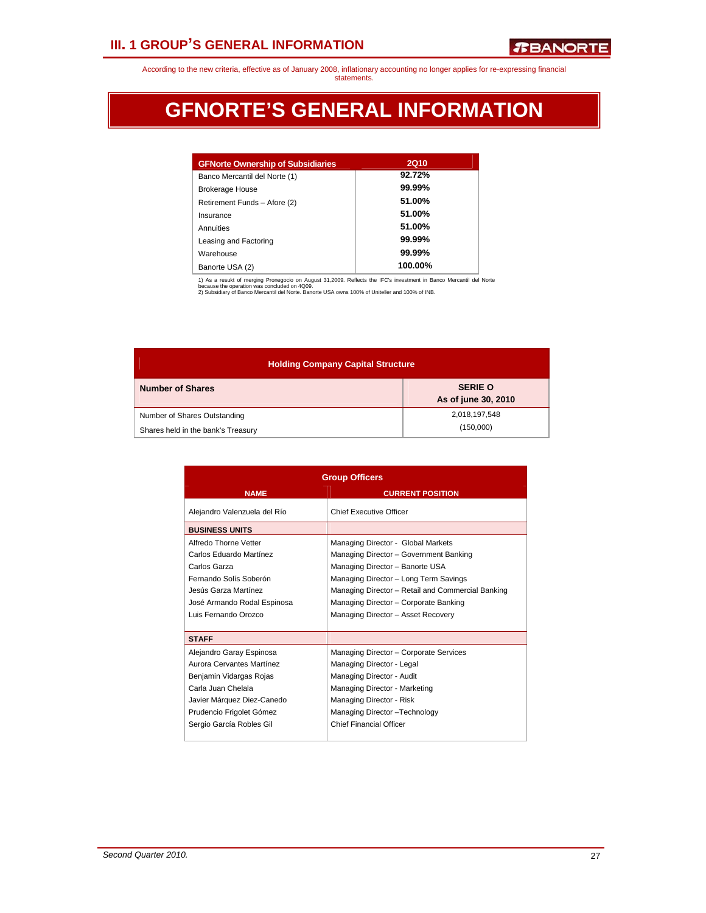According to the new criteria, effective as of January 2008, inflationary accounting no longer applies for re-expressing financial statements.

# GFNORTE'S GENERAL INFORMATION

| GFNorte Ownership of Subsidiaries | 2Q10 |
| --- | --- |
| Banco Mercantil del Norte (1) | **92.72%** |
| Brokerage House | **99.99%** |
| Retirement Funds – Afore (2) | **51.00%** |
| Insurance | **51.00%** |
| Annuities | **51.00%** |
| Leasing and Factoring | **99.99%** |
| Warehouse | **99.99%** |
| Banorte USA (2) | **100.00%** |

1) As a resukt of merging Pronegocio on August 31,2009. Reflects the IFC's investment in Banco Mercantil del Norte because the operation was concluded on 4Q09.
2) Subsidiary of Banco Mercantil del Norte. Banorte USA owns 100% of Uniteller and 100% of INB.

| Holding Company Capital Structure | |
| --- | --- |
| **Number of Shares** | **SERIE O As of june 30, 2010** |
| Number of Shares Outstanding | 2,018,197,548 |
| Shares held in the bank's Treasury | (150,000) |

| Group Officers | |
| --- | --- |
| **NAME** | **CURRENT POSITION** |
| Alejandro Valenzuela del Río | Chief Executive Officer |
| **BUSINESS UNITS** | |
| Alfredo Thorne Vetter | Managing Director - Global Markets |
| Carlos Eduardo Martínez | Managing Director – Government Banking |
| Carlos Garza | Managing Director – Banorte USA |
| Fernando Solís Soberón | Managing Director – Long Term Savings |
| Jesús Garza Martínez | Managing Director – Retail and Commercial Banking |
| José Armando Rodal Espinosa | Managing Director – Corporate Banking |
| Luis Fernando Orozco | Managing Director – Asset Recovery |
| **STAFF** | |
| Alejandro Garay Espinosa | Managing Director – Corporate Services |
| Aurora Cervantes Martínez | Managing Director - Legal |
| Benjamin Vidargas Rojas | Managing Director - Audit |
| Carla Juan Chelala | Managing Director - Marketing |
| Javier Márquez Diez-Canedo | Managing Director - Risk |
| Prudencio Frigolet Gómez | Managing Director –Technology |
| Sergio García Robles Gil | Chief Financial Officer |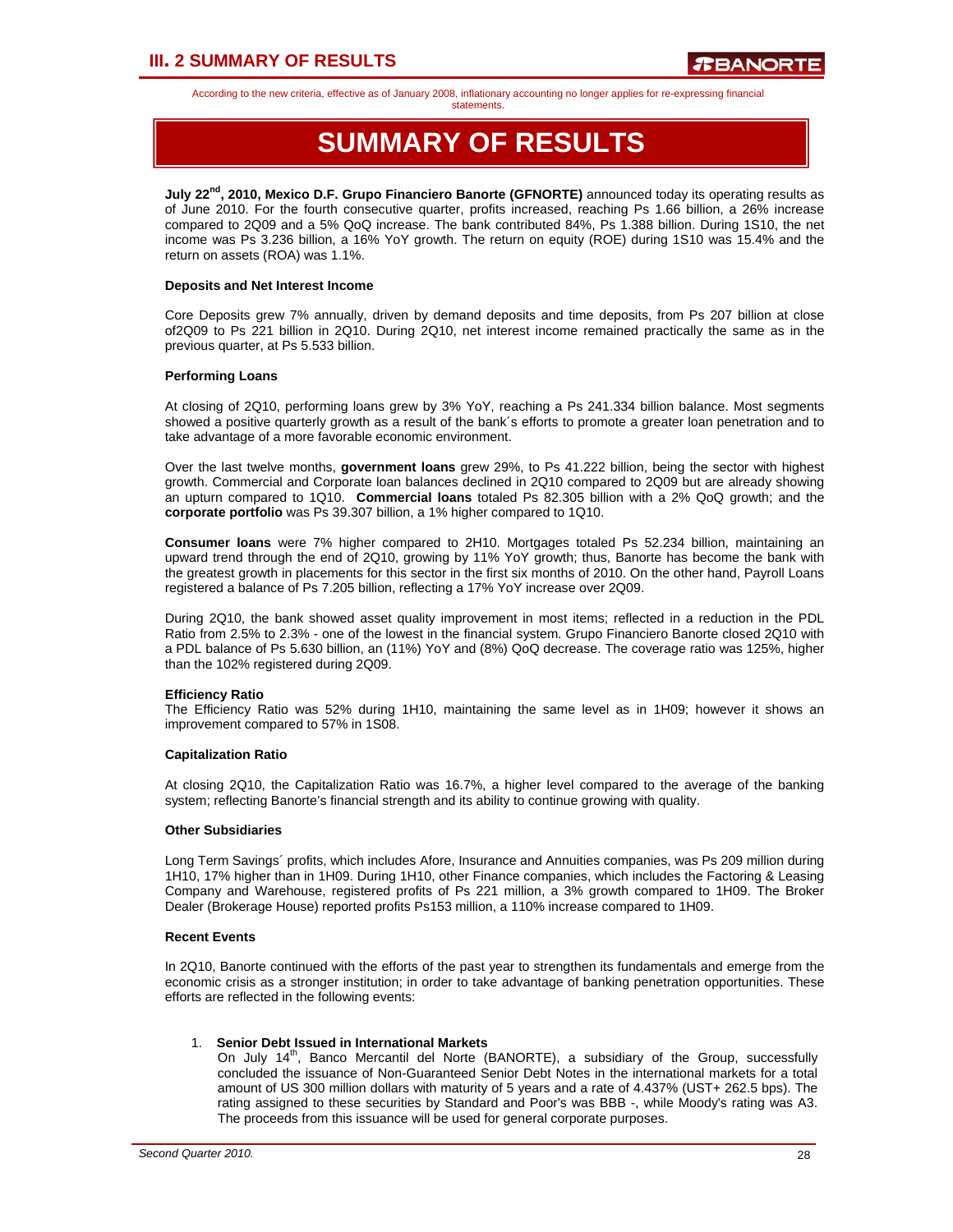According to the new criteria, effective as of January 2008, inflationary accounting no longer applies for re-expressing financial statements.

# SUMMARY OF RESULTS

**July 22nd, 2010, Mexico D.F. Grupo Financiero Banorte (GFNORTE)** announced today its operating results as of June 2010. For the fourth consecutive quarter, profits increased, reaching Ps 1.66 billion, a 26% increase compared to 2Q09 and a 5% QoQ increase. The bank contributed 84%, Ps 1.388 billion. During 1S10, the net income was Ps 3.236 billion, a 16% YoY growth. The return on equity (ROE) during 1S10 was 15.4% and the return on assets (ROA) was 1.1%.

**Deposits and Net Interest Income**

Core Deposits grew 7% annually, driven by demand deposits and time deposits, from Ps 207 billion at close of2Q09 to Ps 221 billion in 2Q10. During 2Q10, net interest income remained practically the same as in the previous quarter, at Ps 5.533 billion.

**Performing Loans**

At closing of 2Q10, performing loans grew by 3% YoY, reaching a Ps 241.334 billion balance. Most segments showed a positive quarterly growth as a result of the bank´s efforts to promote a greater loan penetration and to take advantage of a more favorable economic environment.

Over the last twelve months, **government loans** grew 29%, to Ps 41.222 billion, being the sector with highest growth. Commercial and Corporate loan balances declined in 2Q10 compared to 2Q09 but are already showing an upturn compared to 1Q10. **Commercial loans** totaled Ps 82.305 billion with a 2% QoQ growth; and the **corporate portfolio** was Ps 39.307 billion, a 1% higher compared to 1Q10.

**Consumer loans** were 7% higher compared to 2H10. Mortgages totaled Ps 52.234 billion, maintaining an upward trend through the end of 2Q10, growing by 11% YoY growth; thus, Banorte has become the bank with the greatest growth in placements for this sector in the first six months of 2010. On the other hand, Payroll Loans registered a balance of Ps 7.205 billion, reflecting a 17% YoY increase over 2Q09.

During 2Q10, the bank showed asset quality improvement in most items; reflected in a reduction in the PDL Ratio from 2.5% to 2.3% - one of the lowest in the financial system. Grupo Financiero Banorte closed 2Q10 with a PDL balance of Ps 5.630 billion, an (11%) YoY and (8%) QoQ decrease. The coverage ratio was 125%, higher than the 102% registered during 2Q09.

**Efficiency Ratio**

The Efficiency Ratio was 52% during 1H10, maintaining the same level as in 1H09; however it shows an improvement compared to 57% in 1S08.

**Capitalization Ratio**

At closing 2Q10, the Capitalization Ratio was 16.7%, a higher level compared to the average of the banking system; reflecting Banorte's financial strength and its ability to continue growing with quality.

**Other Subsidiaries**

Long Term Savings´ profits, which includes Afore, Insurance and Annuities companies, was Ps 209 million during 1H10, 17% higher than in 1H09. During 1H10, other Finance companies, which includes the Factoring & Leasing Company and Warehouse, registered profits of Ps 221 million, a 3% growth compared to 1H09. The Broker Dealer (Brokerage House) reported profits Ps153 million, a 110% increase compared to 1H09.

**Recent Events**

In 2Q10, Banorte continued with the efforts of the past year to strengthen its fundamentals and emerge from the economic crisis as a stronger institution; in order to take advantage of banking penetration opportunities. These efforts are reflected in the following events:

1. **Senior Debt Issued in International Markets**
   On July 14th, Banco Mercantil del Norte (BANORTE), a subsidiary of the Group, successfully concluded the issuance of Non-Guaranteed Senior Debt Notes in the international markets for a total amount of US 300 million dollars with maturity of 5 years and a rate of 4.437% (UST+ 262.5 bps). The rating assigned to these securities by Standard and Poor's was BBB -, while Moody's rating was A3. The proceeds from this issuance will be used for general corporate purposes.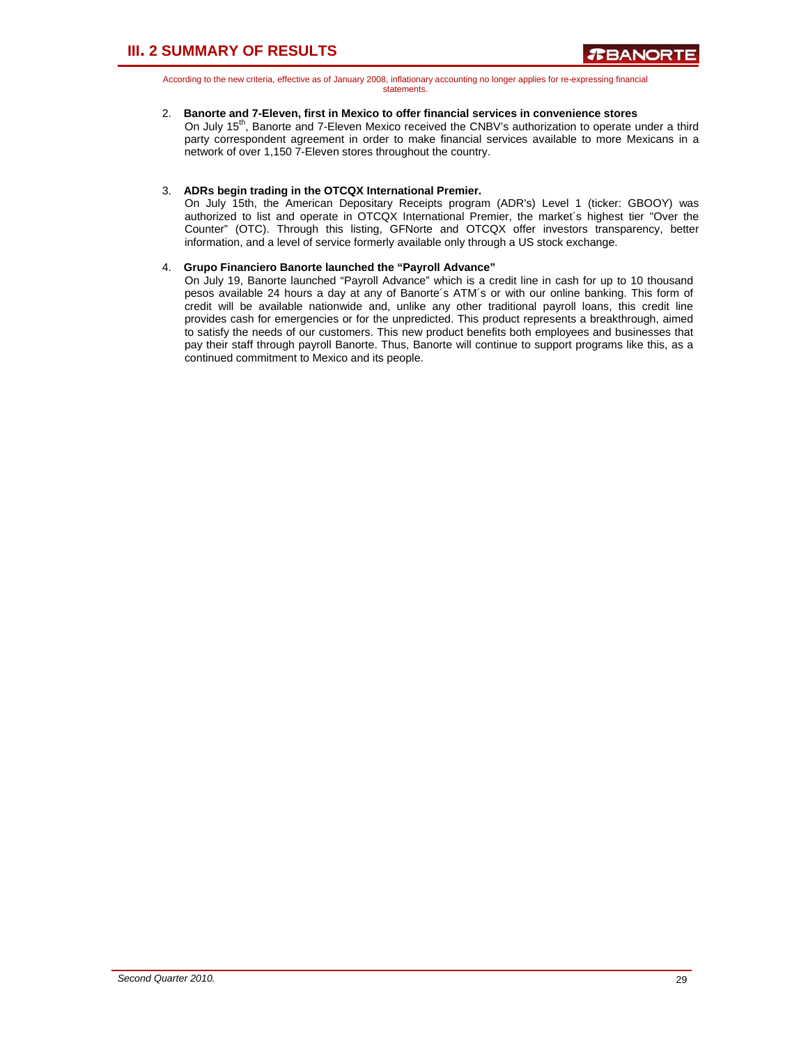2. **Banorte and 7-Eleven, first in Mexico to offer financial services in convenience stores**
   On July 15th, Banorte and 7-Eleven Mexico received the CNBV's authorization to operate under a third party correspondent agreement in order to make financial services available to more Mexicans in a network of over 1,150 7-Eleven stores throughout the country.

3. **ADRs begin trading in the OTCQX International Premier.**
   On July 15th, the American Depositary Receipts program (ADR's) Level 1 (ticker: GBOOY) was authorized to list and operate in OTCQX International Premier, the market´s highest tier "Over the Counter" (OTC). Through this listing, GFNorte and OTCQX offer investors transparency, better information, and a level of service formerly available only through a US stock exchange.

4. **Grupo Financiero Banorte launched the "Payroll Advance"**
   On July 19, Banorte launched "Payroll Advance" which is a credit line in cash for up to 10 thousand pesos available 24 hours a day at any of Banorte´s ATM´s or with our online banking. This form of credit will be available nationwide and, unlike any other traditional payroll loans, this credit line provides cash for emergencies or for the unpredicted. This product represents a breakthrough, aimed to satisfy the needs of our customers. This new product benefits both employees and businesses that pay their staff through payroll Banorte. Thus, Banorte will continue to support programs like this, as a continued commitment to Mexico and its people.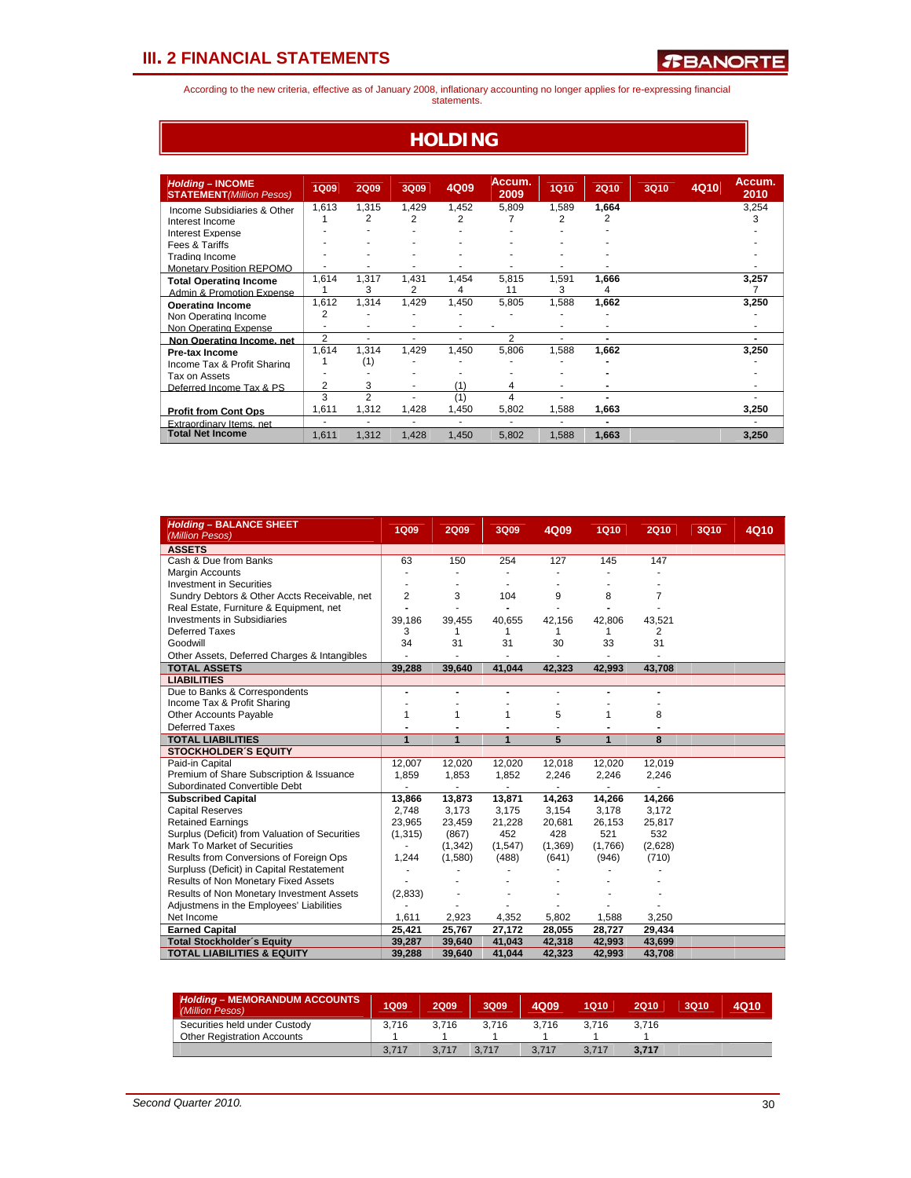## III. 2 FINANCIAL STATEMENTS

According to the new criteria, effective as of January 2008, inflationary accounting no longer applies for re-expressing financial statements.

# HOLDING

| *Holding* – INCOME STATEMENT *(Million Pesos)* | 1Q09 | 2Q09 | 3Q09 | 4Q09 | Accum. 2009 | 1Q10 | 2Q10 | 3Q10 | 4Q10 | Accum. 2010 |
|---|---|---|---|---|---|---|---|---|---|---|
| Income Subsidiaries & Other | 1,613 | 1,315 | 1,429 | 1,452 | 5,809 | 1,589 | **1,664** | | | 3,254 |
| Interest Income | 1 | 2 | 2 | 2 | 7 | 2 | 2 | | | 3 |
| Interest Expense | - | - | - | - | - | - | - | | | - |
| Fees & Tariffs | - | - | - | - | - | - | - | | | - |
| Trading Income | - | - | - | - | - | - | - | | | - |
| Monetary Position REPOMO | - | - | - | - | - | - | - | | | - |
| **Total Operating Income** | 1,614 | 1,317 | 1,431 | 1,454 | 5,815 | 1,591 | **1,666** | | | **3,257** |
| Admin & Promotion Expense | 1 | 3 | 2 | 4 | 11 | 3 | 4 | | | 7 |
| **Operating Income** | 1,612 | 1,314 | 1,429 | 1,450 | 5,805 | 1,588 | **1,662** | | | **3,250** |
| Non Operating Income | 2 | - | - | - | - | - | - | | | - |
| Non Operating Expense | - | - | - | - | - | - | - | | | - |
| **Non Operating Income, net** | 2 | - | - | - | 2 | - | **-** | | | **-** |
| **Pre-tax Income** | 1,614 | 1,314 | 1,429 | 1,450 | 5,806 | 1,588 | **1,662** | | | **3,250** |
| Income Tax & Profit Sharing | 1 | (1) | - | - | - | - | **-** | | | - |
| Tax on Assets | - | - | - | - | - | - | **-** | | | - |
| Deferred Income Tax & PS | 2 | 3 | - | (1) | 4 | - | **-** | | | - |
| | 3 | 2 | - | (1) | 4 | - | **-** | | | - |
| **Profit from Cont Ops** | 1,611 | 1,312 | 1,428 | 1,450 | 5,802 | 1,588 | **1,663** | | | **3,250** |
| Extraordinary Items, net | - | - | - | - | - | - | **-** | | | - |
| **Total Net Income** | 1,611 | 1,312 | 1,428 | 1,450 | 5,802 | 1,588 | **1,663** | | | **3,250** |

| *Holding* – BALANCE SHEET *(Million Pesos)* | 1Q09 | 2Q09 | 3Q09 | 4Q09 | 1Q10 | 2Q10 | 3Q10 | 4Q10 |
|---|---|---|---|---|---|---|---|---|
| **ASSETS** | | | | | | | | |
| Cash & Due from Banks | 63 | 150 | 254 | 127 | 145 | 147 | | |
| Margin Accounts | - | - | - | - | - | - | | |
| Investment in Securities | - | - | - | - | - | - | | |
| Sundry Debtors & Other Accts Receivable, net | 2 | 3 | 104 | 9 | 8 | 7 | | |
| Real Estate, Furniture & Equipment, net | - | - | - | - | - | - | | |
| Investments in Subsidiaries | 39,186 | 39,455 | 40,655 | 42,156 | 42,806 | 43,521 | | |
| Deferred Taxes | 3 | 1 | 1 | 1 | 1 | 2 | | |
| Goodwill | 34 | 31 | 31 | 30 | 33 | 31 | | |
| Other Assets, Deferred Charges & Intangibles | - | - | - | - | - | - | | |
| **TOTAL ASSETS** | **39,288** | **39,640** | **41,044** | **42,323** | **42,993** | **43,708** | | |
| **LIABILITIES** | | | | | | | | |
| Due to Banks & Correspondents | - | - | - | - | - | - | | |
| Income Tax & Profit Sharing | - | - | - | - | - | - | | |
| Other Accounts Payable | 1 | 1 | 1 | 5 | 1 | 8 | | |
| Deferred Taxes | - | - | - | - | - | - | | |
| **TOTAL LIABILITIES** | **1** | **1** | **1** | **5** | **1** | **8** | | |
| **STOCKHOLDER´S EQUITY** | | | | | | | | |
| Paid-in Capital | 12,007 | 12,020 | 12,020 | 12,018 | 12,020 | 12,019 | | |
| Premium of Share Subscription & Issuance | 1,859 | 1,853 | 1,852 | 2,246 | 2,246 | 2,246 | | |
| Subordinated Convertible Debt | - | - | - | - | - | - | | |
| **Subscribed Capital** | **13,866** | **13,873** | **13,871** | **14,263** | **14,266** | **14,266** | | |
| Capital Reserves | 2,748 | 3,173 | 3,175 | 3,154 | 3,178 | 3,172 | | |
| Retained Earnings | 23,965 | 23,459 | 21,228 | 20,681 | 26,153 | 25,817 | | |
| Surplus (Deficit) from Valuation of Securities | (1,315) | (867) | 452 | 428 | 521 | 532 | | |
| Mark To Market of Securities | - | (1,342) | (1,547) | (1,369) | (1,766) | (2,628) | | |
| Results from Conversions of Foreign Ops | 1,244 | (1,580) | (488) | (641) | (946) | (710) | | |
| Surplus (Deficit) in Capital Restatement | - | - | - | - | - | - | | |
| Results of Non Monetary Fixed Assets | - | - | - | - | - | - | | |
| Results of Non Monetary Investment Assets | (2,833) | - | - | - | - | - | | |
| Adjustments in the Employees' Liabilities | - | - | - | - | - | - | | |
| Net Income | 1,611 | 2,923 | 4,352 | 5,802 | 1,588 | 3,250 | | |
| **Earned Capital** | **25,421** | **25,767** | **27,172** | **28,055** | **28,727** | **29,434** | | |
| **Total Stockholder´s Equity** | **39,287** | **39,640** | **41,043** | **42,318** | **42,993** | **43,699** | | |
| **TOTAL LIABILITIES & EQUITY** | **39,288** | **39,640** | **41,044** | **42,323** | **42,993** | **43,708** | | |

| *Holding* – MEMORANDUM ACCOUNTS *(Million Pesos)* | 1Q09 | 2Q09 | 3Q09 | 4Q09 | 1Q10 | 2Q10 | 3Q10 | 4Q10 |
|---|---|---|---|---|---|---|---|---|
| Securities held under Custody | 3,716 | 3,716 | 3,716 | 3,716 | 3,716 | 3,716 | | |
| Other Registration Accounts | 1 | 1 | 1 | 1 | 1 | 1 | | |
| | 3,717 | 3,717 | 3,717 | 3,717 | 3,717 | **3,717** | | |

*Second Quarter 2010.*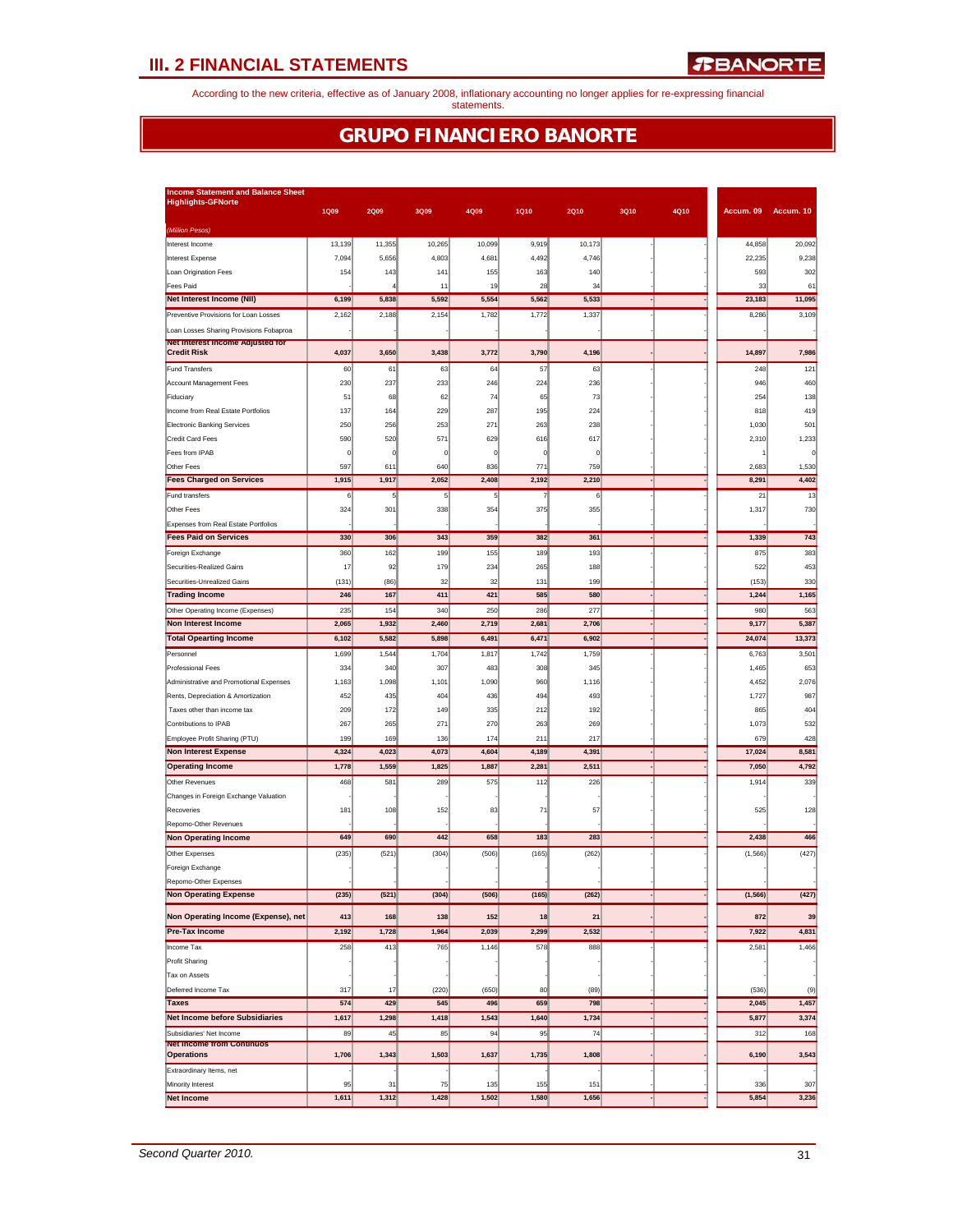# III. 2 FINANCIAL STATEMENTS

According to the new criteria, effective as of January 2008, inflationary accounting no longer applies for re-expressing financial statements.

## GRUPO FINANCIERO BANORTE

| Income Statement and Balance Sheet Highlights-GFNorte | 1Q09 | 2Q09 | 3Q09 | 4Q09 | 1Q10 | 2Q10 | 3Q10 | 4Q10 | Accum. 09 | Accum. 10 |
|---|---|---|---|---|---|---|---|---|---|---|
| *(Million Pesos)* | | | | | | | | | | |
| Interest Income | 13,139 | 11,355 | 10,265 | 10,099 | 9,919 | 10,173 | - | - | 44,858 | 20,092 |
| Interest Expense | 7,094 | 5,656 | 4,803 | 4,681 | 4,492 | 4,746 | - | - | 22,235 | 9,238 |
| Loan Origination Fees | 154 | 143 | 141 | 155 | 163 | 140 | - | - | 593 | 302 |
| Fees Paid | - | 4 | 11 | 19 | 28 | 34 | - | - | 33 | 61 |
| **Net Interest Income (NII)** | **6,199** | **5,838** | **5,592** | **5,554** | **5,562** | **5,533** | **-** | **-** | **23,183** | **11,095** |
| Preventive Provisions for Loan Losses | 2,162 | 2,188 | 2,154 | 1,782 | 1,772 | 1,337 | - | - | 8,286 | 3,109 |
| Loan Losses Sharing Provisions Fobaproa | - | - | - | - | - | - | - | - | - | - |
| **Net Interest Income Adjusted for Credit Risk** | **4,037** | **3,650** | **3,438** | **3,772** | **3,790** | **4,196** | **-** | **-** | **14,897** | **7,986** |
| Fund Transfers | 60 | 61 | 63 | 64 | 57 | 63 | - | - | 248 | 121 |
| Account Management Fees | 230 | 237 | 233 | 246 | 224 | 236 | - | - | 946 | 460 |
| Fiduciary | 51 | 68 | 62 | 74 | 65 | 73 | - | - | 254 | 138 |
| Income from Real Estate Portfolios | 137 | 164 | 229 | 287 | 195 | 224 | - | - | 818 | 419 |
| Electronic Banking Services | 250 | 256 | 253 | 271 | 263 | 238 | - | - | 1,030 | 501 |
| Credit Card Fees | 590 | 520 | 571 | 629 | 616 | 617 | - | - | 2,310 | 1,233 |
| Fees from IPAB | 0 | 0 | 0 | 0 | 0 | 0 | - | - | 1 | 0 |
| Other Fees | 597 | 611 | 640 | 836 | 771 | 759 | - | - | 2,683 | 1,530 |
| **Fees Charged on Services** | **1,915** | **1,917** | **2,052** | **2,408** | **2,192** | **2,210** | **-** | **-** | **8,291** | **4,402** |
| Fund transfers | 6 | 5 | 5 | 5 | 7 | 6 | - | - | 21 | 13 |
| Other Fees | 324 | 301 | 338 | 354 | 375 | 355 | - | - | 1,317 | 730 |
| Expenses from Real Estate Portfolios | - | - | - | - | - | - | - | - | - | - |
| **Fees Paid on Services** | **330** | **306** | **343** | **359** | **382** | **361** | **-** | **-** | **1,339** | **743** |
| Foreign Exchange | 360 | 162 | 199 | 155 | 189 | 193 | - | - | 875 | 383 |
| Securities-Realized Gains | 17 | 92 | 179 | 234 | 265 | 188 | - | - | 522 | 453 |
| Securities-Unrealized Gains | (131) | (86) | 32 | 32 | 131 | 199 | - | - | (153) | 330 |
| **Trading Income** | **246** | **167** | **411** | **421** | **585** | **580** | **-** | **-** | **1,244** | **1,165** |
| Other Operating Income (Expenses) | 235 | 154 | 340 | 250 | 286 | 277 | - | - | 980 | 563 |
| **Non Interest Income** | **2,065** | **1,932** | **2,460** | **2,719** | **2,681** | **2,706** | **-** | **-** | **9,177** | **5,387** |
| **Total Opearting Income** | **6,102** | **5,582** | **5,898** | **6,491** | **6,471** | **6,902** | **-** | **-** | **24,074** | **13,373** |
| Personnel | 1,699 | 1,544 | 1,704 | 1,817 | 1,742 | 1,759 | - | - | 6,763 | 3,501 |
| Professional Fees | 334 | 340 | 307 | 483 | 308 | 345 | - | - | 1,465 | 653 |
| Administrative and Promotional Expenses | 1,163 | 1,098 | 1,101 | 1,090 | 960 | 1,116 | - | - | 4,452 | 2,076 |
| Rents, Depreciation & Amortization | 452 | 435 | 404 | 436 | 494 | 493 | - | - | 1,727 | 987 |
| Taxes other than income tax | 209 | 172 | 149 | 335 | 212 | 192 | - | - | 865 | 404 |
| Contributions to IPAB | 267 | 265 | 271 | 270 | 263 | 269 | - | - | 1,073 | 532 |
| Employee Profit Sharing (PTU) | 199 | 169 | 136 | 174 | 211 | 217 | - | - | 679 | 428 |
| **Non Interest Expense** | **4,324** | **4,023** | **4,073** | **4,604** | **4,189** | **4,391** | **-** | **-** | **17,024** | **8,581** |
| **Operating Income** | **1,778** | **1,559** | **1,825** | **1,887** | **2,281** | **2,511** | **-** | **-** | **7,050** | **4,792** |
| Other Revenues | 468 | 581 | 289 | 575 | 112 | 226 | - | - | 1,914 | 339 |
| Changes in Foreign Exchange Valuation | - | - | - | - | - | - | - | - | - | - |
| Recoveries | 181 | 108 | 152 | 83 | 71 | 57 | - | - | 525 | 128 |
| Repomo-Other Revenues | - | - | - | - | - | - | - | - | - | - |
| **Non Operating Income** | **649** | **690** | **442** | **658** | **183** | **283** | **-** | **-** | **2,438** | **466** |
| Other Expenses | (235) | (521) | (304) | (506) | (165) | (262) | - | - | (1,566) | (427) |
| Foreign Exchange | - | - | - | - | - | - | - | - | - | - |
| Repomo-Other Expenses | - | - | - | - | - | - | - | - | - | - |
| **Non Operating Expense** | **(235)** | **(521)** | **(304)** | **(506)** | **(165)** | **(262)** | **-** | **-** | **(1,566)** | **(427)** |
| **Non Operating Income (Expense), net** | **413** | **168** | **138** | **152** | **18** | **21** | **-** | **-** | **872** | **39** |
| **Pre-Tax Income** | **2,192** | **1,728** | **1,964** | **2,039** | **2,299** | **2,532** | **-** | **-** | **7,922** | **4,831** |
| Income Tax | 258 | 413 | 765 | 1,146 | 578 | 888 | - | - | 2,581 | 1,466 |
| Profit Sharing | - | - | - | - | - | - | - | - | - | - |
| Tax on Assets | - | - | - | - | - | - | - | - | - | - |
| Deferred Income Tax | 317 | 17 | (220) | (650) | 80 | (89) | - | - | (536) | (9) |
| **Taxes** | **574** | **429** | **545** | **496** | **659** | **798** | **-** | **-** | **2,045** | **1,457** |
| **Net Income before Subsidiaries** | **1,617** | **1,298** | **1,418** | **1,543** | **1,640** | **1,734** | **-** | **-** | **5,877** | **3,374** |
| Subsidiaries' Net Income | 89 | 45 | 85 | 94 | 95 | 74 | - | - | 312 | 168 |
| **Net Income from Continuos Operations** | **1,706** | **1,343** | **1,503** | **1,637** | **1,735** | **1,808** | **-** | **-** | **6,190** | **3,543** |
| Extraordinary Items, net | - | - | - | - | - | - | - | - | - | - |
| Minority Interest | 95 | 31 | 75 | 135 | 155 | 151 | - | - | 336 | 307 |
| **Net Income** | **1,611** | **1,312** | **1,428** | **1,502** | **1,580** | **1,656** | **-** | **-** | **5,854** | **3,236** |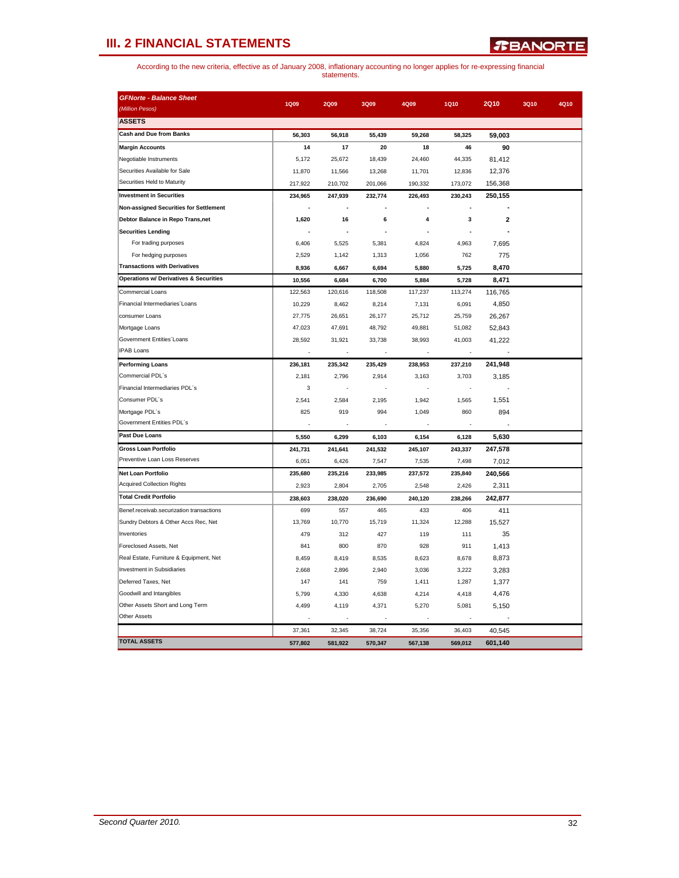# III. 2 FINANCIAL STATEMENTS

According to the new criteria, effective as of January 2008, inflationary accounting no longer applies for re-expressing financial statements.

| *GFNorte - Balance Sheet* *(Million Pesos)* | 1Q09 | 2Q09 | 3Q09 | 4Q09 | 1Q10 | 2Q10 | 3Q10 | 4Q10 |
|---|---|---|---|---|---|---|---|---|
| **ASSETS** | | | | | | | | |
| **Cash and Due from Banks** | **56,303** | **56,918** | **55,439** | **59,268** | **58,325** | **59,003** | | |
| **Margin Accounts** | **14** | **17** | **20** | **18** | **46** | **90** | | |
| Negotiable Instruments | 5,172 | 25,672 | 18,439 | 24,460 | 44,335 | 81,412 | | |
| Securities Available for Sale | 11,870 | 11,566 | 13,268 | 11,701 | 12,836 | 12,376 | | |
| Securities Held to Maturity | 217,922 | 210,702 | 201,066 | 190,332 | 173,072 | 156,368 | | |
| **Investment in Securities** | **234,965** | **247,939** | **232,774** | **226,493** | **230,243** | **250,155** | | |
| **Non-assigned Securities for Settlement** | **-** | **-** | **-** | **-** | **-** | **-** | | |
| **Debtor Balance in Repo Trans,net** | **1,620** | **16** | **6** | **4** | **3** | **2** | | |
| **Securities Lending** | **-** | **-** | **-** | **-** | **-** | **-** | | |
| For trading purposes | 6,406 | 5,525 | 5,381 | 4,824 | 4,963 | 7,695 | | |
| For hedging purposes | 2,529 | 1,142 | 1,313 | 1,056 | 762 | 775 | | |
| **Transactions with Derivatives** | **8,936** | **6,667** | **6,694** | **5,880** | **5,725** | **8,470** | | |
| **Operations w/ Derivatives & Securities** | **10,556** | **6,684** | **6,700** | **5,884** | **5,728** | **8,471** | | |
| Commercial Loans | 122,563 | 120,616 | 118,508 | 117,237 | 113,274 | 116,765 | | |
| Financial Intermediaries´Loans | 10,229 | 8,462 | 8,214 | 7,131 | 6,091 | 4,850 | | |
| consumer Loans | 27,775 | 26,651 | 26,177 | 25,712 | 25,759 | 26,267 | | |
| Mortgage Loans | 47,023 | 47,691 | 48,792 | 49,881 | 51,082 | 52,843 | | |
| Government Entities´Loans | 28,592 | 31,921 | 33,738 | 38,993 | 41,003 | 41,222 | | |
| IPAB Loans | - | - | - | - | - | - | | |
| **Performing Loans** | **236,181** | **235,342** | **235,429** | **238,953** | **237,210** | **241,948** | | |
| Commercial PDL´s | 2,181 | 2,796 | 2,914 | 3,163 | 3,703 | 3,185 | | |
| Financial Intermediaries PDL´s | 3 | - | - | - | - | - | | |
| Consumer PDL´s | 2,541 | 2,584 | 2,195 | 1,942 | 1,565 | 1,551 | | |
| Mortgage PDL´s | 825 | 919 | 994 | 1,049 | 860 | 894 | | |
| Government Entities PDL´s | - | - | - | - | - | - | | |
| **Past Due Loans** | **5,550** | **6,299** | **6,103** | **6,154** | **6,128** | **5,630** | | |
| **Gross Loan Portfolio** | **241,731** | **241,641** | **241,532** | **245,107** | **243,337** | **247,578** | | |
| Preventive Loan Loss Reserves | 6,051 | 6,426 | 7,547 | 7,535 | 7,498 | 7,012 | | |
| **Net Loan Portfolio** | **235,680** | **235,216** | **233,985** | **237,572** | **235,840** | **240,566** | | |
| Acquired Collection Rights | 2,923 | 2,804 | 2,705 | 2,548 | 2,426 | 2,311 | | |
| **Total Credit Portfolio** | **238,603** | **238,020** | **236,690** | **240,120** | **238,266** | **242,877** | | |
| Benef.receivab.securization transactions | 699 | 557 | 465 | 433 | 406 | 411 | | |
| Sundry Debtors & Other Accs Rec, Net | 13,769 | 10,770 | 15,719 | 11,324 | 12,288 | 15,527 | | |
| Inventories | 479 | 312 | 427 | 119 | 111 | 35 | | |
| Foreclosed Assets, Net | 841 | 800 | 870 | 928 | 911 | 1,413 | | |
| Real Estate, Furniture & Equipment, Net | 8,459 | 8,419 | 8,535 | 8,623 | 8,678 | 8,873 | | |
| Investment in Subsidiaries | 2,668 | 2,896 | 2,940 | 3,036 | 3,222 | 3,283 | | |
| Deferred Taxes, Net | 147 | 141 | 759 | 1,411 | 1,287 | 1,377 | | |
| Goodwill and Intangibles | 5,799 | 4,330 | 4,638 | 4,214 | 4,418 | 4,476 | | |
| Other Assets Short and Long Term | 4,499 | 4,119 | 4,371 | 5,270 | 5,081 | 5,150 | | |
| Other Assets | - | - | - | - | - | - | | |
| | 37,361 | 32,345 | 38,724 | 35,356 | 36,403 | 40,545 | | |
| **TOTAL ASSETS** | **577,802** | **581,922** | **570,347** | **567,138** | **569,012** | **601,140** | | |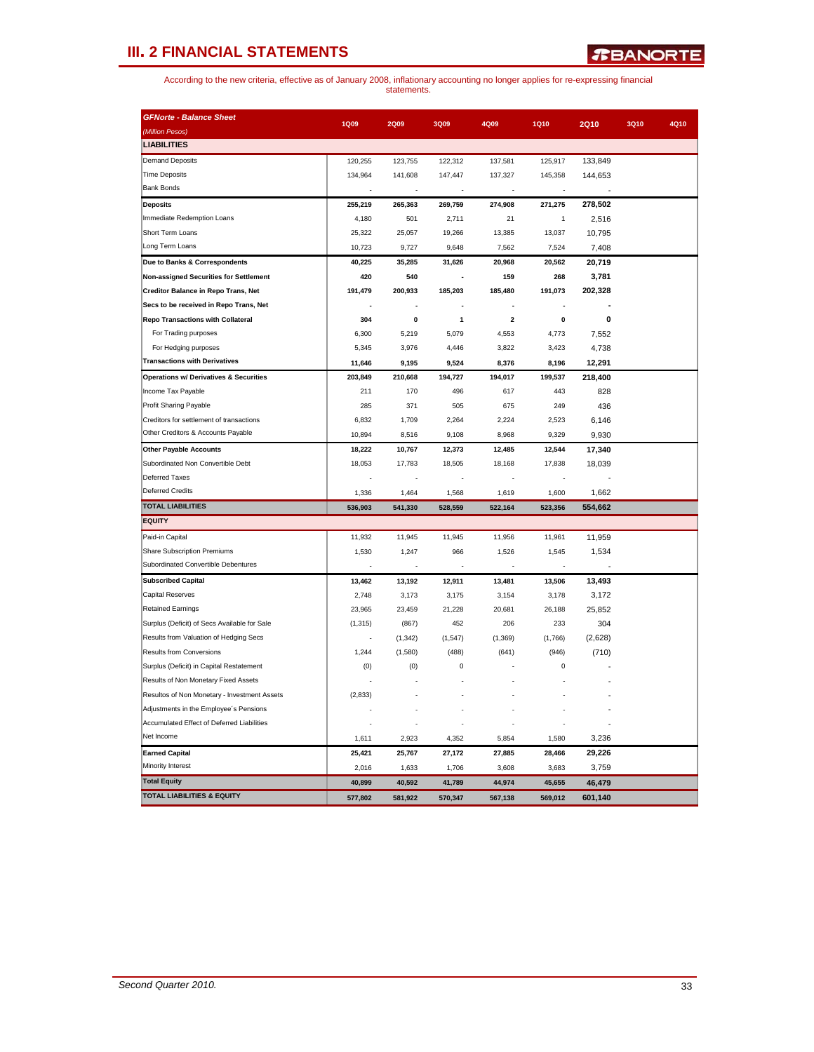## III. 2 FINANCIAL STATEMENTS

According to the new criteria, effective as of January 2008, inflationary accounting no longer applies for re-expressing financial statements.

| *GFNorte - Balance Sheet* *(Million Pesos)* | 1Q09 | 2Q09 | 3Q09 | 4Q09 | 1Q10 | 2Q10 | 3Q10 | 4Q10 |
|---|---|---|---|---|---|---|---|---|
| **LIABILITIES** | | | | | | | | |
| Demand Deposits | 120,255 | 123,755 | 122,312 | 137,581 | 125,917 | 133,849 | | |
| Time Deposits | 134,964 | 141,608 | 147,447 | 137,327 | 145,358 | 144,653 | | |
| Bank Bonds | - | - | - | - | - | - | | |
| **Deposits** | **255,219** | **265,363** | **269,759** | **274,908** | **271,275** | **278,502** | | |
| Immediate Redemption Loans | 4,180 | 501 | 2,711 | 21 | 1 | 2,516 | | |
| Short Term Loans | 25,322 | 25,057 | 19,266 | 13,385 | 13,037 | 10,795 | | |
| Long Term Loans | 10,723 | 9,727 | 9,648 | 7,562 | 7,524 | 7,408 | | |
| **Due to Banks & Correspondents** | **40,225** | **35,285** | **31,626** | **20,968** | **20,562** | **20,719** | | |
| **Non-assigned Securities for Settlement** | **420** | **540** | **-** | **159** | **268** | **3,781** | | |
| **Creditor Balance in Repo Trans, Net** | **191,479** | **200,933** | **185,203** | **185,480** | **191,073** | **202,328** | | |
| **Secs to be received in Repo Trans, Net** | **-** | **-** | **-** | **-** | **-** | **-** | | |
| **Repo Transactions with Collateral** | **304** | **0** | **1** | **2** | **0** | **0** | | |
| For Trading purposes | 6,300 | 5,219 | 5,079 | 4,553 | 4,773 | 7,552 | | |
| For Hedging purposes | 5,345 | 3,976 | 4,446 | 3,822 | 3,423 | 4,738 | | |
| **Transactions with Derivatives** | **11,646** | **9,195** | **9,524** | **8,376** | **8,196** | **12,291** | | |
| **Operations w/ Derivatives & Securities** | **203,849** | **210,668** | **194,727** | **194,017** | **199,537** | **218,400** | | |
| Income Tax Payable | 211 | 170 | 496 | 617 | 443 | 828 | | |
| Profit Sharing Payable | 285 | 371 | 505 | 675 | 249 | 436 | | |
| Creditors for settlement of transactions | 6,832 | 1,709 | 2,264 | 2,224 | 2,523 | 6,146 | | |
| Other Creditors & Accounts Payable | 10,894 | 8,516 | 9,108 | 8,968 | 9,329 | 9,930 | | |
| **Other Payable Accounts** | **18,222** | **10,767** | **12,373** | **12,485** | **12,544** | **17,340** | | |
| Subordinated Non Convertible Debt | 18,053 | 17,783 | 18,505 | 18,168 | 17,838 | 18,039 | | |
| Deferred Taxes | - | - | - | - | - | - | | |
| Deferred Credits | 1,336 | 1,464 | 1,568 | 1,619 | 1,600 | 1,662 | | |
| **TOTAL LIABILITIES** | **536,903** | **541,330** | **528,559** | **522,164** | **523,356** | **554,662** | | |
| **EQUITY** | | | | | | | | |
| Paid-in Capital | 11,932 | 11,945 | 11,945 | 11,956 | 11,961 | 11,959 | | |
| Share Subscription Premiums | 1,530 | 1,247 | 966 | 1,526 | 1,545 | 1,534 | | |
| Subordinated Convertible Debentures | - | - | - | - | - | - | | |
| **Subscribed Capital** | **13,462** | **13,192** | **12,911** | **13,481** | **13,506** | **13,493** | | |
| Capital Reserves | 2,748 | 3,173 | 3,175 | 3,154 | 3,178 | 3,172 | | |
| Retained Earnings | 23,965 | 23,459 | 21,228 | 20,681 | 26,188 | 25,852 | | |
| Surplus (Deficit) of Secs Available for Sale | (1,315) | (867) | 452 | 206 | 233 | 304 | | |
| Results from Valuation of Hedging Secs | - | (1,342) | (1,547) | (1,369) | (1,766) | (2,628) | | |
| Results from Conversions | 1,244 | (1,580) | (488) | (641) | (946) | (710) | | |
| Surplus (Deficit) in Capital Restatement | (0) | (0) | 0 | - | 0 | - | | |
| Results of Non Monetary Fixed Assets | - | - | - | - | - | - | | |
| Resultos of Non Monetary - Investment Assets | (2,833) | - | - | - | - | - | | |
| Adjustments in the Employee´s Pensions | - | - | - | - | - | - | | |
| Accumulated Effect of Deferred Liabilities | - | - | - | - | - | - | | |
| Net Income | 1,611 | 2,923 | 4,352 | 5,854 | 1,580 | 3,236 | | |
| **Earned Capital** | **25,421** | **25,767** | **27,172** | **27,885** | **28,466** | **29,226** | | |
| Minority Interest | 2,016 | 1,633 | 1,706 | 3,608 | 3,683 | 3,759 | | |
| **Total Equity** | **40,899** | **40,592** | **41,789** | **44,974** | **45,655** | **46,479** | | |
| **TOTAL LIABILITIES & EQUITY** | **577,802** | **581,922** | **570,347** | **567,138** | **569,012** | **601,140** | | |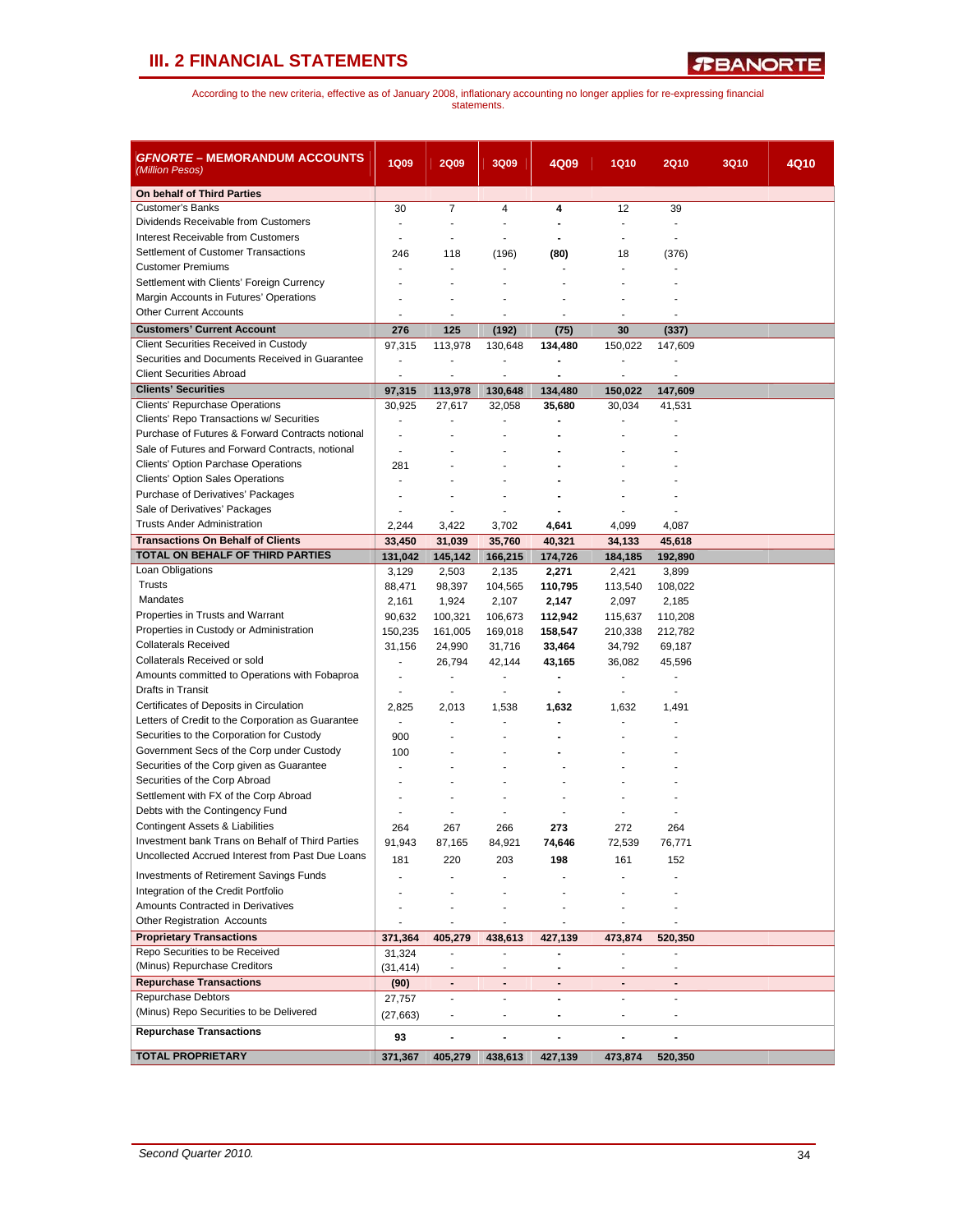# III. 2 FINANCIAL STATEMENTS

According to the new criteria, effective as of January 2008, inflationary accounting no longer applies for re-expressing financial statements.

| *GFNORTE* – MEMORANDUM ACCOUNTS *(Million Pesos)* | 1Q09 | 2Q09 | 3Q09 | 4Q09 | 1Q10 | 2Q10 | 3Q10 | 4Q10 |
|---|---|---|---|---|---|---|---|---|
| **On behalf of Third Parties** | | | | | | | | |
| Customer's Banks | 30 | 7 | 4 | **4** | 12 | 39 | | |
| Dividends Receivable from Customers | - | - | - | **-** | - | - | | |
| Interest Receivable from Customers | - | - | - | **-** | - | - | | |
| Settlement of Customer Transactions | 246 | 118 | (196) | **(80)** | 18 | (376) | | |
| Customer Premiums | - | - | - | - | - | - | | |
| Settlement with Clients' Foreign Currency | - | - | - | - | - | - | | |
| Margin Accounts in Futures' Operations | - | - | - | - | - | - | | |
| Other Current Accounts | - | - | - | - | - | - | | |
| **Customers' Current Account** | **276** | **125** | **(192)** | **(75)** | **30** | **(337)** | | |
| Client Securities Received in Custody | 97,315 | 113,978 | 130,648 | **134,480** | 150,022 | 147,609 | | |
| Securities and Documents Received in Guarantee | - | - | - | **-** | - | - | | |
| Client Securities Abroad | - | - | - | **-** | - | - | | |
| **Clients' Securities** | **97,315** | **113,978** | **130,648** | **134,480** | **150,022** | **147,609** | | |
| Clients' Repurchase Operations | 30,925 | 27,617 | 32,058 | **35,680** | 30,034 | 41,531 | | |
| Clients' Repo Transactions w/ Securities | - | - | - | **-** | - | - | | |
| Purchase of Futures & Forward Contracts notional | - | - | - | **-** | - | - | | |
| Sale of Futures and Forward Contracts, notional | - | - | - | **-** | - | - | | |
| Clients' Option Purchase Operations | 281 | - | - | **-** | - | - | | |
| Clients' Option Sales Operations | - | - | - | **-** | - | - | | |
| Purchase of Derivatives' Packages | - | - | - | **-** | - | - | | |
| Sale of Derivatives' Packages | - | - | - | **-** | - | - | | |
| Trusts Ander Administration | 2,244 | 3,422 | 3,702 | **4,641** | 4,099 | 4,087 | | |
| **Transactions On Behalf of Clients** | **33,450** | **31,039** | **35,760** | **40,321** | **34,133** | **45,618** | | |
| **TOTAL ON BEHALF OF THIRD PARTIES** | **131,042** | **145,142** | **166,215** | **174,726** | **184,185** | **192,890** | | |
| Loan Obligations | 3,129 | 2,503 | 2,135 | **2,271** | 2,421 | 3,899 | | |
| Trusts | 88,471 | 98,397 | 104,565 | **110,795** | 113,540 | 108,022 | | |
| Mandates | 2,161 | 1,924 | 2,107 | **2,147** | 2,097 | 2,185 | | |
| Properties in Trusts and Warrant | 90,632 | 100,321 | 106,673 | **112,942** | 115,637 | 110,208 | | |
| Properties in Custody or Administration | 150,235 | 161,005 | 169,018 | **158,547** | 210,338 | 212,782 | | |
| Collaterals Received | 31,156 | 24,990 | 31,716 | **33,464** | 34,792 | 69,187 | | |
| Collaterals Received or sold | - | 26,794 | 42,144 | **43,165** | 36,082 | 45,596 | | |
| Amounts committed to Operations with Fobaproa | - | - | - | **-** | - | - | | |
| Drafts in Transit | - | - | - | **-** | - | - | | |
| Certificates of Deposits in Circulation | 2,825 | 2,013 | 1,538 | **1,632** | 1,632 | 1,491 | | |
| Letters of Credit to the Corporation as Guarantee | - | - | - | **-** | - | - | | |
| Securities to the Corporation for Custody | 900 | - | - | **-** | - | - | | |
| Government Secs of the Corp under Custody | 100 | - | - | **-** | - | - | | |
| Securities of the Corp given as Guarantee | - | - | - | - | - | - | | |
| Securities of the Corp Abroad | - | - | - | - | - | - | | |
| Settlement with FX of the Corp Abroad | - | - | - | - | - | - | | |
| Debts with the Contingency Fund | - | - | - | - | - | - | | |
| Contingent Assets & Liabilities | 264 | 267 | 266 | **273** | 272 | 264 | | |
| Investment bank Trans on Behalf of Third Parties | 91,943 | 87,165 | 84,921 | **74,646** | 72,539 | 76,771 | | |
| Uncollected Accrued Interest from Past Due Loans | 181 | 220 | 203 | **198** | 161 | 152 | | |
| Investments of Retirement Savings Funds | - | - | - | - | - | - | | |
| Integration of the Credit Portfolio | - | - | - | - | - | - | | |
| Amounts Contracted in Derivatives | - | - | - | - | - | - | | |
| Other Registration Accounts | - | - | - | - | - | - | | |
| **Proprietary Transactions** | **371,364** | **405,279** | **438,613** | **427,139** | **473,874** | **520,350** | | |
| Repo Securities to be Received | 31,324 | - | - | **-** | - | - | | |
| (Minus) Repurchase Creditors | (31,414) | - | - | **-** | - | - | | |
| **Repurchase Transactions** | **(90)** | **-** | **-** | **-** | **-** | **-** | | |
| Repurchase Debtors | 27,757 | - | - | **-** | - | - | | |
| (Minus) Repo Securities to be Delivered | (27,663) | - | - | **-** | - | - | | |
| **Repurchase Transactions** | **93** | **-** | **-** | **-** | **-** | **-** | | |
| **TOTAL PROPRIETARY** | **371,367** | **405,279** | **438,613** | **427,139** | **473,874** | **520,350** | | |

*Second Quarter 2010.*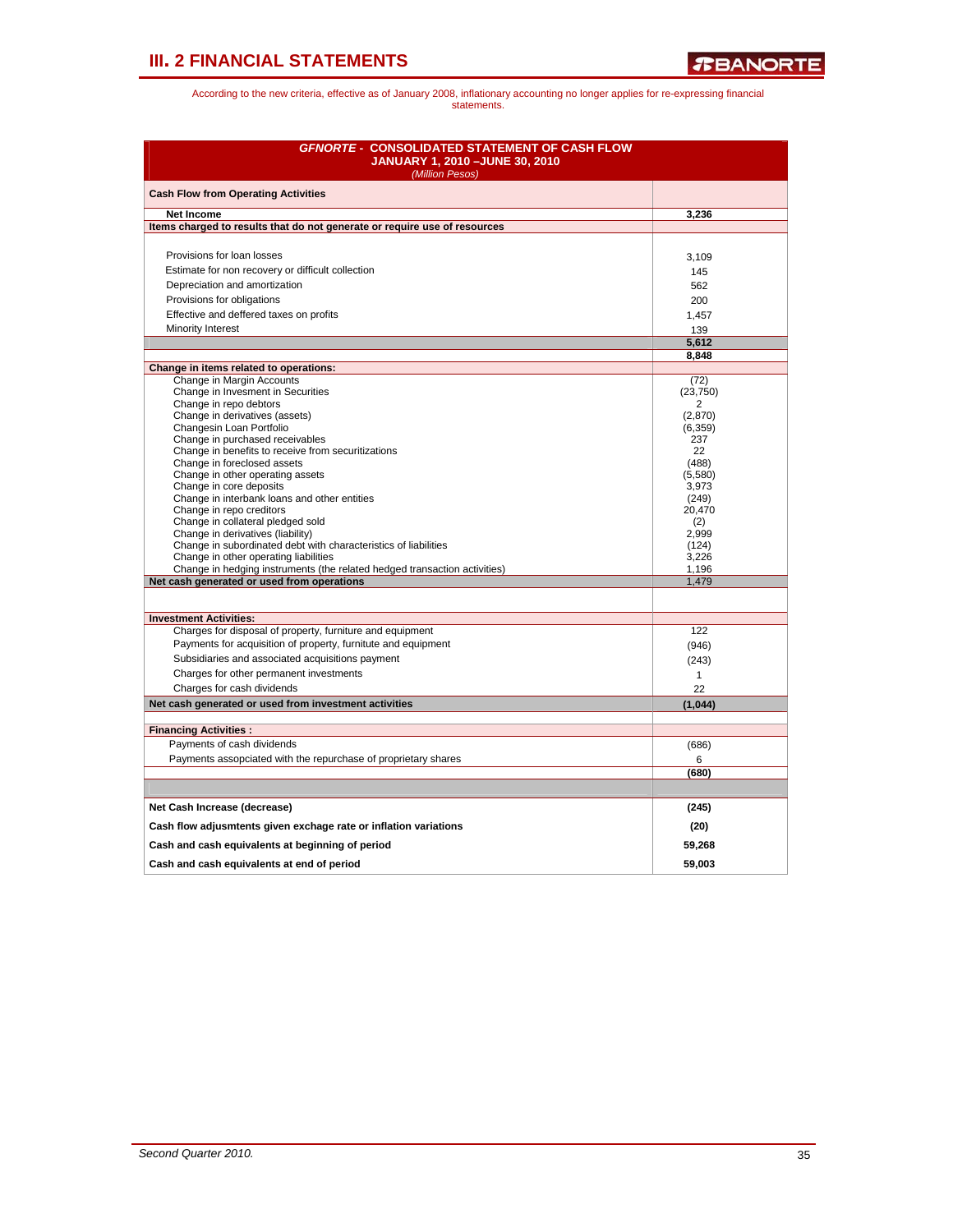## III. 2 FINANCIAL STATEMENTS

According to the new criteria, effective as of January 2008, inflationary accounting no longer applies for re-expressing financial statements.

| *GFNORTE* - CONSOLIDATED STATEMENT OF CASH FLOW JANUARY 1, 2010 –JUNE 30, 2010 *(Million Pesos)* | |
|---|---|
| **Cash Flow from Operating Activities** | |
| **Net Income** | **3,236** |
| **Items charged to results that do not generate or require use of resources** | |
| Provisions for loan losses | 3,109 |
| Estimate for non recovery or difficult collection | 145 |
| Depreciation and amortization | 562 |
| Provisions for obligations | 200 |
| Effective and deffered taxes on profits | 1,457 |
| Minority Interest | 139 |
| | **5,612** |
| | **8,848** |
| **Change in items related to operations:** | |
| Change in Margin Accounts | (72) |
| Change in Invesment in Securities | (23,750) |
| Change in repo debtors | 2 |
| Change in derivatives (assets) | (2,870) |
| Changesin Loan Portfolio | (6,359) |
| Change in purchased receivables | 237 |
| Change in benefits to receive from securitizations | 22 |
| Change in foreclosed assets | (488) |
| Change in other operating assets | (5,580) |
| Change in core deposits | 3,973 |
| Change in interbank loans and other entities | (249) |
| Change in repo creditors | 20,470 |
| Change in collateral pledged sold | (2) |
| Change in derivatives (liability) | 2,999 |
| Change in subordinated debt with characteristics of liabilities | (124) |
| Change in other operating liabilities | 3,226 |
| Change in hedging instruments (the related hedged transaction activities) | 1,196 |
| **Net cash generated or used from operations** | 1,479 |
| | |
| **Investment Activities:** | |
| Charges for disposal of property, furniture and equipment | 122 |
| Payments for acquisition of property, furnitute and equipment | (946) |
| Subsidiaries and associated acquisitions payment | (243) |
| Charges for other permanent investments | 1 |
| Charges for cash dividends | 22 |
| **Net cash generated or used from investment activities** | **(1,044)** |
| | |
| **Financing Activities :** | |
| Payments of cash dividends | (686) |
| Payments assopciated with the repurchase of proprietary shares | 6 |
| | **(680)** |
| | |
| **Net Cash Increase (decrease)** | **(245)** |
| **Cash flow adjusmtents given exchage rate or inflation variations** | **(20)** |
| **Cash and cash equivalents at beginning of period** | **59,268** |
| **Cash and cash equivalents at end of period** | **59,003** |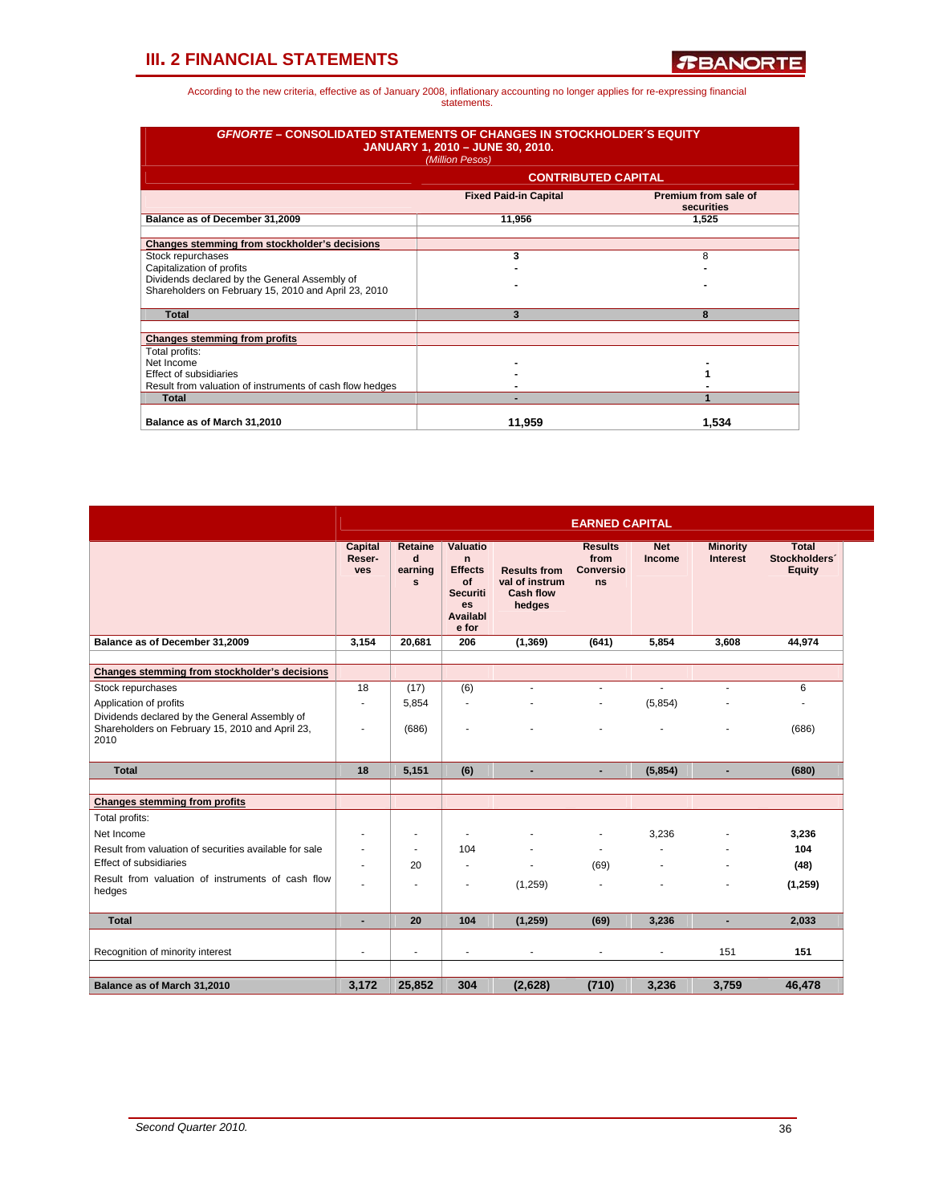## III. 2 FINANCIAL STATEMENTS

According to the new criteria, effective as of January 2008, inflationary accounting no longer applies for re-expressing financial statements.

**GFNORTE – CONSOLIDATED STATEMENTS OF CHANGES IN STOCKHOLDER´S EQUITY**
**JANUARY 1, 2010 – JUNE 30, 2010.**
*(Million Pesos)*

| | CONTRIBUTED CAPITAL | |
|---|---|---|
| | **Fixed Paid-in Capital** | **Premium from sale of securities** |
| **Balance as of December 31,2009** | **11,956** | **1,525** |
| **Changes stemming from stockholder's decisions** | | |
| Stock repurchases | 3 | 8 |
| Capitalization of profits | - | - |
| Dividends declared by the General Assembly of Shareholders on February 15, 2010 and April 23, 2010 | - | - |
| **Total** | **3** | **8** |
| **Changes stemming from profits** | | |
| Total profits: | | |
| Net Income | - | - |
| Effect of subsidiaries | - | 1 |
| Result from valuation of instruments of cash flow hedges | - | - |
| **Total** | - | **1** |
| **Balance as of March 31,2010** | **11,959** | **1,534** |

| | EARNED CAPITAL | | | | | | | |
|---|---|---|---|---|---|---|---|---|
| | **Capital Reser-ves** | **Retained earnings** | **Valuation Effects of Securities Available for** | **Results from val of instrum Cash flow hedges** | **Results from Conversions** | **Net Income** | **Minority Interest** | **Total Stockholders´ Equity** |
| **Balance as of December 31,2009** | **3,154** | **20,681** | **206** | **(1,369)** | **(641)** | **5,854** | **3,608** | **44,974** |
| **Changes stemming from stockholder's decisions** | | | | | | | | |
| Stock repurchases | 18 | (17) | (6) | - | - | - | - | 6 |
| Application of profits | - | 5,854 | - | - | - | (5,854) | - | - |
| Dividends declared by the General Assembly of Shareholders on February 15, 2010 and April 23, 2010 | - | (686) | - | - | - | - | - | (686) |
| **Total** | **18** | **5,151** | **(6)** | **-** | **-** | **(5,854)** | **-** | **(680)** |
| **Changes stemming from profits** | | | | | | | | |
| Total profits: | | | | | | | | |
| Net Income | - | - | - | - | - | 3,236 | - | **3,236** |
| Result from valuation of securities available for sale | - | - | 104 | - | - | - | - | **104** |
| Effect of subsidiaries | - | 20 | - | - | (69) | - | - | **(48)** |
| Result from valuation of instruments of cash flow hedges | - | - | - | (1,259) | - | - | - | **(1,259)** |
| **Total** | **-** | **20** | **104** | **(1,259)** | **(69)** | **3,236** | **-** | **2,033** |
| Recognition of minority interest | - | - | - | - | - | - | 151 | **151** |
| **Balance as of March 31,2010** | **3,172** | **25,852** | **304** | **(2,628)** | **(710)** | **3,236** | **3,759** | **46,478** |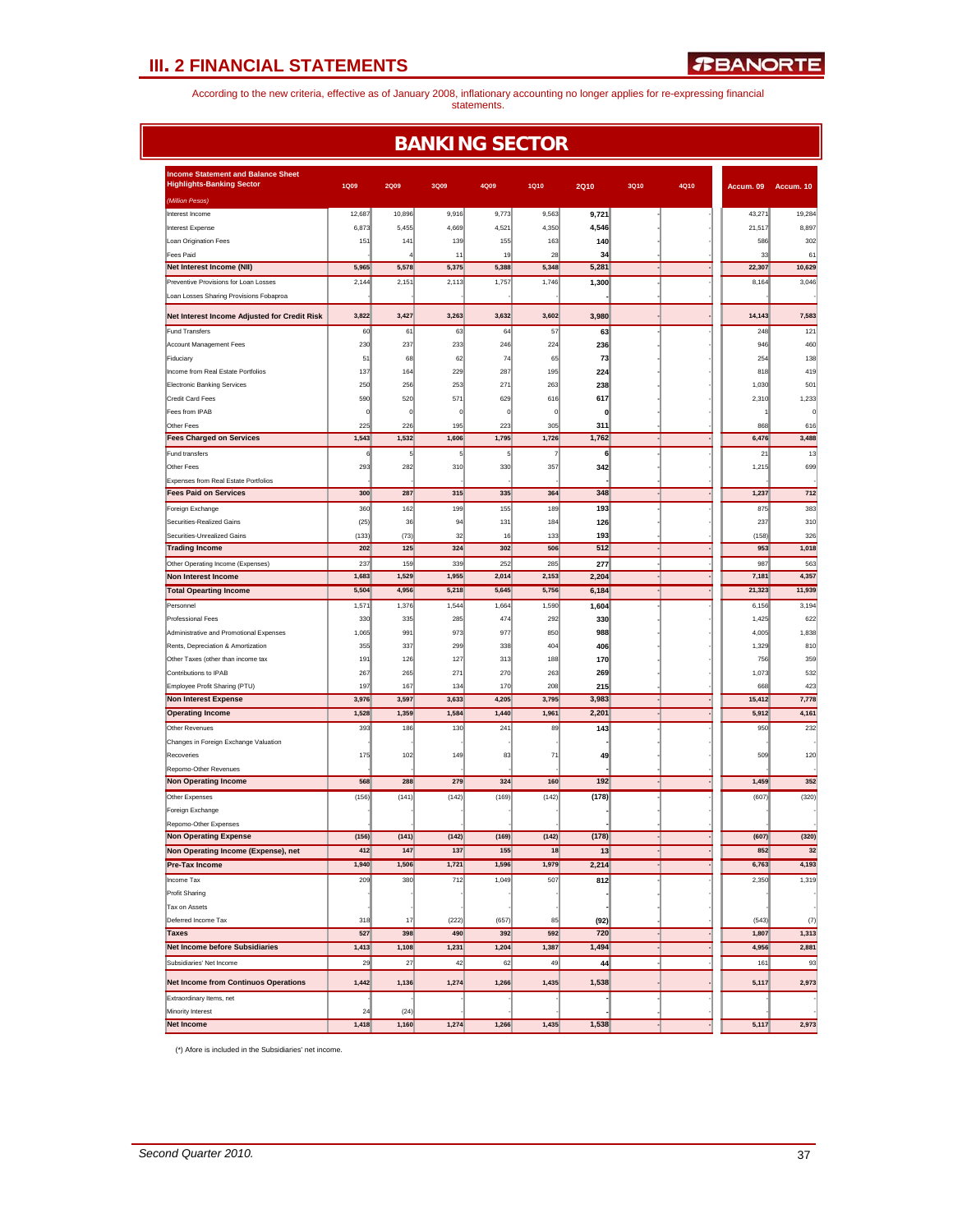# III. 2 FINANCIAL STATEMENTS

According to the new criteria, effective as of January 2008, inflationary accounting no longer applies for re-expressing financial statements.

## BANKING SECTOR

| Income Statement and Balance Sheet Highlights-Banking Sector *(Million Pesos)* | 1Q09 | 2Q09 | 3Q09 | 4Q09 | 1Q10 | 2Q10 | 3Q10 | 4Q10 | Accum. 09 | Accum. 10 |
|---|---|---|---|---|---|---|---|---|---|---|
| Interest Income | 12,687 | 10,896 | 9,916 | 9,773 | 9,563 | 9,721 | - | - | 43,271 | 19,284 |
| Interest Expense | 6,873 | 5,455 | 4,669 | 4,521 | 4,350 | 4,546 | - | - | 21,517 | 8,897 |
| Loan Origination Fees | 151 | 141 | 139 | 155 | 163 | 140 | - | - | 586 | 302 |
| Fees Paid | - | 4 | 11 | 19 | 28 | 34 | - | - | 33 | 61 |
| **Net Interest Income (NII)** | **5,965** | **5,578** | **5,375** | **5,388** | **5,348** | **5,281** | **-** | **-** | **22,307** | **10,629** |
| Preventive Provisions for Loan Losses | 2,144 | 2,151 | 2,113 | 1,757 | 1,746 | 1,300 | - | - | 8,164 | 3,046 |
| Loan Losses Sharing Provisions Fobaproa | - | - | - | - | - | - | - | - | - | - |
| **Net Interest Income Adjusted for Credit Risk** | **3,822** | **3,427** | **3,263** | **3,632** | **3,602** | **3,980** | **-** | **-** | **14,143** | **7,583** |
| Fund Transfers | 60 | 61 | 63 | 64 | 57 | 63 | - | - | 248 | 121 |
| Account Management Fees | 230 | 237 | 233 | 246 | 224 | 236 | - | - | 946 | 460 |
| Fiduciary | 51 | 68 | 62 | 74 | 65 | 73 | - | - | 254 | 138 |
| Income from Real Estate Portfolios | 137 | 164 | 229 | 287 | 195 | 224 | - | - | 818 | 419 |
| Electronic Banking Services | 250 | 256 | 253 | 271 | 263 | 238 | - | - | 1,030 | 501 |
| Credit Card Fees | 590 | 520 | 571 | 629 | 616 | 617 | - | - | 2,310 | 1,233 |
| Fees from IPAB | 0 | 0 | 0 | 0 | 0 | 0 | - | - | 1 | 0 |
| Other Fees | 225 | 226 | 195 | 223 | 305 | 311 | - | - | 868 | 616 |
| **Fees Charged on Services** | **1,543** | **1,532** | **1,606** | **1,795** | **1,726** | **1,762** | **-** | **-** | **6,476** | **3,488** |
| Fund transfers | 6 | 5 | 5 | 5 | 7 | 6 | - | - | 21 | 13 |
| Other Fees | 293 | 282 | 310 | 330 | 357 | 342 | - | - | 1,215 | 699 |
| Expenses from Real Estate Portfolios | - | - | - | - | - | - | - | - | - | - |
| **Fees Paid on Services** | **300** | **287** | **315** | **335** | **364** | **348** | **-** | **-** | **1,237** | **712** |
| Foreign Exchange | 360 | 162 | 199 | 155 | 189 | 193 | - | - | 875 | 383 |
| Securities-Realized Gains | (25) | 36 | 94 | 131 | 184 | 126 | - | - | 237 | 310 |
| Securities-Unrealized Gains | (133) | (73) | 32 | 16 | 133 | 193 | - | - | (158) | 326 |
| **Trading Income** | **202** | **125** | **324** | **302** | **506** | **512** | **-** | **-** | **953** | **1,018** |
| Other Operating Income (Expenses) | 237 | 159 | 339 | 252 | 285 | 277 | - | - | 987 | 563 |
| **Non Interest Income** | **1,683** | **1,529** | **1,955** | **2,014** | **2,153** | **2,204** | **-** | **-** | **7,181** | **4,357** |
| **Total Opearting Income** | **5,504** | **4,956** | **5,218** | **5,645** | **5,756** | **6,184** | **-** | **-** | **21,323** | **11,939** |
| Personnel | 1,571 | 1,376 | 1,544 | 1,664 | 1,590 | 1,604 | - | - | 6,156 | 3,194 |
| Professional Fees | 330 | 335 | 285 | 474 | 292 | 330 | - | - | 1,425 | 622 |
| Administrative and Promotional Expenses | 1,065 | 991 | 973 | 977 | 850 | 988 | - | - | 4,005 | 1,838 |
| Rents, Depreciation & Amortization | 355 | 337 | 299 | 338 | 404 | 406 | - | - | 1,329 | 810 |
| Other Taxes (other than income tax | 191 | 126 | 127 | 313 | 188 | 170 | - | - | 756 | 359 |
| Contributions to IPAB | 267 | 265 | 271 | 270 | 263 | 269 | - | - | 1,073 | 532 |
| Employee Profit Sharing (PTU) | 197 | 167 | 134 | 170 | 208 | 215 | - | - | 668 | 423 |
| **Non Interest Expense** | **3,976** | **3,597** | **3,633** | **4,205** | **3,795** | **3,983** | **-** | **-** | **15,412** | **7,778** |
| **Operating Income** | **1,528** | **1,359** | **1,584** | **1,440** | **1,961** | **2,201** | **-** | **-** | **5,912** | **4,161** |
| Other Revenues | 393 | 186 | 130 | 241 | 89 | 143 | - | - | 950 | 232 |
| Changes in Foreign Exchange Valuation | - | - | - | - | - | - | - | - | - | - |
| Recoveries | 175 | 102 | 149 | 83 | 71 | 49 | - | - | 509 | 120 |
| Repomo-Other Revenues | - | - | - | - | - | - | - | - | - | - |
| **Non Operating Income** | **568** | **288** | **279** | **324** | **160** | **192** | **-** | **-** | **1,459** | **352** |
| Other Expenses | (156) | (141) | (142) | (169) | (142) | (178) | - | - | (607) | (320) |
| Foreign Exchange | - | - | - | - | - | - | - | - | - | - |
| Repomo-Other Expenses | - | - | - | - | - | - | - | - | - | - |
| **Non Operating Expense** | **(156)** | **(141)** | **(142)** | **(169)** | **(142)** | **(178)** | **-** | **-** | **(607)** | **(320)** |
| **Non Operating Income (Expense), net** | **412** | **147** | **137** | **155** | **18** | **13** | **-** | **-** | **852** | **32** |
| **Pre-Tax Income** | **1,940** | **1,506** | **1,721** | **1,596** | **1,979** | **2,214** | **-** | **-** | **6,763** | **4,193** |
| Income Tax | 209 | 380 | 712 | 1,049 | 507 | 812 | - | - | 2,350 | 1,319 |
| Profit Sharing | - | - | - | - | - | - | - | - | - | - |
| Tax on Assets | - | - | - | - | - | - | - | - | - | - |
| Deferred Income Tax | 318 | 17 | (222) | (657) | 85 | (92) | - | - | (543) | (7) |
| **Taxes** | **527** | **398** | **490** | **392** | **592** | **720** | **-** | **-** | **1,807** | **1,313** |
| **Net Income before Subsidiaries** | **1,413** | **1,108** | **1,231** | **1,204** | **1,387** | **1,494** | **-** | **-** | **4,956** | **2,881** |
| Subsidiaries' Net Income | 29 | 27 | 42 | 62 | 49 | 44 | - | - | 161 | 93 |
| **Net Income from Continuos Operations** | **1,442** | **1,136** | **1,274** | **1,266** | **1,435** | **1,538** | **-** | **-** | **5,117** | **2,973** |
| Extraordinary Items, net | - | - | - | - | - | - | - | - | - | - |
| Minority Interest | 24 | (24) | - | - | - | - | - | - | - | - |
| **Net Income** | **1,418** | **1,160** | **1,274** | **1,266** | **1,435** | **1,538** | **-** | **-** | **5,117** | **2,973** |

(*) Afore is included in the Subsidiaries' net income.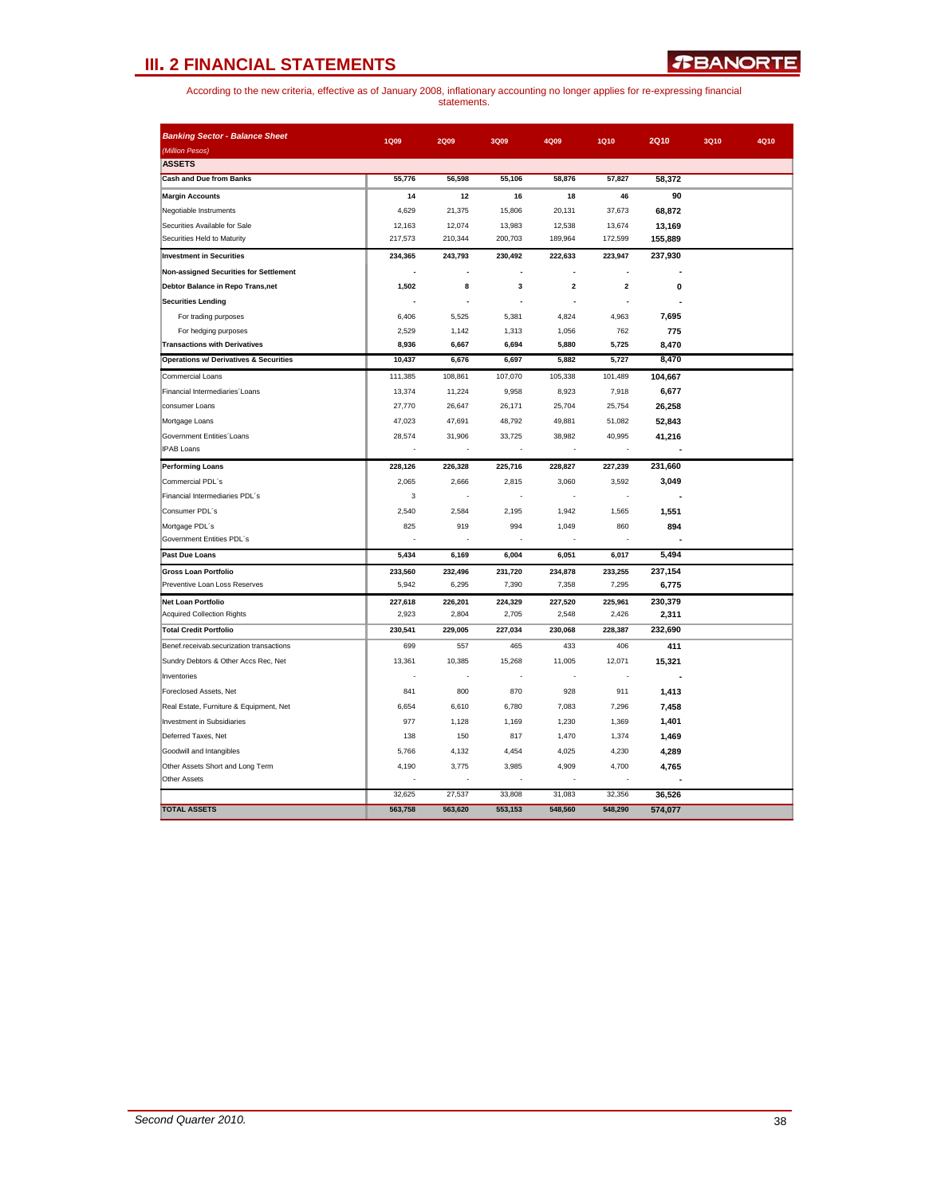# III. 2 FINANCIAL STATEMENTS

According to the new criteria, effective as of January 2008, inflationary accounting no longer applies for re-expressing financial statements.

| *Banking Sector - Balance Sheet* *(Million Pesos)* | 1Q09 | 2Q09 | 3Q09 | 4Q09 | 1Q10 | 2Q10 | 3Q10 | 4Q10 |
|---|---|---|---|---|---|---|---|---|
| **ASSETS** | | | | | | | | |
| **Cash and Due from Banks** | 55,776 | 56,598 | 55,106 | 58,876 | 57,827 | 58,372 | | |
| **Margin Accounts** | 14 | 12 | 16 | 18 | 46 | 90 | | |
| Negotiable Instruments | 4,629 | 21,375 | 15,806 | 20,131 | 37,673 | 68,872 | | |
| Securities Available for Sale | 12,163 | 12,074 | 13,983 | 12,538 | 13,674 | 13,169 | | |
| Securities Held to Maturity | 217,573 | 210,344 | 200,703 | 189,964 | 172,599 | 155,889 | | |
| **Investment in Securities** | 234,365 | 243,793 | 230,492 | 222,633 | 223,947 | 237,930 | | |
| **Non-assigned Securities for Settlement** | - | - | - | - | - | - | | |
| **Debtor Balance in Repo Trans,net** | 1,502 | 8 | 3 | 2 | 2 | 0 | | |
| **Securities Lending** | - | - | - | - | - | - | | |
| For trading purposes | 6,406 | 5,525 | 5,381 | 4,824 | 4,963 | 7,695 | | |
| For hedging purposes | 2,529 | 1,142 | 1,313 | 1,056 | 762 | 775 | | |
| **Transactions with Derivatives** | 8,936 | 6,667 | 6,694 | 5,880 | 5,725 | 8,470 | | |
| **Operations w/ Derivatives & Securities** | 10,437 | 6,676 | 6,697 | 5,882 | 5,727 | 8,470 | | |
| Commercial Loans | 111,385 | 108,861 | 107,070 | 105,338 | 101,489 | 104,667 | | |
| Financial Intermediaries´Loans | 13,374 | 11,224 | 9,958 | 8,923 | 7,918 | 6,677 | | |
| consumer Loans | 27,770 | 26,647 | 26,171 | 25,704 | 25,754 | 26,258 | | |
| Mortgage Loans | 47,023 | 47,691 | 48,792 | 49,881 | 51,082 | 52,843 | | |
| Government Entities´Loans | 28,574 | 31,906 | 33,725 | 38,982 | 40,995 | 41,216 | | |
| IPAB Loans | - | - | - | - | - | - | | |
| **Performing Loans** | 228,126 | 226,328 | 225,716 | 228,827 | 227,239 | 231,660 | | |
| Commercial PDL´s | 2,065 | 2,666 | 2,815 | 3,060 | 3,592 | 3,049 | | |
| Financial Intermediaries PDL´s | 3 | - | - | - | - | - | | |
| Consumer PDL´s | 2,540 | 2,584 | 2,195 | 1,942 | 1,565 | 1,551 | | |
| Mortgage PDL´s | 825 | 919 | 994 | 1,049 | 860 | 894 | | |
| Government Entities PDL´s | - | - | - | - | - | - | | |
| **Past Due Loans** | 5,434 | 6,169 | 6,004 | 6,051 | 6,017 | 5,494 | | |
| **Gross Loan Portfolio** | 233,560 | 232,496 | 231,720 | 234,878 | 233,255 | 237,154 | | |
| Preventive Loan Loss Reserves | 5,942 | 6,295 | 7,390 | 7,358 | 7,295 | 6,775 | | |
| **Net Loan Portfolio** | 227,618 | 226,201 | 224,329 | 227,520 | 225,961 | 230,379 | | |
| Acquired Collection Rights | 2,923 | 2,804 | 2,705 | 2,548 | 2,426 | 2,311 | | |
| **Total Credit Portfolio** | 230,541 | 229,005 | 227,034 | 230,068 | 228,387 | 232,690 | | |
| Benef.receivab.securization transactions | 699 | 557 | 465 | 433 | 406 | 411 | | |
| Sundry Debtors & Other Accs Rec, Net | 13,361 | 10,385 | 15,268 | 11,005 | 12,071 | 15,321 | | |
| Inventories | - | - | - | - | - | - | | |
| Foreclosed Assets, Net | 841 | 800 | 870 | 928 | 911 | 1,413 | | |
| Real Estate, Furniture & Equipment, Net | 6,654 | 6,610 | 6,780 | 7,083 | 7,296 | 7,458 | | |
| Investment in Subsidiaries | 977 | 1,128 | 1,169 | 1,230 | 1,369 | 1,401 | | |
| Deferred Taxes, Net | 138 | 150 | 817 | 1,470 | 1,374 | 1,469 | | |
| Goodwill and Intangibles | 5,766 | 4,132 | 4,454 | 4,025 | 4,230 | 4,289 | | |
| Other Assets Short and Long Term | 4,190 | 3,775 | 3,985 | 4,909 | 4,700 | 4,765 | | |
| Other Assets | - | - | - | - | - | - | | |
| | 32,625 | 27,537 | 33,808 | 31,083 | 32,356 | 36,526 | | |
| **TOTAL ASSETS** | 563,758 | 563,620 | 553,153 | 548,560 | 548,290 | 574,077 | | |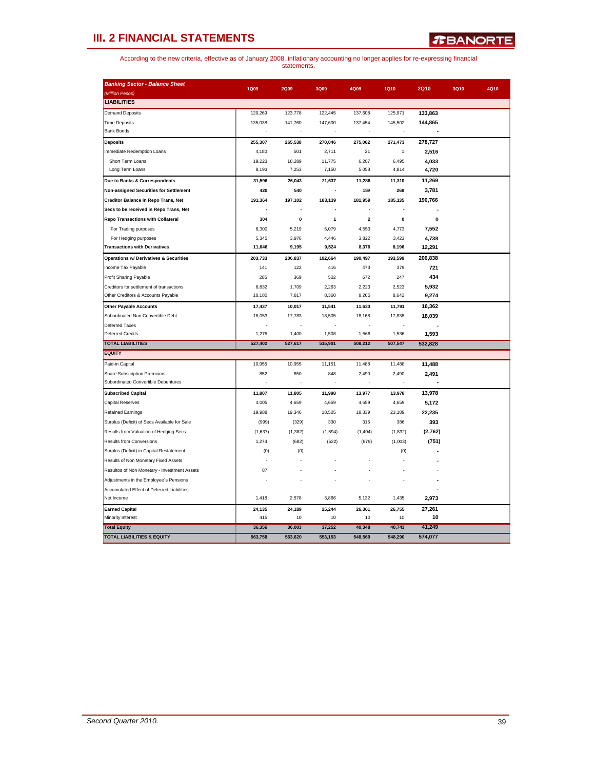# III. 2 FINANCIAL STATEMENTS

According to the new criteria, effective as of January 2008, inflationary accounting no longer applies for re-expressing financial statements.

| *Banking Sector - Balance Sheet* *(Million Pesos)* | 1Q09 | 2Q09 | 3Q09 | 4Q09 | 1Q10 | 2Q10 | 3Q10 | 4Q10 |
|---|---|---|---|---|---|---|---|---|
| **LIABILITIES** | | | | | | | | |
| Demand Deposits | 120,269 | 123,778 | 122,445 | 137,608 | 125,971 | 133,863 | | |
| Time Deposits | 135,038 | 141,760 | 147,600 | 137,454 | 145,502 | 144,865 | | |
| Bank Bonds | - | - | - | - | - | - | | |
| **Deposits** | 255,307 | 265,538 | 270,046 | 275,062 | 271,473 | 278,727 | | |
| Immediate Redemption Loans | 4,180 | 501 | 2,711 | 21 | 1 | 2,516 | | |
| Short Term Loans | 19,223 | 18,289 | 11,775 | 6,207 | 6,495 | 4,033 | | |
| Long Term Loans | 8,193 | 7,253 | 7,150 | 5,058 | 4,814 | 4,720 | | |
| **Due to Banks & Correspondents** | 31,596 | 26,043 | 21,637 | 11,286 | 11,310 | 11,269 | | |
| **Non-assigned Securities for Settlement** | 420 | 540 | - | 159 | 268 | 3,781 | | |
| **Creditor Balance in Repo Trans, Net** | 191,364 | 197,102 | 183,139 | 181,959 | 185,135 | 190,766 | | |
| **Secs to be received in Repo Trans, Net** | - | - | - | - | - | - | | |
| **Repo Transactions with Collateral** | 304 | 0 | 1 | 2 | 0 | 0 | | |
| For Trading purposes | 6,300 | 5,219 | 5,079 | 4,553 | 4,773 | 7,552 | | |
| For Hedging purposes | 5,345 | 3,976 | 4,446 | 3,822 | 3,423 | 4,738 | | |
| **Transactions with Derivatives** | 11,646 | 9,195 | 9,524 | 8,376 | 8,196 | 12,291 | | |
| **Operations w/ Derivatives & Securities** | 203,733 | 206,837 | 192,664 | 190,497 | 193,599 | 206,838 | | |
| Income Tax Payable | 141 | 122 | 416 | 473 | 379 | 721 | | |
| Profit Sharing Payable | 285 | 369 | 502 | 672 | 247 | 434 | | |
| Creditors for settlement of transactions | 6,832 | 1,709 | 2,263 | 2,223 | 2,523 | 5,932 | | |
| Other Creditors & Accounts Payable | 10,180 | 7,817 | 8,360 | 8,265 | 8,642 | 9,274 | | |
| **Other Payable Accounts** | 17,437 | 10,017 | 11,541 | 11,633 | 11,791 | 16,362 | | |
| Subordinated Non Convertible Debt | 18,053 | 17,783 | 18,505 | 18,168 | 17,838 | 18,039 | | |
| Deferred Taxes | - | - | - | - | - | - | | |
| Deferred Credits | 1,275 | 1,400 | 1,508 | 1,566 | 1,536 | 1,593 | | |
| **TOTAL LIABILITIES** | 527,402 | 527,617 | 515,901 | 508,212 | 507,547 | 532,828 | | |
| **EQUITY** | | | | | | | | |
| Paid-in Capital | 10,955 | 10,955 | 11,151 | 11,488 | 11,488 | 11,488 | | |
| Share Subscription Premiums | 852 | 850 | 848 | 2,490 | 2,490 | 2,491 | | |
| Subordinated Convertible Debentures | - | - | - | - | - | - | | |
| **Subscribed Capital** | 11,807 | 11,805 | 11,998 | 13,977 | 13,978 | 13,978 | | |
| Capital Reserves | 4,005 | 4,659 | 4,659 | 4,659 | 4,659 | 5,172 | | |
| Retained Earnings | 19,988 | 19,346 | 18,505 | 18,339 | 23,109 | 22,235 | | |
| Surplus (Deficit) of Secs Available for Sale | (999) | (329) | 330 | 315 | 386 | 393 | | |
| Results from Valuation of Hedging Secs | (1,637) | (1,382) | (1,594) | (1,404) | (1,832) | (2,762) | | |
| Results from Conversions | 1,274 | (682) | (522) | (679) | (1,003) | (751) | | |
| Surplus (Deficit) in Capital Restatement | (0) | (0) | - | - | (0) | - | | |
| Results of Non Monetary Fixed Assets | - | - | - | - | - | - | | |
| Resultos of Non Monetary - Investment Assets | 87 | - | - | - | - | - | | |
| Adjustments in the Employee´s Pensions | - | - | - | - | - | - | | |
| Accumulated Effect of Deferred Liabilities | - | - | - | - | - | - | | |
| Net Income | 1,418 | 2,578 | 3,866 | 5,132 | 1,435 | 2,973 | | |
| **Earned Capital** | 24,135 | 24,189 | 25,244 | 26,361 | 26,755 | 27,261 | | |
| Minority Interest | 415 | 10 | 10 | 10 | 10 | 10 | | |
| **Total Equity** | 36,356 | 36,003 | 37,252 | 40,348 | 40,743 | 41,249 | | |
| **TOTAL LIABILITIES & EQUITY** | 563,758 | 563,620 | 553,153 | 548,560 | 548,290 | 574,077 | | |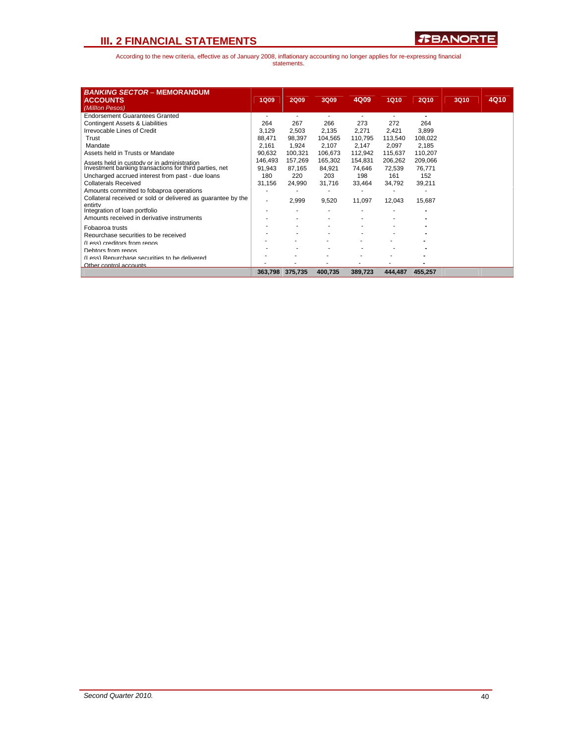## III. 2 FINANCIAL STATEMENTS

According to the new criteria, effective as of January 2008, inflationary accounting no longer applies for re-expressing financial statements.

| *BANKING SECTOR* – MEMORANDUM ACCOUNTS *(Million Pesos)* | 1Q09 | 2Q09 | 3Q09 | 4Q09 | 1Q10 | 2Q10 | 3Q10 | 4Q10 |
|---|---|---|---|---|---|---|---|---|
| Endorsement Guarantees Granted | - | - | - | - | - | - | | |
| Contingent Assets & Liabilities | 264 | 267 | 266 | 273 | 272 | 264 | | |
| Irrevocable Lines of Credit | 3,129 | 2,503 | 2,135 | 2,271 | 2,421 | 3,899 | | |
| Trust | 88,471 | 98,397 | 104,565 | 110,795 | 113,540 | 108,022 | | |
| Mandate | 2,161 | 1,924 | 2,107 | 2,147 | 2,097 | 2,185 | | |
| Assets held in Trusts or Mandate | 90,632 | 100,321 | 106,673 | 112,942 | 115,637 | 110,207 | | |
| Assets held in custody or in administration | 146,493 | 157,269 | 165,302 | 154,831 | 206,262 | 209,066 | | |
| Investment banking transactions for third parties, net | 91,943 | 87,165 | 84,921 | 74,646 | 72,539 | 76,771 | | |
| Uncharged accrued interest from past - due loans | 180 | 220 | 203 | 198 | 161 | 152 | | |
| Collaterals Received | 31,156 | 24,990 | 31,716 | 33,464 | 34,792 | 39,211 | | |
| Amounts committed to fobaproa operations | - | - | - | - | - | - | | |
| Collateral received or sold or delivered as guarantee by the entity | - | 2,999 | 9,520 | 11,097 | 12,043 | 15,687 | | |
| Integration of loan portfolio | - | - | - | - | - | - | | |
| Amounts received in derivative instruments | - | - | - | - | - | - | | |
| Fobaproa trusts | - | - | - | - | - | - | | |
| Repurchase securities to be received | - | - | - | - | - | - | | |
| (Less) creditors from repos | - | - | - | - | - | - | | |
| Debtors from repos | - | - | - | - | - | - | | |
| (Less) Repurchase securities to be delivered | - | - | - | - | - | - | | |
| Other control accounts | - | - | - | - | - | - | | |
| | **363,798** | **375,735** | **400,735** | **389,723** | **444,487** | **455,257** | | |

*Second Quarter 2010.*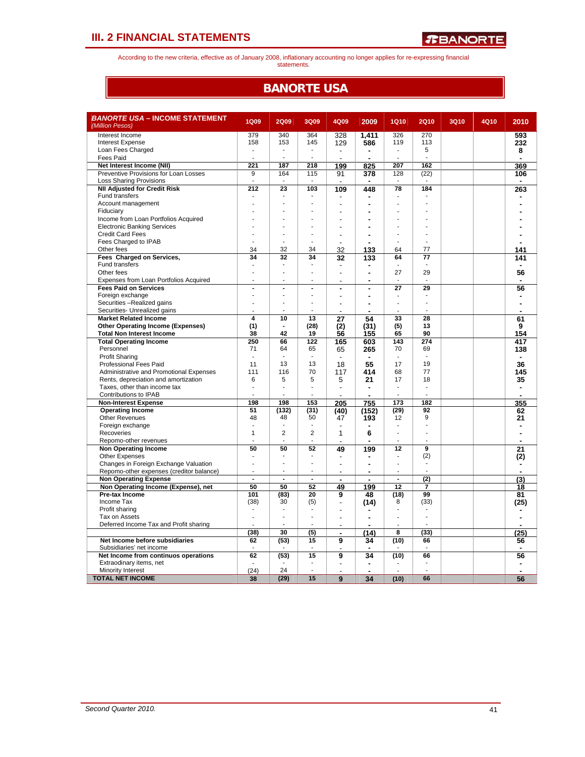# III. 2 FINANCIAL STATEMENTS

According to the new criteria, effective as of January 2008, inflationary accounting no longer applies for re-expressing financial statements.

## BANORTE USA

| ***BANORTE USA* – INCOME STATEMENT** *(Million Pesos)* | 1Q09 | 2Q09 | 3Q09 | 4Q09 | 2009 | 1Q10 | 2Q10 | 3Q10 | 4Q10 | 2010 |
|---|---|---|---|---|---|---|---|---|---|---|
| Interest Income | 379 | 340 | 364 | 328 | 1,411 | 326 | 270 | | | 593 |
| Interest Expense | 158 | 153 | 145 | 129 | 586 | 119 | 113 | | | 232 |
| Loan Fees Charged | - | - | - | - | - | - | 5 | | | 8 |
| Fees Paid | - | - | - | - | - | - | - | | | - |
| **Net Interest Income (NII)** | 221 | 187 | 218 | 199 | 825 | 207 | 162 | | | 369 |
| Preventive Provisions for Loan Losses | 9 | 164 | 115 | 91 | 378 | 128 | (22) | | | 106 |
| Loss Sharing Provisions | - | - | - | - | - | - | - | | | - |
| **NII Adjusted for Credit Risk** | 212 | 23 | 103 | 109 | 448 | 78 | 184 | | | 263 |
| Fund transfers | - | - | - | - | - | - | - | | | - |
| Account management | - | - | - | - | - | - | - | | | - |
| Fiduciary | - | - | - | - | - | - | - | | | - |
| Income from Loan Portfolios Acquired | - | - | - | - | - | - | - | | | - |
| Electronic Banking Services | - | - | - | - | - | - | - | | | - |
| Credit Card Fees | - | - | - | - | - | - | - | | | - |
| Fees Charged to IPAB | - | - | - | - | - | - | - | | | - |
| Other fees | 34 | 32 | 34 | 32 | 133 | 64 | 77 | | | 141 |
| **Fees Charged on Services,** | 34 | 32 | 34 | 32 | 133 | 64 | 77 | | | 141 |
| Fund transfers | - | - | - | - | - | - | - | | | - |
| Other fees | - | - | - | - | - | 27 | 29 | | | 56 |
| Expenses from Loan Portfolios Acquired | - | - | - | - | - | - | - | | | - |
| **Fees Paid on Services** | - | - | - | - | - | 27 | 29 | | | 56 |
| Foreign exchange | - | - | - | - | - | - | - | | | - |
| Securities –Realized gains | - | - | - | - | - | - | - | | | - |
| Securities- Unrealized gains | - | - | - | - | - | - | - | | | - |
| **Market Related Income** | 4 | 10 | 13 | 27 | 54 | 33 | 28 | | | 61 |
| **Other Operating Income (Expenses)** | (1) | - | (28) | (2) | (31) | (5) | 13 | | | 9 |
| **Total Non Interest Income** | 38 | 42 | 19 | 56 | 155 | 65 | 90 | | | 154 |
| **Total Operating Income** | 250 | 66 | 122 | 165 | 603 | 143 | 274 | | | 417 |
| Personnel | 71 | 64 | 65 | 65 | 265 | 70 | 69 | | | 138 |
| Profit Sharing | - | - | - | - | - | - | - | | | - |
| Professional Fees Paid | 11 | 13 | 13 | 18 | 55 | 17 | 19 | | | 36 |
| Administrative and Promotional Expenses | 111 | 116 | 70 | 117 | 414 | 68 | 77 | | | 145 |
| Rents, depreciation and amortization | 6 | 5 | 5 | 5 | 21 | 17 | 18 | | | 35 |
| Taxes, other than income tax | - | - | - | - | - | - | - | | | - |
| Contributions to IPAB | - | - | - | - | - | - | - | | | - |
| **Non-Interest Expense** | 198 | 198 | 153 | 205 | 755 | 173 | 182 | | | 355 |
| **Operating Income** | 51 | (132) | (31) | (40) | (152) | (29) | 92 | | | 62 |
| Other Revenues | 48 | 48 | 50 | 47 | 193 | 12 | 9 | | | 21 |
| Foreign exchange | - | - | - | - | - | - | - | | | - |
| Recoveries | 1 | 2 | 2 | 1 | 6 | - | - | | | - |
| Repomo-other revenues | - | - | - | - | - | - | - | | | - |
| **Non Operating Income** | 50 | 50 | 52 | 49 | 199 | 12 | 9 | | | 21 |
| Other Expenses | - | - | - | - | - | - | (2) | | | (2) |
| Changes in Foreign Exchange Valuation | - | - | - | - | - | - | - | | | - |
| Repomo-other expenses (creditor balance) | - | - | - | - | - | - | - | | | - |
| **Non Operating Expense** | - | - | - | - | - | - | (2) | | | (3) |
| **Non Operating Income (Expense), net** | 50 | 50 | 52 | 49 | 199 | 12 | 7 | | | 18 |
| **Pre-tax Income** | 101 | (83) | 20 | 9 | 48 | (18) | 99 | | | 81 |
| Income Tax | (38) | 30 | (5) | - | (14) | 8 | (33) | | | (25) |
| Profit sharing | - | - | - | - | - | - | - | | | - |
| Tax on Assets | - | - | - | - | - | - | - | | | - |
| Deferred Income Tax and Profit sharing | - | - | - | - | - | - | - | | | - |
| | (38) | 30 | (5) | - | (14) | 8 | (33) | | | (25) |
| **Net Income before subsidiaries** | 62 | (53) | 15 | 9 | 34 | (10) | 66 | | | 56 |
| Subsidiaries' net income | - | - | - | - | - | - | - | | | - |
| **Net Income from continuos operations** | 62 | (53) | 15 | 9 | 34 | (10) | 66 | | | 56 |
| Extraodinary items, net | - | - | - | - | - | - | - | | | - |
| Minority Interest | (24) | 24 | - | - | - | - | - | | | - |
| **TOTAL NET INCOME** | 38 | (29) | 15 | 9 | 34 | (10) | 66 | | | 56 |

*Second Quarter 2010.*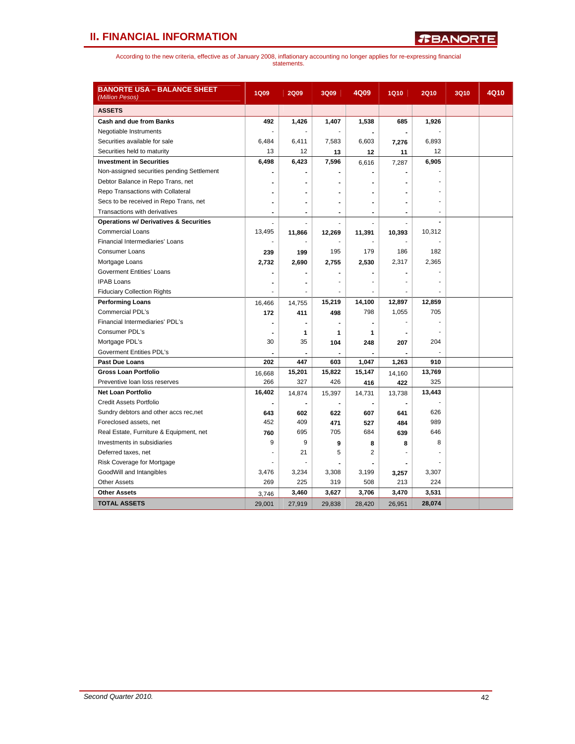## II. FINANCIAL INFORMATION

According to the new criteria, effective as of January 2008, inflationary accounting no longer applies for re-expressing financial statements.

| **BANORTE USA – BALANCE SHEET** *(Million Pesos)* | 1Q09 | 2Q09 | 3Q09 | 4Q09 | 1Q10 | 2Q10 | 3Q10 | 4Q10 |
|---|---|---|---|---|---|---|---|---|
| **ASSETS** | | | | | | | | |
| **Cash and due from Banks** | 492 | 1,426 | 1,407 | 1,538 | 685 | 1,926 | | |
| Negotiable Instruments | - | - | - | - | - | - | | |
| Securities available for sale | 6,484 | 6,411 | 7,583 | 6,603 | 7,276 | 6,893 | | |
| Securities held to maturity | 13 | 12 | 13 | 12 | 11 | 12 | | |
| **Investment in Securities** | 6,498 | 6,423 | 7,596 | 6,616 | 7,287 | 6,905 | | |
| Non-assigned securities pending Settlement | - | - | - | - | - | - | | |
| Debtor Balance in Repo Trans, net | - | - | - | - | - | - | | |
| Repo Transactions with Collateral | - | - | - | - | - | - | | |
| Secs to be received in Repo Trans, net | - | - | - | - | - | - | | |
| Transactions with derivatives | - | - | - | - | - | - | | |
| **Operations w/ Derivatives & Securities** | - | - | - | - | - | - | | |
| Commercial Loans | 13,495 | 11,866 | 12,269 | 11,391 | 10,393 | 10,312 | | |
| Financial Intermediaries' Loans | - | - | - | - | - | - | | |
| Consumer Loans | 239 | 199 | 195 | 179 | 186 | 182 | | |
| Mortgage Loans | 2,732 | 2,690 | 2,755 | 2,530 | 2,317 | 2,365 | | |
| Goverment Entities' Loans | - | - | - | - | - | - | | |
| IPAB Loans | - | - | - | - | - | - | | |
| Fiduciary Collection Rights | - | - | - | - | - | - | | |
| **Performing Loans** | 16,466 | 14,755 | 15,219 | 14,100 | 12,897 | 12,859 | | |
| Commercial PDL's | 172 | 411 | 498 | 798 | 1,055 | 705 | | |
| Financial Intermediaries' PDL's | - | - | - | - | - | - | | |
| Consumer PDL's | - | 1 | 1 | 1 | - | - | | |
| Mortgage PDL's | 30 | 35 | 104 | 248 | 207 | 204 | | |
| Goverment Entities PDL's | - | - | - | - | - | - | | |
| **Past Due Loans** | 202 | 447 | 603 | 1,047 | 1,263 | 910 | | |
| **Gross Loan Portfolio** | 16,668 | 15,201 | 15,822 | 15,147 | 14,160 | 13,769 | | |
| Preventive loan loss reserves | 266 | 327 | 426 | 416 | 422 | 325 | | |
| **Net Loan Portfolio** | 16,402 | 14,874 | 15,397 | 14,731 | 13,738 | 13,443 | | |
| Credit Assets Portfolio | - | - | - | - | - | - | | |
| Sundry debtors and other accs rec,net | 643 | 602 | 622 | 607 | 641 | 626 | | |
| Foreclosed assets, net | 452 | 409 | 471 | 527 | 484 | 989 | | |
| Real Estate, Furniture & Equipment, net | 760 | 695 | 705 | 684 | 639 | 646 | | |
| Investments in subsidiaries | 9 | 9 | 9 | 8 | 8 | 8 | | |
| Deferred taxes, net | - | 21 | 5 | 2 | - | - | | |
| Risk Coverage for Mortgage | - | - | - | - | - | - | | |
| GoodWill and Intangibles | 3,476 | 3,234 | 3,308 | 3,199 | 3,257 | 3,307 | | |
| Other Assets | 269 | 225 | 319 | 508 | 213 | 224 | | |
| **Other Assets** | 3,746 | 3,460 | 3,627 | 3,706 | 3,470 | 3,531 | | |
| **TOTAL ASSETS** | 29,001 | 27,919 | 29,838 | 28,420 | 26,951 | 28,074 | | |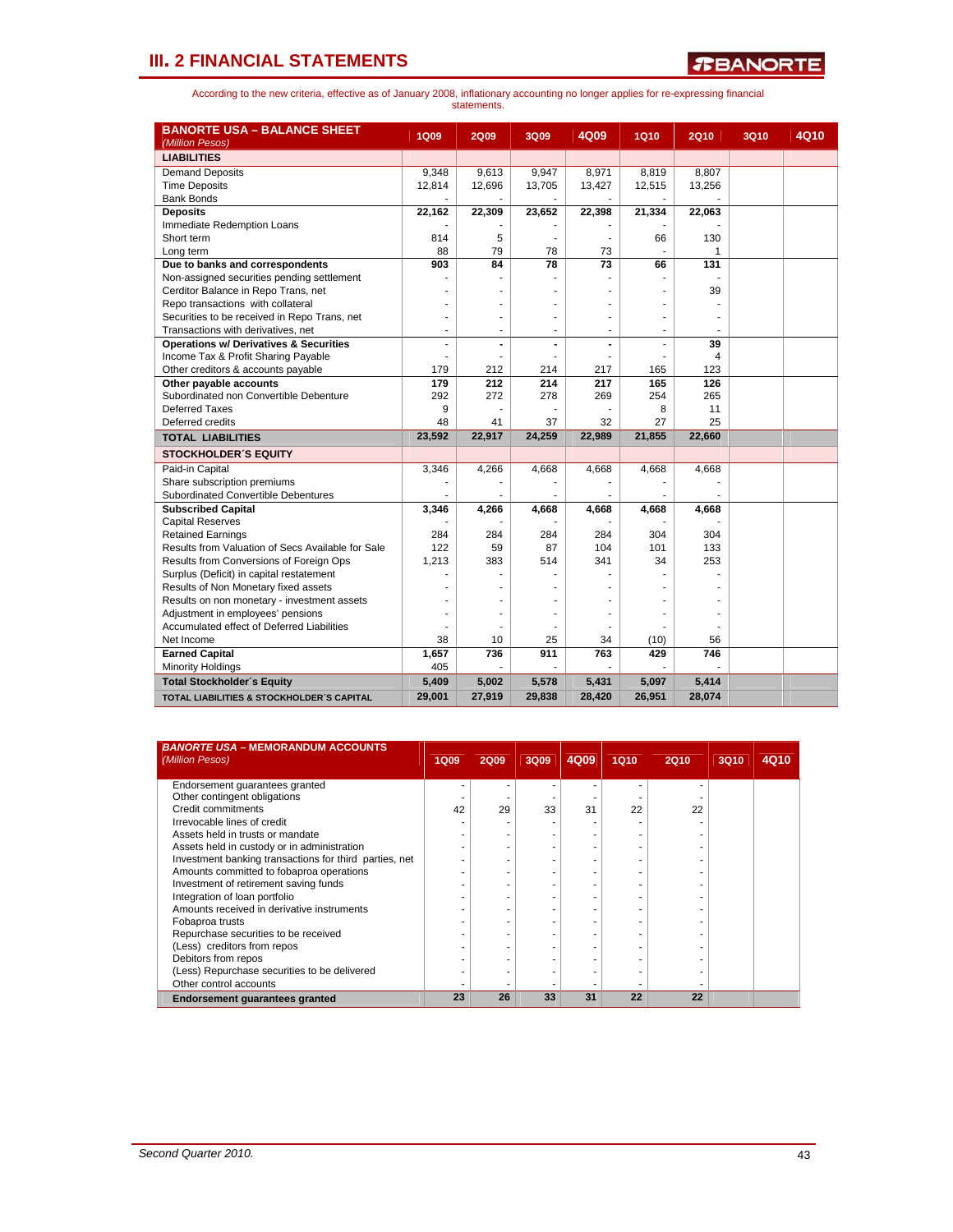# III. 2 FINANCIAL STATEMENTS

According to the new criteria, effective as of January 2008, inflationary accounting no longer applies for re-expressing financial statements.

| **BANORTE USA – BALANCE SHEET** *(Million Pesos)* | 1Q09 | 2Q09 | 3Q09 | 4Q09 | 1Q10 | 2Q10 | 3Q10 | 4Q10 |
|---|---|---|---|---|---|---|---|---|
| **LIABILITIES** | | | | | | | | |
| Demand Deposits | 9,348 | 9,613 | 9,947 | 8,971 | 8,819 | 8,807 | | |
| Time Deposits | 12,814 | 12,696 | 13,705 | 13,427 | 12,515 | 13,256 | | |
| Bank Bonds | - | - | - | - | - | - | | |
| **Deposits** | **22,162** | **22,309** | **23,652** | **22,398** | **21,334** | **22,063** | | |
| Immediate Redemption Loans | - | - | - | - | - | - | | |
| Short term | 814 | 5 | - | - | 66 | 130 | | |
| Long term | 88 | 79 | 78 | 73 | - | 1 | | |
| **Due to banks and correspondents** | **903** | **84** | **78** | **73** | **66** | **131** | | |
| Non-assigned securities pending settlement | - | - | - | - | - | - | | |
| Cerditor Balance in Repo Trans, net | - | - | - | - | - | 39 | | |
| Repo transactions with collateral | - | - | - | - | - | - | | |
| Securities to be received in Repo Trans, net | - | - | - | - | - | - | | |
| Transactions with derivatives, net | - | - | - | - | - | - | | |
| **Operations w/ Derivatives & Securities** | - | **-** | **-** | **-** | - | **39** | | |
| Income Tax & Profit Sharing Payable | - | - | - | - | - | 4 | | |
| Other creditors & accounts payable | 179 | 212 | 214 | 217 | 165 | 123 | | |
| **Other payable accounts** | **179** | **212** | **214** | **217** | **165** | **126** | | |
| Subordinated non Convertible Debenture | 292 | 272 | 278 | 269 | 254 | 265 | | |
| Deferred Taxes | 9 | - | - | - | 8 | 11 | | |
| Deferred credits | 48 | 41 | 37 | 32 | 27 | 25 | | |
| **TOTAL LIABILITIES** | **23,592** | **22,917** | **24,259** | **22,989** | **21,855** | **22,660** | | |
| **STOCKHOLDER´S EQUITY** | | | | | | | | |
| Paid-in Capital | 3,346 | 4,266 | 4,668 | 4,668 | 4,668 | 4,668 | | |
| Share subscription premiums | - | - | - | - | - | - | | |
| Subordinated Convertible Debentures | - | - | - | - | - | - | | |
| **Subscribed Capital** | **3,346** | **4,266** | **4,668** | **4,668** | **4,668** | **4,668** | | |
| Capital Reserves | - | - | - | - | - | - | | |
| Retained Earnings | 284 | 284 | 284 | 284 | 304 | 304 | | |
| Results from Valuation of Secs Available for Sale | 122 | 59 | 87 | 104 | 101 | 133 | | |
| Results from Conversions of Foreign Ops | 1,213 | 383 | 514 | 341 | 34 | 253 | | |
| Surplus (Deficit) in capital restatement | - | - | - | - | - | - | | |
| Results of Non Monetary fixed assets | - | - | - | - | - | - | | |
| Results on non monetary - investment assets | - | - | - | - | - | - | | |
| Adjustment in employees' pensions | - | - | - | - | - | - | | |
| Accumulated effect of Deferred Liabilities | - | - | - | - | - | - | | |
| Net Income | 38 | 10 | 25 | 34 | (10) | 56 | | |
| **Earned Capital** | **1,657** | **736** | **911** | **763** | **429** | **746** | | |
| Minority Holdings | 405 | - | - | - | - | - | | |
| **Total Stockholder´s Equity** | **5,409** | **5,002** | **5,578** | **5,431** | **5,097** | **5,414** | | |
| **TOTAL LIABILITIES & STOCKHOLDER´S CAPITAL** | **29,001** | **27,919** | **29,838** | **28,420** | **26,951** | **28,074** | | |

| ***BANORTE USA* – MEMORANDUM ACCOUNTS** *(Million Pesos)* | 1Q09 | 2Q09 | 3Q09 | 4Q09 | 1Q10 | 2Q10 | 3Q10 | 4Q10 |
|---|---|---|---|---|---|---|---|---|
| Endorsement guarantees granted | - | - | - | - | - | - | | |
| Other contingent obligations | - | - | - | - | - | - | | |
| Credit commitments | 42 | 29 | 33 | 31 | 22 | 22 | | |
| Irrevocable lines of credit | - | - | - | - | - | - | | |
| Assets held in trusts or mandate | - | - | - | - | - | - | | |
| Assets held in custody or in administration | - | - | - | - | - | - | | |
| Investment banking transactions for third parties, net | - | - | - | - | - | - | | |
| Amounts committed to fobaproa operations | - | - | - | - | - | - | | |
| Investment of retirement saving funds | - | - | - | - | - | - | | |
| Integration of loan portfolio | - | - | - | - | - | - | | |
| Amounts received in derivative instruments | - | - | - | - | - | - | | |
| Fobaproa trusts | - | - | - | - | - | - | | |
| Repurchase securities to be received | - | - | - | - | - | - | | |
| (Less) creditors from repos | - | - | - | - | - | - | | |
| Debitors from repos | - | - | - | - | - | - | | |
| (Less) Repurchase securities to be delivered | - | - | - | - | - | - | | |
| Other control accounts | - | - | - | - | - | - | | |
| **Endorsement guarantees granted** | **23** | **26** | **33** | **31** | **22** | **22** | | |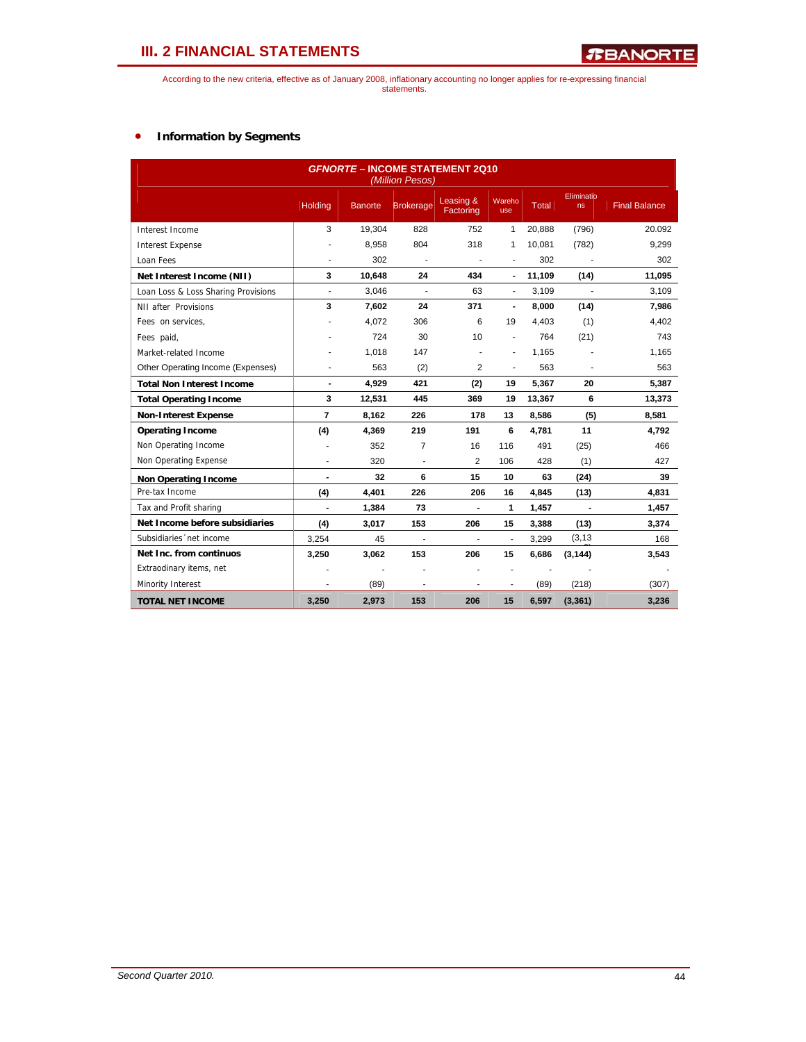## III. 2 FINANCIAL STATEMENTS

According to the new criteria, effective as of January 2008, inflationary accounting no longer applies for re-expressing financial statements.

- **Information by Segments**

| ***GFNORTE* – INCOME STATEMENT 2Q10** *(Million Pesos)* | Holding | Banorte | Brokerage | Leasing & Factoring | Warehouse | Total | Eliminations | Final Balance |
|---|---|---|---|---|---|---|---|---|
| Interest Income | 3 | 19,304 | 828 | 752 | 1 | 20,888 | (796) | 20.092 |
| Interest Expense | - | 8,958 | 804 | 318 | 1 | 10,081 | (782) | 9,299 |
| Loan Fees | - | 302 | - | - | - | 302 | - | 302 |
| **Net Interest Income (NII)** | **3** | **10,648** | **24** | **434** | **-** | **11,109** | **(14)** | **11,095** |
| Loan Loss & Loss Sharing Provisions | - | 3,046 | - | 63 | - | 3,109 | - | 3,109 |
| NII after Provisions | 3 | 7,602 | 24 | 371 | - | 8,000 | (14) | 7,986 |
| Fees on services, | - | 4,072 | 306 | 6 | 19 | 4,403 | (1) | 4,402 |
| Fees paid, | - | 724 | 30 | 10 | - | 764 | (21) | 743 |
| Market-related Income | - | 1,018 | 147 | - | - | 1,165 | - | 1,165 |
| Other Operating Income (Expenses) | - | 563 | (2) | 2 | - | 563 | - | 563 |
| **Total Non Interest Income** | **-** | **4,929** | **421** | **(2)** | **19** | **5,367** | **20** | **5,387** |
| **Total Operating Income** | **3** | **12,531** | **445** | **369** | **19** | **13,367** | **6** | **13,373** |
| **Non-Interest Expense** | **7** | **8,162** | **226** | **178** | **13** | **8,586** | **(5)** | **8,581** |
| **Operating Income** | **(4)** | **4,369** | **219** | **191** | **6** | **4,781** | **11** | **4,792** |
| Non Operating Income | - | 352 | 7 | 16 | 116 | 491 | (25) | 466 |
| Non Operating Expense | - | 320 | - | 2 | 106 | 428 | (1) | 427 |
| **Non Operating Income** | **-** | **32** | **6** | **15** | **10** | **63** | **(24)** | **39** |
| Pre-tax Income | **(4)** | **4,401** | **226** | **206** | **16** | **4,845** | **(13)** | **4,831** |
| Tax and Profit sharing | **-** | **1,384** | **73** | **-** | **1** | **1,457** | **-** | **1,457** |
| **Net Income before subsidiaries** | **(4)** | **3,017** | **153** | **206** | **15** | **3,388** | **(13)** | **3,374** |
| Subsidiaries´net income | 3,254 | 45 | - | - | - | 3,299 | (3,131) | 168 |
| **Net Inc. from continuos** | **3,250** | **3,062** | **153** | **206** | **15** | **6,686** | **(3,144)** | **3,543** |
| Extraordinary items, net | - | - | - | - | - | - | - | - |
| Minority Interest | - | (89) | - | - | - | (89) | (218) | (307) |
| **TOTAL NET INCOME** | **3,250** | **2,973** | **153** | **206** | **15** | **6,597** | **(3,361)** | **3,236** |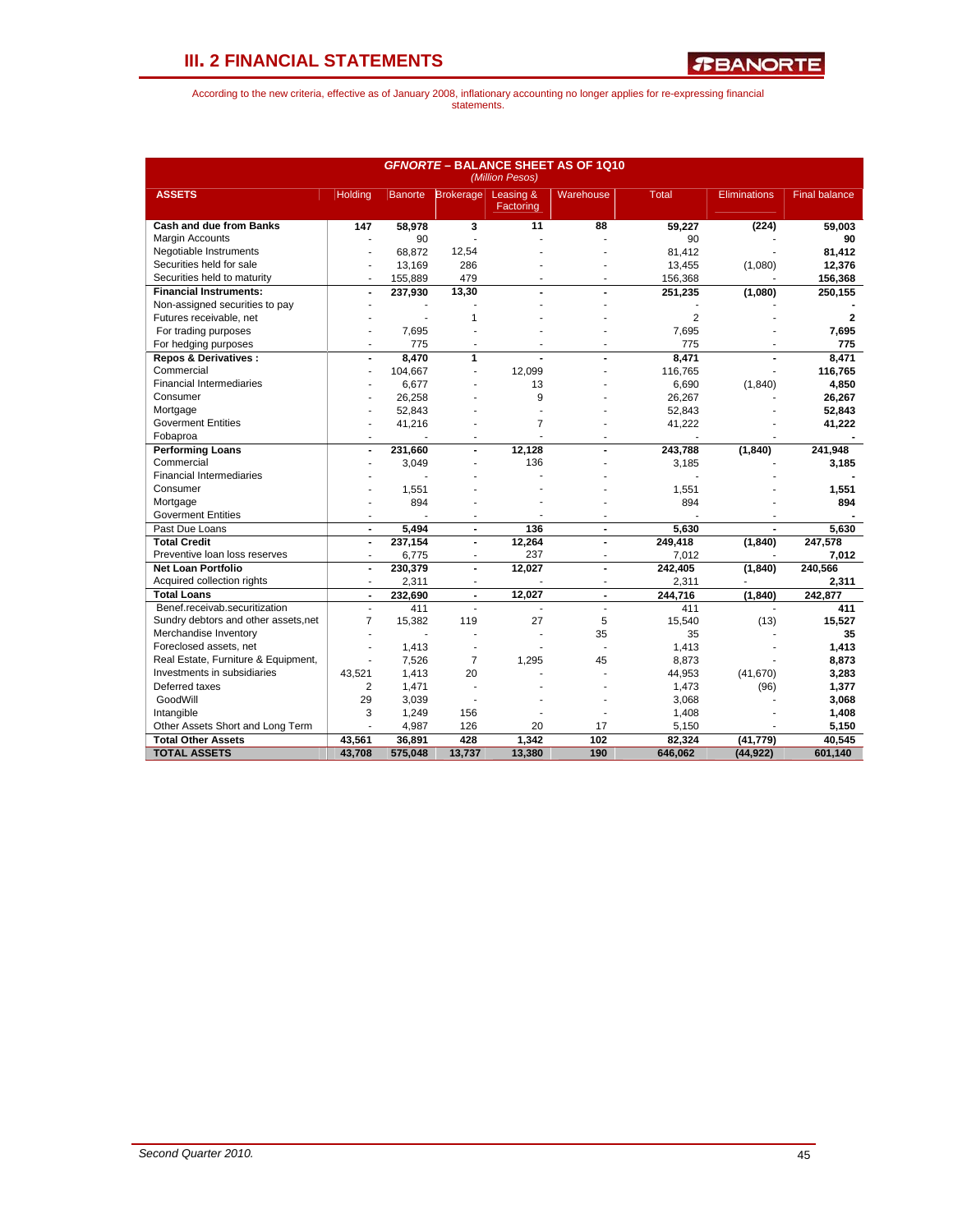## III. 2 FINANCIAL STATEMENTS

According to the new criteria, effective as of January 2008, inflationary accounting no longer applies for re-expressing financial statements.

***GFNORTE* – BALANCE SHEET AS OF 1Q10**
*(Million Pesos)*

| ASSETS | Holding | Banorte | Brokerage | Leasing & Factoring | Warehouse | Total | Eliminations | Final balance |
|---|---|---|---|---|---|---|---|---|
| **Cash and due from Banks** | **147** | **58,978** | **3** | **11** | **88** | **59,227** | **(224)** | **59,003** |
| Margin Accounts | - | 90 | - | - | - | 90 | - | **90** |
| Negotiable Instruments | - | 68,872 | 12,54 | - | - | 81,412 | - | **81,412** |
| Securities held for sale | - | 13,169 | 286 | - | - | 13,455 | (1,080) | **12,376** |
| Securities held to maturity | - | 155,889 | 479 | - | - | 156,368 | - | **156,368** |
| **Financial Instruments:** | **-** | **237,930** | **13,30** | **-** | **-** | **251,235** | **(1,080)** | **250,155** |
| Non-assigned securities to pay | - | - | - | - | - | - | - | **-** |
| Futures receivable, net | - | - | 1 | - | - | 2 | - | **2** |
| For trading purposes | - | 7,695 | - | - | - | 7,695 | - | **7,695** |
| For hedging purposes | - | 775 | - | - | - | 775 | - | **775** |
| **Repos & Derivatives :** | **-** | **8,470** | **1** | **-** | **-** | **8,471** | **-** | **8,471** |
| Commercial | - | 104,667 | - | 12,099 | - | 116,765 | - | **116,765** |
| Financial Intermediaries | - | 6,677 | - | 13 | - | 6,690 | (1,840) | **4,850** |
| Consumer | - | 26,258 | - | 9 | - | 26,267 | - | **26,267** |
| Mortgage | - | 52,843 | - | - | - | 52,843 | - | **52,843** |
| Goverment Entities | - | 41,216 | - | 7 | - | 41,222 | - | **41,222** |
| Fobaproa | - | - | - | - | - | - | - | **-** |
| **Performing Loans** | **-** | **231,660** | **-** | **12,128** | **-** | **243,788** | **(1,840)** | **241,948** |
| Commercial | - | 3,049 | - | 136 | - | 3,185 | - | **3,185** |
| Financial Intermediaries | - | - | - | - | - | - | - | **-** |
| Consumer | - | 1,551 | - | - | - | 1,551 | - | **1,551** |
| Mortgage | - | 894 | - | - | - | 894 | - | **894** |
| Goverment Entities | - | - | - | - | - | - | - | **-** |
| Past Due Loans | **-** | **5,494** | **-** | **136** | **-** | **5,630** | **-** | **5,630** |
| **Total Credit** | **-** | **237,154** | **-** | **12,264** | **-** | **249,418** | **(1,840)** | **247,578** |
| Preventive loan loss reserves | - | 6,775 | - | 237 | - | 7,012 | - | **7,012** |
| **Net Loan Portfolio** | **-** | **230,379** | **-** | **12,027** | **-** | **242,405** | **(1,840)** | **240,566** |
| Acquired collection rights | - | 2,311 | - | - | - | 2,311 | - | **2,311** |
| **Total Loans** | **-** | **232,690** | **-** | **12,027** | **-** | **244,716** | **(1,840)** | **242,877** |
| Benef.receivab.securitization | - | 411 | - | - | - | 411 | - | **411** |
| Sundry debtors and other assets,net | 7 | 15,382 | 119 | 27 | 5 | 15,540 | (13) | **15,527** |
| Merchandise Inventory | - | - | - | - | 35 | 35 | - | **35** |
| Foreclosed assets, net | - | 1,413 | - | - | - | 1,413 | - | **1,413** |
| Real Estate, Furniture & Equipment, | - | 7,526 | 7 | 1,295 | 45 | 8,873 | - | **8,873** |
| Investments in subsidiaries | 43,521 | 1,413 | 20 | - | - | 44,953 | (41,670) | **3,283** |
| Deferred taxes | 2 | 1,471 | - | - | - | 1,473 | (96) | **1,377** |
| GoodWill | 29 | 3,039 | - | - | - | 3,068 | - | **3,068** |
| Intangible | 3 | 1,249 | 156 | - | - | 1,408 | - | **1,408** |
| Other Assets Short and Long Term | - | 4,987 | 126 | 20 | 17 | 5,150 | - | **5,150** |
| **Total Other Assets** | **43,561** | **36,891** | **428** | **1,342** | **102** | **82,324** | **(41,779)** | **40,545** |
| **TOTAL ASSETS** | **43,708** | **575,048** | **13,737** | **13,380** | **190** | **646,062** | **(44,922)** | **601,140** |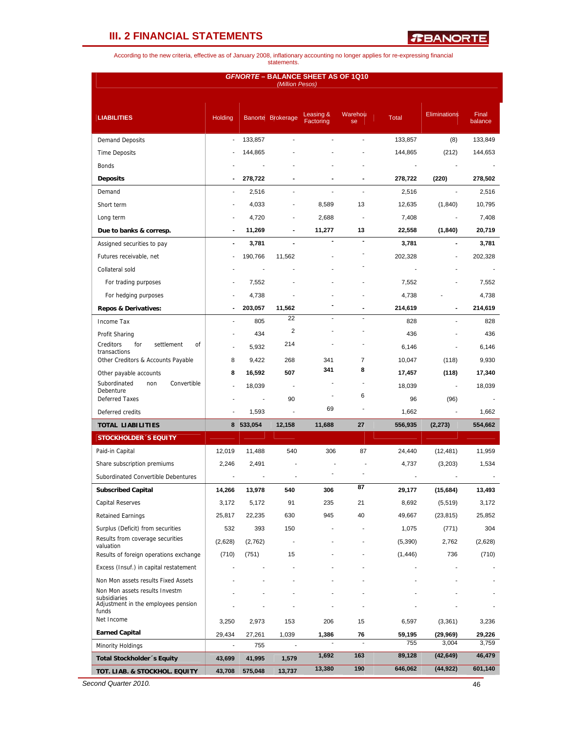# III. 2 FINANCIAL STATEMENTS

According to the new criteria, effective as of January 2008, inflationary accounting no longer applies for re-expressing financial statements.

**GFNORTE – BALANCE SHEET AS OF 1Q10**
*(Million Pesos)*

| LIABILITIES | Holding | Banorte | Brokerage | Leasing & Factoring | Warehouse | Total | Eliminations | Final balance |
|---|---|---|---|---|---|---|---|---|
| Demand Deposits | - | 133,857 | - | - | - | 133,857 | (8) | 133,849 |
| Time Deposits | - | 144,865 | - | - | - | 144,865 | (212) | 144,653 |
| Bonds | - | - | - | - | - | - | - | - |
| **Deposits** | **-** | **278,722** | **-** | **-** | **-** | **278,722** | **(220)** | **278,502** |
| Demand | - | 2,516 | - | - | - | 2,516 | - | 2,516 |
| Short term | - | 4,033 | - | 8,589 | 13 | 12,635 | (1,840) | 10,795 |
| Long term | - | 4,720 | - | 2,688 | - | 7,408 | - | 7,408 |
| **Due to banks & corresp.** | **-** | **11,269** | **-** | **11,277** | **13** | **22,558** | **(1,840)** | **20,719** |
| Assigned securities to pay | - | 3,781 | - | - | - | 3,781 | - | 3,781 |
| Futures receivable, net | - | 190,766 | 11,562 | - | - | 202,328 | - | 202,328 |
| Collateral sold | - | - | - | - | - | - | - | - |
| For trading purposes | - | 7,552 | - | - | - | 7,552 | - | 7,552 |
| For hedging purposes | - | 4,738 | - | - | - | 4,738 | - | 4,738 |
| **Repos & Derivatives:** | **-** | **203,057** | **11,562** | **-** | **-** | **214,619** | **-** | **214,619** |
| Income Tax | - | 805 | 22 | - | - | 828 | - | 828 |
| Profit Sharing | - | 434 | 2 | - | - | 436 | - | 436 |
| Creditors for settlement of transactions | - | 5,932 | 214 | - | - | 6,146 | - | 6,146 |
| Other Creditors & Accounts Payable | 8 | 9,422 | 268 | 341 | 7 | 10,047 | (118) | 9,930 |
| Other payable accounts | **8** | **16,592** | **507** | **341** | **8** | **17,457** | **(118)** | **17,340** |
| Subordinated non Convertible Debenture | - | 18,039 | - | - | - | 18,039 | - | 18,039 |
| Deferred Taxes | - | - | 90 | - | 6 | 96 | (96) | - |
| Deferred credits | - | 1,593 | - | 69 | - | 1,662 | - | 1,662 |
| **TOTAL LIABILITIES** | **8** | **533,054** | **12,158** | **11,688** | **27** | **556,935** | **(2,273)** | **554,662** |
| **STOCKHOLDER´S EQUITY** | | | | | | | | |
| Paid-in Capital | 12,019 | 11,488 | 540 | 306 | 87 | 24,440 | (12,481) | 11,959 |
| Share subscription premiums | 2,246 | 2,491 | - | - | - | 4,737 | (3,203) | 1,534 |
| Subordinated Convertible Debentures | - | - | - | - | - | - | - | - |
| **Subscribed Capital** | **14,266** | **13,978** | **540** | **306** | **87** | **29,177** | **(15,684)** | **13,493** |
| Capital Reserves | 3,172 | 5,172 | 91 | 235 | 21 | 8,692 | (5,519) | 3,172 |
| Retained Earnings | 25,817 | 22,235 | 630 | 945 | 40 | 49,667 | (23,815) | 25,852 |
| Surplus (Deficit) from securities | 532 | 393 | 150 | - | - | 1,075 | (771) | 304 |
| Results from coverage securities valuation | (2,628) | (2,762) | - | - | - | (5,390) | 2,762 | (2,628) |
| Results of foreign operations exchange | (710) | (751) | 15 | - | - | (1,446) | 736 | (710) |
| Excess (Insuf.) in capital restatement | - | - | - | - | - | - | - | - |
| Non Mon assets results Fixed Assets | - | - | - | - | - | - | - | - |
| Non Mon assets results Investm subsidiaries | - | - | - | - | - | - | - | - |
| Adjustment in the employees pension funds | - | - | - | - | - | - | - | - |
| Net Income | 3,250 | 2,973 | 153 | 206 | 15 | 6,597 | (3,361) | 3,236 |
| **Earned Capital** | 29,434 | 27,261 | 1,039 | **1,386** | **76** | **59,195** | **(29,969)** | **29,226** |
| Minority Holdings | - | 755 | - | - | - | 755 | 3,004 | 3,759 |
| **Total Stockholder´s Equity** | **43,699** | **41,995** | **1,579** | **1,692** | **163** | **89,128** | **(42,649)** | **46,479** |
| **TOT. LIAB. & STOCKHOL. EQUITY** | **43,708** | **575,048** | **13,737** | **13,380** | **190** | **646,062** | **(44,922)** | **601,140** |

*Second Quarter 2010.*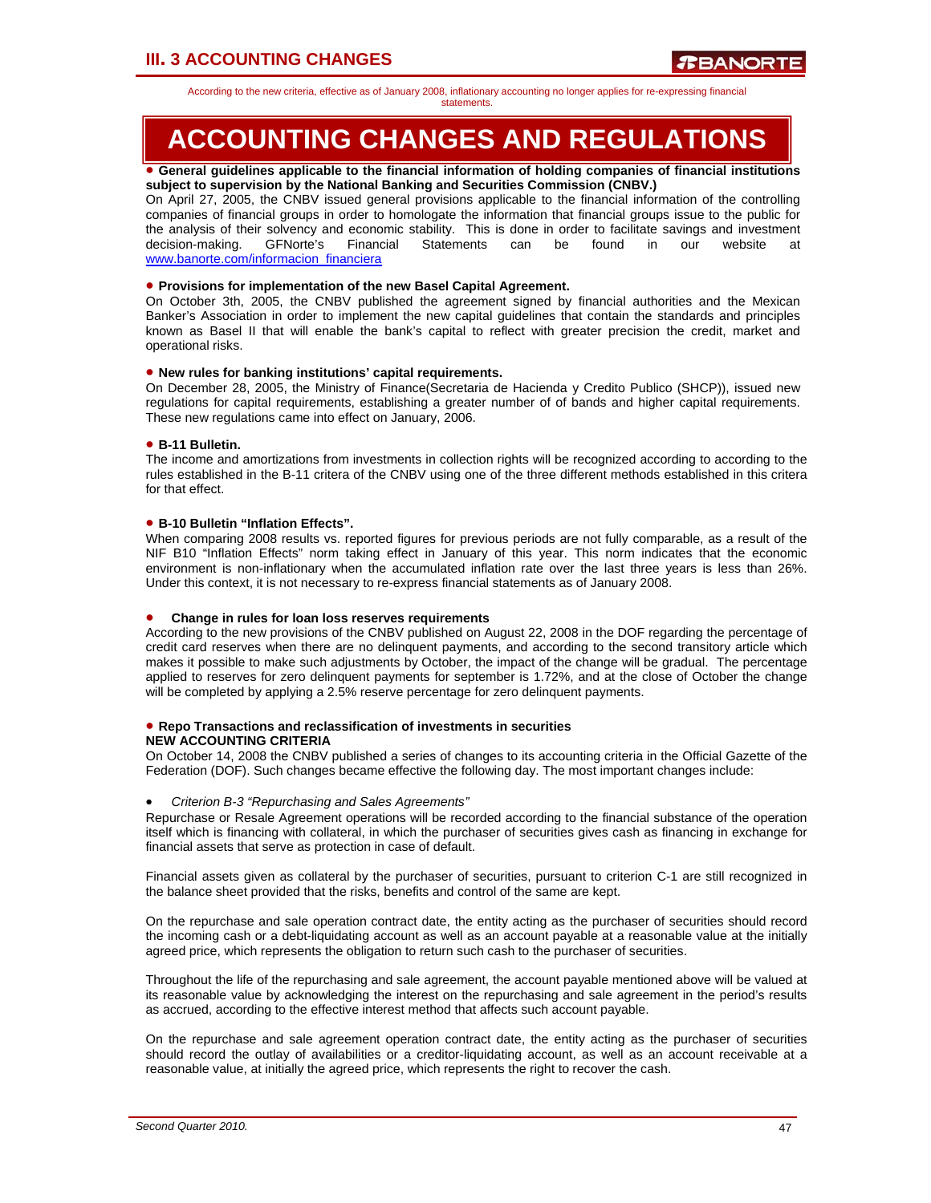According to the new criteria, effective as of January 2008, inflationary accounting no longer applies for re-expressing financial statements.

# ACCOUNTING CHANGES AND REGULATIONS

- **General guidelines applicable to the financial information of holding companies of financial institutions subject to supervision by the National Banking and Securities Commission (CNBV.)**

On April 27, 2005, the CNBV issued general provisions applicable to the financial information of the controlling companies of financial groups in order to homologate the information that financial groups issue to the public for the analysis of their solvency and economic stability. This is done in order to facilitate savings and investment decision-making. GFNorte's Financial Statements can be found in our website at www.banorte.com/informacion_financiera

- **Provisions for implementation of the new Basel Capital Agreement.**

On October 3th, 2005, the CNBV published the agreement signed by financial authorities and the Mexican Banker's Association in order to implement the new capital guidelines that contain the standards and principles known as Basel II that will enable the bank's capital to reflect with greater precision the credit, market and operational risks.

- **New rules for banking institutions' capital requirements.**

On December 28, 2005, the Ministry of Finance(Secretaria de Hacienda y Credito Publico (SHCP)), issued new regulations for capital requirements, establishing a greater number of of bands and higher capital requirements. These new regulations came into effect on January, 2006.

- **B-11 Bulletin.**

The income and amortizations from investments in collection rights will be recognized according to according to the rules established in the B-11 critera of the CNBV using one of the three different methods established in this critera for that effect.

- **B-10 Bulletin "Inflation Effects".**

When comparing 2008 results vs. reported figures for previous periods are not fully comparable, as a result of the NIF B10 "Inflation Effects" norm taking effect in January of this year. This norm indicates that the economic environment is non-inflationary when the accumulated inflation rate over the last three years is less than 26%. Under this context, it is not necessary to re-express financial statements as of January 2008.

- **Change in rules for loan loss reserves requirements**

According to the new provisions of the CNBV published on August 22, 2008 in the DOF regarding the percentage of credit card reserves when there are no delinquent payments, and according to the second transitory article which makes it possible to make such adjustments by October, the impact of the change will be gradual. The percentage applied to reserves for zero delinquent payments for september is 1.72%, and at the close of October the change will be completed by applying a 2.5% reserve percentage for zero delinquent payments.

- **Repo Transactions and reclassification of investments in securities**

**NEW ACCOUNTING CRITERIA**

On October 14, 2008 the CNBV published a series of changes to its accounting criteria in the Official Gazette of the Federation (DOF). Such changes became effective the following day. The most important changes include:

- *Criterion B-3 "Repurchasing and Sales Agreements"*

Repurchase or Resale Agreement operations will be recorded according to the financial substance of the operation itself which is financing with collateral, in which the purchaser of securities gives cash as financing in exchange for financial assets that serve as protection in case of default.

Financial assets given as collateral by the purchaser of securities, pursuant to criterion C-1 are still recognized in the balance sheet provided that the risks, benefits and control of the same are kept.

On the repurchase and sale operation contract date, the entity acting as the purchaser of securities should record the incoming cash or a debt-liquidating account as well as an account payable at a reasonable value at the initially agreed price, which represents the obligation to return such cash to the purchaser of securities.

Throughout the life of the repurchasing and sale agreement, the account payable mentioned above will be valued at its reasonable value by acknowledging the interest on the repurchasing and sale agreement in the period's results as accrued, according to the effective interest method that affects such account payable.

On the repurchase and sale agreement operation contract date, the entity acting as the purchaser of securities should record the outlay of availabilities or a creditor-liquidating account, as well as an account receivable at a reasonable value, at initially the agreed price, which represents the right to recover the cash.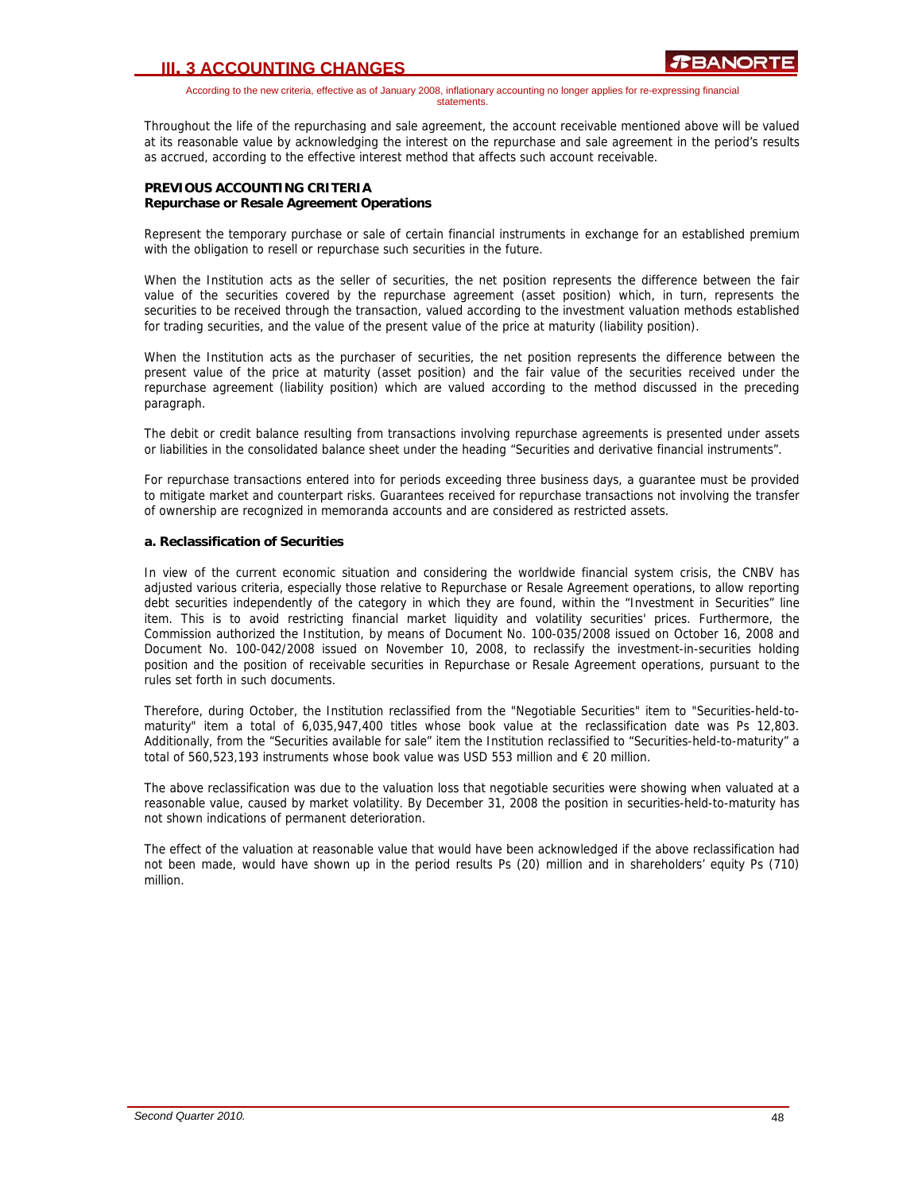Throughout the life of the repurchasing and sale agreement, the account receivable mentioned above will be valued at its reasonable value by acknowledging the interest on the repurchase and sale agreement in the period's results as accrued, according to the effective interest method that affects such account receivable.

**PREVIOUS ACCOUNTING CRITERIA**
**Repurchase or Resale Agreement Operations**

Represent the temporary purchase or sale of certain financial instruments in exchange for an established premium with the obligation to resell or repurchase such securities in the future.

When the Institution acts as the seller of securities, the net position represents the difference between the fair value of the securities covered by the repurchase agreement (asset position) which, in turn, represents the securities to be received through the transaction, valued according to the investment valuation methods established for trading securities, and the value of the present value of the price at maturity (liability position).

When the Institution acts as the purchaser of securities, the net position represents the difference between the present value of the price at maturity (asset position) and the fair value of the securities received under the repurchase agreement (liability position) which are valued according to the method discussed in the preceding paragraph.

The debit or credit balance resulting from transactions involving repurchase agreements is presented under assets or liabilities in the consolidated balance sheet under the heading "Securities and derivative financial instruments".

For repurchase transactions entered into for periods exceeding three business days, a guarantee must be provided to mitigate market and counterpart risks. Guarantees received for repurchase transactions not involving the transfer of ownership are recognized in memoranda accounts and are considered as restricted assets.

**a. Reclassification of Securities**

In view of the current economic situation and considering the worldwide financial system crisis, the CNBV has adjusted various criteria, especially those relative to Repurchase or Resale Agreement operations, to allow reporting debt securities independently of the category in which they are found, within the "Investment in Securities" line item. This is to avoid restricting financial market liquidity and volatility securities' prices. Furthermore, the Commission authorized the Institution, by means of Document No. 100-035/2008 issued on October 16, 2008 and Document No. 100-042/2008 issued on November 10, 2008, to reclassify the investment-in-securities holding position and the position of receivable securities in Repurchase or Resale Agreement operations, pursuant to the rules set forth in such documents.

Therefore, during October, the Institution reclassified from the "Negotiable Securities" item to "Securities-held-to-maturity" item a total of 6,035,947,400 titles whose book value at the reclassification date was Ps 12,803. Additionally, from the "Securities available for sale" item the Institution reclassified to "Securities-held-to-maturity" a total of 560,523,193 instruments whose book value was USD 553 million and € 20 million.

The above reclassification was due to the valuation loss that negotiable securities were showing when valuated at a reasonable value, caused by market volatility. By December 31, 2008 the position in securities-held-to-maturity has not shown indications of permanent deterioration.

The effect of the valuation at reasonable value that would have been acknowledged if the above reclassification had not been made, would have shown up in the period results Ps (20) million and in shareholders' equity Ps (710) million.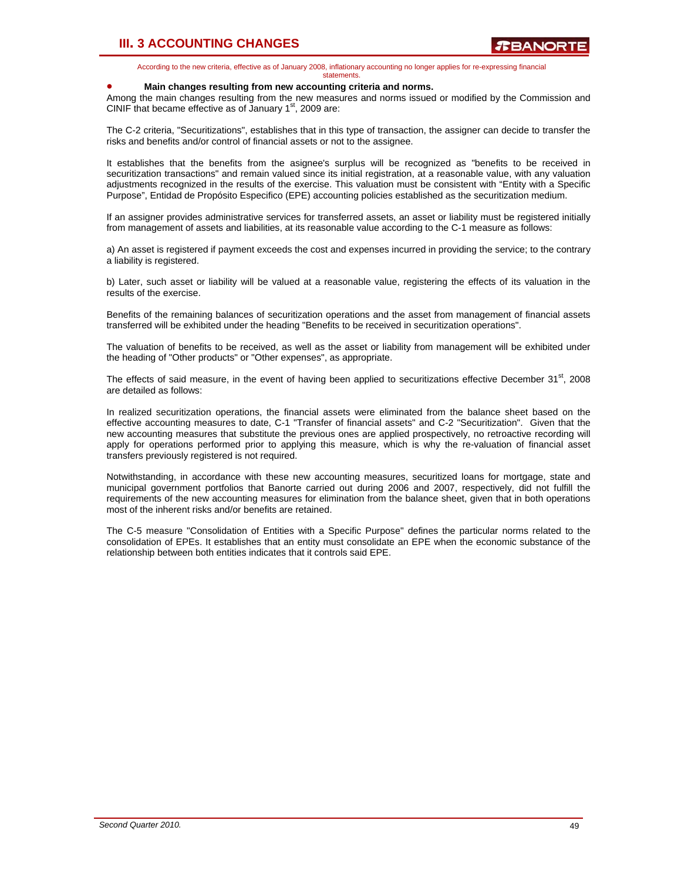# III. 3 ACCOUNTING CHANGES

According to the new criteria, effective as of January 2008, inflationary accounting no longer applies for re-expressing financial statements.

- **Main changes resulting from new accounting criteria and norms.**

Among the main changes resulting from the new measures and norms issued or modified by the Commission and CINIF that became effective as of January 1st, 2009 are:

The C-2 criteria, "Securitizations", establishes that in this type of transaction, the assigner can decide to transfer the risks and benefits and/or control of financial assets or not to the assignee.

It establishes that the benefits from the asignee's surplus will be recognized as "benefits to be received in securitization transactions" and remain valued since its initial registration, at a reasonable value, with any valuation adjustments recognized in the results of the exercise. This valuation must be consistent with "Entity with a Specific Purpose", Entidad de Propósito Especifico (EPE) accounting policies established as the securitization medium.

If an assigner provides administrative services for transferred assets, an asset or liability must be registered initially from management of assets and liabilities, at its reasonable value according to the C-1 measure as follows:

a) An asset is registered if payment exceeds the cost and expenses incurred in providing the service; to the contrary a liability is registered.

b) Later, such asset or liability will be valued at a reasonable value, registering the effects of its valuation in the results of the exercise.

Benefits of the remaining balances of securitization operations and the asset from management of financial assets transferred will be exhibited under the heading "Benefits to be received in securitization operations".

The valuation of benefits to be received, as well as the asset or liability from management will be exhibited under the heading of "Other products" or "Other expenses", as appropriate.

The effects of said measure, in the event of having been applied to securitizations effective December 31st, 2008 are detailed as follows:

In realized securitization operations, the financial assets were eliminated from the balance sheet based on the effective accounting measures to date, C-1 "Transfer of financial assets" and C-2 "Securitization". Given that the new accounting measures that substitute the previous ones are applied prospectively, no retroactive recording will apply for operations performed prior to applying this measure, which is why the re-valuation of financial asset transfers previously registered is not required.

Notwithstanding, in accordance with these new accounting measures, securitized loans for mortgage, state and municipal government portfolios that Banorte carried out during 2006 and 2007, respectively, did not fulfill the requirements of the new accounting measures for elimination from the balance sheet, given that in both operations most of the inherent risks and/or benefits are retained.

The C-5 measure "Consolidation of Entities with a Specific Purpose" defines the particular norms related to the consolidation of EPEs. It establishes that an entity must consolidate an EPE when the economic substance of the relationship between both entities indicates that it controls said EPE.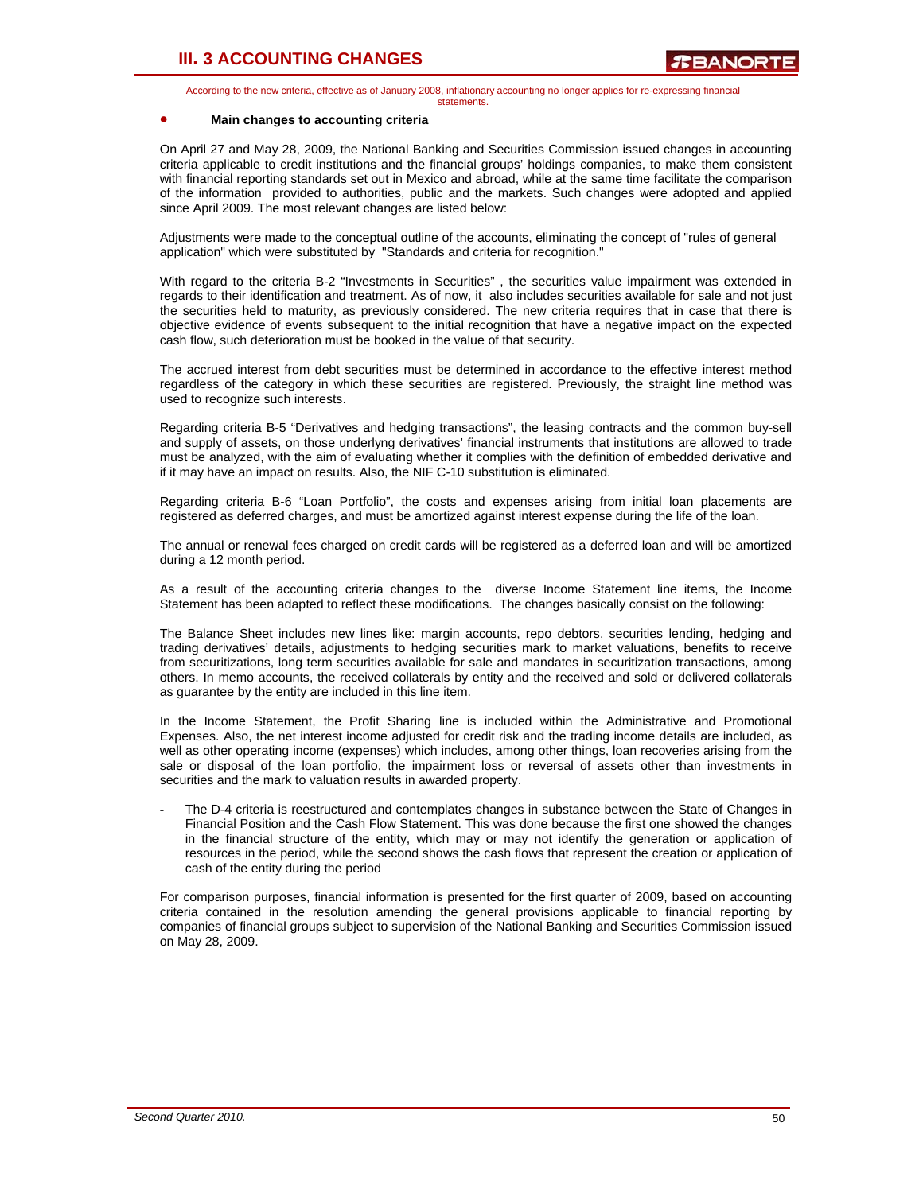## III. 3 ACCOUNTING CHANGES

According to the new criteria, effective as of January 2008, inflationary accounting no longer applies for re-expressing financial statements.

- **Main changes to accounting criteria**

On April 27 and May 28, 2009, the National Banking and Securities Commission issued changes in accounting criteria applicable to credit institutions and the financial groups' holdings companies, to make them consistent with financial reporting standards set out in Mexico and abroad, while at the same time facilitate the comparison of the information provided to authorities, public and the markets. Such changes were adopted and applied since April 2009. The most relevant changes are listed below:

Adjustments were made to the conceptual outline of the accounts, eliminating the concept of "rules of general application" which were substituted by "Standards and criteria for recognition."

With regard to the criteria B-2 "Investments in Securities" , the securities value impairment was extended in regards to their identification and treatment. As of now, it also includes securities available for sale and not just the securities held to maturity, as previously considered. The new criteria requires that in case that there is objective evidence of events subsequent to the initial recognition that have a negative impact on the expected cash flow, such deterioration must be booked in the value of that security.

The accrued interest from debt securities must be determined in accordance to the effective interest method regardless of the category in which these securities are registered. Previously, the straight line method was used to recognize such interests.

Regarding criteria B-5 "Derivatives and hedging transactions", the leasing contracts and the common buy-sell and supply of assets, on those underlyng derivatives' financial instruments that institutions are allowed to trade must be analyzed, with the aim of evaluating whether it complies with the definition of embedded derivative and if it may have an impact on results. Also, the NIF C-10 substitution is eliminated.

Regarding criteria B-6 "Loan Portfolio", the costs and expenses arising from initial loan placements are registered as deferred charges, and must be amortized against interest expense during the life of the loan.

The annual or renewal fees charged on credit cards will be registered as a deferred loan and will be amortized during a 12 month period.

As a result of the accounting criteria changes to the diverse Income Statement line items, the Income Statement has been adapted to reflect these modifications. The changes basically consist on the following:

The Balance Sheet includes new lines like: margin accounts, repo debtors, securities lending, hedging and trading derivatives' details, adjustments to hedging securities mark to market valuations, benefits to receive from securitizations, long term securities available for sale and mandates in securitization transactions, among others. In memo accounts, the received collaterals by entity and the received and sold or delivered collaterals as guarantee by the entity are included in this line item.

In the Income Statement, the Profit Sharing line is included within the Administrative and Promotional Expenses. Also, the net interest income adjusted for credit risk and the trading income details are included, as well as other operating income (expenses) which includes, among other things, loan recoveries arising from the sale or disposal of the loan portfolio, the impairment loss or reversal of assets other than investments in securities and the mark to valuation results in awarded property.

- The D-4 criteria is reestructured and contemplates changes in substance between the State of Changes in Financial Position and the Cash Flow Statement. This was done because the first one showed the changes in the financial structure of the entity, which may or may not identify the generation or application of resources in the period, while the second shows the cash flows that represent the creation or application of cash of the entity during the period

For comparison purposes, financial information is presented for the first quarter of 2009, based on accounting criteria contained in the resolution amending the general provisions applicable to financial reporting by companies of financial groups subject to supervision of the National Banking and Securities Commission issued on May 28, 2009.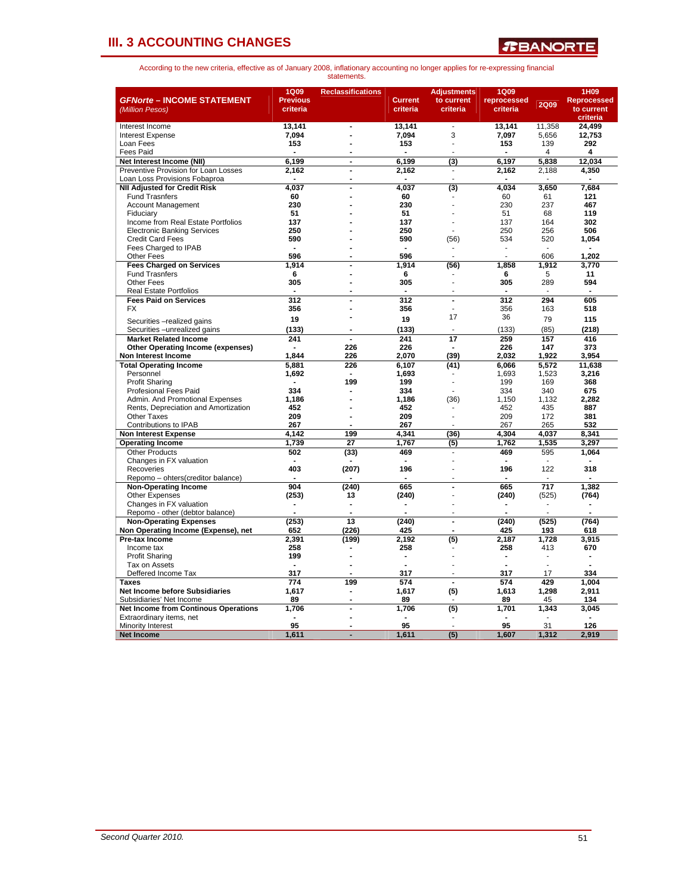## III. 3 ACCOUNTING CHANGES

According to the new criteria, effective as of January 2008, inflationary accounting no longer applies for re-expressing financial statements.

| *GFNorte* – INCOME STATEMENT *(Million Pesos)* | 1Q09 Previous criteria | Reclassifications | Current criteria | Adjustments to current criteria | 1Q09 reprocessed criteria | 2Q09 | 1H09 Reprocessed to current criteria |
|---|---|---|---|---|---|---|---|
| Interest Income | 13,141 | - | 13,141 | - | 13,141 | 11,358 | 24,499 |
| Interest Expense | 7,094 | - | 7,094 | 3 | 7,097 | 5,656 | 12,753 |
| Loan Fees | 153 | - | 153 | - | 153 | 139 | 292 |
| Fees Paid | - | - | - | - | - | 4 | 4 |
| **Net Interest Income (NII)** | 6,199 | - | 6,199 | (3) | 6,197 | 5,838 | 12,034 |
| Preventive Provision for Loan Losses | 2,162 | - | 2,162 | - | 2,162 | 2,188 | 4,350 |
| Loan Loss Provisions Fobaproa | - | - | - | - | - | - | - |
| **NII Adjusted for Credit Risk** | 4,037 | - | 4,037 | (3) | 4,034 | 3,650 | 7,684 |
| Fund Trasnfers | 60 | - | 60 | - | 60 | 61 | 121 |
| Account Management | 230 | - | 230 | - | 230 | 237 | 467 |
| Fiduciary | 51 | - | 51 | - | 51 | 68 | 119 |
| Income from Real Estate Portfolios | 137 | - | 137 | - | 137 | 164 | 302 |
| Electronic Banking Services | 250 | - | 250 | - | 250 | 256 | 506 |
| Credit Card Fees | 590 | - | 590 | (56) | 534 | 520 | 1,054 |
| Fees Charged to IPAB | - | - | - | - | - | - | - |
| Other Fees | 596 | - | 596 | - | - | 606 | 1,202 |
| **Fees Charged on Services** | 1,914 | - | 1,914 | (56) | 1,858 | 1,912 | 3,770 |
| Fund Trasnfers | 6 | - | 6 | - | 6 | 5 | 11 |
| Other Fees | 305 | - | 305 | - | 305 | 289 | 594 |
| Real Estate Portfolios | - | - | - | - | - | - | - |
| **Fees Paid on Services** | 312 | - | 312 | - | 312 | 294 | 605 |
| FX | 356 | - | 356 | - | 356 | 163 | 518 |
| Securities –realized gains | 19 | - | 19 | 17 | 36 | 79 | 115 |
| Securities –unrealized gains | (133) | - | (133) | - | (133) | (85) | (218) |
| **Market Related Income** | 241 | - | 241 | 17 | 259 | 157 | 416 |
| **Other Operating Income (expenses)** | - | 226 | 226 | - | 226 | 147 | 373 |
| **Non Interest Income** | 1,844 | 226 | 2,070 | (39) | 2,032 | 1,922 | 3,954 |
| **Total Operating Income** | 5,881 | 226 | 6,107 | (41) | 6,066 | 5,572 | 11,638 |
| Personnel | 1,692 | - | 1,693 | - | 1,693 | 1,523 | 3,216 |
| Profit Sharing | - | 199 | 199 | - | 199 | 169 | 368 |
| Profesional Fees Paid | 334 | - | 334 | - | 334 | 340 | 675 |
| Admin. And Promotional Expenses | 1,186 | - | 1,186 | (36) | 1,150 | 1,132 | 2,282 |
| Rents, Depreciation and Amortization | 452 | - | 452 | - | 452 | 435 | 887 |
| Other Taxes | 209 | - | 209 | - | 209 | 172 | 381 |
| Contributions to IPAB | 267 | - | 267 | - | 267 | 265 | 532 |
| **Non Interest Expense** | 4,142 | 199 | 4,341 | (36) | 4,304 | 4,037 | 8,341 |
| **Operating Income** | 1,739 | 27 | 1,767 | (5) | 1,762 | 1,535 | 3,297 |
| Other Products | 502 | (33) | 469 | - | 469 | 595 | 1,064 |
| Changes in FX valuation | - | - | - | - | - | - | - |
| Recoveries | 403 | (207) | 196 | - | 196 | 122 | 318 |
| Repomo – ohters(creditor balance) | - | - | - | - | - | - | - |
| **Non-Operating Income** | 904 | (240) | 665 | - | 665 | 717 | 1,382 |
| Other Expenses | (253) | 13 | (240) | - | (240) | (525) | (764) |
| Changes in FX valuation | - | - | - | - | - | - | - |
| Repomo - other (debtor balance) | - | - | - | - | - | - | - |
| **Non-Operating Expenses** | (253) | 13 | (240) | - | (240) | (525) | (764) |
| **Non Operating Income (Expense), net** | 652 | (226) | 425 | - | 425 | 193 | 618 |
| **Pre-tax Income** | 2,391 | (199) | 2,192 | (5) | 2,187 | 1,728 | 3,915 |
| Income tax | 258 | - | 258 | - | 258 | 413 | 670 |
| Profit Sharing | 199 | - | - | - | - | - | - |
| Tax on Assets | - | - | - | - | - | - | - |
| Deffered Income Tax | 317 | - | 317 | - | 317 | 17 | 334 |
| **Taxes** | 774 | 199 | 574 | - | 574 | 429 | 1,004 |
| **Net Income before Subsidiaries** | 1,617 | - | 1,617 | (5) | 1,613 | 1,298 | 2,911 |
| Subsidiaries' Net Income | 89 | - | 89 | - | 89 | 45 | 134 |
| **Net Income from Continous Operations** | 1,706 | - | 1,706 | (5) | 1,701 | 1,343 | 3,045 |
| Extraordinary items, net | - | - | - | - | - | - | - |
| Minority Interest | 95 | - | 95 | - | 95 | 31 | 126 |
| **Net Income** | 1,611 | - | 1,611 | (5) | 1,607 | 1,312 | 2,919 |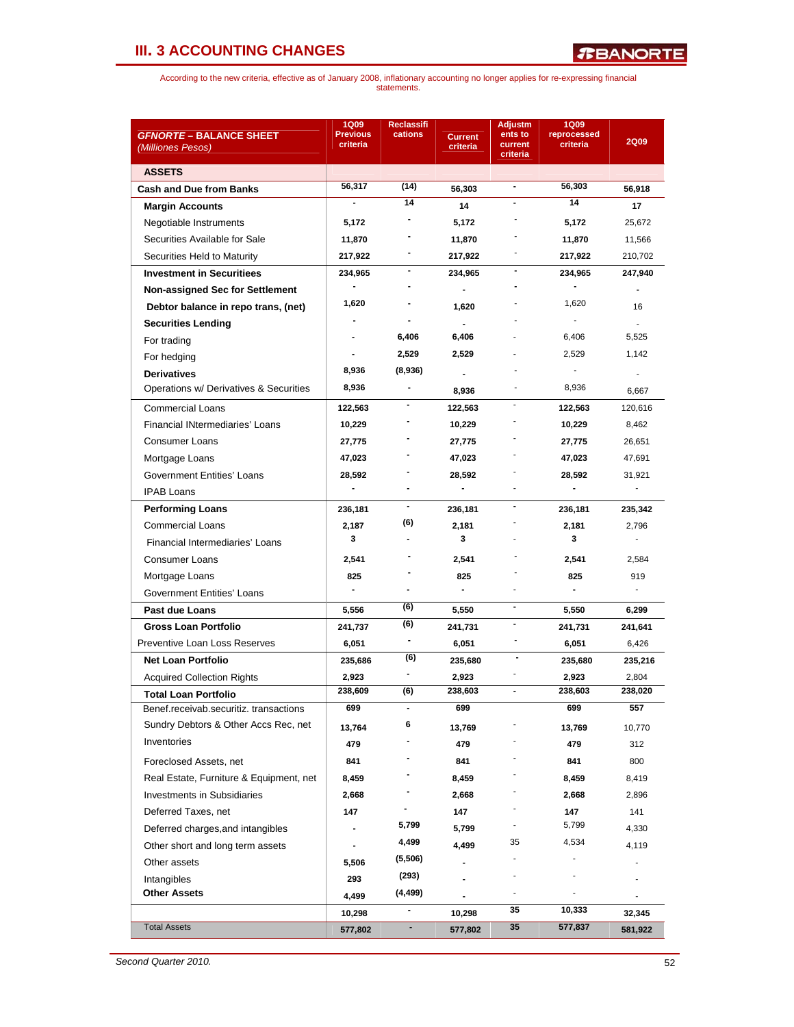## III. 3 ACCOUNTING CHANGES

According to the new criteria, effective as of January 2008, inflationary accounting no longer applies for re-expressing financial statements.

| ***GFNORTE – BALANCE SHEET*** *(Milliones Pesos)* | 1Q09 Previous criteria | Reclassifications | Current criteria | Adjustments to current criteria | 1Q09 reprocessed criteria | 2Q09 |
|---|---|---|---|---|---|---|
| **ASSETS** | | | | | | |
| **Cash and Due from Banks** | 56,317 | (14) | 56,303 | - | 56,303 | 56,918 |
| **Margin Accounts** | - | 14 | 14 | - | 14 | 17 |
| Negotiable Instruments | 5,172 | - | 5,172 | - | 5,172 | 25,672 |
| Securities Available for Sale | 11,870 | - | 11,870 | - | 11,870 | 11,566 |
| Securities Held to Maturity | 217,922 | - | 217,922 | - | 217,922 | 210,702 |
| **Investment in Securitiees** | 234,965 | - | 234,965 | - | 234,965 | 247,940 |
| **Non-assigned Sec for Settlement** | - | - | - | - | - | - |
| **Debtor balance in repo trans, (net)** | 1,620 | - | 1,620 | - | 1,620 | 16 |
| **Securities Lending** | - | - | - | - | - | - |
| For trading | - | 6,406 | 6,406 | - | 6,406 | 5,525 |
| For hedging | - | 2,529 | 2,529 | - | 2,529 | 1,142 |
| **Derivatives** | 8,936 | (8,936) | - | - | - | - |
| Operations w/ Derivatives & Securities | 8,936 | - | 8,936 | - | 8,936 | 6,667 |
| Commercial Loans | 122,563 | - | 122,563 | - | 122,563 | 120,616 |
| Financial INtermediaries' Loans | 10,229 | - | 10,229 | - | 10,229 | 8,462 |
| Consumer Loans | 27,775 | - | 27,775 | - | 27,775 | 26,651 |
| Mortgage Loans | 47,023 | - | 47,023 | - | 47,023 | 47,691 |
| Government Entities' Loans | 28,592 | - | 28,592 | - | 28,592 | 31,921 |
| IPAB Loans | - | - | - | - | - | - |
| **Performing Loans** | 236,181 | - | 236,181 | - | 236,181 | 235,342 |
| Commercial Loans | 2,187 | (6) | 2,181 | - | 2,181 | 2,796 |
| Financial Intermediaries' Loans | 3 | - | 3 | - | 3 | - |
| Consumer Loans | 2,541 | - | 2,541 | - | 2,541 | 2,584 |
| Mortgage Loans | 825 | - | 825 | - | 825 | 919 |
| Government Entities' Loans | - | - | - | - | - | - |
| **Past due Loans** | 5,556 | (6) | 5,550 | - | 5,550 | 6,299 |
| **Gross Loan Portfolio** | 241,737 | (6) | 241,731 | - | 241,731 | 241,641 |
| Preventive Loan Loss Reserves | 6,051 | - | 6,051 | - | 6,051 | 6,426 |
| **Net Loan Portfolio** | 235,686 | (6) | 235,680 | - | 235,680 | 235,216 |
| Acquired Collection Rights | 2,923 | - | 2,923 | - | 2,923 | 2,804 |
| **Total Loan Portfolio** | 238,609 | (6) | 238,603 | - | 238,603 | 238,020 |
| Benef.receivab.securitiz. transactions | 699 | - | 699 | | 699 | 557 |
| Sundry Debtors & Other Accs Rec, net | 13,764 | 6 | 13,769 | - | 13,769 | 10,770 |
| Inventories | 479 | - | 479 | - | 479 | 312 |
| Foreclosed Assets, net | 841 | - | 841 | - | 841 | 800 |
| Real Estate, Furniture & Equipment, net | 8,459 | - | 8,459 | - | 8,459 | 8,419 |
| Investments in Subsidiaries | 2,668 | - | 2,668 | - | 2,668 | 2,896 |
| Deferred Taxes, net | 147 | - | 147 | - | 147 | 141 |
| Deferred charges,and intangibles | - | 5,799 | 5,799 | - | 5,799 | 4,330 |
| Other short and long term assets | - | 4,499 | 4,499 | 35 | 4,534 | 4,119 |
| Other assets | 5,506 | (5,506) | - | - | - | - |
| Intangibles | 293 | (293) | - | - | - | - |
| **Other Assets** | 4,499 | (4,499) | - | - | - | - |
| | 10,298 | - | 10,298 | 35 | 10,333 | 32,345 |
| Total Assets | 577,802 | - | 577,802 | 35 | 577,837 | 581,922 |

*Second Quarter 2010.*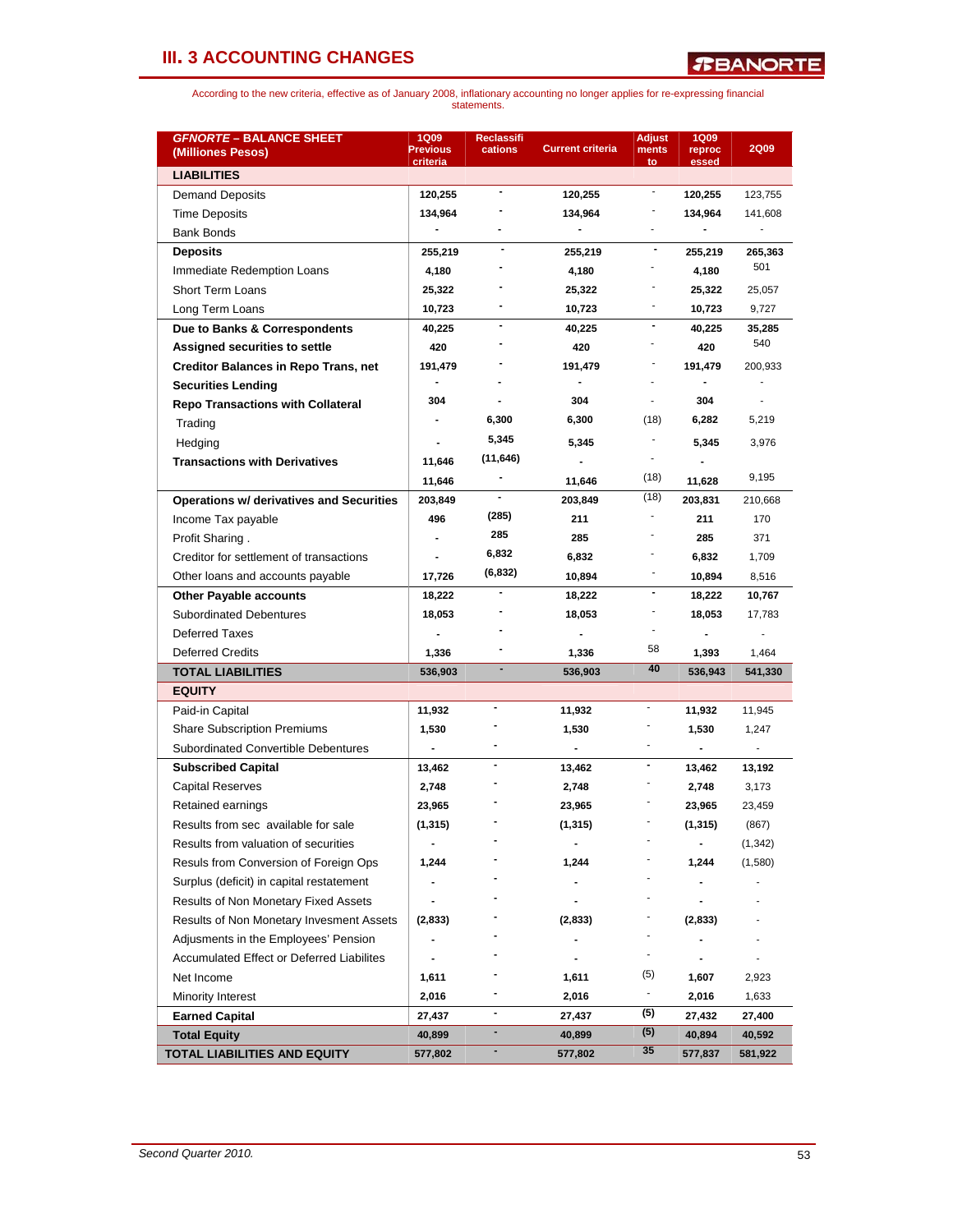# III. 3 ACCOUNTING CHANGES

According to the new criteria, effective as of January 2008, inflationary accounting no longer applies for re-expressing financial statements.

| *GFNORTE* – BALANCE SHEET (Milliones Pesos) | 1Q09 Previous criteria | Reclassifications | Current criteria | Adjustments to | 1Q09 reprocessed | 2Q09 |
|---|---|---|---|---|---|---|
| **LIABILITIES** | | | | | | |
| Demand Deposits | 120,255 | - | 120,255 | - | 120,255 | 123,755 |
| Time Deposits | 134,964 | - | 134,964 | - | 134,964 | 141,608 |
| Bank Bonds | - | - | - | - | - | - |
| **Deposits** | 255,219 | - | 255,219 | - | 255,219 | 265,363 |
| Immediate Redemption Loans | 4,180 | - | 4,180 | - | 4,180 | 501 |
| Short Term Loans | 25,322 | - | 25,322 | - | 25,322 | 25,057 |
| Long Term Loans | 10,723 | - | 10,723 | - | 10,723 | 9,727 |
| **Due to Banks & Correspondents** | 40,225 | - | 40,225 | - | 40,225 | 35,285 |
| **Assigned securities to settle** | 420 | - | 420 | - | 420 | 540 |
| **Creditor Balances in Repo Trans, net** | 191,479 | - | 191,479 | - | 191,479 | 200,933 |
| **Securities Lending** | - | - | - | - | - | - |
| **Repo Transactions with Collateral** | 304 | - | 304 | - | 304 | - |
| Trading | - | 6,300 | 6,300 | (18) | 6,282 | 5,219 |
| Hedging | - | 5,345 | 5,345 | - | 5,345 | 3,976 |
| **Transactions with Derivatives** | 11,646 | (11,646) | - | - | - | |
| | 11,646 | - | 11,646 | (18) | 11,628 | 9,195 |
| **Operations w/ derivatives and Securities** | 203,849 | - | 203,849 | (18) | 203,831 | 210,668 |
| Income Tax payable | 496 | (285) | 211 | - | 211 | 170 |
| Profit Sharing . | - | 285 | 285 | - | 285 | 371 |
| Creditor for settlement of transactions | - | 6,832 | 6,832 | - | 6,832 | 1,709 |
| Other loans and accounts payable | 17,726 | (6,832) | 10,894 | - | 10,894 | 8,516 |
| **Other Payable accounts** | 18,222 | - | 18,222 | - | 18,222 | 10,767 |
| Subordinated Debentures | 18,053 | - | 18,053 | - | 18,053 | 17,783 |
| Deferred Taxes | - | - | - | - | - | - |
| Deferred Credits | 1,336 | - | 1,336 | 58 | 1,393 | 1,464 |
| **TOTAL LIABILITIES** | 536,903 | - | 536,903 | 40 | 536,943 | 541,330 |
| **EQUITY** | | | | | | |
| Paid-in Capital | 11,932 | - | 11,932 | - | 11,932 | 11,945 |
| Share Subscription Premiums | 1,530 | - | 1,530 | - | 1,530 | 1,247 |
| Subordinated Convertible Debentures | - | - | - | - | - | - |
| **Subscribed Capital** | 13,462 | - | 13,462 | - | 13,462 | 13,192 |
| Capital Reserves | 2,748 | - | 2,748 | - | 2,748 | 3,173 |
| Retained earnings | 23,965 | - | 23,965 | - | 23,965 | 23,459 |
| Results from sec available for sale | (1,315) | - | (1,315) | - | (1,315) | (867) |
| Results from valuation of securities | - | - | - | - | - | (1,342) |
| Resuls from Conversion of Foreign Ops | 1,244 | - | 1,244 | - | 1,244 | (1,580) |
| Surplus (deficit) in capital restatement | - | - | - | - | - | - |
| Results of Non Monetary Fixed Assets | - | - | - | - | - | - |
| Results of Non Monetary Invesment Assets | (2,833) | - | (2,833) | - | (2,833) | - |
| Adjusments in the Employees' Pension | - | - | - | - | - | - |
| Accumulated Effect or Deferred Liabilites | - | - | - | - | - | - |
| Net Income | 1,611 | - | 1,611 | (5) | 1,607 | 2,923 |
| Minority Interest | 2,016 | - | 2,016 | - | 2,016 | 1,633 |
| **Earned Capital** | 27,437 | - | 27,437 | (5) | 27,432 | 27,400 |
| **Total Equity** | 40,899 | - | 40,899 | (5) | 40,894 | 40,592 |
| **TOTAL LIABILITIES AND EQUITY** | 577,802 | - | 577,802 | 35 | 577,837 | 581,922 |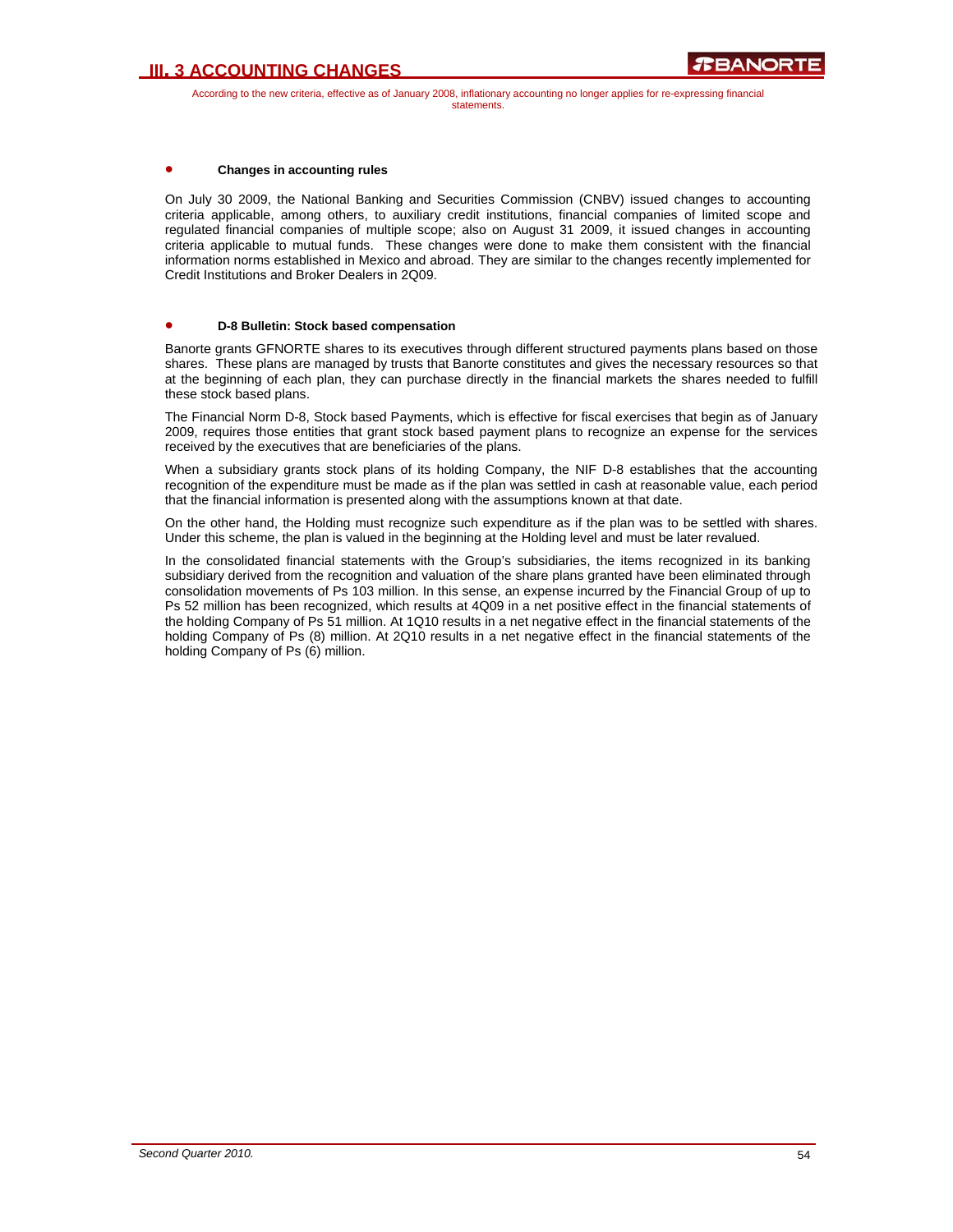According to the new criteria, effective as of January 2008, inflationary accounting no longer applies for re-expressing financial statements.

- **Changes in accounting rules**

On July 30 2009, the National Banking and Securities Commission (CNBV) issued changes to accounting criteria applicable, among others, to auxiliary credit institutions, financial companies of limited scope and regulated financial companies of multiple scope; also on August 31 2009, it issued changes in accounting criteria applicable to mutual funds. These changes were done to make them consistent with the financial information norms established in Mexico and abroad. They are similar to the changes recently implemented for Credit Institutions and Broker Dealers in 2Q09.

- **D-8 Bulletin: Stock based compensation**

Banorte grants GFNORTE shares to its executives through different structured payments plans based on those shares. These plans are managed by trusts that Banorte constitutes and gives the necessary resources so that at the beginning of each plan, they can purchase directly in the financial markets the shares needed to fulfill these stock based plans.

The Financial Norm D-8, Stock based Payments, which is effective for fiscal exercises that begin as of January 2009, requires those entities that grant stock based payment plans to recognize an expense for the services received by the executives that are beneficiaries of the plans.

When a subsidiary grants stock plans of its holding Company, the NIF D-8 establishes that the accounting recognition of the expenditure must be made as if the plan was settled in cash at reasonable value, each period that the financial information is presented along with the assumptions known at that date.

On the other hand, the Holding must recognize such expenditure as if the plan was to be settled with shares. Under this scheme, the plan is valued in the beginning at the Holding level and must be later revalued.

In the consolidated financial statements with the Group's subsidiaries, the items recognized in its banking subsidiary derived from the recognition and valuation of the share plans granted have been eliminated through consolidation movements of Ps 103 million. In this sense, an expense incurred by the Financial Group of up to Ps 52 million has been recognized, which results at 4Q09 in a net positive effect in the financial statements of the holding Company of Ps 51 million. At 1Q10 results in a net negative effect in the financial statements of the holding Company of Ps (8) million. At 2Q10 results in a net negative effect in the financial statements of the holding Company of Ps (6) million.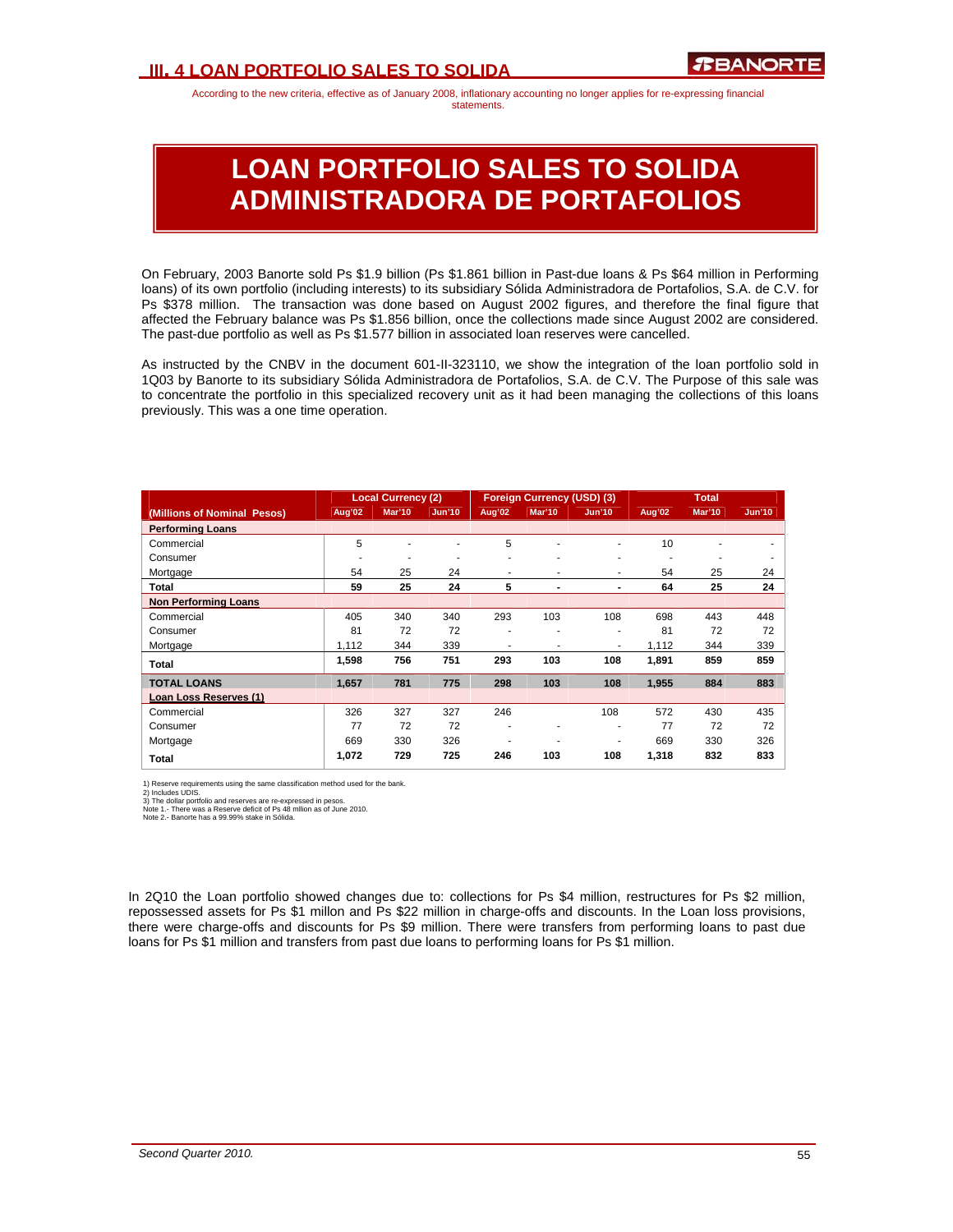## III. 4 LOAN PORTFOLIO SALES TO SOLIDA

According to the new criteria, effective as of January 2008, inflationary accounting no longer applies for re-expressing financial statements.

# LOAN PORTFOLIO SALES TO SOLIDA ADMINISTRADORA DE PORTAFOLIOS

On February, 2003 Banorte sold Ps $1.9 billion (Ps $1.861 billion in Past-due loans & Ps $64 million in Performing loans) of its own portfolio (including interests) to its subsidiary Sólida Administradora de Portafolios, S.A. de C.V. for Ps $378 million. The transaction was done based on August 2002 figures, and therefore the final figure that affected the February balance was Ps $1.856 billion, once the collections made since August 2002 are considered. The past-due portfolio as well as Ps $1.577 billion in associated loan reserves were cancelled.

As instructed by the CNBV in the document 601-II-323110, we show the integration of the loan portfolio sold in 1Q03 by Banorte to its subsidiary Sólida Administradora de Portafolios, S.A. de C.V. The Purpose of this sale was to concentrate the portfolio in this specialized recovery unit as it had been managing the collections of this loans previously. This was a one time operation.

| | Local Currency (2) | | | Foreign Currency (USD) (3) | | | Total | | |
|---|---|---|---|---|---|---|---|---|---|
| **(Millions of Nominal Pesos)** | **Aug'02** | **Mar'10** | **Jun'10** | **Aug'02** | **Mar'10** | **Jun'10** | **Aug'02** | **Mar'10** | **Jun'10** |
| **Performing Loans** | | | | | | | | | |
| Commercial | 5 | - | - | 5 | - | - | 10 | - | - |
| Consumer | - | - | - | - | - | - | - | - | - |
| Mortgage | 54 | 25 | 24 | - | - | - | 54 | 25 | 24 |
| **Total** | **59** | **25** | **24** | **5** | **-** | **-** | **64** | **25** | **24** |
| **Non Performing Loans** | | | | | | | | | |
| Commercial | 405 | 340 | 340 | 293 | 103 | 108 | 698 | 443 | 448 |
| Consumer | 81 | 72 | 72 | - | - | - | 81 | 72 | 72 |
| Mortgage | 1,112 | 344 | 339 | - | - | - | 1,112 | 344 | 339 |
| **Total** | **1,598** | **756** | **751** | **293** | **103** | **108** | **1,891** | **859** | **859** |
| **TOTAL LOANS** | **1,657** | **781** | **775** | **298** | **103** | **108** | **1,955** | **884** | **883** |
| **Loan Loss Reserves (1)** | | | | | | | | | |
| Commercial | 326 | 327 | 327 | 246 | | 108 | 572 | 430 | 435 |
| Consumer | 77 | 72 | 72 | - | - | - | 77 | 72 | 72 |
| Mortgage | 669 | 330 | 326 | - | - | - | 669 | 330 | 326 |
| **Total** | **1,072** | **729** | **725** | **246** | **103** | **108** | **1,318** | **832** | **833** |

1) Reserve requirements using the same classification method used for the bank.
2) Includes UDIS.
3) The dollar portfolio and reserves are re-expressed in pesos.
Note 1.- There was a Reserve deficit of Ps 48 mllion as of June 2010.
Note 2.- Banorte has a 99.99% stake in Sólida.

In 2Q10 the Loan portfolio showed changes due to: collections for Ps $4 million, restructures for Ps $2 million, repossessed assets for Ps $1 millon and Ps $22 million in charge-offs and discounts. In the Loan loss provisions, there were charge-offs and discounts for Ps $9 million. There were transfers from performing loans to past due loans for Ps $1 million and transfers from past due loans to performing loans for Ps $1 million.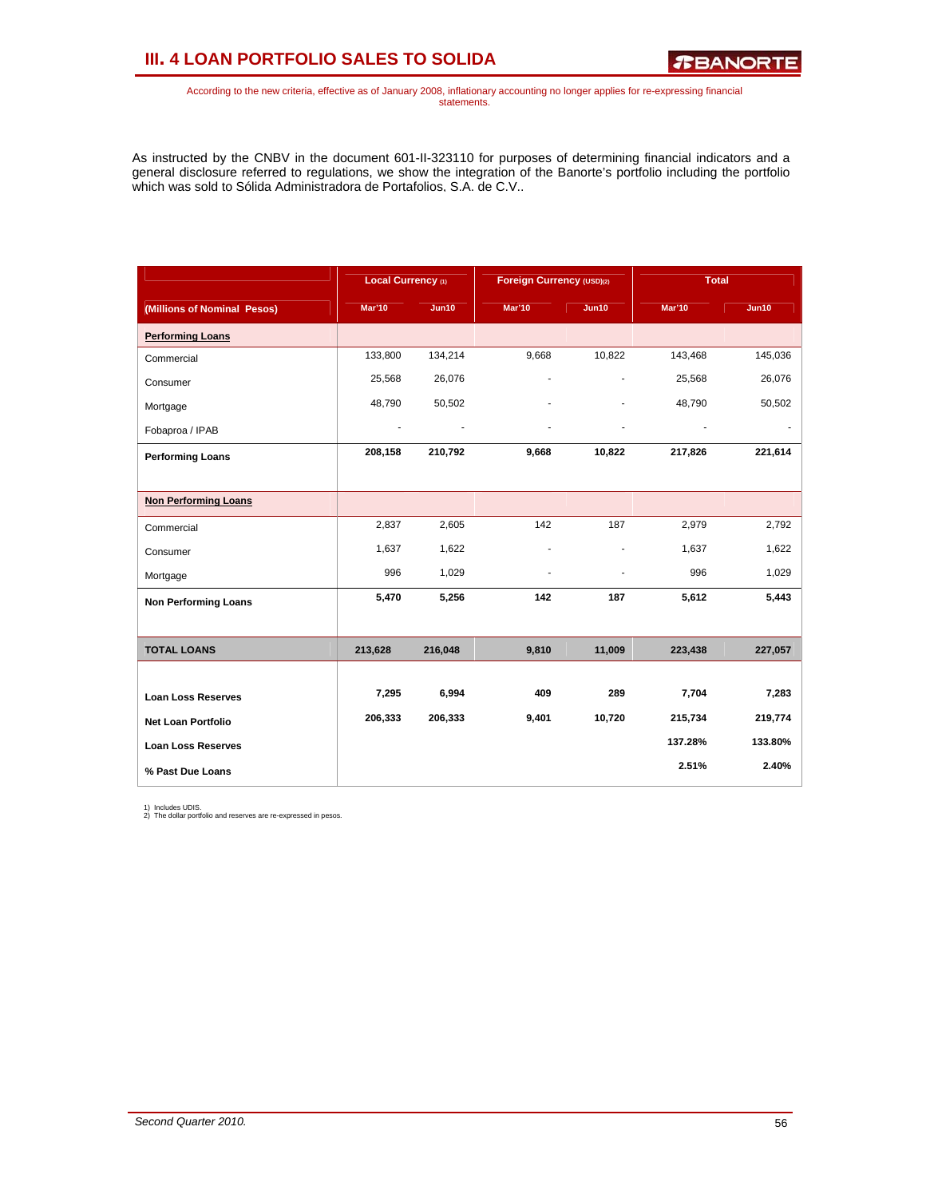## III. 4 LOAN PORTFOLIO SALES TO SOLIDA

According to the new criteria, effective as of January 2008, inflationary accounting no longer applies for re-expressing financial statements.

As instructed by the CNBV in the document 601-II-323110 for purposes of determining financial indicators and a general disclosure referred to regulations, we show the integration of the Banorte's portfolio including the portfolio which was sold to Sólida Administradora de Portafolios, S.A. de C.V..

| | Local Currency (1) | | Foreign Currency (USD)(2) | | Total | |
|---|---|---|---|---|---|---|
| (Millions of Nominal Pesos) | Mar'10 | Jun10 | Mar'10 | Jun10 | Mar'10 | Jun10 |
| **Performing Loans** | | | | | | |
| Commercial | 133,800 | 134,214 | 9,668 | 10,822 | 143,468 | 145,036 |
| Consumer | 25,568 | 26,076 | - | - | 25,568 | 26,076 |
| Mortgage | 48,790 | 50,502 | - | - | 48,790 | 50,502 |
| Fobaproa / IPAB | - | - | - | - | - | - |
| **Performing Loans** | **208,158** | **210,792** | **9,668** | **10,822** | **217,826** | **221,614** |
| **Non Performing Loans** | | | | | | |
| Commercial | 2,837 | 2,605 | 142 | 187 | 2,979 | 2,792 |
| Consumer | 1,637 | 1,622 | - | - | 1,637 | 1,622 |
| Mortgage | 996 | 1,029 | - | - | 996 | 1,029 |
| **Non Performing Loans** | **5,470** | **5,256** | **142** | **187** | **5,612** | **5,443** |
| **TOTAL LOANS** | **213,628** | **216,048** | **9,810** | **11,009** | **223,438** | **227,057** |
| **Loan Loss Reserves** | **7,295** | **6,994** | **409** | **289** | **7,704** | **7,283** |
| **Net Loan Portfolio** | **206,333** | **206,333** | **9,401** | **10,720** | **215,734** | **219,774** |
| **Loan Loss Reserves** | | | | | **137.28%** | **133.80%** |
| **% Past Due Loans** | | | | | **2.51%** | **2.40%** |

1) Includes UDIS.
2) The dollar portfolio and reserves are re-expressed in pesos.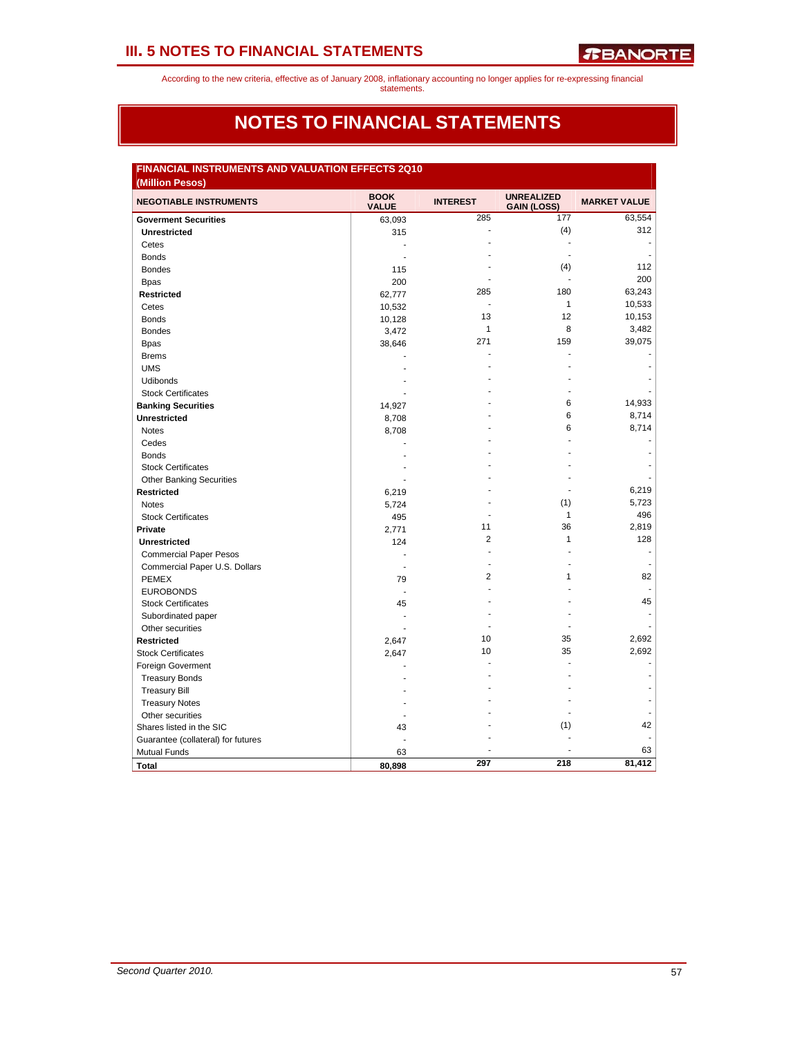# III. 5 NOTES TO FINANCIAL STATEMENTS

According to the new criteria, effective as of January 2008, inflationary accounting no longer applies for re-expressing financial statements.

## NOTES TO FINANCIAL STATEMENTS

**FINANCIAL INSTRUMENTS AND VALUATION EFFECTS 2Q10**
**(Million Pesos)**

| NEGOTIABLE INSTRUMENTS | BOOK VALUE | INTEREST | UNREALIZED GAIN (LOSS) | MARKET VALUE |
|---|---|---|---|---|
| **Goverment Securities** | 63,093 | 285 | 177 | 63,554 |
| **Unrestricted** | 315 | - | (4) | 312 |
| Cetes | - | - | - | - |
| Bonds | - | - | - | - |
| Bondes | 115 | - | (4) | 112 |
| Bpas | 200 | - | - | 200 |
| **Restricted** | 62,777 | 285 | 180 | 63,243 |
| Cetes | 10,532 | - | 1 | 10,533 |
| Bonds | 10,128 | 13 | 12 | 10,153 |
| Bondes | 3,472 | 1 | 8 | 3,482 |
| Bpas | 38,646 | 271 | 159 | 39,075 |
| Brems | - | - | - | - |
| UMS | - | - | - | - |
| Udibonds | - | - | - | - |
| Stock Certificates | - | - | - | - |
| **Banking Securities** | 14,927 | - | 6 | 14,933 |
| **Unrestricted** | 8,708 | - | 6 | 8,714 |
| Notes | 8,708 | - | 6 | 8,714 |
| Cedes | - | - | - | - |
| Bonds | - | - | - | - |
| Stock Certificates | - | - | - | - |
| Other Banking Securities | - | - | - | - |
| **Restricted** | 6,219 | - | - | 6,219 |
| Notes | 5,724 | - | (1) | 5,723 |
| Stock Certificates | 495 | - | 1 | 496 |
| **Private** | 2,771 | 11 | 36 | 2,819 |
| **Unrestricted** | 124 | 2 | 1 | 128 |
| Commercial Paper Pesos | - | - | - | - |
| Commercial Paper U.S. Dollars | - | - | - | - |
| PEMEX | 79 | 2 | 1 | 82 |
| EUROBONDS | - | - | - | - |
| Stock Certificates | 45 | - | - | 45 |
| Subordinated paper | - | - | - | - |
| Other securities | - | - | - | - |
| **Restricted** | 2,647 | 10 | 35 | 2,692 |
| Stock Certificates | 2,647 | 10 | 35 | 2,692 |
| Foreign Goverment | - | - | - | - |
| Treasury Bonds | - | - | - | - |
| Treasury Bill | - | - | - | - |
| Treasury Notes | - | - | - | - |
| Other securities | - | - | - | - |
| Shares listed in the SIC | 43 | - | (1) | 42 |
| Guarantee (collateral) for futures | - | - | - | - |
| Mutual Funds | 63 | - | - | 63 |
| **Total** | **80,898** | **297** | **218** | **81,412** |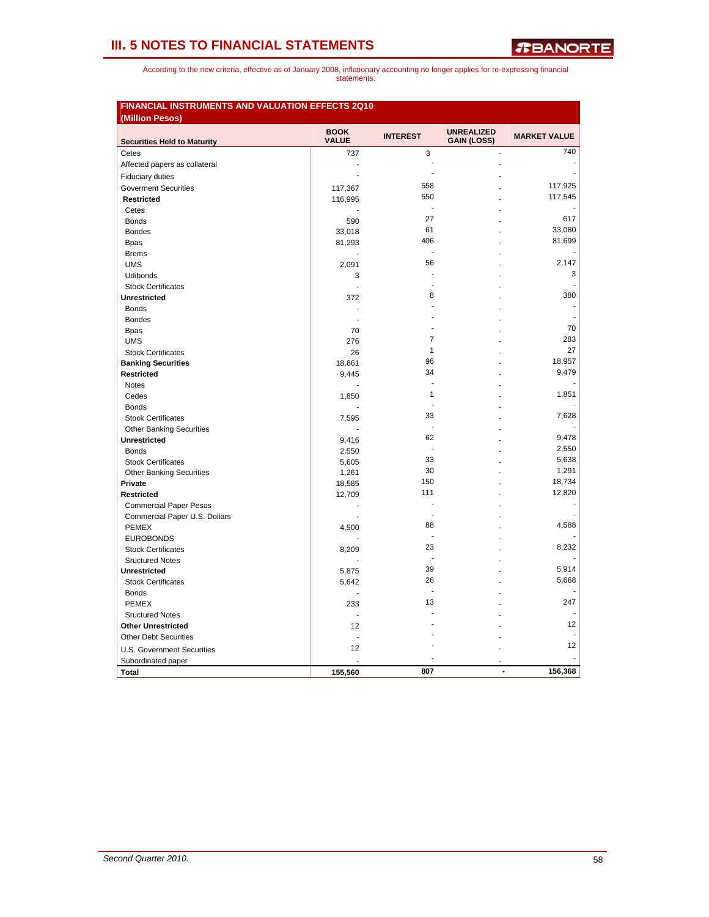# III. 5 NOTES TO FINANCIAL STATEMENTS

According to the new criteria, effective as of January 2008, inflationary accounting no longer applies for re-expressing financial statements.

**FINANCIAL INSTRUMENTS AND VALUATION EFFECTS 2Q10**
**(Million Pesos)**

| Securities Held to Maturity | BOOK VALUE | INTEREST | UNREALIZED GAIN (LOSS) | MARKET VALUE |
|---|---|---|---|---|
| Cetes | 737 | 3 | - | 740 |
| Affected papers as collateral | - | - | - | - |
| Fiduciary duties | - | - | - | - |
| Goverment Securities | 117,367 | 558 | - | 117,925 |
| **Restricted** | 116,995 | 550 | - | 117,545 |
| Cetes | - | - | - | - |
| Bonds | 590 | 27 | - | 617 |
| Bondes | 33,018 | 61 | - | 33,080 |
| Bpas | 81,293 | 406 | - | 81,699 |
| Brems | - | - | - | - |
| UMS | 2,091 | 56 | - | 2,147 |
| Udibonds | 3 | - | - | 3 |
| Stock Certificates | - | - | - | - |
| **Unrestricted** | 372 | 8 | - | 380 |
| Bonds | - | - | - | - |
| Bondes | - | - | - | - |
| Bpas | 70 | - | - | 70 |
| UMS | 276 | 7 | - | 283 |
| Stock Certificates | 26 | 1 | - | 27 |
| **Banking Securities** | 18,861 | 96 | - | 18,957 |
| **Restricted** | 9,445 | 34 | - | 9,479 |
| Notes | - | - | - | - |
| Cedes | 1,850 | 1 | - | 1,851 |
| Bonds | - | - | - | - |
| Stock Certificates | 7,595 | 33 | - | 7,628 |
| Other Banking Securities | - | - | - | - |
| **Unrestricted** | 9,416 | 62 | - | 9,478 |
| Bonds | 2,550 | - | - | 2,550 |
| Stock Certificates | 5,605 | 33 | - | 5,638 |
| Other Banking Securities | 1,261 | 30 | - | 1,291 |
| **Private** | 18,585 | 150 | - | 18,734 |
| **Restricted** | 12,709 | 111 | - | 12,820 |
| Commercial Paper Pesos | - | - | - | - |
| Commercial Paper U.S. Dollars | - | - | - | - |
| PEMEX | 4,500 | 88 | - | 4,588 |
| EUROBONDS | - | - | - | - |
| Stock Certificates | 8,209 | 23 | - | 8,232 |
| Sructured Notes | - | - | - | - |
| **Unrestricted** | 5,875 | 39 | - | 5,914 |
| Stock Certificates | 5,642 | 26 | - | 5,668 |
| Bonds | - | - | - | - |
| PEMEX | 233 | 13 | - | 247 |
| Sructured Notes | - | - | - | - |
| **Other Unrestricted** | 12 | - | - | 12 |
| Other Debt Securities | - | - | - | - |
| U.S. Government Securities | 12 | - | - | 12 |
| Subordinated paper | - | - | - | - |
| **Total** | **155,560** | **807** | **-** | **156,368** |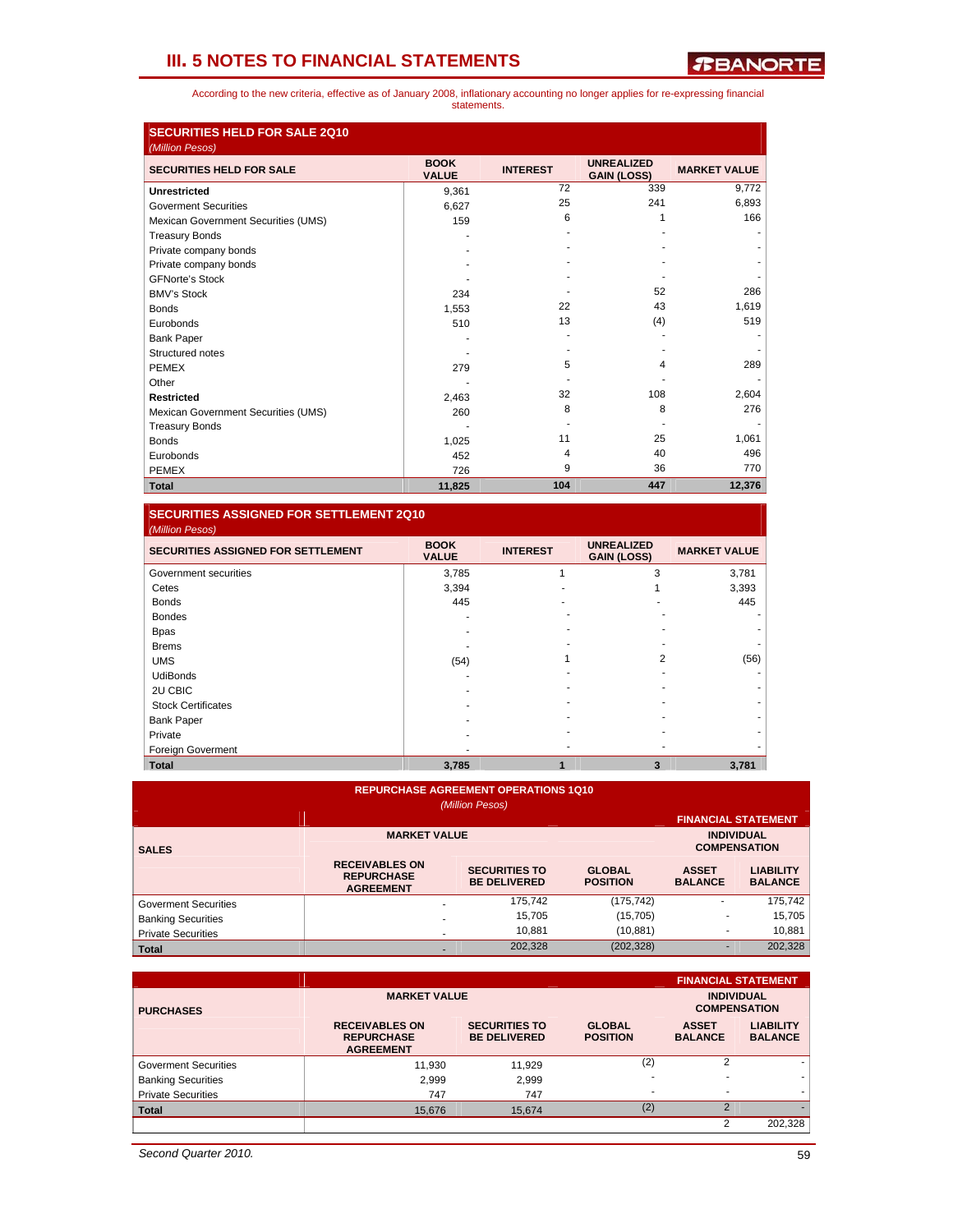# III. 5 NOTES TO FINANCIAL STATEMENTS

According to the new criteria, effective as of January 2008, inflationary accounting no longer applies for re-expressing financial statements.

## SECURITIES HELD FOR SALE 2Q10

*(Million Pesos)*

| SECURITIES HELD FOR SALE | BOOK VALUE | INTEREST | UNREALIZED GAIN (LOSS) | MARKET VALUE |
|---|---|---|---|---|
| **Unrestricted** | 9,361 | 72 | 339 | 9,772 |
| Goverment Securities | 6,627 | 25 | 241 | 6,893 |
| Mexican Government Securities (UMS) | 159 | 6 | 1 | 166 |
| Treasury Bonds | - | - | - | - |
| Private company bonds | - | - | - | - |
| Private company bonds | - | - | - | - |
| GFNorte's Stock | - | - | - | - |
| BMV's Stock | 234 | - | 52 | 286 |
| Bonds | 1,553 | 22 | 43 | 1,619 |
| Eurobonds | 510 | 13 | (4) | 519 |
| Bank Paper | - | - | - | - |
| Structured notes | - | - | - | - |
| PEMEX | 279 | 5 | 4 | 289 |
| Other | - | - | - | - |
| **Restricted** | 2,463 | 32 | 108 | 2,604 |
| Mexican Government Securities (UMS) | 260 | 8 | 8 | 276 |
| Treasury Bonds | - | - | - | - |
| Bonds | 1,025 | 11 | 25 | 1,061 |
| Eurobonds | 452 | 4 | 40 | 496 |
| PEMEX | 726 | 9 | 36 | 770 |
| **Total** | **11,825** | **104** | **447** | **12,376** |

## SECURITIES ASSIGNED FOR SETTLEMENT 2Q10

*(Million Pesos)*

| SECURITIES ASSIGNED FOR SETTLEMENT | BOOK VALUE | INTEREST | UNREALIZED GAIN (LOSS) | MARKET VALUE |
|---|---|---|---|---|
| Government securities | 3,785 | 1 | 3 | 3,781 |
| Cetes | 3,394 | - | 1 | 3,393 |
| Bonds | 445 | - | - | 445 |
| Bondes | - | - | - | - |
| Bpas | - | - | - | - |
| Brems | - | - | - | - |
| UMS | (54) | 1 | 2 | (56) |
| UdiBonds | - | - | - | - |
| 2U CBIC | - | - | - | - |
| Stock Certificates | - | - | - | - |
| Bank Paper | - | - | - | - |
| Private | - | - | - | - |
| Foreign Goverment | - | - | - | - |
| **Total** | **3,785** | **1** | **3** | **3,781** |

## REPURCHASE AGREEMENT OPERATIONS 1Q10

*(Million Pesos)*

| SALES | MARKET VALUE | | | FINANCIAL STATEMENT INDIVIDUAL COMPENSATION | |
|---|---|---|---|---|---|
| | RECEIVABLES ON REPURCHASE AGREEMENT | SECURITIES TO BE DELIVERED | GLOBAL POSITION | ASSET BALANCE | LIABILITY BALANCE |
| Goverment Securities | - | 175,742 | (175,742) | - | 175,742 |
| Banking Securities | - | 15,705 | (15,705) | - | 15,705 |
| Private Securities | - | 10,881 | (10,881) | - | 10,881 |
| **Total** | - | 202,328 | (202,328) | - | 202,328 |

| PURCHASES | MARKET VALUE | | | FINANCIAL STATEMENT INDIVIDUAL COMPENSATION | |
|---|---|---|---|---|---|
| | RECEIVABLES ON REPURCHASE AGREEMENT | SECURITIES TO BE DELIVERED | GLOBAL POSITION | ASSET BALANCE | LIABILITY BALANCE |
| Goverment Securities | 11,930 | 11,929 | (2) | 2 | - |
| Banking Securities | 2,999 | 2,999 | - | - | - |
| Private Securities | 747 | 747 | - | - | - |
| **Total** | 15,676 | 15,674 | (2) | 2 | - |
| | | | | 2 | 202,328 |

*Second Quarter 2010.*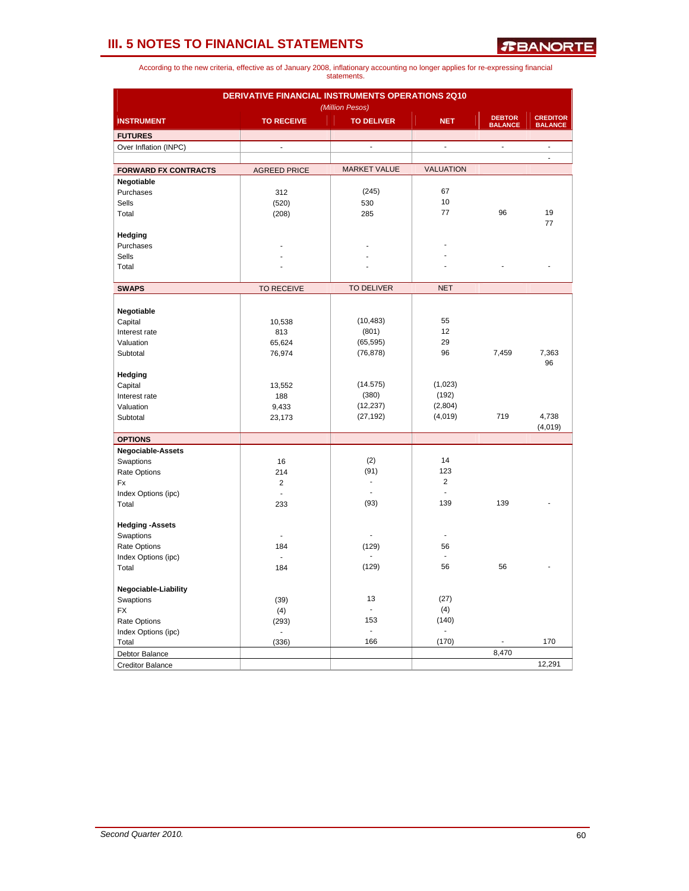# III. 5 NOTES TO FINANCIAL STATEMENTS

According to the new criteria, effective as of January 2008, inflationary accounting no longer applies for re-expressing financial statements.

| DERIVATIVE FINANCIAL INSTRUMENTS OPERATIONS 2Q10 *(Million Pesos)* | | | | | |
|---|---|---|---|---|---|
| **INSTRUMENT** | **TO RECEIVE** | **TO DELIVER** | **NET** | **DEBTOR BALANCE** | **CREDITOR BALANCE** |
| **FUTURES** | | | | | |
| Over Inflation (INPC) | - | - | - | - | - |
| | | | | | - |
| **FORWARD FX CONTRACTS** | AGREED PRICE | MARKET VALUE | VALUATION | | |
| **Negotiable** | | | | | |
| Purchases | 312 | (245) | 67 | | |
| Sells | (520) | 530 | 10 | | |
| Total | (208) | 285 | 77 | 96 | 19 |
| | | | | | 77 |
| **Hedging** | | | | | |
| Purchases | - | - | - | | |
| Sells | - | - | - | | |
| Total | - | - | - | - | - |
| **SWAPS** | TO RECEIVE | TO DELIVER | NET | | |
| **Negotiable** | | | | | |
| Capital | 10,538 | (10,483) | 55 | | |
| Interest rate | 813 | (801) | 12 | | |
| Valuation | 65,624 | (65,595) | 29 | | |
| Subtotal | 76,974 | (76,878) | 96 | 7,459 | 7,363 |
| | | | | | 96 |
| **Hedging** | | | | | |
| Capital | 13,552 | (14.575) | (1,023) | | |
| Interest rate | 188 | (380) | (192) | | |
| Valuation | 9,433 | (12,237) | (2,804) | | |
| Subtotal | 23,173 | (27,192) | (4,019) | 719 | 4,738 |
| | | | | | (4,019) |
| **OPTIONS** | | | | | |
| **Negociable-Assets** | | | | | |
| Swaptions | 16 | (2) | 14 | | |
| Rate Options | 214 | (91) | 123 | | |
| Fx | 2 | - | 2 | | |
| Index Options (ipc) | - | - | - | | |
| Total | 233 | (93) | 139 | 139 | - |
| **Hedging -Assets** | | | | | |
| Swaptions | - | - | - | | |
| Rate Options | 184 | (129) | 56 | | |
| Index Options (ipc) | - | - | - | | |
| Total | 184 | (129) | 56 | 56 | - |
| **Negociable-Liability** | | | | | |
| Swaptions | (39) | 13 | (27) | | |
| FX | (4) | - | (4) | | |
| Rate Options | (293) | 153 | (140) | | |
| Index Options (ipc) | - | - | - | | |
| Total | (336) | 166 | (170) | - | 170 |
| Debtor Balance | | | | 8,470 | |
| Creditor Balance | | | | | 12,291 |

*Second Quarter 2010.*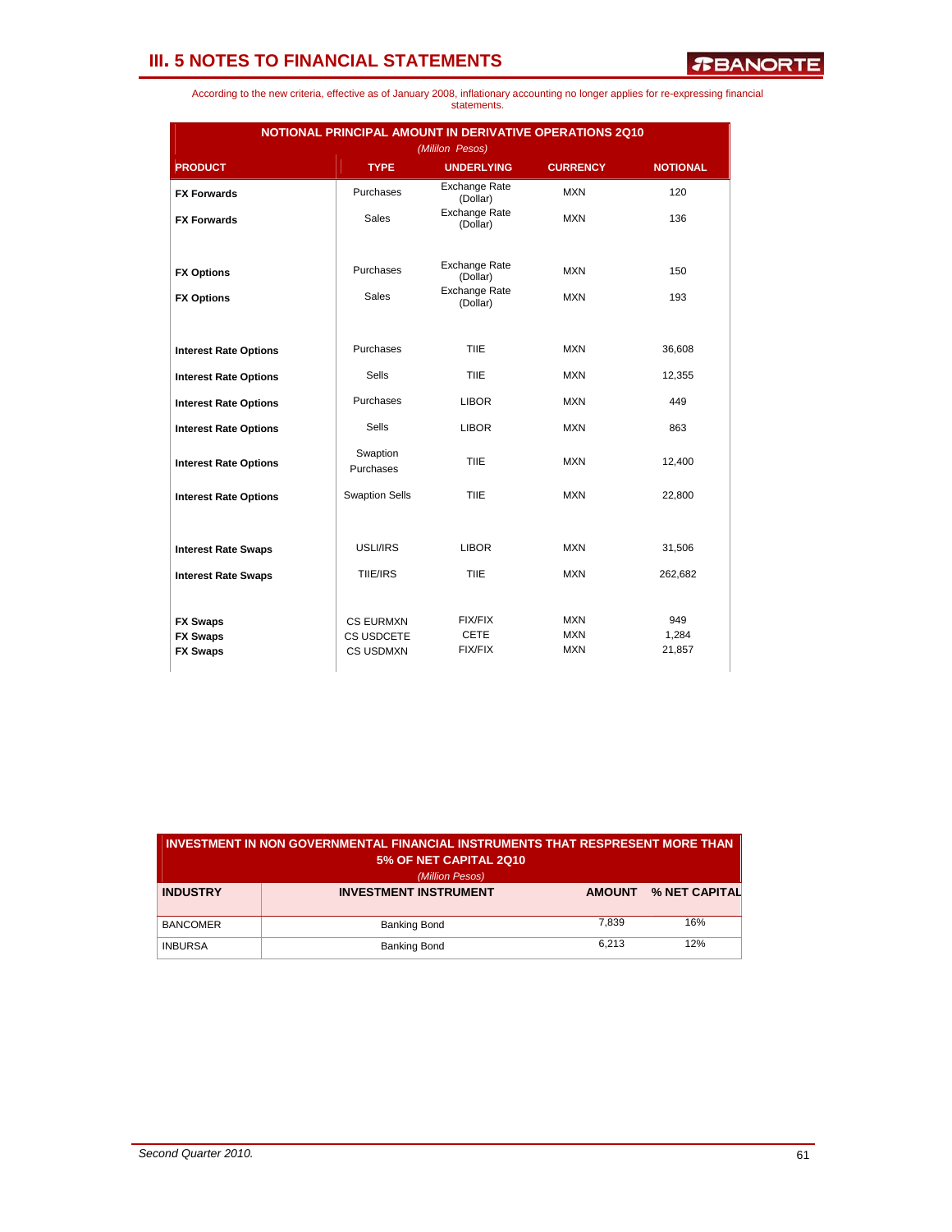## III. 5 NOTES TO FINANCIAL STATEMENTS

According to the new criteria, effective as of January 2008, inflationary accounting no longer applies for re-expressing financial statements.

**NOTIONAL PRINCIPAL AMOUNT IN DERIVATIVE OPERATIONS 2Q10**
*(Millon Pesos)*

| PRODUCT | TYPE | UNDERLYING | CURRENCY | NOTIONAL |
|---|---|---|---|---|
| **FX Forwards** | Purchases | Exchange Rate (Dollar) | MXN | 120 |
| **FX Forwards** | Sales | Exchange Rate (Dollar) | MXN | 136 |
| **FX Options** | Purchases | Exchange Rate (Dollar) | MXN | 150 |
| **FX Options** | Sales | Exchange Rate (Dollar) | MXN | 193 |
| **Interest Rate Options** | Purchases | TIIE | MXN | 36,608 |
| **Interest Rate Options** | Sells | TIIE | MXN | 12,355 |
| **Interest Rate Options** | Purchases | LIBOR | MXN | 449 |
| **Interest Rate Options** | Sells | LIBOR | MXN | 863 |
| **Interest Rate Options** | Swaption Purchases | TIIE | MXN | 12,400 |
| **Interest Rate Options** | Swaption Sells | TIIE | MXN | 22,800 |
| **Interest Rate Swaps** | USLI/IRS | LIBOR | MXN | 31,506 |
| **Interest Rate Swaps** | TIIE/IRS | TIIE | MXN | 262,682 |
| **FX Swaps** | CS EURMXN | FIX/FIX | MXN | 949 |
| **FX Swaps** | CS USDCETE | CETE | MXN | 1,284 |
| **FX Swaps** | CS USDMXN | FIX/FIX | MXN | 21,857 |

**INVESTMENT IN NON GOVERNMENTAL FINANCIAL INSTRUMENTS THAT RESPRESENT MORE THAN 5% OF NET CAPITAL 2Q10**
*(Million Pesos)*

| INDUSTRY | INVESTMENT INSTRUMENT | AMOUNT | % NET CAPITAL |
|---|---|---|---|
| BANCOMER | Banking Bond | 7,839 | 16% |
| INBURSA | Banking Bond | 6,213 | 12% |

*Second Quarter 2010.*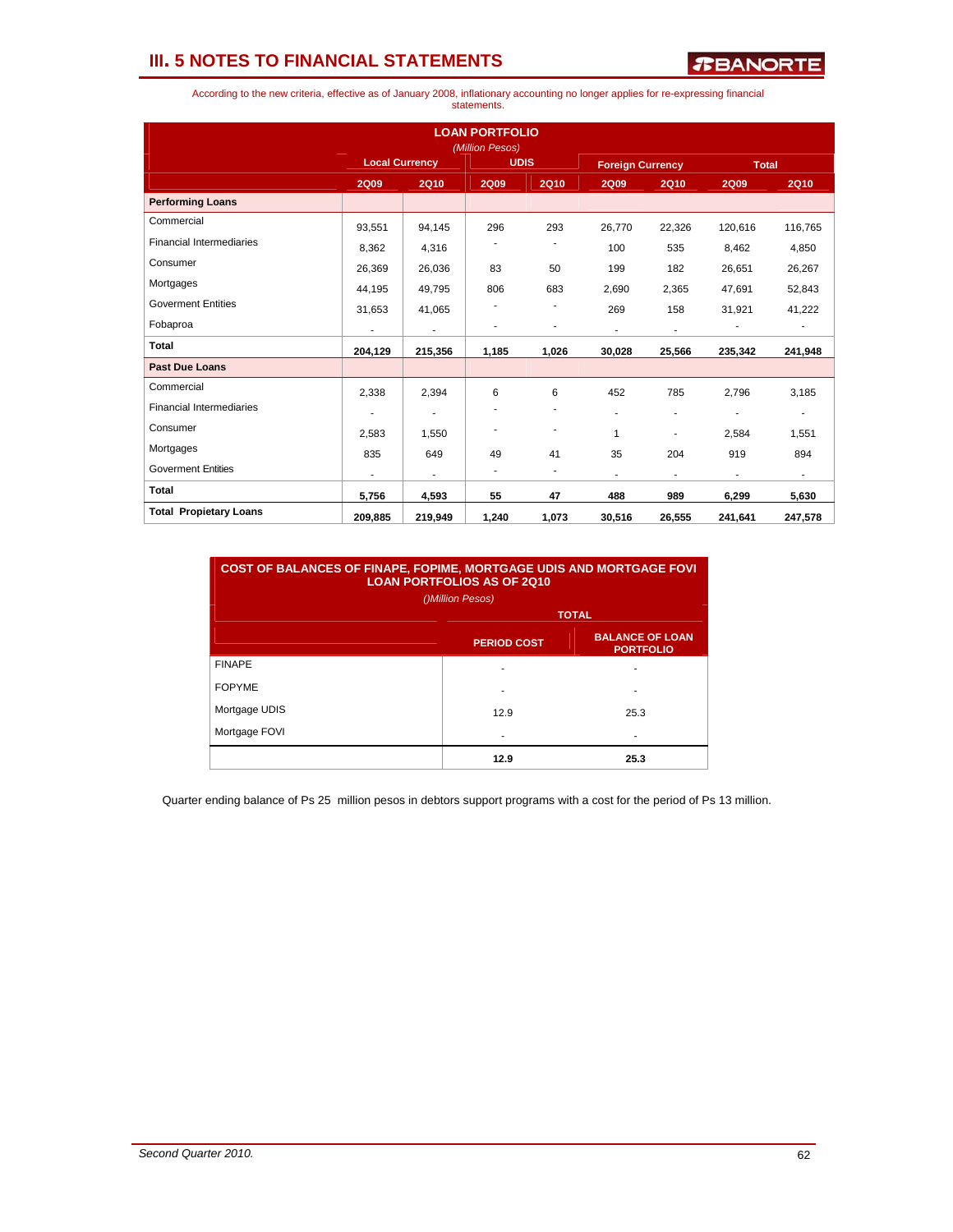## III. 5 NOTES TO FINANCIAL STATEMENTS

According to the new criteria, effective as of January 2008, inflationary accounting no longer applies for re-expressing financial statements.

**LOAN PORTFOLIO**
*(Million Pesos)*

| | Local Currency | | UDIS | | Foreign Currency | | Total | |
|---|---|---|---|---|---|---|---|---|
| | **2Q09** | **2Q10** | **2Q09** | **2Q10** | **2Q09** | **2Q10** | **2Q09** | **2Q10** |
| **Performing Loans** | | | | | | | | |
| Commercial | 93,551 | 94,145 | 296 | 293 | 26,770 | 22,326 | 120,616 | 116,765 |
| Financial Intermediaries | 8,362 | 4,316 | - | - | 100 | 535 | 8,462 | 4,850 |
| Consumer | 26,369 | 26,036 | 83 | 50 | 199 | 182 | 26,651 | 26,267 |
| Mortgages | 44,195 | 49,795 | 806 | 683 | 2,690 | 2,365 | 47,691 | 52,843 |
| Goverment Entities | 31,653 | 41,065 | - | - | 269 | 158 | 31,921 | 41,222 |
| Fobaproa | - | - | - | - | - | - | - | - |
| **Total** | **204,129** | **215,356** | **1,185** | **1,026** | **30,028** | **25,566** | **235,342** | **241,948** |
| **Past Due Loans** | | | | | | | | |
| Commercial | 2,338 | 2,394 | 6 | 6 | 452 | 785 | 2,796 | 3,185 |
| Financial Intermediaries | - | - | - | - | - | - | - | - |
| Consumer | 2,583 | 1,550 | - | - | 1 | - | 2,584 | 1,551 |
| Mortgages | 835 | 649 | 49 | 41 | 35 | 204 | 919 | 894 |
| Goverment Entities | - | - | - | - | - | - | - | - |
| **Total** | **5,756** | **4,593** | **55** | **47** | **488** | **989** | **6,299** | **5,630** |
| **Total Propietary Loans** | **209,885** | **219,949** | **1,240** | **1,073** | **30,516** | **26,555** | **241,641** | **247,578** |

**COST OF BALANCES OF FINAPE, FOPIME, MORTGAGE UDIS AND MORTGAGE FOVI LOAN PORTFOLIOS AS OF 2Q10**
*()Million Pesos)*

| | TOTAL | |
|---|---|---|
| | **PERIOD COST** | **BALANCE OF LOAN PORTFOLIO** |
| FINAPE | - | - |
| FOPYME | - | - |
| Mortgage UDIS | 12.9 | 25.3 |
| Mortgage FOVI | - | - |
| | **12.9** | **25.3** |

Quarter ending balance of Ps 25 million pesos in debtors support programs with a cost for the period of Ps 13 million.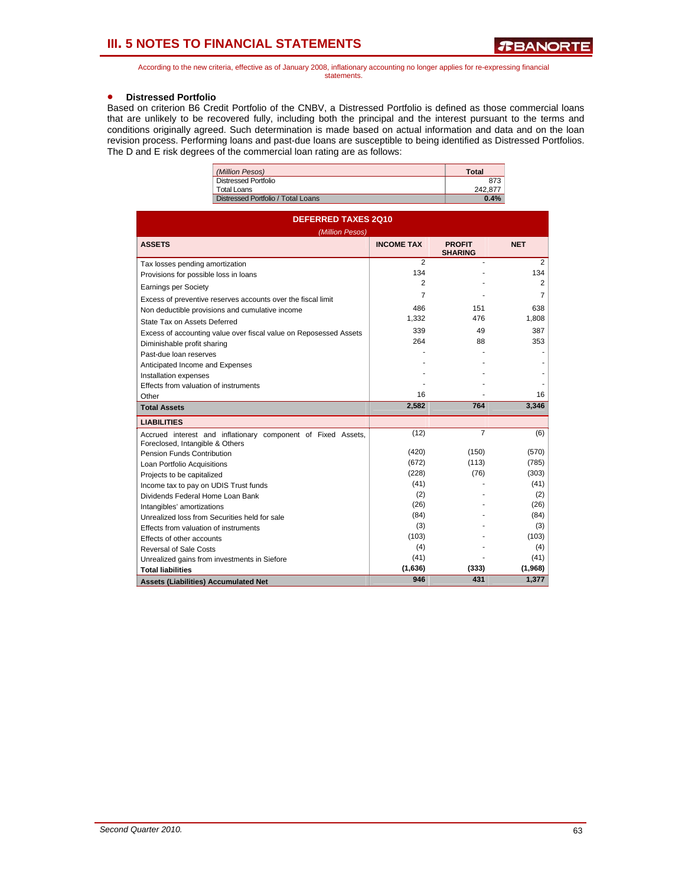## III. 5 NOTES TO FINANCIAL STATEMENTS

According to the new criteria, effective as of January 2008, inflationary accounting no longer applies for re-expressing financial statements.

- **Distressed Portfolio**

Based on criterion B6 Credit Portfolio of the CNBV, a Distressed Portfolio is defined as those commercial loans that are unlikely to be recovered fully, including both the principal and the interest pursuant to the terms and conditions originally agreed. Such determination is made based on actual information and data and on the loan revision process. Performing loans and past-due loans are susceptible to being identified as Distressed Portfolios. The D and E risk degrees of the commercial loan rating are as follows:

| *(Million Pesos)* | **Total** |
|---|---|
| Distressed Portfolio | 873 |
| Total Loans | 242,877 |
| Distressed Portfolio / Total Loans | **0.4%** |

**DEFERRED TAXES 2Q10**

*(Million Pesos)*

| **ASSETS** | **INCOME TAX** | **PROFIT SHARING** | **NET** |
|---|---|---|---|
| Tax losses pending amortization | 2 | - | 2 |
| Provisions for possible loss in loans | 134 | - | 134 |
| Earnings per Society | 2 | - | 2 |
| Excess of preventive reserves accounts over the fiscal limit | 7 | - | 7 |
| Non deductible provisions and cumulative income | 486 | 151 | 638 |
| State Tax on Assets Deferred | 1,332 | 476 | 1,808 |
| Excess of accounting value over fiscal value on Reposessed Assets | 339 | 49 | 387 |
| Diminishable profit sharing | 264 | 88 | 353 |
| Past-due loan reserves | - | - | - |
| Anticipated Income and Expenses | - | - | - |
| Installation expenses | - | - | - |
| Effects from valuation of instruments | - | - | - |
| Other | 16 | - | 16 |
| **Total Assets** | **2,582** | **764** | **3,346** |
| **LIABILITIES** | | | |
| Accrued interest and inflationary component of Fixed Assets, Foreclosed, Intangible & Others | (12) | 7 | (6) |
| Pension Funds Contribution | (420) | (150) | (570) |
| Loan Portfolio Acquisitions | (672) | (113) | (785) |
| Projects to be capitalized | (228) | (76) | (303) |
| Income tax to pay on UDIS Trust funds | (41) | - | (41) |
| Dividends Federal Home Loan Bank | (2) | - | (2) |
| Intangibles' amortizations | (26) | - | (26) |
| Unrealized loss from Securities held for sale | (84) | - | (84) |
| Effects from valuation of instruments | (3) | - | (3) |
| Effects of other accounts | (103) | - | (103) |
| Reversal of Sale Costs | (4) | - | (4) |
| Unrealized gains from investments in Siefore | (41) | - | (41) |
| **Total liabilities** | **(1,636)** | **(333)** | **(1,968)** |
| **Assets (Liabilities) Accumulated Net** | **946** | **431** | **1,377** |

*Second Quarter 2010.*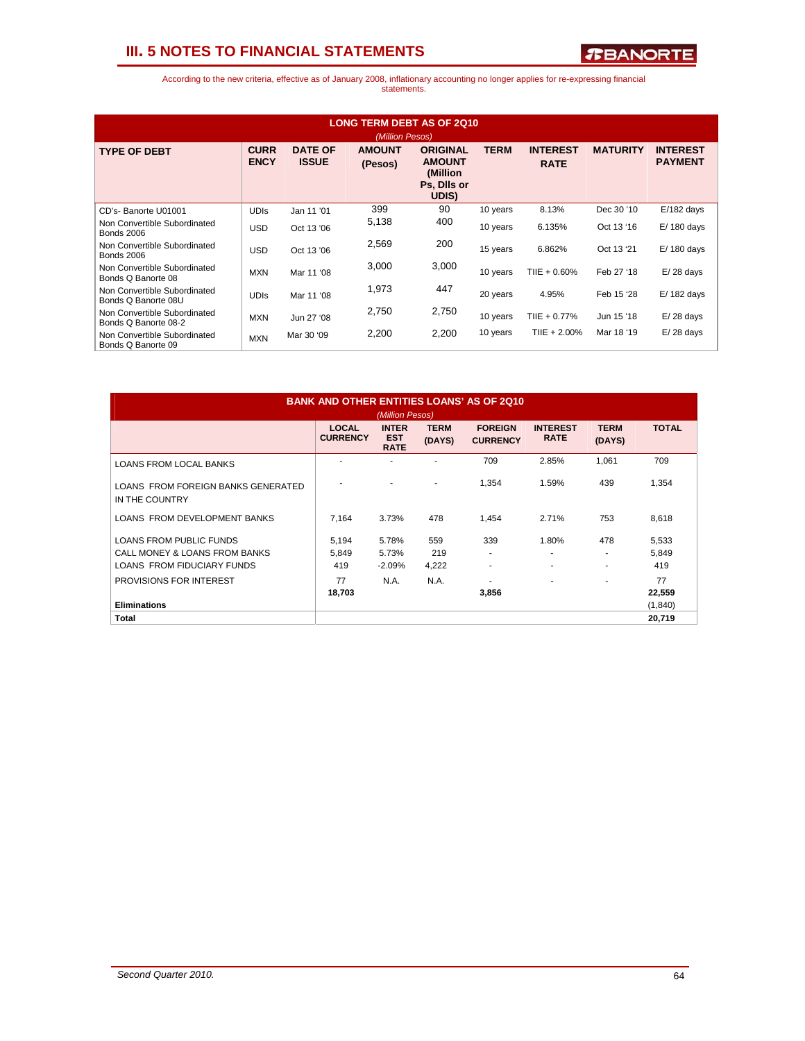## III. 5 NOTES TO FINANCIAL STATEMENTS

According to the new criteria, effective as of January 2008, inflationary accounting no longer applies for re-expressing financial statements.

**LONG TERM DEBT AS OF 2Q10**
*(Million Pesos)*

| TYPE OF DEBT | CURRENCY | DATE OF ISSUE | AMOUNT (Pesos) | ORIGINAL AMOUNT (Million Ps, Dlls or UDIS) | TERM | INTEREST RATE | MATURITY | INTEREST PAYMENT |
|---|---|---|---|---|---|---|---|---|
| CD's- Banorte U01001 | UDIs | Jan 11 '01 | 399 | 90 | 10 years | 8.13% | Dec 30 '10 | E/182 days |
| Non Convertible Subordinated Bonds 2006 | USD | Oct 13 '06 | 5,138 | 400 | 10 years | 6.135% | Oct 13 '16 | E/ 180 days |
| Non Convertible Subordinated Bonds 2006 | USD | Oct 13 '06 | 2,569 | 200 | 15 years | 6.862% | Oct 13 '21 | E/ 180 days |
| Non Convertible Subordinated Bonds Q Banorte 08 | MXN | Mar 11 '08 | 3,000 | 3,000 | 10 years | TIIE + 0.60% | Feb 27 '18 | E/ 28 days |
| Non Convertible Subordinated Bonds Q Banorte 08U | UDIs | Mar 11 '08 | 1,973 | 447 | 20 years | 4.95% | Feb 15 '28 | E/ 182 days |
| Non Convertible Subordinated Bonds Q Banorte 08-2 | MXN | Jun 27 '08 | 2,750 | 2,750 | 10 years | TIIE + 0.77% | Jun 15 '18 | E/ 28 days |
| Non Convertible Subordinated Bonds Q Banorte 09 | MXN | Mar 30 '09 | 2,200 | 2,200 | 10 years | TIIE + 2.00% | Mar 18 '19 | E/ 28 days |

**BANK AND OTHER ENTITIES LOANS' AS OF 2Q10**
*(Million Pesos)*

| | LOCAL CURRENCY | INTEREST RATE | TERM (DAYS) | FOREIGN CURRENCY | INTEREST RATE | TERM (DAYS) | TOTAL |
|---|---|---|---|---|---|---|---|
| LOANS FROM LOCAL BANKS | - | - | - | 709 | 2.85% | 1,061 | 709 |
| LOANS FROM FOREIGN BANKS GENERATED IN THE COUNTRY | - | - | - | 1,354 | 1.59% | 439 | 1,354 |
| LOANS FROM DEVELOPMENT BANKS | 7,164 | 3.73% | 478 | 1,454 | 2.71% | 753 | 8,618 |
| LOANS FROM PUBLIC FUNDS | 5,194 | 5.78% | 559 | 339 | 1.80% | 478 | 5,533 |
| CALL MONEY & LOANS FROM BANKS | 5,849 | 5.73% | 219 | - | - | - | 5,849 |
| LOANS FROM FIDUCIARY FUNDS | 419 | -2.09% | 4,222 | - | - | - | 419 |
| PROVISIONS FOR INTEREST | 77 | N.A. | N.A. | - | - | - | 77 |
| | **18,703** | | | **3,856** | | | **22,559** |
| **Eliminations** | | | | | | | (1,840) |
| **Total** | | | | | | | **20,719** |

*Second Quarter 2010.*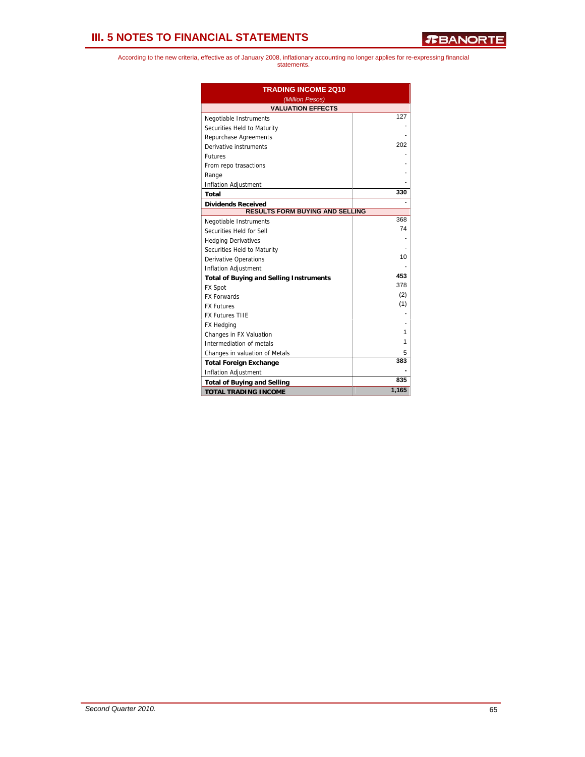# III. 5 NOTES TO FINANCIAL STATEMENTS

According to the new criteria, effective as of January 2008, inflationary accounting no longer applies for re-expressing financial statements.

| TRADING INCOME 2Q10 *(Million Pesos)* | |
|---|---|
| **VALUATION EFFECTS** | |
| Negotiable Instruments | 127 |
| Securities Held to Maturity | - |
| Repurchase Agreements | - |
| Derivative instruments | 202 |
| Futures | - |
| From repo trasactions | - |
| Range | - |
| Inflation Adjustment | - |
| **Total** | **330** |
| **Dividends Received** | **-** |
| **RESULTS FORM BUYING AND SELLING** | |
| Negotiable Instruments | 368 |
| Securities Held for Sell | 74 |
| Hedging Derivatives | - |
| Securities Held to Maturity | - |
| Derivative Operations | 10 |
| Inflation Adjustment | - |
| **Total of Buying and Selling Instruments** | **453** |
| FX Spot | 378 |
| FX Forwards | (2) |
| FX Futures | (1) |
| FX Futures TIIE | - |
| FX Hedging | - |
| Changes in FX Valuation | 1 |
| Intermediation of metals | 1 |
| Changes in valuation of Metals | 5 |
| **Total Foreign Exchange** | **383** |
| Inflation Adjustment | **-** |
| **Total of Buying and Selling** | **835** |
| **TOTAL TRADING INCOME** | **1,165** |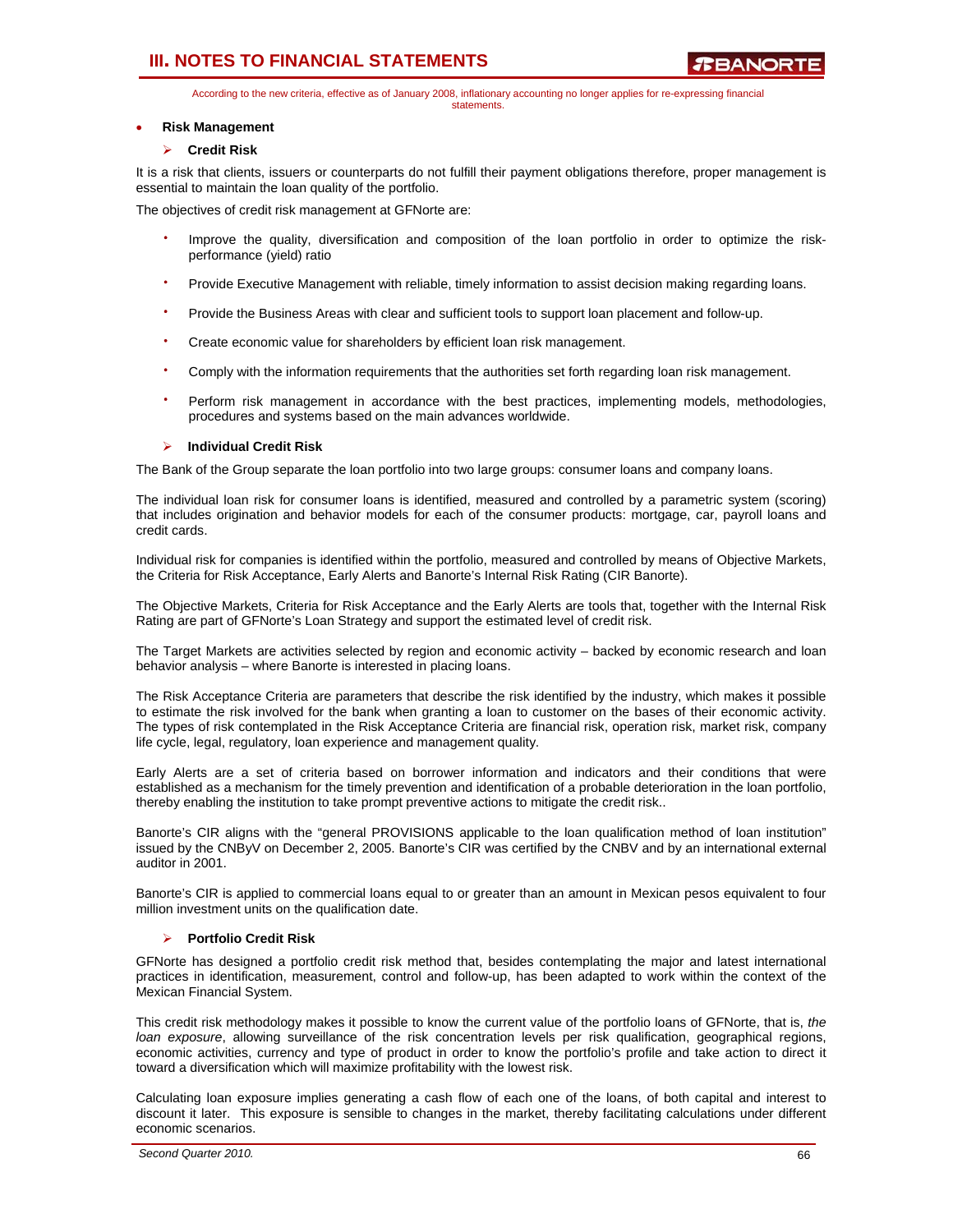According to the new criteria, effective as of January 2008, inflationary accounting no longer applies for re-expressing financial statements.

- **Risk Management**

  - **Credit Risk**

It is a risk that clients, issuers or counterparts do not fulfill their payment obligations therefore, proper management is essential to maintain the loan quality of the portfolio.

The objectives of credit risk management at GFNorte are:

- Improve the quality, diversification and composition of the loan portfolio in order to optimize the risk-performance (yield) ratio
- Provide Executive Management with reliable, timely information to assist decision making regarding loans.
- Provide the Business Areas with clear and sufficient tools to support loan placement and follow-up.
- Create economic value for shareholders by efficient loan risk management.
- Comply with the information requirements that the authorities set forth regarding loan risk management.
- Perform risk management in accordance with the best practices, implementing models, methodologies, procedures and systems based on the main advances worldwide.

  - **Individual Credit Risk**

The Bank of the Group separate the loan portfolio into two large groups: consumer loans and company loans.

The individual loan risk for consumer loans is identified, measured and controlled by a parametric system (scoring) that includes origination and behavior models for each of the consumer products: mortgage, car, payroll loans and credit cards.

Individual risk for companies is identified within the portfolio, measured and controlled by means of Objective Markets, the Criteria for Risk Acceptance, Early Alerts and Banorte's Internal Risk Rating (CIR Banorte).

The Objective Markets, Criteria for Risk Acceptance and the Early Alerts are tools that, together with the Internal Risk Rating are part of GFNorte's Loan Strategy and support the estimated level of credit risk.

The Target Markets are activities selected by region and economic activity – backed by economic research and loan behavior analysis – where Banorte is interested in placing loans.

The Risk Acceptance Criteria are parameters that describe the risk identified by the industry, which makes it possible to estimate the risk involved for the bank when granting a loan to customer on the bases of their economic activity. The types of risk contemplated in the Risk Acceptance Criteria are financial risk, operation risk, market risk, company life cycle, legal, regulatory, loan experience and management quality.

Early Alerts are a set of criteria based on borrower information and indicators and their conditions that were established as a mechanism for the timely prevention and identification of a probable deterioration in the loan portfolio, thereby enabling the institution to take prompt preventive actions to mitigate the credit risk..

Banorte's CIR aligns with the "general PROVISIONS applicable to the loan qualification method of loan institution" issued by the CNByV on December 2, 2005. Banorte's CIR was certified by the CNBV and by an international external auditor in 2001.

Banorte's CIR is applied to commercial loans equal to or greater than an amount in Mexican pesos equivalent to four million investment units on the qualification date.

  - **Portfolio Credit Risk**

GFNorte has designed a portfolio credit risk method that, besides contemplating the major and latest international practices in identification, measurement, control and follow-up, has been adapted to work within the context of the Mexican Financial System.

This credit risk methodology makes it possible to know the current value of the portfolio loans of GFNorte, that is, *the loan exposure*, allowing surveillance of the risk concentration levels per risk qualification, geographical regions, economic activities, currency and type of product in order to know the portfolio's profile and take action to direct it toward a diversification which will maximize profitability with the lowest risk.

Calculating loan exposure implies generating a cash flow of each one of the loans, of both capital and interest to discount it later. This exposure is sensible to changes in the market, thereby facilitating calculations under different economic scenarios.

*Second Quarter 2010.*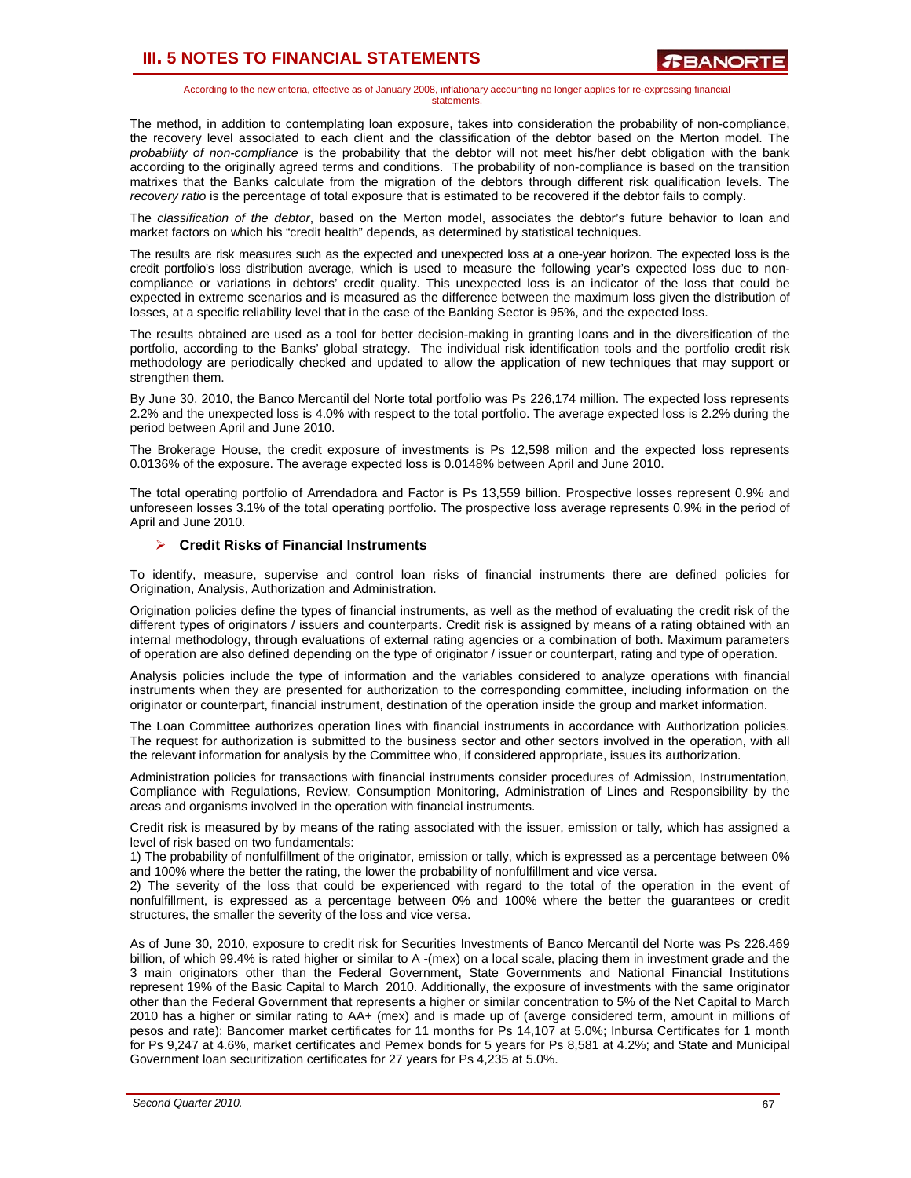The method, in addition to contemplating loan exposure, takes into consideration the probability of non-compliance, the recovery level associated to each client and the classification of the debtor based on the Merton model. The *probability of non-compliance* is the probability that the debtor will not meet his/her debt obligation with the bank according to the originally agreed terms and conditions. The probability of non-compliance is based on the transition matrixes that the Banks calculate from the migration of the debtors through different risk qualification levels. The *recovery ratio* is the percentage of total exposure that is estimated to be recovered if the debtor fails to comply.

The *classification of the debtor*, based on the Merton model, associates the debtor's future behavior to loan and market factors on which his "credit health" depends, as determined by statistical techniques.

The results are risk measures such as the expected and unexpected loss at a one-year horizon. The expected loss is the credit portfolio's loss distribution average, which is used to measure the following year's expected loss due to non-compliance or variations in debtors' credit quality. This unexpected loss is an indicator of the loss that could be expected in extreme scenarios and is measured as the difference between the maximum loss given the distribution of losses, at a specific reliability level that in the case of the Banking Sector is 95%, and the expected loss.

The results obtained are used as a tool for better decision-making in granting loans and in the diversification of the portfolio, according to the Banks' global strategy. The individual risk identification tools and the portfolio credit risk methodology are periodically checked and updated to allow the application of new techniques that may support or strengthen them.

By June 30, 2010, the Banco Mercantil del Norte total portfolio was Ps 226,174 million. The expected loss represents 2.2% and the unexpected loss is 4.0% with respect to the total portfolio. The average expected loss is 2.2% during the period between April and June 2010.

The Brokerage House, the credit exposure of investments is Ps 12,598 milion and the expected loss represents 0.0136% of the exposure. The average expected loss is 0.0148% between April and June 2010.

The total operating portfolio of Arrendadora and Factor is Ps 13,559 billion. Prospective losses represent 0.9% and unforeseen losses 3.1% of the total operating portfolio. The prospective loss average represents 0.9% in the period of April and June 2010.

- **Credit Risks of Financial Instruments**

To identify, measure, supervise and control loan risks of financial instruments there are defined policies for Origination, Analysis, Authorization and Administration.

Origination policies define the types of financial instruments, as well as the method of evaluating the credit risk of the different types of originators / issuers and counterparts. Credit risk is assigned by means of a rating obtained with an internal methodology, through evaluations of external rating agencies or a combination of both. Maximum parameters of operation are also defined depending on the type of originator / issuer or counterpart, rating and type of operation.

Analysis policies include the type of information and the variables considered to analyze operations with financial instruments when they are presented for authorization to the corresponding committee, including information on the originator or counterpart, financial instrument, destination of the operation inside the group and market information.

The Loan Committee authorizes operation lines with financial instruments in accordance with Authorization policies. The request for authorization is submitted to the business sector and other sectors involved in the operation, with all the relevant information for analysis by the Committee who, if considered appropriate, issues its authorization.

Administration policies for transactions with financial instruments consider procedures of Admission, Instrumentation, Compliance with Regulations, Review, Consumption Monitoring, Administration of Lines and Responsibility by the areas and organisms involved in the operation with financial instruments.

Credit risk is measured by by means of the rating associated with the issuer, emission or tally, which has assigned a level of risk based on two fundamentals:
1) The probability of nonfulfillment of the originator, emission or tally, which is expressed as a percentage between 0% and 100% where the better the rating, the lower the probability of nonfulfillment and vice versa.
2) The severity of the loss that could be experienced with regard to the total of the operation in the event of nonfulfillment, is expressed as a percentage between 0% and 100% where the better the guarantees or credit structures, the smaller the severity of the loss and vice versa.

As of June 30, 2010, exposure to credit risk for Securities Investments of Banco Mercantil del Norte was Ps 226.469 billion, of which 99.4% is rated higher or similar to A -(mex) on a local scale, placing them in investment grade and the 3 main originators other than the Federal Government, State Governments and National Financial Institutions represent 19% of the Basic Capital to March 2010. Additionally, the exposure of investments with the same originator other than the Federal Government that represents a higher or similar concentration to 5% of the Net Capital to March 2010 has a higher or similar rating to AA+ (mex) and is made up of (averge considered term, amount in millions of pesos and rate): Bancomer market certificates for 11 months for Ps 14,107 at 5.0%; Inbursa Certificates for 1 month for Ps 9,247 at 4.6%, market certificates and Pemex bonds for 5 years for Ps 8,581 at 4.2%; and State and Municipal Government loan securitization certificates for 27 years for Ps 4,235 at 5.0%.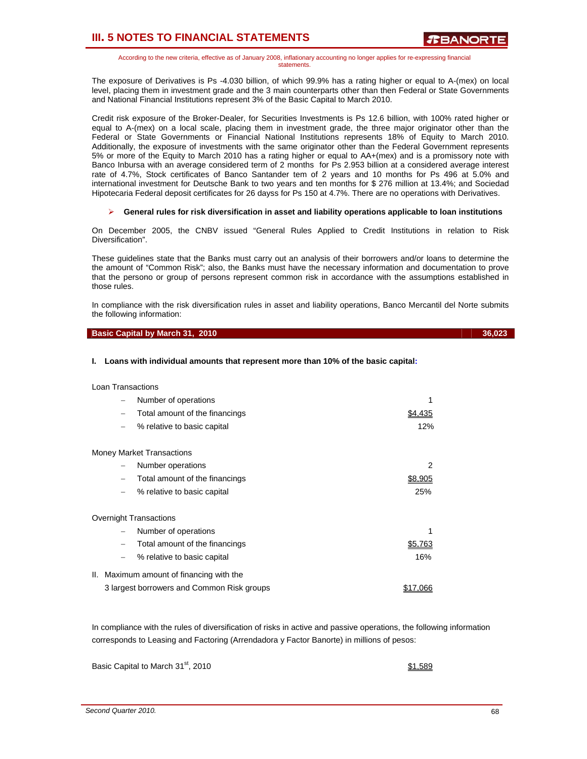# III. 5 NOTES TO FINANCIAL STATEMENTS

According to the new criteria, effective as of January 2008, inflationary accounting no longer applies for re-expressing financial statements.

The exposure of Derivatives is Ps -4.030 billion, of which 99.9% has a rating higher or equal to A-(mex) on local level, placing them in investment grade and the 3 main counterparts other than then Federal or State Governments and National Financial Institutions represent 3% of the Basic Capital to March 2010.

Credit risk exposure of the Broker-Dealer, for Securities Investments is Ps 12.6 billion, with 100% rated higher or equal to A-(mex) on a local scale, placing them in investment grade, the three major originator other than the Federal or State Governments or Financial National Institutions represents 18% of Equity to March 2010. Additionally, the exposure of investments with the same originator other than the Federal Government represents 5% or more of the Equity to March 2010 has a rating higher or equal to AA+(mex) and is a promissory note with Banco Inbursa with an average considered term of 2 months for Ps 2.953 billion at a considered average interest rate of 4.7%, Stock certificates of Banco Santander tem of 2 years and 10 months for Ps 496 at 5.0% and international investment for Deutsche Bank to two years and ten months for $ 276 million at 13.4%; and Sociedad Hipotecaria Federal deposit certificates for 26 dayss for Ps 150 at 4.7%. There are no operations with Derivatives.

- **General rules for risk diversification in asset and liability operations applicable to loan institutions**

On December 2005, the CNBV issued "General Rules Applied to Credit Institutions in relation to Risk Diversification".

These guidelines state that the Banks must carry out an analysis of their borrowers and/or loans to determine the the amount of "Common Risk"; also, the Banks must have the necessary information and documentation to prove that the persono or group of persons represent common risk in accordance with the assumptions established in those rules.

In compliance with the risk diversification rules in asset and liability operations, Banco Mercantil del Norte submits the following information:

| | |
|---|---|
| **Basic Capital by March 31, 2010** | **36,023** |

**I. Loans with individual amounts that represent more than 10% of the basic capital:**

| | |
|---|---|
| Loan Transactions | |
| – Number of operations | 1 |
| – Total amount of the financings | $4,435 |
| – % relative to basic capital | 12% |
| Money Market Transactions | |
| – Number operations | 2 |
| – Total amount of the financings | $8,905 |
| – % relative to basic capital | 25% |
| Overnight Transactions | |
| – Number of operations | 1 |
| – Total amount of the financings | $5,763 |
| – % relative to basic capital | 16% |
| II. Maximum amount of financing with the 3 largest borrowers and Common Risk groups | $17,066 |

In compliance with the rules of diversification of risks in active and passive operations, the following information corresponds to Leasing and Factoring (Arrendadora y Factor Banorte) in millions of pesos:

Basic Capital to March 31st, 2010 $1,589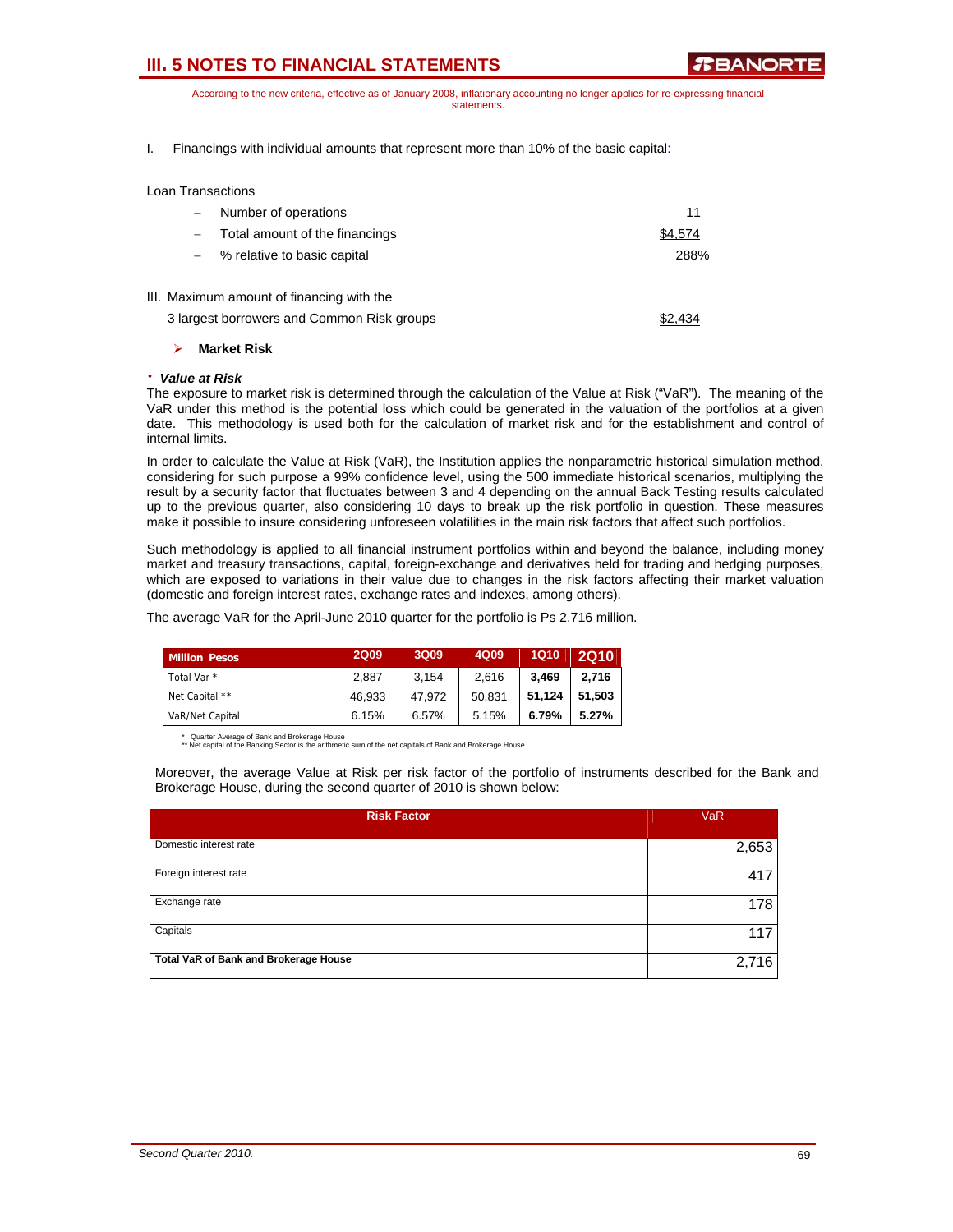According to the new criteria, effective as of January 2008, inflationary accounting no longer applies for re-expressing financial statements.

I. Financings with individual amounts that represent more than 10% of the basic capital:

Loan Transactions

- Number of operations — 11
- Total amount of the financings — $4,574
- % relative to basic capital — 288%

III. Maximum amount of financing with the 3 largest borrowers and Common Risk groups — $2,434

➢ **Market Risk**

- ***Value at Risk***

The exposure to market risk is determined through the calculation of the Value at Risk ("VaR"). The meaning of the VaR under this method is the potential loss which could be generated in the valuation of the portfolios at a given date. This methodology is used both for the calculation of market risk and for the establishment and control of internal limits.

In order to calculate the Value at Risk (VaR), the Institution applies the nonparametric historical simulation method, considering for such purpose a 99% confidence level, using the 500 immediate historical scenarios, multiplying the result by a security factor that fluctuates between 3 and 4 depending on the annual Back Testing results calculated up to the previous quarter, also considering 10 days to break up the risk portfolio in question. These measures make it possible to insure considering unforeseen volatilities in the main risk factors that affect such portfolios.

Such methodology is applied to all financial instrument portfolios within and beyond the balance, including money market and treasury transactions, capital, foreign-exchange and derivatives held for trading and hedging purposes, which are exposed to variations in their value due to changes in the risk factors affecting their market valuation (domestic and foreign interest rates, exchange rates and indexes, among others).

The average VaR for the April-June 2010 quarter for the portfolio is Ps 2,716 million.

| Million Pesos | 2Q09 | 3Q09 | 4Q09 | 1Q10 | 2Q10 |
|---|---|---|---|---|---|
| Total Var * | 2,887 | 3,154 | 2,616 | **3,469** | **2,716** |
| Net Capital ** | 46,933 | 47,972 | 50,831 | **51,124** | **51,503** |
| VaR/Net Capital | 6.15% | 6.57% | 5.15% | **6.79%** | **5.27%** |

\* Quarter Average of Bank and Brokerage House
\*\* Net capital of the Banking Sector is the arithmetic sum of the net capitals of Bank and Brokerage House.

Moreover, the average Value at Risk per risk factor of the portfolio of instruments described for the Bank and Brokerage House, during the second quarter of 2010 is shown below:

| Risk Factor | VaR |
|---|---|
| Domestic interest rate | 2,653 |
| Foreign interest rate | 417 |
| Exchange rate | 178 |
| Capitals | 117 |
| **Total VaR of Bank and Brokerage House** | 2,716 |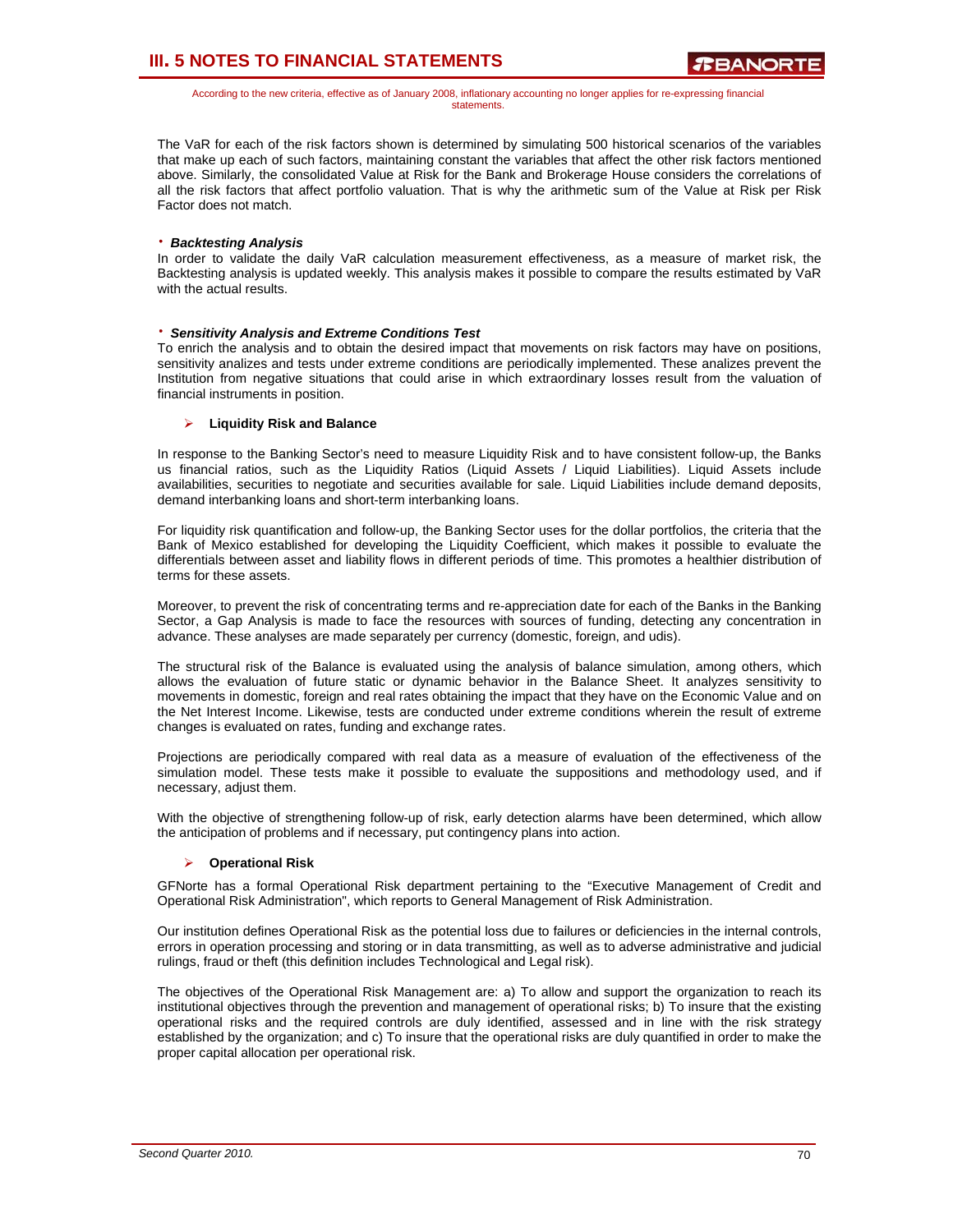According to the new criteria, effective as of January 2008, inflationary accounting no longer applies for re-expressing financial statements.

The VaR for each of the risk factors shown is determined by simulating 500 historical scenarios of the variables that make up each of such factors, maintaining constant the variables that affect the other risk factors mentioned above. Similarly, the consolidated Value at Risk for the Bank and Brokerage House considers the correlations of all the risk factors that affect portfolio valuation. That is why the arithmetic sum of the Value at Risk per Risk Factor does not match.

- ***Backtesting Analysis***

In order to validate the daily VaR calculation measurement effectiveness, as a measure of market risk, the Backtesting analysis is updated weekly. This analysis makes it possible to compare the results estimated by VaR with the actual results.

- ***Sensitivity Analysis and Extreme Conditions Test***

To enrich the analysis and to obtain the desired impact that movements on risk factors may have on positions, sensitivity analizes and tests under extreme conditions are periodically implemented. These analizes prevent the Institution from negative situations that could arise in which extraordinary losses result from the valuation of financial instruments in position.

- **Liquidity Risk and Balance**

In response to the Banking Sector's need to measure Liquidity Risk and to have consistent follow-up, the Banks us financial ratios, such as the Liquidity Ratios (Liquid Assets / Liquid Liabilities). Liquid Assets include availabilities, securities to negotiate and securities available for sale. Liquid Liabilities include demand deposits, demand interbanking loans and short-term interbanking loans.

For liquidity risk quantification and follow-up, the Banking Sector uses for the dollar portfolios, the criteria that the Bank of Mexico established for developing the Liquidity Coefficient, which makes it possible to evaluate the differentials between asset and liability flows in different periods of time. This promotes a healthier distribution of terms for these assets.

Moreover, to prevent the risk of concentrating terms and re-appreciation date for each of the Banks in the Banking Sector, a Gap Analysis is made to face the resources with sources of funding, detecting any concentration in advance. These analyses are made separately per currency (domestic, foreign, and udis).

The structural risk of the Balance is evaluated using the analysis of balance simulation, among others, which allows the evaluation of future static or dynamic behavior in the Balance Sheet. It analyzes sensitivity to movements in domestic, foreign and real rates obtaining the impact that they have on the Economic Value and on the Net Interest Income. Likewise, tests are conducted under extreme conditions wherein the result of extreme changes is evaluated on rates, funding and exchange rates.

Projections are periodically compared with real data as a measure of evaluation of the effectiveness of the simulation model. These tests make it possible to evaluate the suppositions and methodology used, and if necessary, adjust them.

With the objective of strengthening follow-up of risk, early detection alarms have been determined, which allow the anticipation of problems and if necessary, put contingency plans into action.

- **Operational Risk**

GFNorte has a formal Operational Risk department pertaining to the "Executive Management of Credit and Operational Risk Administration", which reports to General Management of Risk Administration.

Our institution defines Operational Risk as the potential loss due to failures or deficiencies in the internal controls, errors in operation processing and storing or in data transmitting, as well as to adverse administrative and judicial rulings, fraud or theft (this definition includes Technological and Legal risk).

The objectives of the Operational Risk Management are: a) To allow and support the organization to reach its institutional objectives through the prevention and management of operational risks; b) To insure that the existing operational risks and the required controls are duly identified, assessed and in line with the risk strategy established by the organization; and c) To insure that the operational risks are duly quantified in order to make the proper capital allocation per operational risk.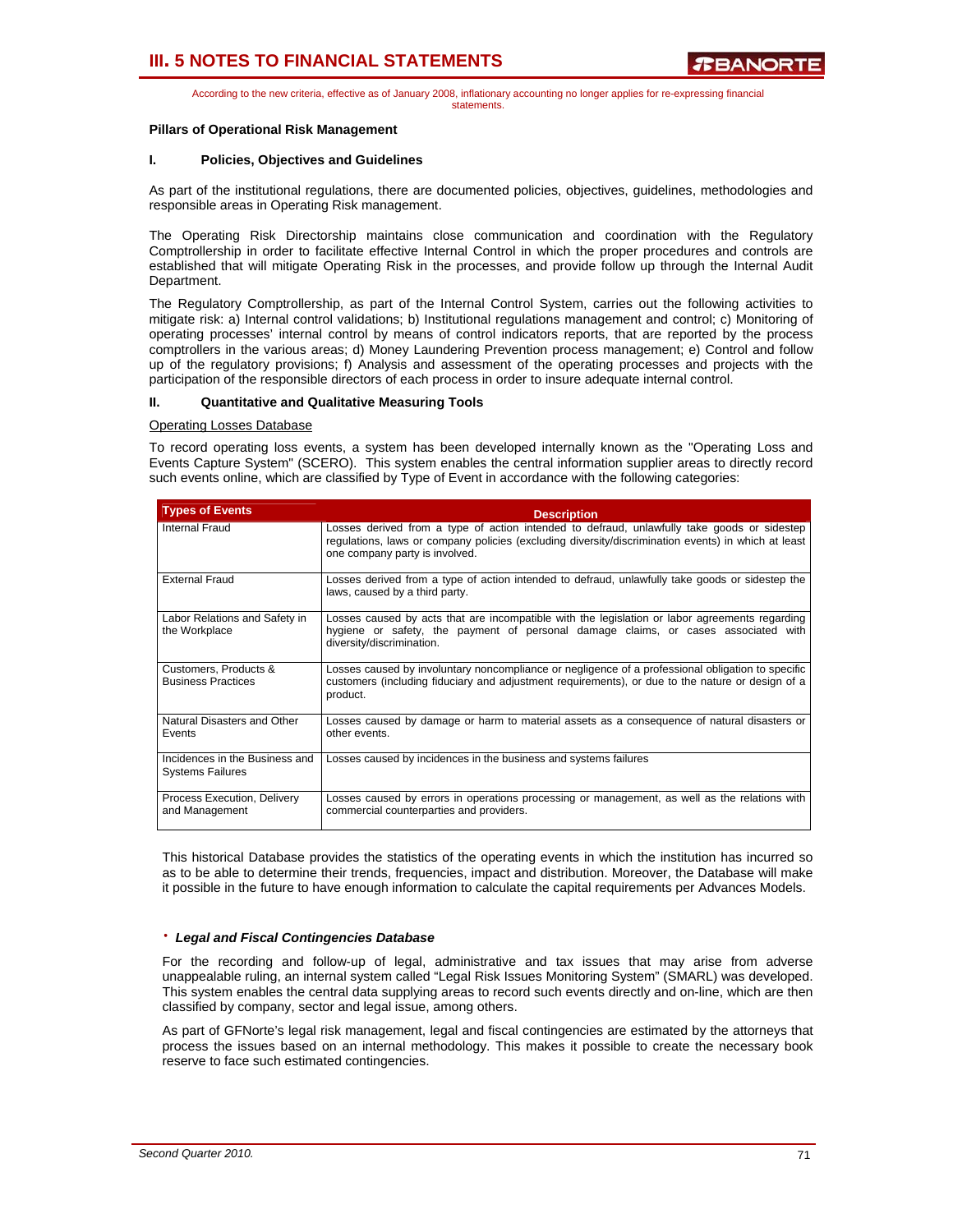According to the new criteria, effective as of January 2008, inflationary accounting no longer applies for re-expressing financial statements.

**Pillars of Operational Risk Management**

**I. Policies, Objectives and Guidelines**

As part of the institutional regulations, there are documented policies, objectives, guidelines, methodologies and responsible areas in Operating Risk management.

The Operating Risk Directorship maintains close communication and coordination with the Regulatory Comptrollership in order to facilitate effective Internal Control in which the proper procedures and controls are established that will mitigate Operating Risk in the processes, and provide follow up through the Internal Audit Department.

The Regulatory Comptrollership, as part of the Internal Control System, carries out the following activities to mitigate risk: a) Internal control validations; b) Institutional regulations management and control; c) Monitoring of operating processes' internal control by means of control indicators reports, that are reported by the process comptrollers in the various areas; d) Money Laundering Prevention process management; e) Control and follow up of the regulatory provisions; f) Analysis and assessment of the operating processes and projects with the participation of the responsible directors of each process in order to insure adequate internal control.

**II. Quantitative and Qualitative Measuring Tools**

Operating Losses Database

To record operating loss events, a system has been developed internally known as the "Operating Loss and Events Capture System" (SCERO). This system enables the central information supplier areas to directly record such events online, which are classified by Type of Event in accordance with the following categories:

| Types of Events | Description |
|---|---|
| Internal Fraud | Losses derived from a type of action intended to defraud, unlawfully take goods or sidestep regulations, laws or company policies (excluding diversity/discrimination events) in which at least one company party is involved. |
| External Fraud | Losses derived from a type of action intended to defraud, unlawfully take goods or sidestep the laws, caused by a third party. |
| Labor Relations and Safety in the Workplace | Losses caused by acts that are incompatible with the legislation or labor agreements regarding hygiene or safety, the payment of personal damage claims, or cases associated with diversity/discrimination. |
| Customers, Products & Business Practices | Losses caused by involuntary noncompliance or negligence of a professional obligation to specific customers (including fiduciary and adjustment requirements), or due to the nature or design of a product. |
| Natural Disasters and Other Events | Losses caused by damage or harm to material assets as a consequence of natural disasters or other events. |
| Incidences in the Business and Systems Failures | Losses caused by incidences in the business and systems failures |
| Process Execution, Delivery and Management | Losses caused by errors in operations processing or management, as well as the relations with commercial counterparties and providers. |

This historical Database provides the statistics of the operating events in which the institution has incurred so as to be able to determine their trends, frequencies, impact and distribution. Moreover, the Database will make it possible in the future to have enough information to calculate the capital requirements per Advances Models.

- ***Legal and Fiscal Contingencies Database***

For the recording and follow-up of legal, administrative and tax issues that may arise from adverse unappealable ruling, an internal system called "Legal Risk Issues Monitoring System" (SMARL) was developed. This system enables the central data supplying areas to record such events directly and on-line, which are then classified by company, sector and legal issue, among others.

As part of GFNorte's legal risk management, legal and fiscal contingencies are estimated by the attorneys that process the issues based on an internal methodology. This makes it possible to create the necessary book reserve to face such estimated contingencies.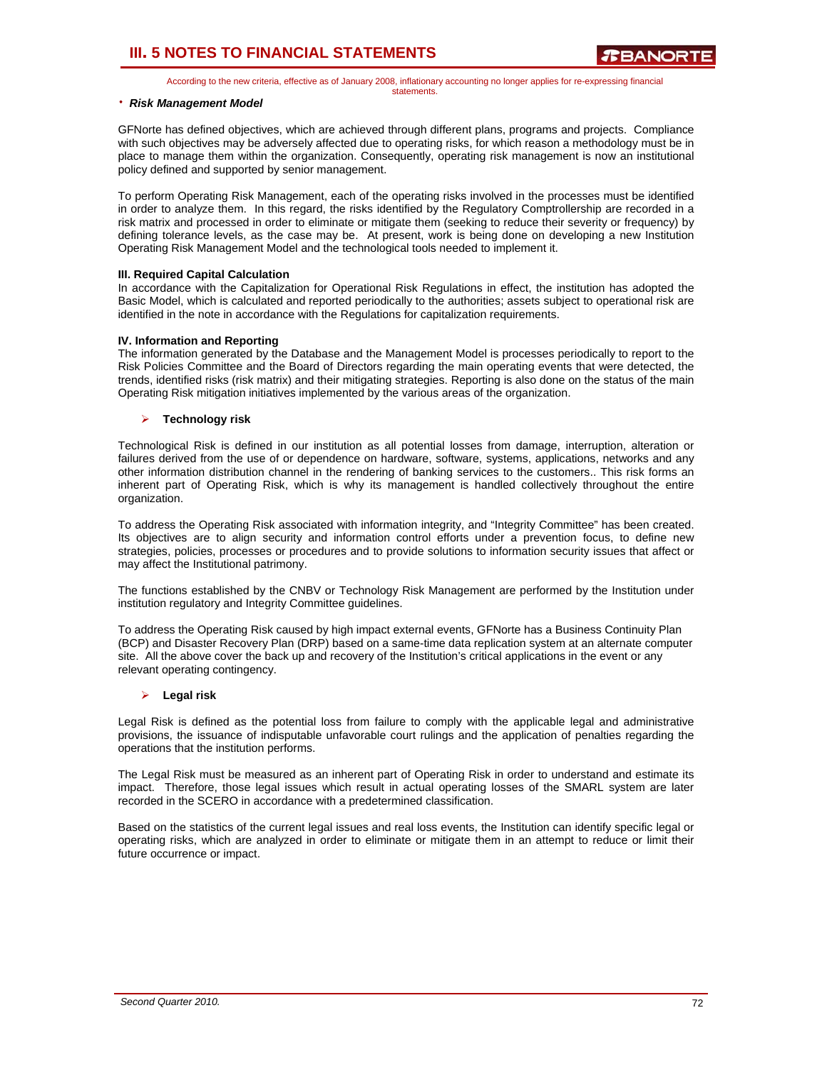According to the new criteria, effective as of January 2008, inflationary accounting no longer applies for re-expressing financial statements.

· ***Risk Management Model***

GFNorte has defined objectives, which are achieved through different plans, programs and projects. Compliance with such objectives may be adversely affected due to operating risks, for which reason a methodology must be in place to manage them within the organization. Consequently, operating risk management is now an institutional policy defined and supported by senior management.

To perform Operating Risk Management, each of the operating risks involved in the processes must be identified in order to analyze them. In this regard, the risks identified by the Regulatory Comptrollership are recorded in a risk matrix and processed in order to eliminate or mitigate them (seeking to reduce their severity or frequency) by defining tolerance levels, as the case may be. At present, work is being done on developing a new Institution Operating Risk Management Model and the technological tools needed to implement it.

**III. Required Capital Calculation**

In accordance with the Capitalization for Operational Risk Regulations in effect, the institution has adopted the Basic Model, which is calculated and reported periodically to the authorities; assets subject to operational risk are identified in the note in accordance with the Regulations for capitalization requirements.

**IV. Information and Reporting**

The information generated by the Database and the Management Model is processes periodically to report to the Risk Policies Committee and the Board of Directors regarding the main operating events that were detected, the trends, identified risks (risk matrix) and their mitigating strategies. Reporting is also done on the status of the main Operating Risk mitigation initiatives implemented by the various areas of the organization.

- **Technology risk**

Technological Risk is defined in our institution as all potential losses from damage, interruption, alteration or failures derived from the use of or dependence on hardware, software, systems, applications, networks and any other information distribution channel in the rendering of banking services to the customers.. This risk forms an inherent part of Operating Risk, which is why its management is handled collectively throughout the entire organization.

To address the Operating Risk associated with information integrity, and "Integrity Committee" has been created. Its objectives are to align security and information control efforts under a prevention focus, to define new strategies, policies, processes or procedures and to provide solutions to information security issues that affect or may affect the Institutional patrimony.

The functions established by the CNBV or Technology Risk Management are performed by the Institution under institution regulatory and Integrity Committee guidelines.

To address the Operating Risk caused by high impact external events, GFNorte has a Business Continuity Plan (BCP) and Disaster Recovery Plan (DRP) based on a same-time data replication system at an alternate computer site. All the above cover the back up and recovery of the Institution's critical applications in the event or any relevant operating contingency.

- **Legal risk**

Legal Risk is defined as the potential loss from failure to comply with the applicable legal and administrative provisions, the issuance of indisputable unfavorable court rulings and the application of penalties regarding the operations that the institution performs.

The Legal Risk must be measured as an inherent part of Operating Risk in order to understand and estimate its impact. Therefore, those legal issues which result in actual operating losses of the SMARL system are later recorded in the SCERO in accordance with a predetermined classification.

Based on the statistics of the current legal issues and real loss events, the Institution can identify specific legal or operating risks, which are analyzed in order to eliminate or mitigate them in an attempt to reduce or limit their future occurrence or impact.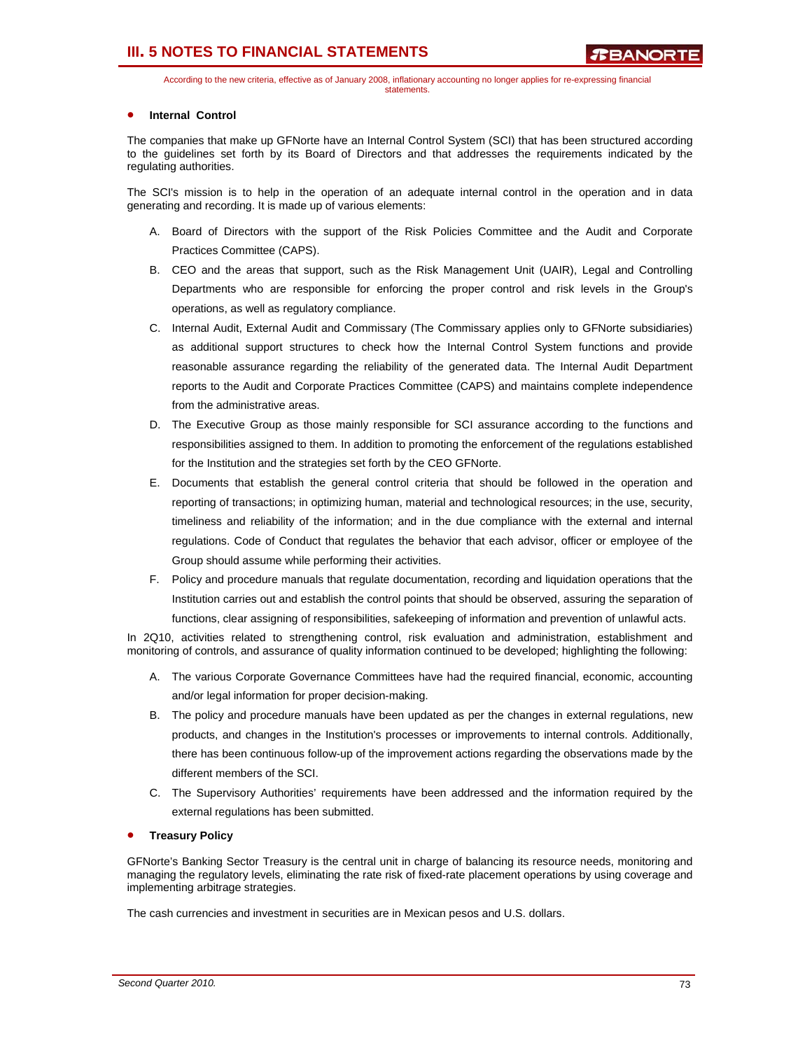- **Internal Control**

The companies that make up GFNorte have an Internal Control System (SCI) that has been structured according to the guidelines set forth by its Board of Directors and that addresses the requirements indicated by the regulating authorities.

The SCI's mission is to help in the operation of an adequate internal control in the operation and in data generating and recording. It is made up of various elements:

A. Board of Directors with the support of the Risk Policies Committee and the Audit and Corporate Practices Committee (CAPS).

B. CEO and the areas that support, such as the Risk Management Unit (UAIR), Legal and Controlling Departments who are responsible for enforcing the proper control and risk levels in the Group's operations, as well as regulatory compliance.

C. Internal Audit, External Audit and Commissary (The Commissary applies only to GFNorte subsidiaries) as additional support structures to check how the Internal Control System functions and provide reasonable assurance regarding the reliability of the generated data. The Internal Audit Department reports to the Audit and Corporate Practices Committee (CAPS) and maintains complete independence from the administrative areas.

D. The Executive Group as those mainly responsible for SCI assurance according to the functions and responsibilities assigned to them. In addition to promoting the enforcement of the regulations established for the Institution and the strategies set forth by the CEO GFNorte.

E. Documents that establish the general control criteria that should be followed in the operation and reporting of transactions; in optimizing human, material and technological resources; in the use, security, timeliness and reliability of the information; and in the due compliance with the external and internal regulations. Code of Conduct that regulates the behavior that each advisor, officer or employee of the Group should assume while performing their activities.

F. Policy and procedure manuals that regulate documentation, recording and liquidation operations that the Institution carries out and establish the control points that should be observed, assuring the separation of functions, clear assigning of responsibilities, safekeeping of information and prevention of unlawful acts.

In 2Q10, activities related to strengthening control, risk evaluation and administration, establishment and monitoring of controls, and assurance of quality information continued to be developed; highlighting the following:

A. The various Corporate Governance Committees have had the required financial, economic, accounting and/or legal information for proper decision-making.

B. The policy and procedure manuals have been updated as per the changes in external regulations, new products, and changes in the Institution's processes or improvements to internal controls. Additionally, there has been continuous follow-up of the improvement actions regarding the observations made by the different members of the SCI.

C. The Supervisory Authorities' requirements have been addressed and the information required by the external regulations has been submitted.

- **Treasury Policy**

GFNorte's Banking Sector Treasury is the central unit in charge of balancing its resource needs, monitoring and managing the regulatory levels, eliminating the rate risk of fixed-rate placement operations by using coverage and implementing arbitrage strategies.

The cash currencies and investment in securities are in Mexican pesos and U.S. dollars.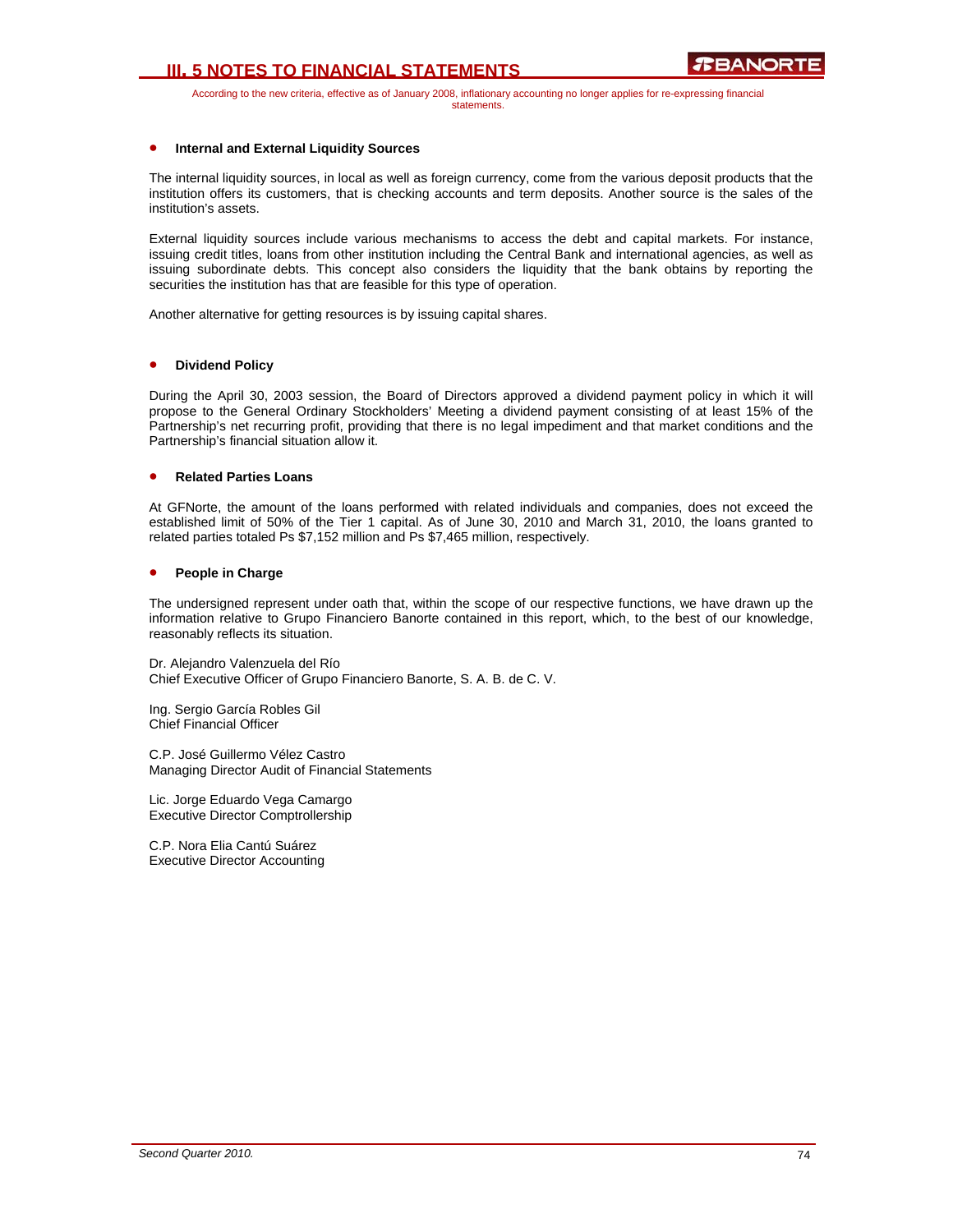- **Internal and External Liquidity Sources**

The internal liquidity sources, in local as well as foreign currency, come from the various deposit products that the institution offers its customers, that is checking accounts and term deposits. Another source is the sales of the institution's assets.

External liquidity sources include various mechanisms to access the debt and capital markets. For instance, issuing credit titles, loans from other institution including the Central Bank and international agencies, as well as issuing subordinate debts. This concept also considers the liquidity that the bank obtains by reporting the securities the institution has that are feasible for this type of operation.

Another alternative for getting resources is by issuing capital shares.

- **Dividend Policy**

During the April 30, 2003 session, the Board of Directors approved a dividend payment policy in which it will propose to the General Ordinary Stockholders' Meeting a dividend payment consisting of at least 15% of the Partnership's net recurring profit, providing that there is no legal impediment and that market conditions and the Partnership's financial situation allow it.

- **Related Parties Loans**

At GFNorte, the amount of the loans performed with related individuals and companies, does not exceed the established limit of 50% of the Tier 1 capital. As of June 30, 2010 and March 31, 2010, the loans granted to related parties totaled Ps $7,152 million and Ps $7,465 million, respectively.

- **People in Charge**

The undersigned represent under oath that, within the scope of our respective functions, we have drawn up the information relative to Grupo Financiero Banorte contained in this report, which, to the best of our knowledge, reasonably reflects its situation.

Dr. Alejandro Valenzuela del Río
Chief Executive Officer of Grupo Financiero Banorte, S. A. B. de C. V.

Ing. Sergio García Robles Gil
Chief Financial Officer

C.P. José Guillermo Vélez Castro
Managing Director Audit of Financial Statements

Lic. Jorge Eduardo Vega Camargo
Executive Director Comptrollership

C.P. Nora Elia Cantú Suárez
Executive Director Accounting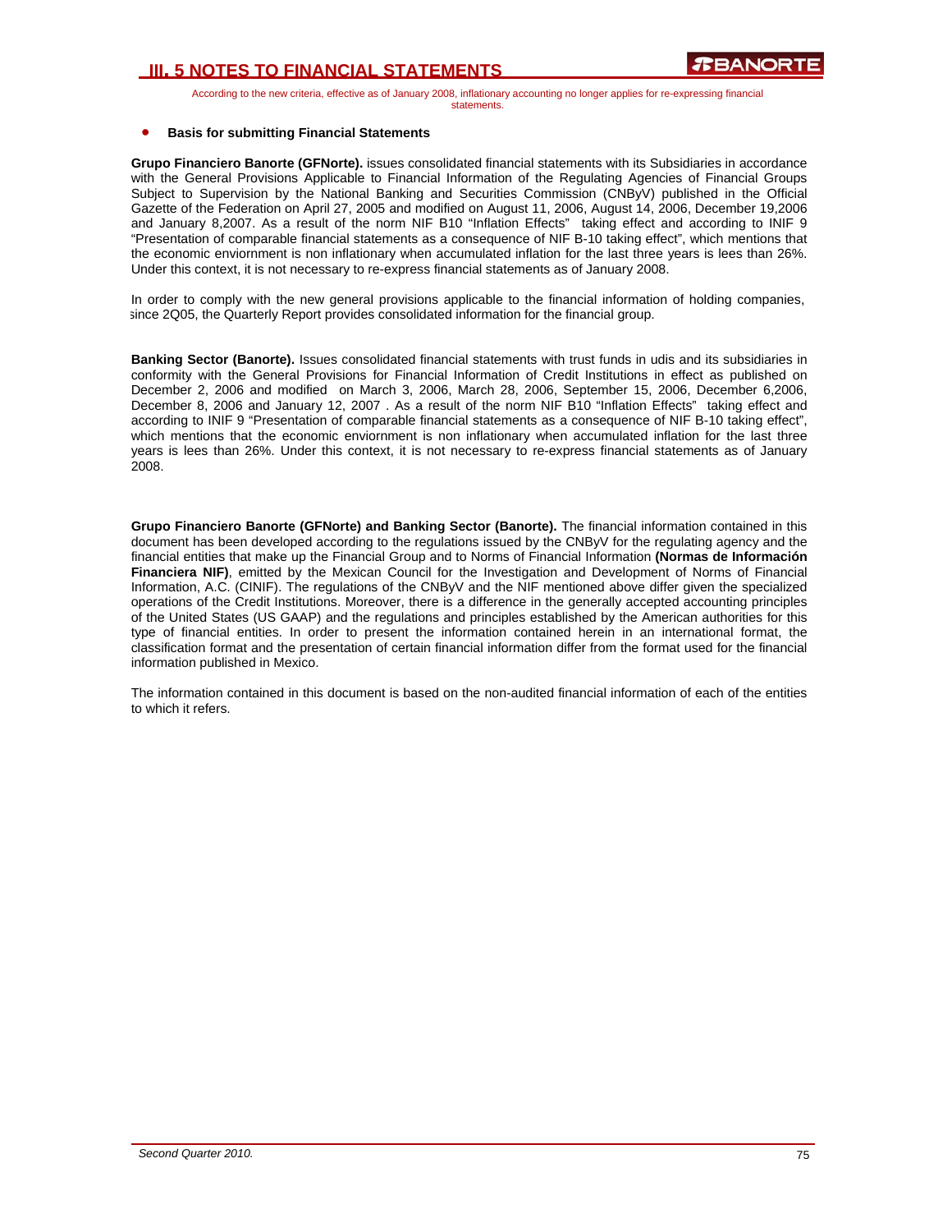## III. 5 NOTES TO FINANCIAL STATEMENTS

According to the new criteria, effective as of January 2008, inflationary accounting no longer applies for re-expressing financial statements.

- **Basis for submitting Financial Statements**

**Grupo Financiero Banorte (GFNorte).** issues consolidated financial statements with its Subsidiaries in accordance with the General Provisions Applicable to Financial Information of the Regulating Agencies of Financial Groups Subject to Supervision by the National Banking and Securities Commission (CNByV) published in the Official Gazette of the Federation on April 27, 2005 and modified on August 11, 2006, August 14, 2006, December 19,2006 and January 8,2007. As a result of the norm NIF B10 "Inflation Effects" taking effect and according to INIF 9 "Presentation of comparable financial statements as a consequence of NIF B-10 taking effect", which mentions that the economic enviornment is non inflationary when accumulated inflation for the last three years is lees than 26%. Under this context, it is not necessary to re-express financial statements as of January 2008.

In order to comply with the new general provisions applicable to the financial information of holding companies, since 2Q05, the Quarterly Report provides consolidated information for the financial group.

**Banking Sector (Banorte).** Issues consolidated financial statements with trust funds in udis and its subsidiaries in conformity with the General Provisions for Financial Information of Credit Institutions in effect as published on December 2, 2006 and modified on March 3, 2006, March 28, 2006, September 15, 2006, December 6,2006, December 8, 2006 and January 12, 2007 . As a result of the norm NIF B10 "Inflation Effects" taking effect and according to INIF 9 "Presentation of comparable financial statements as a consequence of NIF B-10 taking effect", which mentions that the economic enviornment is non inflationary when accumulated inflation for the last three years is lees than 26%. Under this context, it is not necessary to re-express financial statements as of January 2008.

**Grupo Financiero Banorte (GFNorte) and Banking Sector (Banorte).** The financial information contained in this document has been developed according to the regulations issued by the CNByV for the regulating agency and the financial entities that make up the Financial Group and to Norms of Financial Information **(Normas de Información Financiera NIF)**, emitted by the Mexican Council for the Investigation and Development of Norms of Financial Information, A.C. (CINIF). The regulations of the CNByV and the NIF mentioned above differ given the specialized operations of the Credit Institutions. Moreover, there is a difference in the generally accepted accounting principles of the United States (US GAAP) and the regulations and principles established by the American authorities for this type of financial entities. In order to present the information contained herein in an international format, the classification format and the presentation of certain financial information differ from the format used for the financial information published in Mexico.

The information contained in this document is based on the non-audited financial information of each of the entities to which it refers.